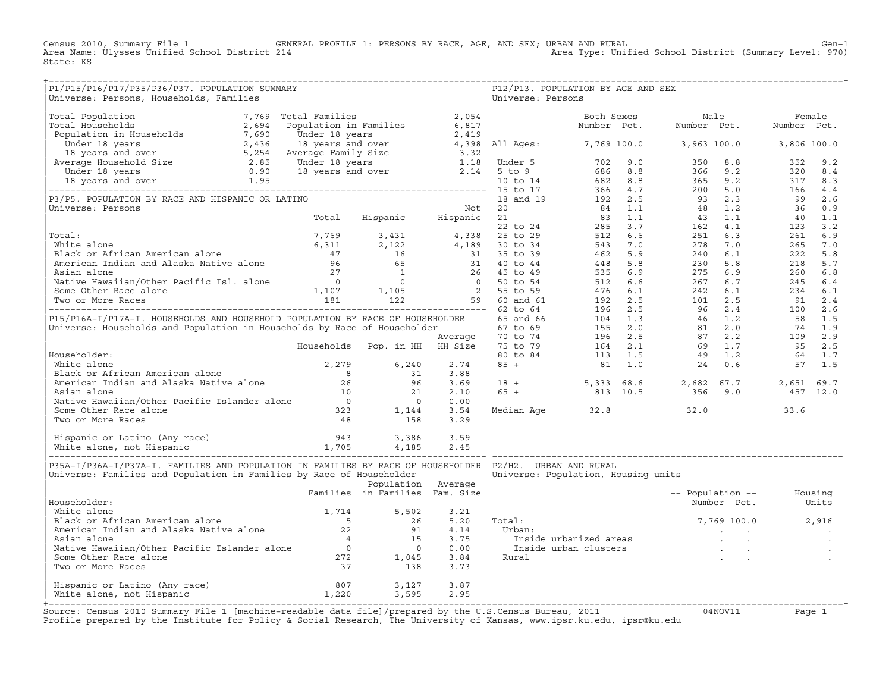Census 2010, Summary File 1 — GENERAL PROFILE 1: PERSONS BY RACE, AGE, AND SEX; URBAN AND RURAL — Gen-1

Area Name: Ulysses Unified School District 214 — Area Type: Unified School District (Summary Level: 970)

State: KS

## P1/P15/P16/P17/P35/P36/P37. POPULATION SUMMARY

Universe: Persons, Households, Families

| | | | |
|---|---|---|---|
| Total Population | 7,769 | Total Families | 2,054 |
| Total Households | 2,694 | Population in Families | 6,817 |
| Population in Households | 7,690 | Under 18 years | 2,419 |
| Under 18 years | 2,436 | 18 years and over | 4,398 |
| 18 years and over | 5,254 | Average Family Size | 3.32 |
| Average Household Size | 2.85 | Under 18 years | 1.18 |
| Under 18 years | 0.90 | 18 years and over | 2.14 |
| 18 years and over | 1.95 | | |

## P3/P5. POPULATION BY RACE AND HISPANIC OR LATINO

Universe: Persons

| | Total | Hispanic | Not Hispanic |
|---|---|---|---|
| Total: | 7,769 | 3,431 | 4,338 |
| White alone | 6,311 | 2,122 | 4,189 |
| Black or African American alone | 47 | 16 | 31 |
| American Indian and Alaska Native alone | 96 | 65 | 31 |
| Asian alone | 27 | 1 | 26 |
| Native Hawaiian/Other Pacific Isl. alone | 0 | 0 | 0 |
| Some Other Race alone | 1,107 | 1,105 | 2 |
| Two or More Races | 181 | 122 | 59 |

## P15/P16A-I/P17A-I. HOUSEHOLDS AND HOUSEHOLD POPULATION BY RACE OF HOUSEHOLDER

Universe: Households and Population in Households by Race of Householder

| Householder: | Households | Pop. in HH | Average HH Size |
|---|---|---|---|
| White alone | 2,279 | 6,240 | 2.74 |
| Black or African American alone | 8 | 31 | 3.88 |
| American Indian and Alaska Native alone | 26 | 96 | 3.69 |
| Asian alone | 10 | 21 | 2.10 |
| Native Hawaiian/Other Pacific Islander alone | 0 | 0 | 0.00 |
| Some Other Race alone | 323 | 1,144 | 3.54 |
| Two or More Races | 48 | 158 | 3.29 |
| Hispanic or Latino (Any race) | 943 | 3,386 | 3.59 |
| White alone, not Hispanic | 1,705 | 4,185 | 2.45 |

## P35A-I/P36A-I/P37A-I. FAMILIES AND POPULATION IN FAMILIES BY RACE OF HOUSEHOLDER

Universe: Families and Population in Families by Race of Householder

| Householder: | Families | Population in Families | Average Fam. Size |
|---|---|---|---|
| White alone | 1,714 | 5,502 | 3.21 |
| Black or African American alone | 5 | 26 | 5.20 |
| American Indian and Alaska Native alone | 22 | 91 | 4.14 |
| Asian alone | 4 | 15 | 3.75 |
| Native Hawaiian/Other Pacific Islander alone | 0 | 0 | 0.00 |
| Some Other Race alone | 272 | 1,045 | 3.84 |
| Two or More Races | 37 | 138 | 3.73 |
| Hispanic or Latino (Any race) | 807 | 3,127 | 3.87 |
| White alone, not Hispanic | 1,220 | 3,595 | 2.95 |

## P12/P13. POPULATION BY AGE AND SEX

Universe: Persons

| | Both Sexes Number | Pct. | Male Number | Pct. | Female Number | Pct. |
|---|---|---|---|---|---|---|
| All Ages: | 7,769 | 100.0 | 3,963 | 100.0 | 3,806 | 100.0 |
| Under 5 | 702 | 9.0 | 350 | 8.8 | 352 | 9.2 |
| 5 to 9 | 686 | 8.8 | 366 | 9.2 | 320 | 8.4 |
| 10 to 14 | 682 | 8.8 | 365 | 9.2 | 317 | 8.3 |
| 15 to 17 | 366 | 4.7 | 200 | 5.0 | 166 | 4.4 |
| 18 and 19 | 192 | 2.5 | 93 | 2.3 | 99 | 2.6 |
| 20 | 84 | 1.1 | 48 | 1.2 | 36 | 0.9 |
| 21 | 83 | 1.1 | 43 | 1.1 | 40 | 1.1 |
| 22 to 24 | 285 | 3.7 | 162 | 4.1 | 123 | 3.2 |
| 25 to 29 | 512 | 6.6 | 251 | 6.3 | 261 | 6.9 |
| 30 to 34 | 543 | 7.0 | 278 | 7.0 | 265 | 7.0 |
| 35 to 39 | 462 | 5.9 | 240 | 6.1 | 222 | 5.8 |
| 40 to 44 | 448 | 5.8 | 230 | 5.8 | 218 | 5.7 |
| 45 to 49 | 535 | 6.9 | 275 | 6.9 | 260 | 6.8 |
| 50 to 54 | 512 | 6.6 | 267 | 6.7 | 245 | 6.4 |
| 55 to 59 | 476 | 6.1 | 242 | 6.1 | 234 | 6.1 |
| 60 and 61 | 192 | 2.5 | 101 | 2.5 | 91 | 2.4 |
| 62 to 64 | 196 | 2.5 | 96 | 2.4 | 100 | 2.6 |
| 65 and 66 | 104 | 1.3 | 46 | 1.2 | 58 | 1.5 |
| 67 to 69 | 155 | 2.0 | 81 | 2.0 | 74 | 1.9 |
| 70 to 74 | 196 | 2.5 | 87 | 2.2 | 109 | 2.9 |
| 75 to 79 | 164 | 2.1 | 69 | 1.7 | 95 | 2.5 |
| 80 to 84 | 113 | 1.5 | 49 | 1.2 | 64 | 1.7 |
| 85 + | 81 | 1.0 | 24 | 0.6 | 57 | 1.5 |
| 18 + | 5,333 | 68.6 | 2,682 | 67.7 | 2,651 | 69.7 |
| 65 + | 813 | 10.5 | 356 | 9.0 | 457 | 12.0 |
| Median Age | 32.8 | | 32.0 | | 33.6 | |

## P2/H2. URBAN AND RURAL

Universe: Population, Housing units

| | Population Number | Pct. | Housing Units |
|---|---|---|---|
| Total: | 7,769 | 100.0 | 2,916 |
| Urban: | . | . | . |
| Inside urbanized areas | . | . | . |
| Inside urban clusters | . | . | . |
| Rural | . | . | . |

Source: Census 2010 Summary File 1 [machine-readable data file]/prepared by the U.S.Census Bureau, 2011 — 04NOV11

Profile prepared by the Institute for Policy & Social Research, The University of Kansas, www.ipsr.ku.edu, ipsr@ku.edu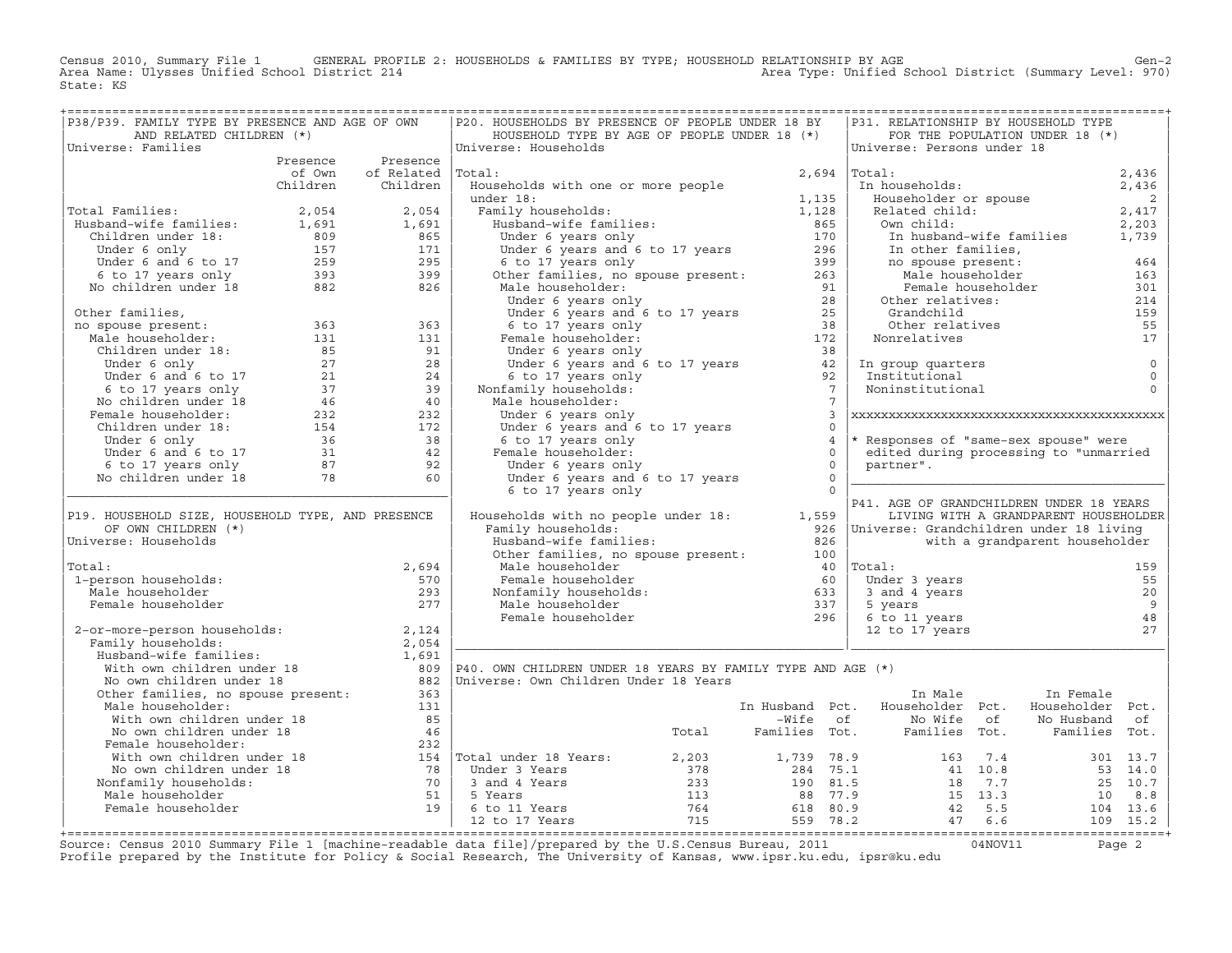Census 2010, Summary File 1 GENERAL PROFILE 2: HOUSEHOLDS & FAMILIES BY TYPE; HOUSEHOLD RELATIONSHIP BY AGE Gen-2
Area Name: Ulysses Unified School District 214 Area Type: Unified School District (Summary Level: 970)
State: KS

## P38/P39. FAMILY TYPE BY PRESENCE AND AGE OF OWN AND RELATED CHILDREN (*)

Universe: Families

| | Presence of Own Children | Presence of Related Children |
|---|---|---|
| Total Families: | 2,054 | 2,054 |
| Husband-wife families: | 1,691 | 1,691 |
| Children under 18: | 809 | 865 |
| Under 6 only | 157 | 171 |
| Under 6 and 6 to 17 | 259 | 295 |
| 6 to 17 years only | 393 | 399 |
| No children under 18 | 882 | 826 |
| Other families, no spouse present: | 363 | 363 |
| Male householder: | 131 | 131 |
| Children under 18: | 85 | 91 |
| Under 6 only | 27 | 28 |
| Under 6 and 6 to 17 | 21 | 24 |
| 6 to 17 years only | 37 | 39 |
| No children under 18 | 46 | 40 |
| Female householder: | 232 | 232 |
| Children under 18: | 154 | 172 |
| Under 6 only | 36 | 38 |
| Under 6 and 6 to 17 | 31 | 42 |
| 6 to 17 years only | 87 | 92 |
| No children under 18 | 78 | 60 |

## P19. HOUSEHOLD SIZE, HOUSEHOLD TYPE, AND PRESENCE OF OWN CHILDREN (*)

Universe: Households

| | |
|---|---|
| Total: | 2,694 |
| 1-person households: | 570 |
| Male householder | 293 |
| Female householder | 277 |
| 2-or-more-person households: | 2,124 |
| Family households: | 2,054 |
| Husband-wife families: | 1,691 |
| With own children under 18 | 809 |
| No own children under 18 | 882 |
| Other families, no spouse present: | 363 |
| Male householder: | 131 |
| With own children under 18 | 85 |
| No own children under 18 | 46 |
| Female householder: | 232 |
| With own children under 18 | 154 |
| No own children under 18 | 78 |
| Nonfamily households: | 70 |
| Male householder | 51 |
| Female householder | 19 |

## P20. HOUSEHOLDS BY PRESENCE OF PEOPLE UNDER 18 BY HOUSEHOLD TYPE BY AGE OF PEOPLE UNDER 18 (*)

Universe: Households

| | |
|---|---|
| Total: | 2,694 |
| Households with one or more people under 18: | 1,135 |
| Family households: | 1,128 |
| Husband-wife families: | 865 |
| Under 6 years only | 170 |
| Under 6 years and 6 to 17 years | 296 |
| 6 to 17 years only | 399 |
| Other families, no spouse present: | 263 |
| Male householder: | 91 |
| Under 6 years only | 28 |
| Under 6 years and 6 to 17 years | 25 |
| 6 to 17 years only | 38 |
| Female householder: | 172 |
| Under 6 years only | 38 |
| Under 6 years and 6 to 17 years | 42 |
| 6 to 17 years only | 92 |
| Nonfamily households: | 7 |
| Male householder: | 7 |
| Under 6 years only | 3 |
| Under 6 years and 6 to 17 years | 0 |
| 6 to 17 years only | 4 |
| Female householder: | 0 |
| Under 6 years only | 0 |
| Under 6 years and 6 to 17 years | 0 |
| 6 to 17 years only | 0 |
| Households with no people under 18: | 1,559 |
| Family households: | 926 |
| Husband-wife families: | 826 |
| Other families, no spouse present: | 100 |
| Male householder | 40 |
| Female householder | 60 |
| Nonfamily households: | 633 |
| Male householder | 337 |
| Female householder | 296 |

## P31. RELATIONSHIP BY HOUSEHOLD TYPE FOR THE POPULATION UNDER 18 (*)

Universe: Persons under 18

| | |
|---|---|
| Total: | 2,436 |
| In households: | 2,436 |
| Householder or spouse | 2 |
| Related child: | 2,417 |
| Own child: | 2,203 |
| In husband-wife families | 1,739 |
| In other families, no spouse present: | 464 |
| Male householder | 163 |
| Female householder | 301 |
| Other relatives: | 214 |
| Grandchild | 159 |
| Other relatives | 55 |
| Nonrelatives | 17 |
| In group quarters | 0 |
| Institutional | 0 |
| Noninstitutional | 0 |

\* Responses of "same-sex spouse" were edited during processing to "unmarried partner".

## P41. AGE OF GRANDCHILDREN UNDER 18 YEARS LIVING WITH A GRANDPARENT HOUSEHOLDER

Universe: Grandchildren under 18 living with a grandparent householder

| | |
|---|---|
| Total: | 159 |
| Under 3 years | 55 |
| 3 and 4 years | 20 |
| 5 years | 9 |
| 6 to 11 years | 48 |
| 12 to 17 years | 27 |

## P40. OWN CHILDREN UNDER 18 YEARS BY FAMILY TYPE AND AGE (*)

Universe: Own Children Under 18 Years

| | Total | In Husband-Wife Families | Pct. of Tot. | In Male Householder No Wife Families | Pct. of Tot. | In Female Householder No Husband Families | Pct. of Tot. |
|---|---|---|---|---|---|---|---|
| Total under 18 Years: | 2,203 | 1,739 | 78.9 | 163 | 7.4 | 301 | 13.7 |
| Under 3 Years | 378 | 284 | 75.1 | 41 | 10.8 | 53 | 14.0 |
| 3 and 4 Years | 233 | 190 | 81.5 | 18 | 7.7 | 25 | 10.7 |
| 5 Years | 113 | 88 | 77.9 | 15 | 13.3 | 10 | 8.8 |
| 6 to 11 Years | 764 | 618 | 80.9 | 42 | 5.5 | 104 | 13.6 |
| 12 to 17 Years | 715 | 559 | 78.2 | 47 | 6.6 | 109 | 15.2 |

Source: Census 2010 Summary File 1 [machine-readable data file]/prepared by the U.S.Census Bureau, 2011 04NOV11
Profile prepared by the Institute for Policy & Social Research, The University of Kansas, www.ipsr.ku.edu, ipsr@ku.edu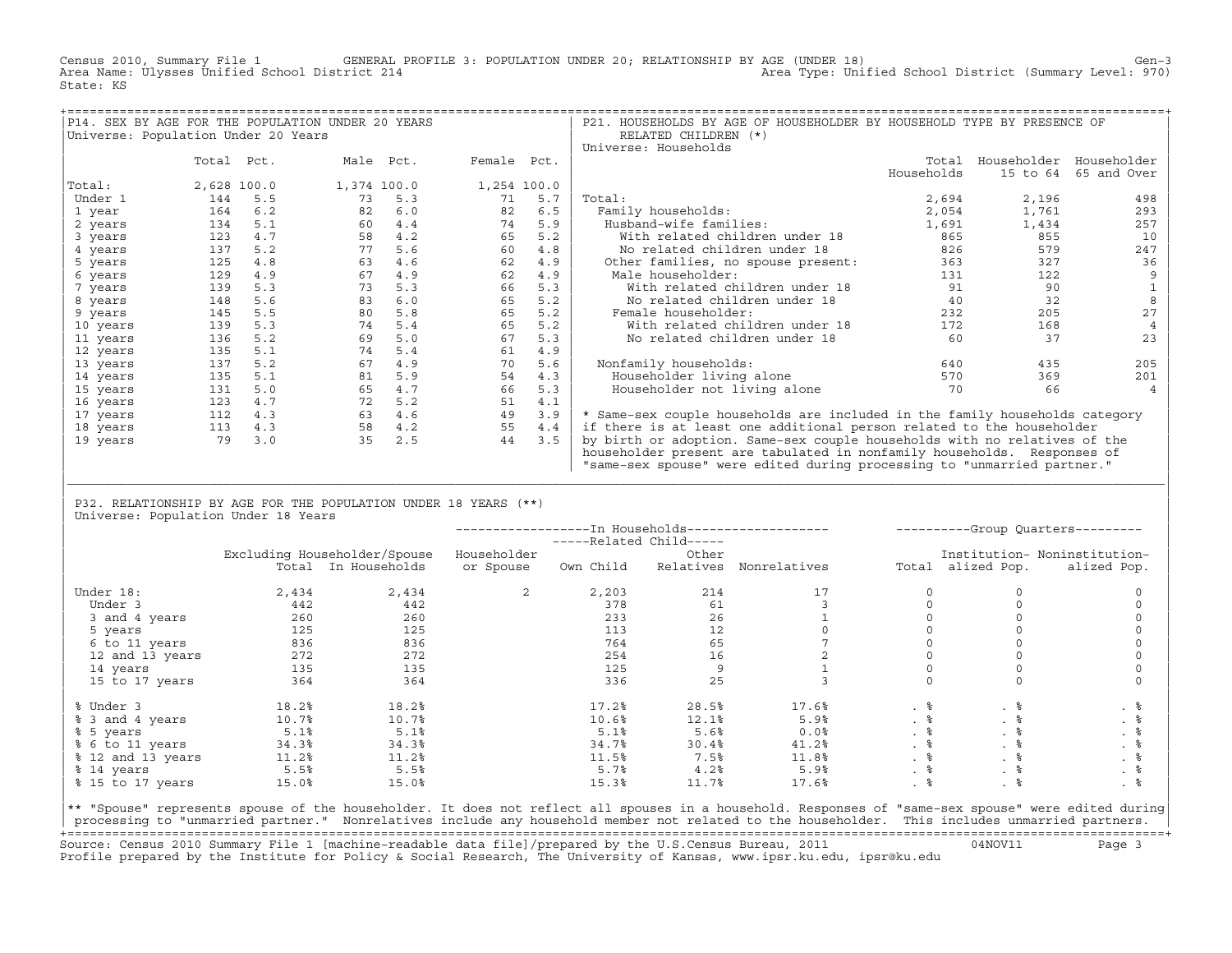Census 2010, Summary File 1 GENERAL PROFILE 3: POPULATION UNDER 20; RELATIONSHIP BY AGE (UNDER 18) Gen-3
Area Name: Ulysses Unified School District 214 Area Type: Unified School District (Summary Level: 970)
State: KS

## P14. SEX BY AGE FOR THE POPULATION UNDER 20 YEARS

Universe: Population Under 20 Years

| | Total | Pct. | Male | Pct. | Female | Pct. |
|---|---|---|---|---|---|---|
| Total: | 2,628 | 100.0 | 1,374 | 100.0 | 1,254 | 100.0 |
| Under 1 | 144 | 5.5 | 73 | 5.3 | 71 | 5.7 |
| 1 year | 164 | 6.2 | 82 | 6.0 | 82 | 6.5 |
| 2 years | 134 | 5.1 | 60 | 4.4 | 74 | 5.9 |
| 3 years | 123 | 4.7 | 58 | 4.2 | 65 | 5.2 |
| 4 years | 137 | 5.2 | 77 | 5.6 | 60 | 4.8 |
| 5 years | 125 | 4.8 | 63 | 4.6 | 62 | 4.9 |
| 6 years | 129 | 4.9 | 67 | 4.9 | 62 | 4.9 |
| 7 years | 139 | 5.3 | 73 | 5.3 | 66 | 5.3 |
| 8 years | 148 | 5.6 | 83 | 6.0 | 65 | 5.2 |
| 9 years | 145 | 5.5 | 80 | 5.8 | 65 | 5.2 |
| 10 years | 139 | 5.3 | 74 | 5.4 | 65 | 5.2 |
| 11 years | 136 | 5.2 | 69 | 5.0 | 67 | 5.3 |
| 12 years | 135 | 5.1 | 74 | 5.4 | 61 | 4.9 |
| 13 years | 137 | 5.2 | 67 | 4.9 | 70 | 5.6 |
| 14 years | 135 | 5.1 | 81 | 5.9 | 54 | 4.3 |
| 15 years | 131 | 5.0 | 65 | 4.7 | 66 | 5.3 |
| 16 years | 123 | 4.7 | 72 | 5.2 | 51 | 4.1 |
| 17 years | 112 | 4.3 | 63 | 4.6 | 49 | 3.9 |
| 18 years | 113 | 4.3 | 58 | 4.2 | 55 | 4.4 |
| 19 years | 79 | 3.0 | 35 | 2.5 | 44 | 3.5 |

## P21. HOUSEHOLDS BY AGE OF HOUSEHOLDER BY HOUSEHOLD TYPE BY PRESENCE OF RELATED CHILDREN (*)

Universe: Households

| | Total Households | Householder 15 to 64 | Householder 65 and Over |
|---|---|---|---|
| Total: | 2,694 | 2,196 | 498 |
| Family households: | 2,054 | 1,761 | 293 |
| Husband-wife families: | 1,691 | 1,434 | 257 |
| With related children under 18 | 865 | 855 | 10 |
| No related children under 18 | 826 | 579 | 247 |
| Other families, no spouse present: | 363 | 327 | 36 |
| Male householder: | 131 | 122 | 9 |
| With related children under 18 | 91 | 90 | 1 |
| No related children under 18 | 40 | 32 | 8 |
| Female householder: | 232 | 205 | 27 |
| With related children under 18 | 172 | 168 | 4 |
| No related children under 18 | 60 | 37 | 23 |
| Nonfamily households: | 640 | 435 | 205 |
| Householder living alone | 570 | 369 | 201 |
| Householder not living alone | 70 | 66 | 4 |

* Same-sex couple households are included in the family households category if there is at least one additional person related to the householder by birth or adoption. Same-sex couple households with no relatives of the householder present are tabulated in nonfamily households. Responses of "same-sex spouse" were edited during processing to "unmarried partner."

## P32. RELATIONSHIP BY AGE FOR THE POPULATION UNDER 18 YEARS (**)

Universe: Population Under 18 Years

| | Excluding Householder/Spouse Total | Excluding Householder/Spouse In Households | In Households: Householder or Spouse | In Households: Related Child: Own Child | In Households: Related Child: Other Relatives | In Households: Nonrelatives | Group Quarters: Total | Group Quarters: Institutionalized Pop. | Group Quarters: Noninstitutionalized Pop. |
|---|---|---|---|---|---|---|---|---|---|
| Under 18: | 2,434 | 2,434 | 2 | 2,203 | 214 | 17 | 0 | 0 | 0 |
| Under 3 | 442 | 442 | | 378 | 61 | 3 | 0 | 0 | 0 |
| 3 and 4 years | 260 | 260 | | 233 | 26 | 1 | 0 | 0 | 0 |
| 5 years | 125 | 125 | | 113 | 12 | 0 | 0 | 0 | 0 |
| 6 to 11 years | 836 | 836 | | 764 | 65 | 7 | 0 | 0 | 0 |
| 12 and 13 years | 272 | 272 | | 254 | 16 | 2 | 0 | 0 | 0 |
| 14 years | 135 | 135 | | 125 | 9 | 1 | 0 | 0 | 0 |
| 15 to 17 years | 364 | 364 | | 336 | 25 | 3 | 0 | 0 | 0 |
| % Under 3 | 18.2% | 18.2% | | 17.2% | 28.5% | 17.6% | . % | . % | . % |
| % 3 and 4 years | 10.7% | 10.7% | | 10.6% | 12.1% | 5.9% | . % | . % | . % |
| % 5 years | 5.1% | 5.1% | | 5.1% | 5.6% | 0.0% | . % | . % | . % |
| % 6 to 11 years | 34.3% | 34.3% | | 34.7% | 30.4% | 41.2% | . % | . % | . % |
| % 12 and 13 years | 11.2% | 11.2% | | 11.5% | 7.5% | 11.8% | . % | . % | . % |
| % 14 years | 5.5% | 5.5% | | 5.7% | 4.2% | 5.9% | . % | . % | . % |
| % 15 to 17 years | 15.0% | 15.0% | | 15.3% | 11.7% | 17.6% | . % | . % | . % |

** "Spouse" represents spouse of the householder. It does not reflect all spouses in a household. Responses of "same-sex spouse" were edited during processing to "unmarried partner." Nonrelatives include any household member not related to the householder. This includes unmarried partners.

Source: Census 2010 Summary File 1 [machine-readable data file]/prepared by the U.S.Census Bureau, 2011 04NOV11
Profile prepared by the Institute for Policy & Social Research, The University of Kansas, www.ipsr.ku.edu, ipsr@ku.edu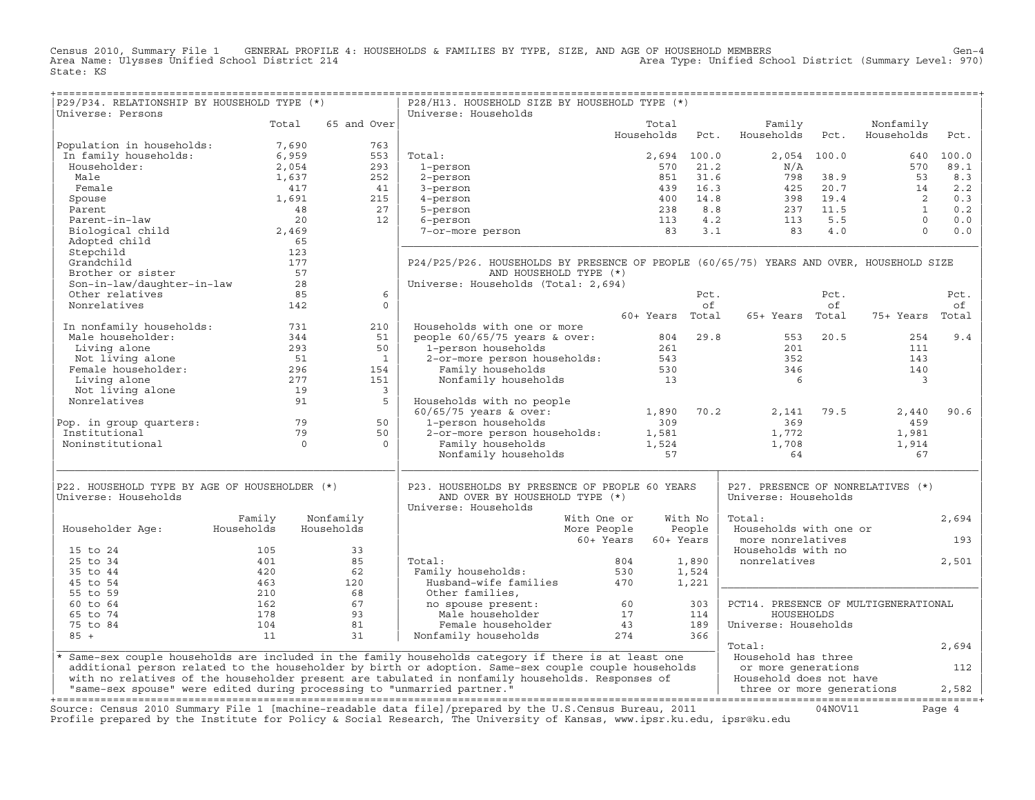Census 2010, Summary File 1 GENERAL PROFILE 4: HOUSEHOLDS & FAMILIES BY TYPE, SIZE, AND AGE OF HOUSEHOLD MEMBERS Gen-4
Area Name: Ulysses Unified School District 214 Area Type: Unified School District (Summary Level: 970)
State: KS

## P29/P34. RELATIONSHIP BY HOUSEHOLD TYPE (*)

Universe: Persons

| | Total | 65 and Over |
|---|---|---|
| Population in households: | 7,690 | 763 |
| In family households: | 6,959 | 553 |
| Householder: | 2,054 | 293 |
| Male | 1,637 | 252 |
| Female | 417 | 41 |
| Spouse | 1,691 | 215 |
| Parent | 48 | 27 |
| Parent-in-law | 20 | 12 |
| Biological child | 2,469 | |
| Adopted child | 65 | |
| Stepchild | 123 | |
| Grandchild | 177 | |
| Brother or sister | 57 | |
| Son-in-law/daughter-in-law | 28 | |
| Other relatives | 85 | 6 |
| Nonrelatives | 142 | 0 |
| In nonfamily households: | 731 | 210 |
| Male householder: | 344 | 51 |
| Living alone | 293 | 50 |
| Not living alone | 51 | 1 |
| Female householder: | 296 | 154 |
| Living alone | 277 | 151 |
| Not living alone | 19 | 3 |
| Nonrelatives | 91 | 5 |
| Pop. in group quarters: | 79 | 50 |
| Institutional | 79 | 50 |
| Noninstitutional | 0 | 0 |

## P28/H13. HOUSEHOLD SIZE BY HOUSEHOLD TYPE (*)

Universe: Households

| | Total Households | Pct. | Family Households | Pct. | Nonfamily Households | Pct. |
|---|---|---|---|---|---|---|
| Total: | 2,694 | 100.0 | 2,054 | 100.0 | 640 | 100.0 |
| 1-person | 570 | 21.2 | N/A | | 570 | 89.1 |
| 2-person | 851 | 31.6 | 798 | 38.9 | 53 | 8.3 |
| 3-person | 439 | 16.3 | 425 | 20.7 | 14 | 2.2 |
| 4-person | 400 | 14.8 | 398 | 19.4 | 2 | 0.3 |
| 5-person | 238 | 8.8 | 237 | 11.5 | 1 | 0.2 |
| 6-person | 113 | 4.2 | 113 | 5.5 | 0 | 0.0 |
| 7-or-more person | 83 | 3.1 | 83 | 4.0 | 0 | 0.0 |

## P24/P25/P26. HOUSEHOLDS BY PRESENCE OF PEOPLE (60/65/75) YEARS AND OVER, HOUSEHOLD SIZE AND HOUSEHOLD TYPE (*)

Universe: Households (Total: 2,694)

| | 60+ Years | Pct. of Total | 65+ Years | Pct. of Total | 75+ Years | Pct. of Total |
|---|---|---|---|---|---|---|
| Households with one or more people 60/65/75 years & over: | 804 | 29.8 | 553 | 20.5 | 254 | 9.4 |
| 1-person households | 261 | | 201 | | 111 | |
| 2-or-more person households: | 543 | | 352 | | 143 | |
| Family households | 530 | | 346 | | 140 | |
| Nonfamily households | 13 | | 6 | | 3 | |
| Households with no people 60/65/75 years & over: | 1,890 | 70.2 | 2,141 | 79.5 | 2,440 | 90.6 |
| 1-person households | 309 | | 369 | | 459 | |
| 2-or-more person households: | 1,581 | | 1,772 | | 1,981 | |
| Family households | 1,524 | | 1,708 | | 1,914 | |
| Nonfamily households | 57 | | 64 | | 67 | |

## P22. HOUSEHOLD TYPE BY AGE OF HOUSEHOLDER (*)

Universe: Households

| Householder Age: | Family Households | Nonfamily Households |
|---|---|---|
| 15 to 24 | 105 | 33 |
| 25 to 34 | 401 | 85 |
| 35 to 44 | 420 | 62 |
| 45 to 54 | 463 | 120 |
| 55 to 59 | 210 | 68 |
| 60 to 64 | 162 | 67 |
| 65 to 74 | 178 | 93 |
| 75 to 84 | 104 | 81 |
| 85 + | 11 | 31 |

## P23. HOUSEHOLDS BY PRESENCE OF PEOPLE 60 YEARS AND OVER BY HOUSEHOLD TYPE (*)

Universe: Households

| | With One or More People 60+ Years | With No People 60+ Years |
|---|---|---|
| Total: | 804 | 1,890 |
| Family households: | 530 | 1,524 |
| Husband-wife families | 470 | 1,221 |
| Other families, no spouse present: | 60 | 303 |
| Male householder | 17 | 114 |
| Female householder | 43 | 189 |
| Nonfamily households | 274 | 366 |

## P27. PRESENCE OF NONRELATIVES (*)

Universe: Households

| | |
|---|---|
| Total: | 2,694 |
| Households with one or more nonrelatives | 193 |
| Households with no nonrelatives | 2,501 |

## PCT14. PRESENCE OF MULTIGENERATIONAL HOUSEHOLDS

Universe: Households

| | |
|---|---|
| Total: | 2,694 |
| Household has three or more generations | 112 |
| Household does not have three or more generations | 2,582 |

* Same-sex couple households are included in the family households category if there is at least one additional person related to the householder by birth or adoption. Same-sex couple couple households with no relatives of the householder present are tabulated in nonfamily households. Responses of "same-sex spouse" were edited during processing to "unmarried partner."

Source: Census 2010 Summary File 1 [machine-readable data file]/prepared by the U.S.Census Bureau, 2011 04NOV11
Profile prepared by the Institute for Policy & Social Research, The University of Kansas, www.ipsr.ku.edu, ipsr@ku.edu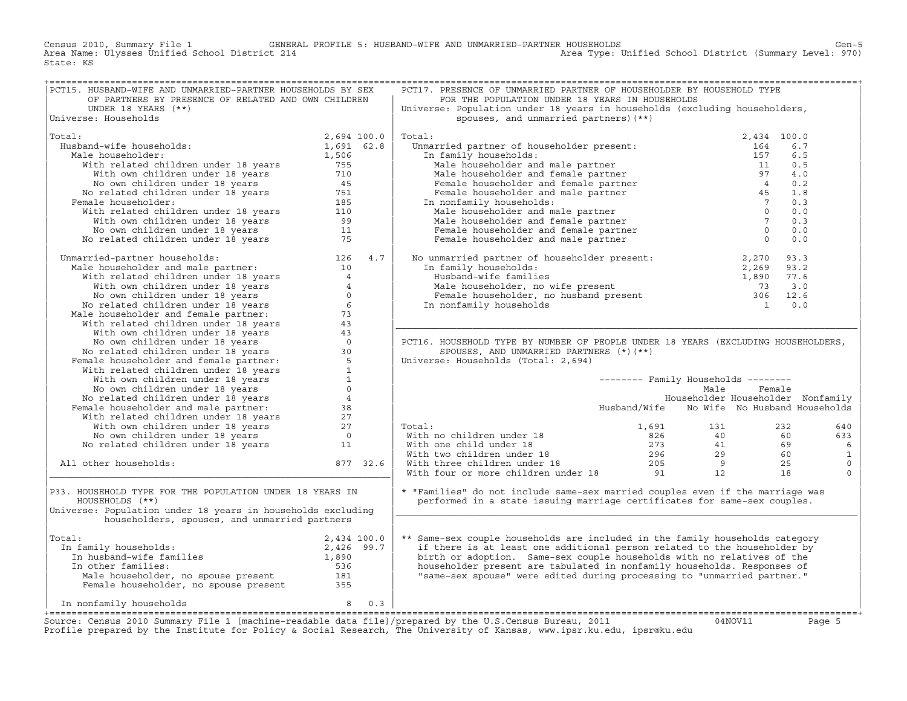Census 2010, Summary File 1 — GENERAL PROFILE 5: HUSBAND-WIFE AND UNMARRIED-PARTNER HOUSEHOLDS

Area Name: Ulysses Unified School District 214 — Area Type: Unified School District (Summary Level: 970)

State: KS

## PCT15. HUSBAND-WIFE AND UNMARRIED-PARTNER HOUSEHOLDS BY SEX OF PARTNERS BY PRESENCE OF RELATED AND OWN CHILDREN UNDER 18 YEARS (**)

Universe: Households

| | Number | Percent |
|---|---|---|
| Total: | 2,694 | 100.0 |
| Husband-wife households: | 1,691 | 62.8 |
| Male householder: | 1,506 | |
| With related children under 18 years | 755 | |
| With own children under 18 years | 710 | |
| No own children under 18 years | 45 | |
| No related children under 18 years | 751 | |
| Female householder: | 185 | |
| With related children under 18 years | 110 | |
| With own children under 18 years | 99 | |
| No own children under 18 years | 11 | |
| No related children under 18 years | 75 | |
| Unmarried-partner households: | 126 | 4.7 |
| Male householder and male partner: | 10 | |
| With related children under 18 years | 4 | |
| With own children under 18 years | 4 | |
| No own children under 18 years | 0 | |
| No related children under 18 years | 6 | |
| Male householder and female partner: | 73 | |
| With related children under 18 years | 43 | |
| With own children under 18 years | 43 | |
| No own children under 18 years | 0 | |
| No related children under 18 years | 30 | |
| Female householder and female partner: | 5 | |
| With related children under 18 years | 1 | |
| With own children under 18 years | 1 | |
| No own children under 18 years | 0 | |
| No related children under 18 years | 4 | |
| Female householder and male partner: | 38 | |
| With related children under 18 years | 27 | |
| With own children under 18 years | 27 | |
| No own children under 18 years | 0 | |
| No related children under 18 years | 11 | |
| All other households: | 877 | 32.6 |

## P33. HOUSEHOLD TYPE FOR THE POPULATION UNDER 18 YEARS IN HOUSEHOLDS (**)

Universe: Population under 18 years in households excluding householders, spouses, and unmarried partners

| | Number | Percent |
|---|---|---|
| Total: | 2,434 | 100.0 |
| In family households: | 2,426 | 99.7 |
| In husband-wife families | 1,890 | |
| In other families: | 536 | |
| Male householder, no spouse present | 181 | |
| Female householder, no spouse present | 355 | |
| In nonfamily households | 8 | 0.3 |

## PCT17. PRESENCE OF UNMARRIED PARTNER OF HOUSEHOLDER BY HOUSEHOLD TYPE FOR THE POPULATION UNDER 18 YEARS IN HOUSEHOLDS

Universe: Population under 18 years in households (excluding householders, spouses, and unmarried partners)(**)

| | Number | Percent |
|---|---|---|
| Total: | 2,434 | 100.0 |
| Unmarried partner of householder present: | 164 | 6.7 |
| In family households: | 157 | 6.5 |
| Male householder and male partner | 11 | 0.5 |
| Male householder and female partner | 97 | 4.0 |
| Female householder and female partner | 4 | 0.2 |
| Female householder and male partner | 45 | 1.8 |
| In nonfamily households: | 7 | 0.3 |
| Male householder and male partner | 0 | 0.0 |
| Male householder and female partner | 7 | 0.3 |
| Female householder and female partner | 0 | 0.0 |
| Female householder and male partner | 0 | 0.0 |
| No unmarried partner of householder present: | 2,270 | 93.3 |
| In family households: | 2,269 | 93.2 |
| Husband-wife families | 1,890 | 77.6 |
| Male householder, no wife present | 73 | 3.0 |
| Female householder, no husband present | 306 | 12.6 |
| In nonfamily households | 1 | 0.0 |

## PCT16. HOUSEHOLD TYPE BY NUMBER OF PEOPLE UNDER 18 YEARS (EXCLUDING HOUSEHOLDERS, SPOUSES, AND UNMARRIED PARTNERS (*)(**)

Universe: Households (Total: 2,694)

| | Family Households: Husband/Wife | Family Households: Male Householder No Wife | Family Households: Female Householder No Husband | Nonfamily Households |
|---|---|---|---|---|
| Total: | 1,691 | 131 | 232 | 640 |
| With no children under 18 | 826 | 40 | 60 | 633 |
| With one child under 18 | 273 | 41 | 69 | 6 |
| With two children under 18 | 296 | 29 | 60 | 1 |
| With three children under 18 | 205 | 9 | 25 | 0 |
| With four or more children under 18 | 91 | 12 | 18 | 0 |

\* "Families" do not include same-sex married couples even if the marriage was performed in a state issuing marriage certificates for same-sex couples.

\*\* Same-sex couple households are included in the family households category if there is at least one additional person related to the householder by birth or adoption. Same-sex couple households with no relatives of the householder present are tabulated in nonfamily households. Responses of "same-sex spouse" were edited during processing to "unmarried partner."

Source: Census 2010 Summary File 1 [machine-readable data file]/prepared by the U.S.Census Bureau, 2011 04NOV11

Profile prepared by the Institute for Policy & Social Research, The University of Kansas, www.ipsr.ku.edu, ipsr@ku.edu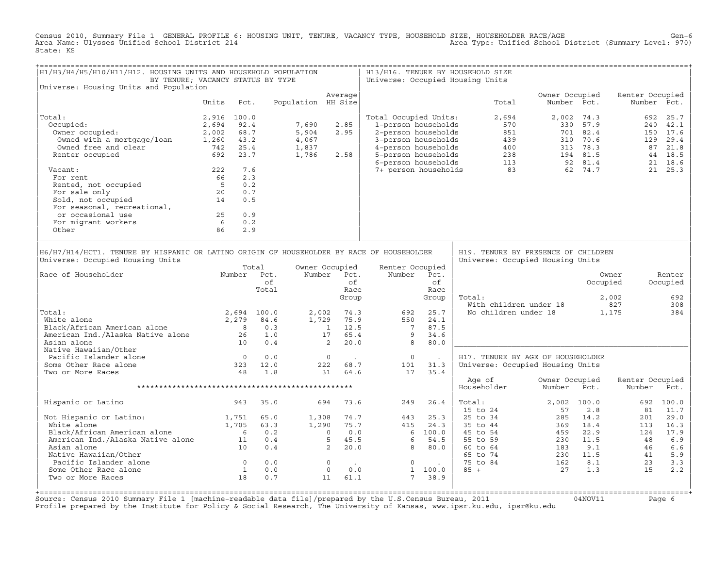Census 2010, Summary File 1 GENERAL PROFILE 6: HOUSING UNIT, TENURE, VACANCY TYPE, HOUSEHOLD SIZE, HOUSEHOLDER RACE/AGE
Area Name: Ulysses Unified School District 214
Area Type: Unified School District (Summary Level: 970)
State: KS

## H1/H3/H4/H5/H10/H11/H12. HOUSING UNITS AND HOUSEHOLD POPULATION BY TENURE; VACANCY STATUS BY TYPE

Universe: Housing Units and Population

| | Units | Pct. | Population | Average HH Size |
|---|---|---|---|---|
| Total: | 2,916 | 100.0 | | |
| Occupied: | 2,694 | 92.4 | 7,690 | 2.85 |
| Owner occupied: | 2,002 | 68.7 | 5,904 | 2.95 |
| Owned with a mortgage/loan | 1,260 | 43.2 | 4,067 | |
| Owned free and clear | 742 | 25.4 | 1,837 | |
| Renter occupied | 692 | 23.7 | 1,786 | 2.58 |
| Vacant: | 222 | 7.6 | | |
| For rent | 66 | 2.3 | | |
| Rented, not occupied | 5 | 0.2 | | |
| For sale only | 20 | 0.7 | | |
| Sold, not occupied | 14 | 0.5 | | |
| For seasonal, recreational, or occasional use | 25 | 0.9 | | |
| For migrant workers | 6 | 0.2 | | |
| Other | 86 | 2.9 | | |

## H13/H16. TENURE BY HOUSEHOLD SIZE

Universe: Occupied Housing Units

| | Total | Owner Occupied Number | Owner Occupied Pct. | Renter Occupied Number | Renter Occupied Pct. |
|---|---|---|---|---|---|
| Total Occupied Units: | 2,694 | 2,002 | 74.3 | 692 | 25.7 |
| 1-person households | 570 | 330 | 57.9 | 240 | 42.1 |
| 2-person households | 851 | 701 | 82.4 | 150 | 17.6 |
| 3-person households | 439 | 310 | 70.6 | 129 | 29.4 |
| 4-person households | 400 | 313 | 78.3 | 87 | 21.8 |
| 5-person households | 238 | 194 | 81.5 | 44 | 18.5 |
| 6-person households | 113 | 92 | 81.4 | 21 | 18.6 |
| 7+ person households | 83 | 62 | 74.7 | 21 | 25.3 |

## H6/H7/H14/HCT1. TENURE BY HISPANIC OR LATINO ORIGIN OF HOUSEHOLDER BY RACE OF HOUSEHOLDER

Universe: Occupied Housing Units

| Race of Householder | Total Number | Total Pct. of Total | Owner Occupied Number | Owner Occupied Pct. of Race Group | Renter Occupied Number | Renter Occupied Pct. of Race Group |
|---|---|---|---|---|---|---|
| Total: | 2,694 | 100.0 | 2,002 | 74.3 | 692 | 25.7 |
| White alone | 2,279 | 84.6 | 1,729 | 75.9 | 550 | 24.1 |
| Black/African American alone | 8 | 0.3 | 1 | 12.5 | 7 | 87.5 |
| American Ind./Alaska Native alone | 26 | 1.0 | 17 | 65.4 | 9 | 34.6 |
| Asian alone | 10 | 0.4 | 2 | 20.0 | 8 | 80.0 |
| Native Hawaiian/Other Pacific Islander alone | 0 | 0.0 | 0 | . | 0 | . |
| Some Other Race alone | 323 | 12.0 | 222 | 68.7 | 101 | 31.3 |
| Two or More Races | 48 | 1.8 | 31 | 64.6 | 17 | 35.4 |
| ************************************************** | | | | | | |
| Hispanic or Latino | 943 | 35.0 | 694 | 73.6 | 249 | 26.4 |
| Not Hispanic or Latino: | 1,751 | 65.0 | 1,308 | 74.7 | 443 | 25.3 |
| White alone | 1,705 | 63.3 | 1,290 | 75.7 | 415 | 24.3 |
| Black/African American alone | 6 | 0.2 | 0 | 0.0 | 6 | 100.0 |
| American Ind./Alaska Native alone | 11 | 0.4 | 5 | 45.5 | 6 | 54.5 |
| Asian alone | 10 | 0.4 | 2 | 20.0 | 8 | 80.0 |
| Native Hawaiian/Other Pacific Islander alone | 0 | 0.0 | 0 | . | 0 | . |
| Some Other Race alone | 1 | 0.0 | 0 | 0.0 | 1 | 100.0 |
| Two or More Races | 18 | 0.7 | 11 | 61.1 | 7 | 38.9 |

## H19. TENURE BY PRESENCE OF CHILDREN

Universe: Occupied Housing Units

| | Owner Occupied | Renter Occupied |
|---|---|---|
| Total: | 2,002 | 692 |
| With children under 18 | 827 | 308 |
| No children under 18 | 1,175 | 384 |

## H17. TENURE BY AGE OF HOUSEHOLDER

Universe: Occupied Housing Units

| Age of Householder | Owner Occupied Number | Owner Occupied Pct. | Renter Occupied Number | Renter Occupied Pct. |
|---|---|---|---|---|
| Total: | 2,002 | 100.0 | 692 | 100.0 |
| 15 to 24 | 57 | 2.8 | 81 | 11.7 |
| 25 to 34 | 285 | 14.2 | 201 | 29.0 |
| 35 to 44 | 369 | 18.4 | 113 | 16.3 |
| 45 to 54 | 459 | 22.9 | 124 | 17.9 |
| 55 to 59 | 230 | 11.5 | 48 | 6.9 |
| 60 to 64 | 183 | 9.1 | 46 | 6.6 |
| 65 to 74 | 230 | 11.5 | 41 | 5.9 |
| 75 to 84 | 162 | 8.1 | 23 | 3.3 |
| 85 + | 27 | 1.3 | 15 | 2.2 |

Source: Census 2010 Summary File 1 [machine-readable data file]/prepared by the U.S.Census Bureau, 2011 04NOV11
Profile prepared by the Institute for Policy & Social Research, The University of Kansas, www.ipsr.ku.edu, ipsr@ku.edu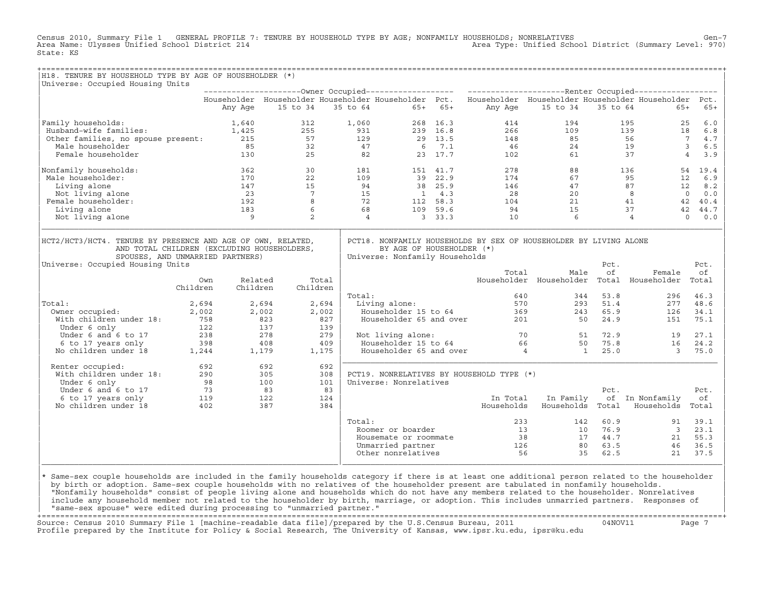Census 2010, Summary File 1 GENERAL PROFILE 7: TENURE BY HOUSEHOLD TYPE BY AGE; NONFAMILY HOUSEHOLDS; NONRELATIVES Gen-7
Area Name: Ulysses Unified School District 214 Area Type: Unified School District (Summary Level: 970)
State: KS

## H18. TENURE BY HOUSEHOLD TYPE BY AGE OF HOUSEHOLDER (*)

Universe: Occupied Housing Units

| | Owner Occupied | | | | | Renter Occupied | | | | |
|---|---|---|---|---|---|---|---|---|---|---|
| | Householder Any Age | Householder 15 to 34 | Householder 35 to 64 | Householder 65+ | Pct. 65+ | Householder Any Age | Householder 15 to 34 | Householder 35 to 64 | Householder 65+ | Pct. 65+ |
| Family households: | 1,640 | 312 | 1,060 | 268 | 16.3 | 414 | 194 | 195 | 25 | 6.0 |
| Husband-wife families: | 1,425 | 255 | 931 | 239 | 16.8 | 266 | 109 | 139 | 18 | 6.8 |
| Other families, no spouse present: | 215 | 57 | 129 | 29 | 13.5 | 148 | 85 | 56 | 7 | 4.7 |
| Male householder | 85 | 32 | 47 | 6 | 7.1 | 46 | 24 | 19 | 3 | 6.5 |
| Female householder | 130 | 25 | 82 | 23 | 17.7 | 102 | 61 | 37 | 4 | 3.9 |
| Nonfamily households: | 362 | 30 | 181 | 151 | 41.7 | 278 | 88 | 136 | 54 | 19.4 |
| Male householder: | 170 | 22 | 109 | 39 | 22.9 | 174 | 67 | 95 | 12 | 6.9 |
| Living alone | 147 | 15 | 94 | 38 | 25.9 | 146 | 47 | 87 | 12 | 8.2 |
| Not living alone | 23 | 7 | 15 | 1 | 4.3 | 28 | 20 | 8 | 0 | 0.0 |
| Female householder: | 192 | 8 | 72 | 112 | 58.3 | 104 | 21 | 41 | 42 | 40.4 |
| Living alone | 183 | 6 | 68 | 109 | 59.6 | 94 | 15 | 37 | 42 | 44.7 |
| Not living alone | 9 | 2 | 4 | 3 | 33.3 | 10 | 6 | 4 | 0 | 0.0 |

## HCT2/HCT3/HCT4. TENURE BY PRESENCE AND AGE OF OWN, RELATED, AND TOTAL CHILDREN (EXCLUDING HOUSEHOLDERS, SPOUSES, AND UNMARRIED PARTNERS)

Universe: Occupied Housing Units

| | Own Children | Related Children | Total Children |
|---|---|---|---|
| Total: | 2,694 | 2,694 | 2,694 |
| Owner occupied: | 2,002 | 2,002 | 2,002 |
| With children under 18: | 758 | 823 | 827 |
| Under 6 only | 122 | 137 | 139 |
| Under 6 and 6 to 17 | 238 | 278 | 279 |
| 6 to 17 years only | 398 | 408 | 409 |
| No children under 18 | 1,244 | 1,179 | 1,175 |
| Renter occupied: | 692 | 692 | 692 |
| With children under 18: | 290 | 305 | 308 |
| Under 6 only | 98 | 100 | 101 |
| Under 6 and 6 to 17 | 73 | 83 | 83 |
| 6 to 17 years only | 119 | 122 | 124 |
| No children under 18 | 402 | 387 | 384 |

## PCT18. NONFAMILY HOUSEHOLDS BY SEX OF HOUSEHOLDER BY LIVING ALONE BY AGE OF HOUSEHOLDER (*)

Universe: Nonfamily Households

| | Total Householder | Male Householder | Pct. of Total | Female Householder | Pct. of Total |
|---|---|---|---|---|---|
| Total: | 640 | 344 | 53.8 | 296 | 46.3 |
| Living alone: | 570 | 293 | 51.4 | 277 | 48.6 |
| Householder 15 to 64 | 369 | 243 | 65.9 | 126 | 34.1 |
| Householder 65 and over | 201 | 50 | 24.9 | 151 | 75.1 |
| Not living alone: | 70 | 51 | 72.9 | 19 | 27.1 |
| Householder 15 to 64 | 66 | 50 | 75.8 | 16 | 24.2 |
| Householder 65 and over | 4 | 1 | 25.0 | 3 | 75.0 |

## PCT19. NONRELATIVES BY HOUSEHOLD TYPE (*)

Universe: Nonrelatives

| | In Total Households | In Family Households | Pct. of Total | In Nonfamily Households | Pct. of Total |
|---|---|---|---|---|---|
| Total: | 233 | 142 | 60.9 | 91 | 39.1 |
| Roomer or boarder | 13 | 10 | 76.9 | 3 | 23.1 |
| Housemate or roommate | 38 | 17 | 44.7 | 21 | 55.3 |
| Unmarried partner | 126 | 80 | 63.5 | 46 | 36.5 |
| Other nonrelatives | 56 | 35 | 62.5 | 21 | 37.5 |

* Same-sex couple households are included in the family households category if there is at least one additional person related to the householder by birth or adoption. Same-sex couple households with no relatives of the householder present are tabulated in nonfamily households. "Nonfamily households" consist of people living alone and households which do not have any members related to the householder. Nonrelatives include any household member not related to the householder by birth, marriage, or adoption. This includes unmarried partners. Responses of "same-sex spouse" were edited during processing to "unmarried partner."

Source: Census 2010 Summary File 1 [machine-readable data file]/prepared by the U.S.Census Bureau, 2011 04NOV11
Profile prepared by the Institute for Policy & Social Research, The University of Kansas, www.ipsr.ku.edu, ipsr@ku.edu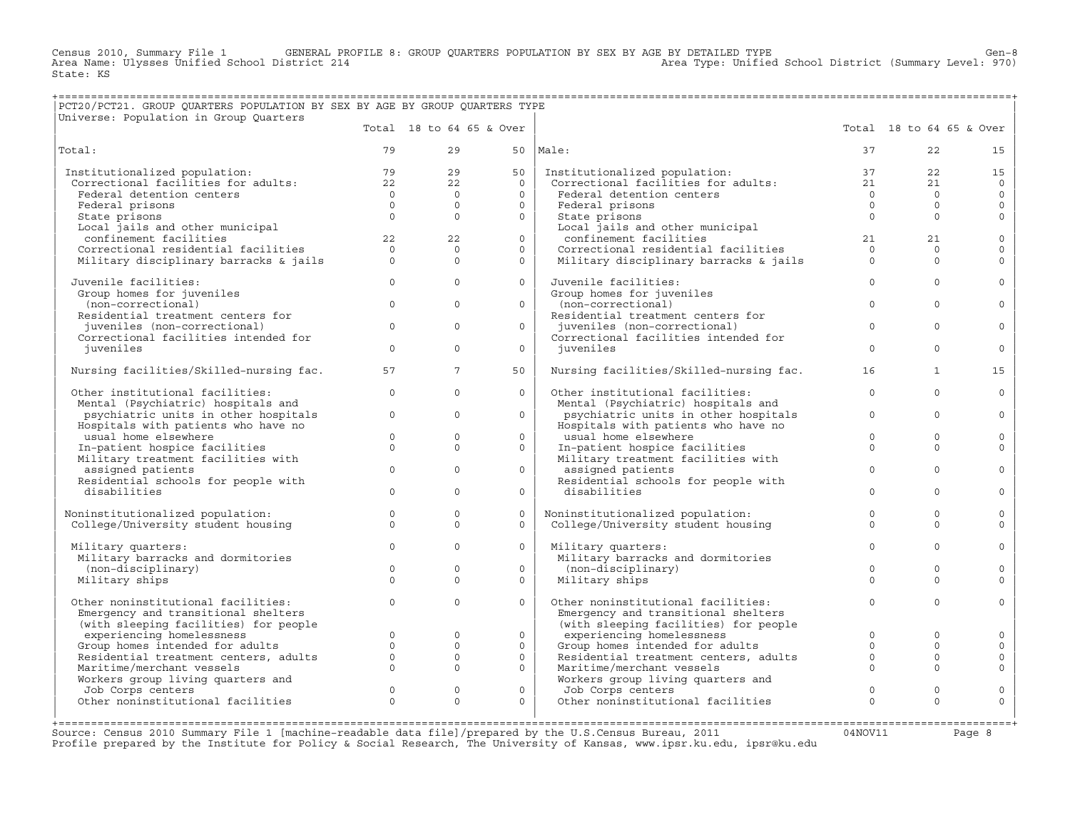Census 2010, Summary File 1 GENERAL PROFILE 8: GROUP QUARTERS POPULATION BY SEX BY AGE BY DETAILED TYPE Gen-8
Area Name: Ulysses Unified School District 214 Area Type: Unified School District (Summary Level: 970)
State: KS

## PCT20/PCT21. GROUP QUARTERS POPULATION BY SEX BY AGE BY GROUP QUARTERS TYPE

Universe: Population in Group Quarters

| | Total | 18 to 64 | 65 & Over | | Total | 18 to 64 | 65 & Over |
|---|---|---|---|---|---|---|---|
| Total: | 79 | 29 | 50 | Male: | 37 | 22 | 15 |
| Institutionalized population: | 79 | 29 | 50 | Institutionalized population: | 37 | 22 | 15 |
| Correctional facilities for adults: | 22 | 22 | 0 | Correctional facilities for adults: | 21 | 21 | 0 |
| Federal detention centers | 0 | 0 | 0 | Federal detention centers | 0 | 0 | 0 |
| Federal prisons | 0 | 0 | 0 | Federal prisons | 0 | 0 | 0 |
| State prisons | 0 | 0 | 0 | State prisons | 0 | 0 | 0 |
| Local jails and other municipal confinement facilities | 22 | 22 | 0 | Local jails and other municipal confinement facilities | 21 | 21 | 0 |
| Correctional residential facilities | 0 | 0 | 0 | Correctional residential facilities | 0 | 0 | 0 |
| Military disciplinary barracks & jails | 0 | 0 | 0 | Military disciplinary barracks & jails | 0 | 0 | 0 |
| Juvenile facilities: | 0 | 0 | 0 | Juvenile facilities: | 0 | 0 | 0 |
| Group homes for juveniles (non-correctional) | 0 | 0 | 0 | Group homes for juveniles (non-correctional) | 0 | 0 | 0 |
| Residential treatment centers for juveniles (non-correctional) | 0 | 0 | 0 | Residential treatment centers for juveniles (non-correctional) | 0 | 0 | 0 |
| Correctional facilities intended for juveniles | 0 | 0 | 0 | Correctional facilities intended for juveniles | 0 | 0 | 0 |
| Nursing facilities/Skilled-nursing fac. | 57 | 7 | 50 | Nursing facilities/Skilled-nursing fac. | 16 | 1 | 15 |
| Other institutional facilities: | 0 | 0 | 0 | Other institutional facilities: | 0 | 0 | 0 |
| Mental (Psychiatric) hospitals and psychiatric units in other hospitals | 0 | 0 | 0 | Mental (Psychiatric) hospitals and psychiatric units in other hospitals | 0 | 0 | 0 |
| Hospitals with patients who have no usual home elsewhere | 0 | 0 | 0 | Hospitals with patients who have no usual home elsewhere | 0 | 0 | 0 |
| In-patient hospice facilities | 0 | 0 | 0 | In-patient hospice facilities | 0 | 0 | 0 |
| Military treatment facilities with assigned patients | 0 | 0 | 0 | Military treatment facilities with assigned patients | 0 | 0 | 0 |
| Residential schools for people with disabilities | 0 | 0 | 0 | Residential schools for people with disabilities | 0 | 0 | 0 |
| Noninstitutionalized population: | 0 | 0 | 0 | Noninstitutionalized population: | 0 | 0 | 0 |
| College/University student housing | 0 | 0 | 0 | College/University student housing | 0 | 0 | 0 |
| Military quarters: | 0 | 0 | 0 | Military quarters: | 0 | 0 | 0 |
| Military barracks and dormitories (non-disciplinary) | 0 | 0 | 0 | Military barracks and dormitories (non-disciplinary) | 0 | 0 | 0 |
| Military ships | 0 | 0 | 0 | Military ships | 0 | 0 | 0 |
| Other noninstitutional facilities: | 0 | 0 | 0 | Other noninstitutional facilities: | 0 | 0 | 0 |
| Emergency and transitional shelters (with sleeping facilities) for people experiencing homelessness | 0 | 0 | 0 | Emergency and transitional shelters (with sleeping facilities) for people experiencing homelessness | 0 | 0 | 0 |
| Group homes intended for adults | 0 | 0 | 0 | Group homes intended for adults | 0 | 0 | 0 |
| Residential treatment centers, adults | 0 | 0 | 0 | Residential treatment centers, adults | 0 | 0 | 0 |
| Maritime/merchant vessels | 0 | 0 | 0 | Maritime/merchant vessels | 0 | 0 | 0 |
| Workers group living quarters and Job Corps centers | 0 | 0 | 0 | Workers group living quarters and Job Corps centers | 0 | 0 | 0 |
| Other noninstitutional facilities | 0 | 0 | 0 | Other noninstitutional facilities | 0 | 0 | 0 |

Source: Census 2010 Summary File 1 [machine-readable data file]/prepared by the U.S.Census Bureau, 2011 04NOV11
Profile prepared by the Institute for Policy & Social Research, The University of Kansas, www.ipsr.ku.edu, ipsr@ku.edu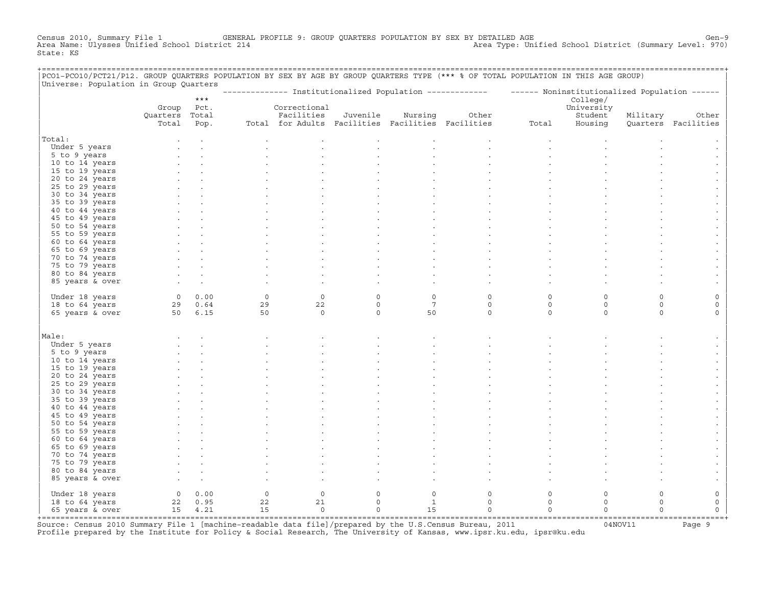Census 2010, Summary File 1 GENERAL PROFILE 9: GROUP QUARTERS POPULATION BY SEX BY DETAILED AGE Gen-9
Area Name: Ulysses Unified School District 214 Area Type: Unified School District (Summary Level: 970)
State: KS

PCO1-PCO10/PCT21/P12. GROUP QUARTERS POPULATION BY SEX BY AGE BY GROUP QUARTERS TYPE (*** % OF TOTAL POPULATION IN THIS AGE GROUP)
Universe: Population in Group Quarters

| | Group Quarters Total | *** Pct. Total Pop. | Institutionalized Population: Total | Correctional Facilities for Adults | Juvenile Facilities | Nursing Facilities | Other Facilities | Noninstitutionalized Population: Total | College/ University Student Housing | Military Quarters | Other Facilities |
|---|---|---|---|---|---|---|---|---|---|---|---|
| **Total:** | . | . | . | . | . | . | . | . | . | . | . |
| Under 5 years | . | . | . | . | . | . | . | . | . | . | . |
| 5 to 9 years | . | . | . | . | . | . | . | . | . | . | . |
| 10 to 14 years | . | . | . | . | . | . | . | . | . | . | . |
| 15 to 19 years | . | . | . | . | . | . | . | . | . | . | . |
| 20 to 24 years | . | . | . | . | . | . | . | . | . | . | . |
| 25 to 29 years | . | . | . | . | . | . | . | . | . | . | . |
| 30 to 34 years | . | . | . | . | . | . | . | . | . | . | . |
| 35 to 39 years | . | . | . | . | . | . | . | . | . | . | . |
| 40 to 44 years | . | . | . | . | . | . | . | . | . | . | . |
| 45 to 49 years | . | . | . | . | . | . | . | . | . | . | . |
| 50 to 54 years | . | . | . | . | . | . | . | . | . | . | . |
| 55 to 59 years | . | . | . | . | . | . | . | . | . | . | . |
| 60 to 64 years | . | . | . | . | . | . | . | . | . | . | . |
| 65 to 69 years | . | . | . | . | . | . | . | . | . | . | . |
| 70 to 74 years | . | . | . | . | . | . | . | . | . | . | . |
| 75 to 79 years | . | . | . | . | . | . | . | . | . | . | . |
| 80 to 84 years | . | . | . | . | . | . | . | . | . | . | . |
| 85 years & over | . | . | . | . | . | . | . | . | . | . | . |
| Under 18 years | 0 | 0.00 | 0 | 0 | 0 | 0 | 0 | 0 | 0 | 0 | 0 |
| 18 to 64 years | 29 | 0.64 | 29 | 22 | 0 | 7 | 0 | 0 | 0 | 0 | 0 |
| 65 years & over | 50 | 6.15 | 50 | 0 | 0 | 50 | 0 | 0 | 0 | 0 | 0 |
| **Male:** | . | . | . | . | . | . | . | . | . | . | . |
| Under 5 years | . | . | . | . | . | . | . | . | . | . | . |
| 5 to 9 years | . | . | . | . | . | . | . | . | . | . | . |
| 10 to 14 years | . | . | . | . | . | . | . | . | . | . | . |
| 15 to 19 years | . | . | . | . | . | . | . | . | . | . | . |
| 20 to 24 years | . | . | . | . | . | . | . | . | . | . | . |
| 25 to 29 years | . | . | . | . | . | . | . | . | . | . | . |
| 30 to 34 years | . | . | . | . | . | . | . | . | . | . | . |
| 35 to 39 years | . | . | . | . | . | . | . | . | . | . | . |
| 40 to 44 years | . | . | . | . | . | . | . | . | . | . | . |
| 45 to 49 years | . | . | . | . | . | . | . | . | . | . | . |
| 50 to 54 years | . | . | . | . | . | . | . | . | . | . | . |
| 55 to 59 years | . | . | . | . | . | . | . | . | . | . | . |
| 60 to 64 years | . | . | . | . | . | . | . | . | . | . | . |
| 65 to 69 years | . | . | . | . | . | . | . | . | . | . | . |
| 70 to 74 years | . | . | . | . | . | . | . | . | . | . | . |
| 75 to 79 years | . | . | . | . | . | . | . | . | . | . | . |
| 80 to 84 years | . | . | . | . | . | . | . | . | . | . | . |
| 85 years & over | . | . | . | . | . | . | . | . | . | . | . |
| Under 18 years | 0 | 0.00 | 0 | 0 | 0 | 0 | 0 | 0 | 0 | 0 | 0 |
| 18 to 64 years | 22 | 0.95 | 22 | 21 | 0 | 1 | 0 | 0 | 0 | 0 | 0 |
| 65 years & over | 15 | 4.21 | 15 | 0 | 0 | 15 | 0 | 0 | 0 | 0 | 0 |

Source: Census 2010 Summary File 1 [machine-readable data file]/prepared by the U.S.Census Bureau, 2011 04NOV11
Profile prepared by the Institute for Policy & Social Research, The University of Kansas, www.ipsr.ku.edu, ipsr@ku.edu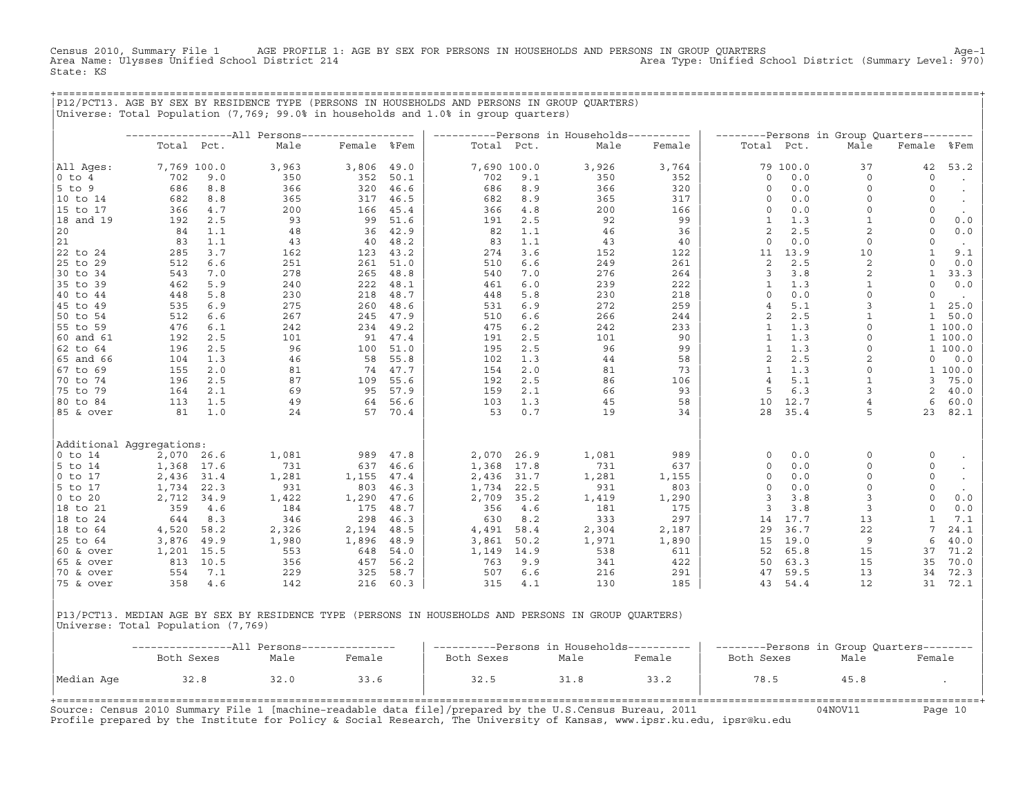Census 2010, Summary File 1 AGE PROFILE 1: AGE BY SEX FOR PERSONS IN HOUSEHOLDS AND PERSONS IN GROUP QUARTERS
Area Name: Ulysses Unified School District 214
State: KS
Area Type: Unified School District (Summary Level: 970)

## P12/PCT13. AGE BY SEX BY RESIDENCE TYPE (PERSONS IN HOUSEHOLDS AND PERSONS IN GROUP QUARTERS)

Universe: Total Population (7,769; 99.0% in households and 1.0% in group quarters)

| | All Persons | | | | | Persons in Households | | | | Persons in Group Quarters | | | | |
|---|---|---|---|---|---|---|---|---|---|---|---|---|---|---|
| | Total | Pct. | Male | Female | %Fem | Total | Pct. | Male | Female | Total | Pct. | Male | Female | %Fem |
| All Ages: | 7,769 | 100.0 | 3,963 | 3,806 | 49.0 | 7,690 | 100.0 | 3,926 | 3,764 | 79 | 100.0 | 37 | 42 | 53.2 |
| 0 to 4 | 702 | 9.0 | 350 | 352 | 50.1 | 702 | 9.1 | 350 | 352 | 0 | 0.0 | 0 | 0 | . |
| 5 to 9 | 686 | 8.8 | 366 | 320 | 46.6 | 686 | 8.9 | 366 | 320 | 0 | 0.0 | 0 | 0 | . |
| 10 to 14 | 682 | 8.8 | 365 | 317 | 46.5 | 682 | 8.9 | 365 | 317 | 0 | 0.0 | 0 | 0 | . |
| 15 to 17 | 366 | 4.7 | 200 | 166 | 45.4 | 366 | 4.8 | 200 | 166 | 0 | 0.0 | 0 | 0 | . |
| 18 and 19 | 192 | 2.5 | 93 | 99 | 51.6 | 191 | 2.5 | 92 | 99 | 1 | 1.3 | 1 | 0 | 0.0 |
| 20 | 84 | 1.1 | 48 | 36 | 42.9 | 82 | 1.1 | 46 | 36 | 2 | 2.5 | 2 | 0 | 0.0 |
| 21 | 83 | 1.1 | 43 | 40 | 48.2 | 83 | 1.1 | 43 | 40 | 0 | 0.0 | 0 | 0 | . |
| 22 to 24 | 285 | 3.7 | 162 | 123 | 43.2 | 274 | 3.6 | 152 | 122 | 11 | 13.9 | 10 | 1 | 9.1 |
| 25 to 29 | 512 | 6.6 | 251 | 261 | 51.0 | 510 | 6.6 | 249 | 261 | 2 | 2.5 | 2 | 0 | 0.0 |
| 30 to 34 | 543 | 7.0 | 278 | 265 | 48.8 | 540 | 7.0 | 276 | 264 | 3 | 3.8 | 2 | 1 | 33.3 |
| 35 to 39 | 462 | 5.9 | 240 | 222 | 48.1 | 461 | 6.0 | 239 | 222 | 1 | 1.3 | 1 | 0 | 0.0 |
| 40 to 44 | 448 | 5.8 | 230 | 218 | 48.7 | 448 | 5.8 | 230 | 218 | 0 | 0.0 | 0 | 0 | . |
| 45 to 49 | 535 | 6.9 | 275 | 260 | 48.6 | 531 | 6.9 | 272 | 259 | 4 | 5.1 | 3 | 1 | 25.0 |
| 50 to 54 | 512 | 6.6 | 267 | 245 | 47.9 | 510 | 6.6 | 266 | 244 | 2 | 2.5 | 1 | 1 | 50.0 |
| 55 to 59 | 476 | 6.1 | 242 | 234 | 49.2 | 475 | 6.2 | 242 | 233 | 1 | 1.3 | 0 | 1 | 100.0 |
| 60 and 61 | 192 | 2.5 | 101 | 91 | 47.4 | 191 | 2.5 | 101 | 90 | 1 | 1.3 | 0 | 1 | 100.0 |
| 62 to 64 | 196 | 2.5 | 96 | 100 | 51.0 | 195 | 2.5 | 96 | 99 | 1 | 1.3 | 0 | 1 | 100.0 |
| 65 and 66 | 104 | 1.3 | 46 | 58 | 55.8 | 102 | 1.3 | 44 | 58 | 2 | 2.5 | 2 | 0 | 0.0 |
| 67 to 69 | 155 | 2.0 | 81 | 74 | 47.7 | 154 | 2.0 | 81 | 73 | 1 | 1.3 | 0 | 1 | 100.0 |
| 70 to 74 | 196 | 2.5 | 87 | 109 | 55.6 | 192 | 2.5 | 86 | 106 | 4 | 5.1 | 1 | 3 | 75.0 |
| 75 to 79 | 164 | 2.1 | 69 | 95 | 57.9 | 159 | 2.1 | 66 | 93 | 5 | 6.3 | 3 | 2 | 40.0 |
| 80 to 84 | 113 | 1.5 | 49 | 64 | 56.6 | 103 | 1.3 | 45 | 58 | 10 | 12.7 | 4 | 6 | 60.0 |
| 85 & over | 81 | 1.0 | 24 | 57 | 70.4 | 53 | 0.7 | 19 | 34 | 28 | 35.4 | 5 | 23 | 82.1 |
| Additional Aggregations: | | | | | | | | | | | | | | |
| 0 to 14 | 2,070 | 26.6 | 1,081 | 989 | 47.8 | 2,070 | 26.9 | 1,081 | 989 | 0 | 0.0 | 0 | 0 | . |
| 5 to 14 | 1,368 | 17.6 | 731 | 637 | 46.6 | 1,368 | 17.8 | 731 | 637 | 0 | 0.0 | 0 | 0 | . |
| 0 to 17 | 2,436 | 31.4 | 1,281 | 1,155 | 47.4 | 2,436 | 31.7 | 1,281 | 1,155 | 0 | 0.0 | 0 | 0 | . |
| 5 to 17 | 1,734 | 22.3 | 931 | 803 | 46.3 | 1,734 | 22.5 | 931 | 803 | 0 | 0.0 | 0 | 0 | . |
| 0 to 20 | 2,712 | 34.9 | 1,422 | 1,290 | 47.6 | 2,709 | 35.2 | 1,419 | 1,290 | 3 | 3.8 | 3 | 0 | 0.0 |
| 18 to 21 | 359 | 4.6 | 184 | 175 | 48.7 | 356 | 4.6 | 181 | 175 | 3 | 3.8 | 3 | 0 | 0.0 |
| 18 to 24 | 644 | 8.3 | 346 | 298 | 46.3 | 630 | 8.2 | 333 | 297 | 14 | 17.7 | 13 | 1 | 7.1 |
| 18 to 64 | 4,520 | 58.2 | 2,326 | 2,194 | 48.5 | 4,491 | 58.4 | 2,304 | 2,187 | 29 | 36.7 | 22 | 7 | 24.1 |
| 25 to 64 | 3,876 | 49.9 | 1,980 | 1,896 | 48.9 | 3,861 | 50.2 | 1,971 | 1,890 | 15 | 19.0 | 9 | 6 | 40.0 |
| 60 & over | 1,201 | 15.5 | 553 | 648 | 54.0 | 1,149 | 14.9 | 538 | 611 | 52 | 65.8 | 15 | 37 | 71.2 |
| 65 & over | 813 | 10.5 | 356 | 457 | 56.2 | 763 | 9.9 | 341 | 422 | 50 | 63.3 | 15 | 35 | 70.0 |
| 70 & over | 554 | 7.1 | 229 | 325 | 58.7 | 507 | 6.6 | 216 | 291 | 47 | 59.5 | 13 | 34 | 72.3 |
| 75 & over | 358 | 4.6 | 142 | 216 | 60.3 | 315 | 4.1 | 130 | 185 | 43 | 54.4 | 12 | 31 | 72.1 |

## P13/PCT13. MEDIAN AGE BY SEX BY RESIDENCE TYPE (PERSONS IN HOUSEHOLDS AND PERSONS IN GROUP QUARTERS)

Universe: Total Population (7,769)

| | All Persons | | | Persons in Households | | | Persons in Group Quarters | | |
|---|---|---|---|---|---|---|---|---|---|
| | Both Sexes | Male | Female | Both Sexes | Male | Female | Both Sexes | Male | Female |
| Median Age | 32.8 | 32.0 | 33.6 | 32.5 | 31.8 | 33.2 | 78.5 | 45.8 | . |

Source: Census 2010 Summary File 1 [machine-readable data file]/prepared by the U.S.Census Bureau, 2011 04NOV11
Profile prepared by the Institute for Policy & Social Research, The University of Kansas, www.ipsr.ku.edu, ipsr@ku.edu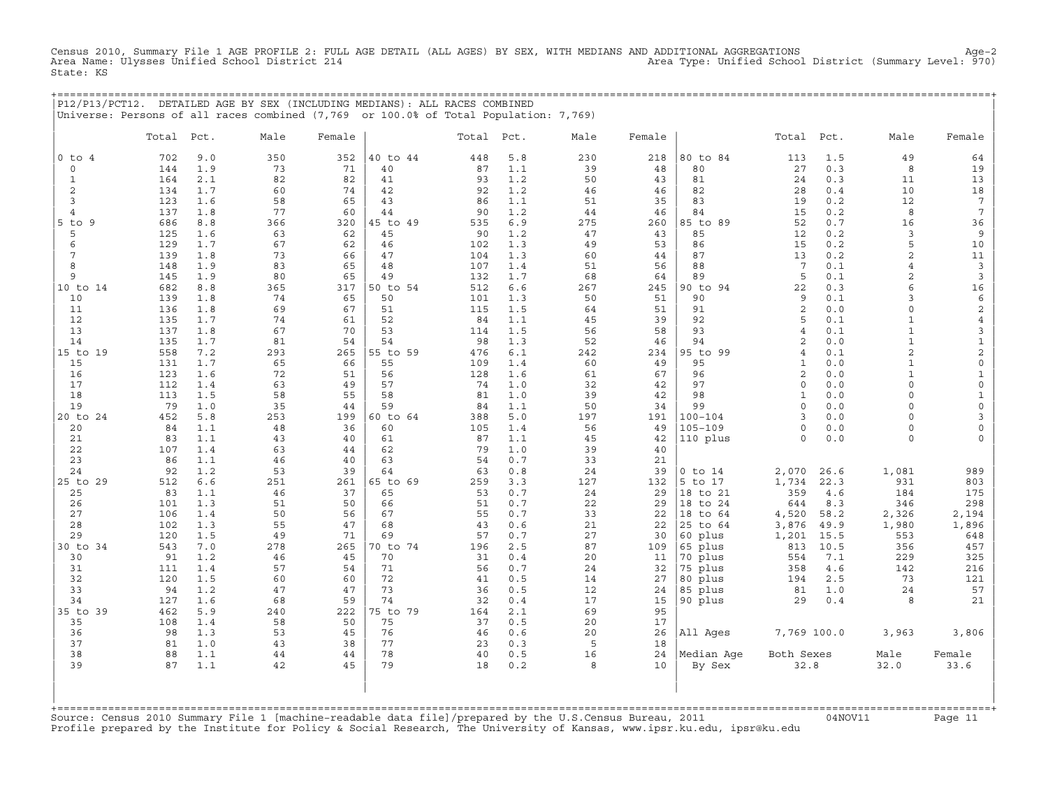Census 2010, Summary File 1 AGE PROFILE 2: FULL AGE DETAIL (ALL AGES) BY SEX, WITH MEDIANS AND ADDITIONAL AGGREGATIONS

Area Name: Ulysses Unified School District 214

Area Type: Unified School District (Summary Level: 970)

State: KS

## P12/P13/PCT12. DETAILED AGE BY SEX (INCLUDING MEDIANS): ALL RACES COMBINED

Universe: Persons of all races combined (7,769 or 100.0% of Total Population: 7,769)

| | Total | Pct. | Male | Female | | Total | Pct. | Male | Female | | Total | Pct. | Male | Female |
|---|---|---|---|---|---|---|---|---|---|---|---|---|---|---|
| 0 to 4 | 702 | 9.0 | 350 | 352 | 40 to 44 | 448 | 5.8 | 230 | 218 | 80 to 84 | 113 | 1.5 | 49 | 64 |
| 0 | 144 | 1.9 | 73 | 71 | 40 | 87 | 1.1 | 39 | 48 | 80 | 27 | 0.3 | 8 | 19 |
| 1 | 164 | 2.1 | 82 | 82 | 41 | 93 | 1.2 | 50 | 43 | 81 | 24 | 0.3 | 11 | 13 |
| 2 | 134 | 1.7 | 60 | 74 | 42 | 92 | 1.2 | 46 | 46 | 82 | 28 | 0.4 | 10 | 18 |
| 3 | 123 | 1.6 | 58 | 65 | 43 | 86 | 1.1 | 51 | 35 | 83 | 19 | 0.2 | 12 | 7 |
| 4 | 137 | 1.8 | 77 | 60 | 44 | 90 | 1.2 | 44 | 46 | 84 | 15 | 0.2 | 8 | 7 |
| 5 to 9 | 686 | 8.8 | 366 | 320 | 45 to 49 | 535 | 6.9 | 275 | 260 | 85 to 89 | 52 | 0.7 | 16 | 36 |
| 5 | 125 | 1.6 | 63 | 62 | 45 | 90 | 1.2 | 47 | 43 | 85 | 12 | 0.2 | 3 | 9 |
| 6 | 129 | 1.7 | 67 | 62 | 46 | 102 | 1.3 | 49 | 53 | 86 | 15 | 0.2 | 5 | 10 |
| 7 | 139 | 1.8 | 73 | 66 | 47 | 104 | 1.3 | 60 | 44 | 87 | 13 | 0.2 | 2 | 11 |
| 8 | 148 | 1.9 | 83 | 65 | 48 | 107 | 1.4 | 51 | 56 | 88 | 7 | 0.1 | 4 | 3 |
| 9 | 145 | 1.9 | 80 | 65 | 49 | 132 | 1.7 | 68 | 64 | 89 | 5 | 0.1 | 2 | 3 |
| 10 to 14 | 682 | 8.8 | 365 | 317 | 50 to 54 | 512 | 6.6 | 267 | 245 | 90 to 94 | 22 | 0.3 | 6 | 16 |
| 10 | 139 | 1.8 | 74 | 65 | 50 | 101 | 1.3 | 50 | 51 | 90 | 9 | 0.1 | 3 | 6 |
| 11 | 136 | 1.8 | 69 | 67 | 51 | 115 | 1.5 | 64 | 51 | 91 | 2 | 0.0 | 0 | 2 |
| 12 | 135 | 1.7 | 74 | 61 | 52 | 84 | 1.1 | 45 | 39 | 92 | 5 | 0.1 | 1 | 4 |
| 13 | 137 | 1.8 | 67 | 70 | 53 | 114 | 1.5 | 56 | 58 | 93 | 4 | 0.1 | 1 | 3 |
| 14 | 135 | 1.7 | 81 | 54 | 54 | 98 | 1.3 | 52 | 46 | 94 | 2 | 0.0 | 1 | 1 |
| 15 to 19 | 558 | 7.2 | 293 | 265 | 55 to 59 | 476 | 6.1 | 242 | 234 | 95 to 99 | 4 | 0.1 | 2 | 2 |
| 15 | 131 | 1.7 | 65 | 66 | 55 | 109 | 1.4 | 60 | 49 | 95 | 1 | 0.0 | 1 | 0 |
| 16 | 123 | 1.6 | 72 | 51 | 56 | 128 | 1.6 | 61 | 67 | 96 | 2 | 0.0 | 1 | 1 |
| 17 | 112 | 1.4 | 63 | 49 | 57 | 74 | 1.0 | 32 | 42 | 97 | 0 | 0.0 | 0 | 0 |
| 18 | 113 | 1.5 | 58 | 55 | 58 | 81 | 1.0 | 39 | 42 | 98 | 1 | 0.0 | 0 | 1 |
| 19 | 79 | 1.0 | 35 | 44 | 59 | 84 | 1.1 | 50 | 34 | 99 | 0 | 0.0 | 0 | 0 |
| 20 to 24 | 452 | 5.8 | 253 | 199 | 60 to 64 | 388 | 5.0 | 197 | 191 | 100-104 | 3 | 0.0 | 0 | 3 |
| 20 | 84 | 1.1 | 48 | 36 | 60 | 105 | 1.4 | 56 | 49 | 105-109 | 0 | 0.0 | 0 | 0 |
| 21 | 83 | 1.1 | 43 | 40 | 61 | 87 | 1.1 | 45 | 42 | 110 plus | 0 | 0.0 | 0 | 0 |
| 22 | 107 | 1.4 | 63 | 44 | 62 | 79 | 1.0 | 39 | 40 | | | | | |
| 23 | 86 | 1.1 | 46 | 40 | 63 | 54 | 0.7 | 33 | 21 | | | | | |
| 24 | 92 | 1.2 | 53 | 39 | 64 | 63 | 0.8 | 24 | 39 | 0 to 14 | 2,070 | 26.6 | 1,081 | 989 |
| 25 to 29 | 512 | 6.6 | 251 | 261 | 65 to 69 | 259 | 3.3 | 127 | 132 | 5 to 17 | 1,734 | 22.3 | 931 | 803 |
| 25 | 83 | 1.1 | 46 | 37 | 65 | 53 | 0.7 | 24 | 29 | 18 to 21 | 359 | 4.6 | 184 | 175 |
| 26 | 101 | 1.3 | 51 | 50 | 66 | 51 | 0.7 | 22 | 29 | 18 to 24 | 644 | 8.3 | 346 | 298 |
| 27 | 106 | 1.4 | 50 | 56 | 67 | 55 | 0.7 | 33 | 22 | 18 to 64 | 4,520 | 58.2 | 2,326 | 2,194 |
| 28 | 102 | 1.3 | 55 | 47 | 68 | 43 | 0.6 | 21 | 22 | 25 to 64 | 3,876 | 49.9 | 1,980 | 1,896 |
| 29 | 120 | 1.5 | 49 | 71 | 69 | 57 | 0.7 | 27 | 30 | 60 plus | 1,201 | 15.5 | 553 | 648 |
| 30 to 34 | 543 | 7.0 | 278 | 265 | 70 to 74 | 196 | 2.5 | 87 | 109 | 65 plus | 813 | 10.5 | 356 | 457 |
| 30 | 91 | 1.2 | 46 | 45 | 70 | 31 | 0.4 | 20 | 11 | 70 plus | 554 | 7.1 | 229 | 325 |
| 31 | 111 | 1.4 | 57 | 54 | 71 | 56 | 0.7 | 24 | 32 | 75 plus | 358 | 4.6 | 142 | 216 |
| 32 | 120 | 1.5 | 60 | 60 | 72 | 41 | 0.5 | 14 | 27 | 80 plus | 194 | 2.5 | 73 | 121 |
| 33 | 94 | 1.2 | 47 | 47 | 73 | 36 | 0.5 | 12 | 24 | 85 plus | 81 | 1.0 | 24 | 57 |
| 34 | 127 | 1.6 | 68 | 59 | 74 | 32 | 0.4 | 17 | 15 | 90 plus | 29 | 0.4 | 8 | 21 |
| 35 to 39 | 462 | 5.9 | 240 | 222 | 75 to 79 | 164 | 2.1 | 69 | 95 | | | | | |
| 35 | 108 | 1.4 | 58 | 50 | 75 | 37 | 0.5 | 20 | 17 | | | | | |
| 36 | 98 | 1.3 | 53 | 45 | 76 | 46 | 0.6 | 20 | 26 | All Ages | 7,769 | 100.0 | 3,963 | 3,806 |
| 37 | 81 | 1.0 | 43 | 38 | 77 | 23 | 0.3 | 5 | 18 | | | | | |
| 38 | 88 | 1.1 | 44 | 44 | 78 | 40 | 0.5 | 16 | 24 | Median Age | Both Sexes | | Male | Female |
| 39 | 87 | 1.1 | 42 | 45 | 79 | 18 | 0.2 | 8 | 10 | By Sex | 32.8 | | 32.0 | 33.6 |

Source: Census 2010 Summary File 1 [machine-readable data file]/prepared by the U.S.Census Bureau, 2011 04NOV11

Profile prepared by the Institute for Policy & Social Research, The University of Kansas, www.ipsr.ku.edu, ipsr@ku.edu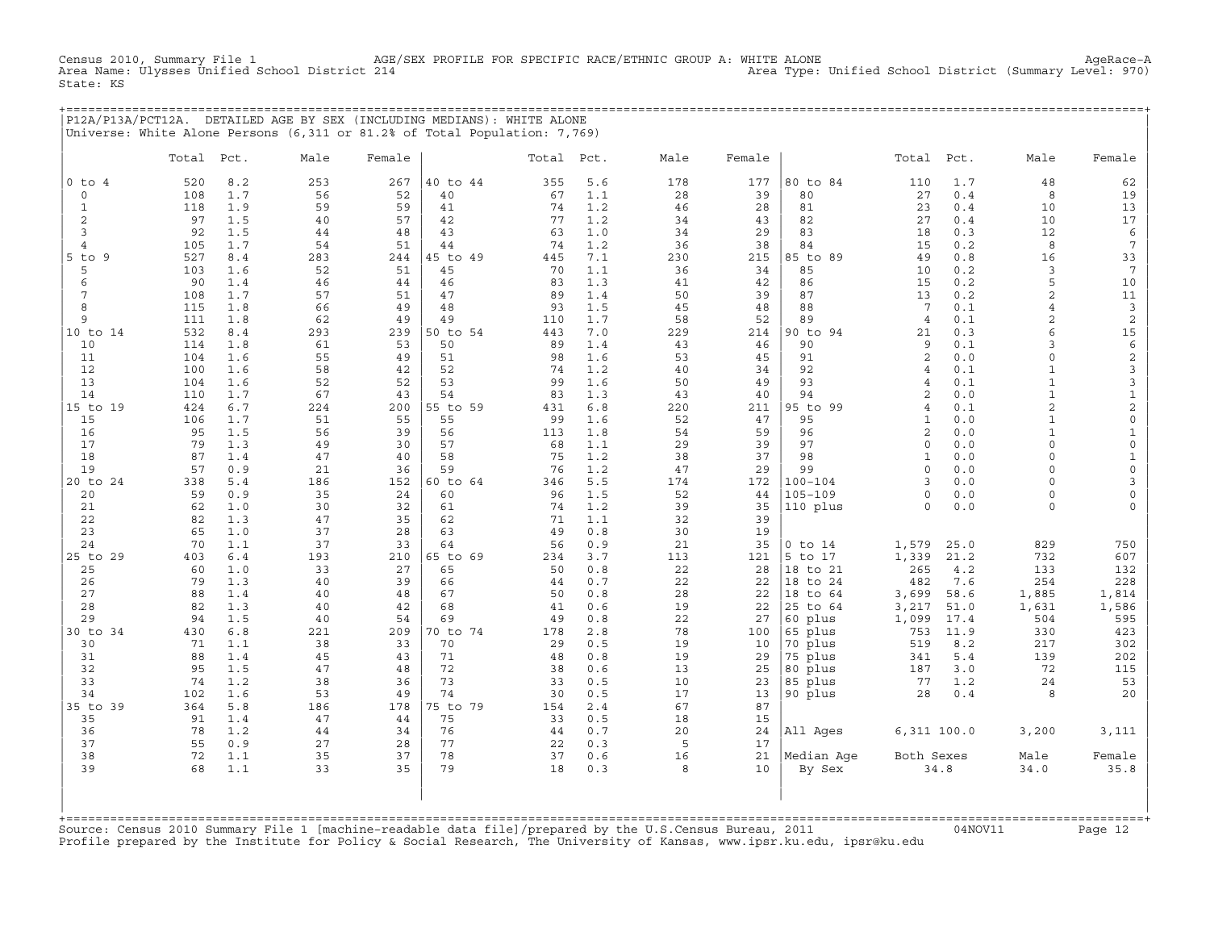Census 2010, Summary File 1 AGE/SEX PROFILE FOR SPECIFIC RACE/ETHNIC GROUP A: WHITE ALONE AgeRace-A
Area Name: Ulysses Unified School District 214 Area Type: Unified School District (Summary Level: 970)
State: KS

## P12A/P13A/PCT12A. DETAILED AGE BY SEX (INCLUDING MEDIANS): WHITE ALONE

Universe: White Alone Persons (6,311 or 81.2% of Total Population: 7,769)

| | Total | Pct. | Male | Female | | Total | Pct. | Male | Female | | Total | Pct. | Male | Female |
|---|---|---|---|---|---|---|---|---|---|---|---|---|---|---|
| 0 to 4 | 520 | 8.2 | 253 | 267 | 40 to 44 | 355 | 5.6 | 178 | 177 | 80 to 84 | 110 | 1.7 | 48 | 62 |
| 0 | 108 | 1.7 | 56 | 52 | 40 | 67 | 1.1 | 28 | 39 | 80 | 27 | 0.4 | 8 | 19 |
| 1 | 118 | 1.9 | 59 | 59 | 41 | 74 | 1.2 | 46 | 28 | 81 | 23 | 0.4 | 10 | 13 |
| 2 | 97 | 1.5 | 40 | 57 | 42 | 77 | 1.2 | 34 | 43 | 82 | 27 | 0.4 | 10 | 17 |
| 3 | 92 | 1.5 | 44 | 48 | 43 | 63 | 1.0 | 34 | 29 | 83 | 18 | 0.3 | 12 | 6 |
| 4 | 105 | 1.7 | 54 | 51 | 44 | 74 | 1.2 | 36 | 38 | 84 | 15 | 0.2 | 8 | 7 |
| 5 to 9 | 527 | 8.4 | 283 | 244 | 45 to 49 | 445 | 7.1 | 230 | 215 | 85 to 89 | 49 | 0.8 | 16 | 33 |
| 5 | 103 | 1.6 | 52 | 51 | 45 | 70 | 1.1 | 36 | 34 | 85 | 10 | 0.2 | 3 | 7 |
| 6 | 90 | 1.4 | 46 | 44 | 46 | 83 | 1.3 | 41 | 42 | 86 | 15 | 0.2 | 5 | 10 |
| 7 | 108 | 1.7 | 57 | 51 | 47 | 89 | 1.4 | 50 | 39 | 87 | 13 | 0.2 | 2 | 11 |
| 8 | 115 | 1.8 | 66 | 49 | 48 | 93 | 1.5 | 45 | 48 | 88 | 7 | 0.1 | 4 | 3 |
| 9 | 111 | 1.8 | 62 | 49 | 49 | 110 | 1.7 | 58 | 52 | 89 | 4 | 0.1 | 2 | 2 |
| 10 to 14 | 532 | 8.4 | 293 | 239 | 50 to 54 | 443 | 7.0 | 229 | 214 | 90 to 94 | 21 | 0.3 | 6 | 15 |
| 10 | 114 | 1.8 | 61 | 53 | 50 | 89 | 1.4 | 43 | 46 | 90 | 9 | 0.1 | 3 | 6 |
| 11 | 104 | 1.6 | 55 | 49 | 51 | 98 | 1.6 | 53 | 45 | 91 | 2 | 0.0 | 0 | 2 |
| 12 | 100 | 1.6 | 58 | 42 | 52 | 74 | 1.2 | 40 | 34 | 92 | 4 | 0.1 | 1 | 3 |
| 13 | 104 | 1.6 | 52 | 52 | 53 | 99 | 1.6 | 50 | 49 | 93 | 4 | 0.1 | 1 | 3 |
| 14 | 110 | 1.7 | 67 | 43 | 54 | 83 | 1.3 | 43 | 40 | 94 | 2 | 0.0 | 1 | 1 |
| 15 to 19 | 424 | 6.7 | 224 | 200 | 55 to 59 | 431 | 6.8 | 220 | 211 | 95 to 99 | 4 | 0.1 | 2 | 2 |
| 15 | 106 | 1.7 | 51 | 55 | 55 | 99 | 1.6 | 52 | 47 | 95 | 1 | 0.0 | 1 | 0 |
| 16 | 95 | 1.5 | 56 | 39 | 56 | 113 | 1.8 | 54 | 59 | 96 | 2 | 0.0 | 1 | 1 |
| 17 | 79 | 1.3 | 49 | 30 | 57 | 68 | 1.1 | 29 | 39 | 97 | 0 | 0.0 | 0 | 0 |
| 18 | 87 | 1.4 | 47 | 40 | 58 | 75 | 1.2 | 38 | 37 | 98 | 1 | 0.0 | 0 | 1 |
| 19 | 57 | 0.9 | 21 | 36 | 59 | 76 | 1.2 | 47 | 29 | 99 | 0 | 0.0 | 0 | 0 |
| 20 to 24 | 338 | 5.4 | 186 | 152 | 60 to 64 | 346 | 5.5 | 174 | 172 | 100-104 | 3 | 0.0 | 0 | 3 |
| 20 | 59 | 0.9 | 35 | 24 | 60 | 96 | 1.5 | 52 | 44 | 105-109 | 0 | 0.0 | 0 | 0 |
| 21 | 62 | 1.0 | 30 | 32 | 61 | 74 | 1.2 | 39 | 35 | 110 plus | 0 | 0.0 | 0 | 0 |
| 22 | 82 | 1.3 | 47 | 35 | 62 | 71 | 1.1 | 32 | 39 | | | | | |
| 23 | 65 | 1.0 | 37 | 28 | 63 | 49 | 0.8 | 30 | 19 | | | | | |
| 24 | 70 | 1.1 | 37 | 33 | 64 | 56 | 0.9 | 21 | 35 | 0 to 14 | 1,579 | 25.0 | 829 | 750 |
| 25 to 29 | 403 | 6.4 | 193 | 210 | 65 to 69 | 234 | 3.7 | 113 | 121 | 5 to 17 | 1,339 | 21.2 | 732 | 607 |
| 25 | 60 | 1.0 | 33 | 27 | 65 | 50 | 0.8 | 22 | 28 | 18 to 21 | 265 | 4.2 | 133 | 132 |
| 26 | 79 | 1.3 | 40 | 39 | 66 | 44 | 0.7 | 22 | 22 | 18 to 24 | 482 | 7.6 | 254 | 228 |
| 27 | 88 | 1.4 | 40 | 48 | 67 | 50 | 0.8 | 28 | 22 | 18 to 64 | 3,699 | 58.6 | 1,885 | 1,814 |
| 28 | 82 | 1.3 | 40 | 42 | 68 | 41 | 0.6 | 19 | 22 | 25 to 64 | 3,217 | 51.0 | 1,631 | 1,586 |
| 29 | 94 | 1.5 | 40 | 54 | 69 | 49 | 0.8 | 22 | 27 | 60 plus | 1,099 | 17.4 | 504 | 595 |
| 30 to 34 | 430 | 6.8 | 221 | 209 | 70 to 74 | 178 | 2.8 | 78 | 100 | 65 plus | 753 | 11.9 | 330 | 423 |
| 30 | 71 | 1.1 | 38 | 33 | 70 | 29 | 0.5 | 19 | 10 | 70 plus | 519 | 8.2 | 217 | 302 |
| 31 | 88 | 1.4 | 45 | 43 | 71 | 48 | 0.8 | 19 | 29 | 75 plus | 341 | 5.4 | 139 | 202 |
| 32 | 95 | 1.5 | 47 | 48 | 72 | 38 | 0.6 | 13 | 25 | 80 plus | 187 | 3.0 | 72 | 115 |
| 33 | 74 | 1.2 | 38 | 36 | 73 | 33 | 0.5 | 10 | 23 | 85 plus | 77 | 1.2 | 24 | 53 |
| 34 | 102 | 1.6 | 53 | 49 | 74 | 30 | 0.5 | 17 | 13 | 90 plus | 28 | 0.4 | 8 | 20 |
| 35 to 39 | 364 | 5.8 | 186 | 178 | 75 to 79 | 154 | 2.4 | 67 | 87 | | | | | |
| 35 | 91 | 1.4 | 47 | 44 | 75 | 33 | 0.5 | 18 | 15 | | | | | |
| 36 | 78 | 1.2 | 44 | 34 | 76 | 44 | 0.7 | 20 | 24 | All Ages | 6,311 | 100.0 | 3,200 | 3,111 |
| 37 | 55 | 0.9 | 27 | 28 | 77 | 22 | 0.3 | 5 | 17 | | | | | |
| 38 | 72 | 1.1 | 35 | 37 | 78 | 37 | 0.6 | 16 | 21 | Median Age | Both Sexes | | Male | Female |
| 39 | 68 | 1.1 | 33 | 35 | 79 | 18 | 0.3 | 8 | 10 | By Sex | 34.8 | | 34.0 | 35.8 |

Source: Census 2010 Summary File 1 [machine-readable data file]/prepared by the U.S.Census Bureau, 2011 04NOV11
Profile prepared by the Institute for Policy & Social Research, The University of Kansas, www.ipsr.ku.edu, ipsr@ku.edu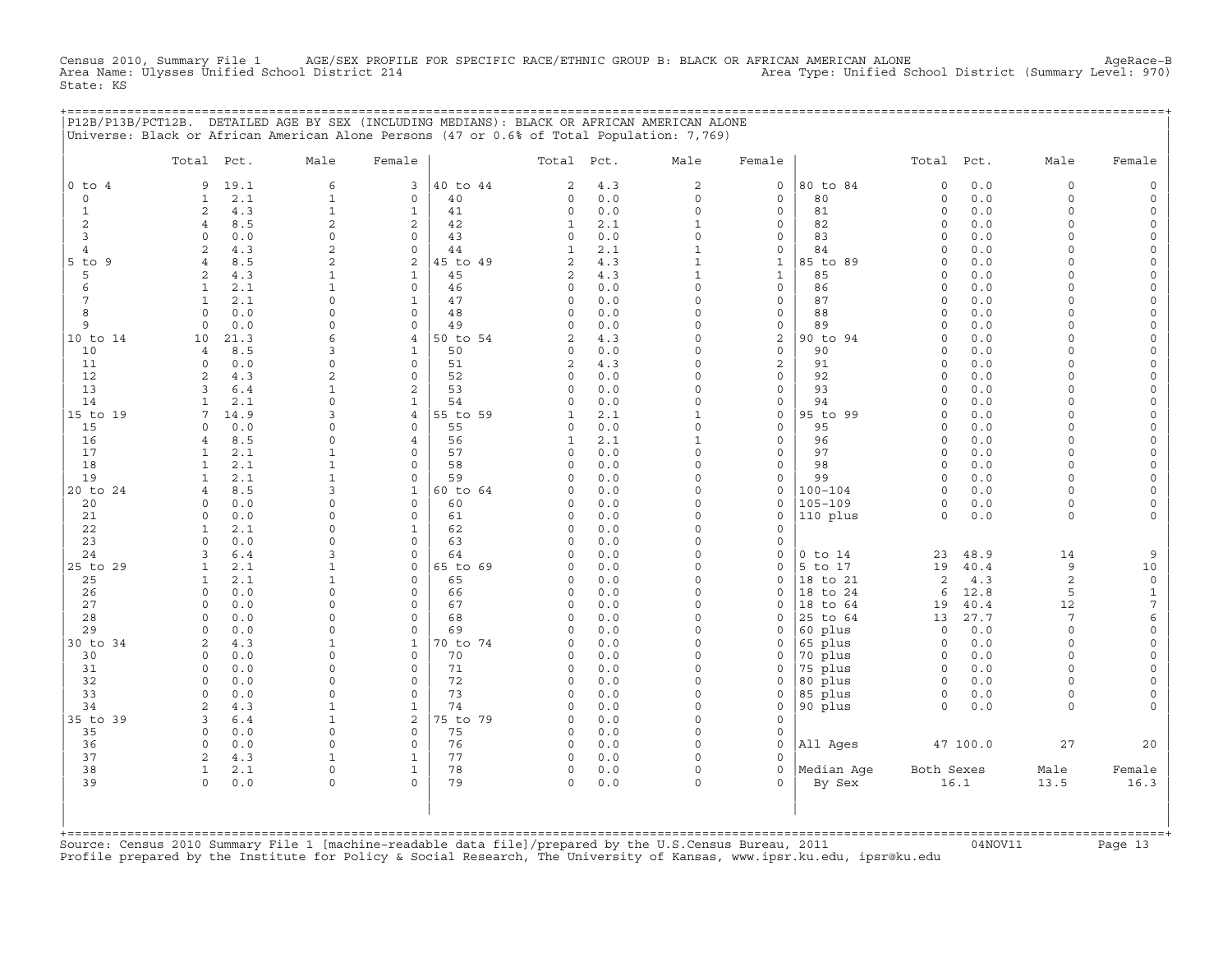Census 2010, Summary File 1 AGE/SEX PROFILE FOR SPECIFIC RACE/ETHNIC GROUP B: BLACK OR AFRICAN AMERICAN ALONE AgeRace-B
Area Name: Ulysses Unified School District 214 Area Type: Unified School District (Summary Level: 970)
State: KS

## P12B/P13B/PCT12B. DETAILED AGE BY SEX (INCLUDING MEDIANS): BLACK OR AFRICAN AMERICAN ALONE

Universe: Black or African American Alone Persons (47 or 0.6% of Total Population: 7,769)

| | Total | Pct. | Male | Female | | Total | Pct. | Male | Female | | Total | Pct. | Male | Female |
|---|---|---|---|---|---|---|---|---|---|---|---|---|---|---|
| 0 to 4 | 9 | 19.1 | 6 | 3 | 40 to 44 | 2 | 4.3 | 2 | 0 | 80 to 84 | 0 | 0.0 | 0 | 0 |
| 0 | 1 | 2.1 | 1 | 0 | 40 | 0 | 0.0 | 0 | 0 | 80 | 0 | 0.0 | 0 | 0 |
| 1 | 2 | 4.3 | 1 | 1 | 41 | 0 | 0.0 | 0 | 0 | 81 | 0 | 0.0 | 0 | 0 |
| 2 | 4 | 8.5 | 2 | 2 | 42 | 1 | 2.1 | 1 | 0 | 82 | 0 | 0.0 | 0 | 0 |
| 3 | 0 | 0.0 | 0 | 0 | 43 | 0 | 0.0 | 0 | 0 | 83 | 0 | 0.0 | 0 | 0 |
| 4 | 2 | 4.3 | 2 | 0 | 44 | 1 | 2.1 | 1 | 0 | 84 | 0 | 0.0 | 0 | 0 |
| 5 to 9 | 4 | 8.5 | 2 | 2 | 45 to 49 | 2 | 4.3 | 1 | 1 | 85 to 89 | 0 | 0.0 | 0 | 0 |
| 5 | 2 | 4.3 | 1 | 1 | 45 | 2 | 4.3 | 1 | 1 | 85 | 0 | 0.0 | 0 | 0 |
| 6 | 1 | 2.1 | 1 | 0 | 46 | 0 | 0.0 | 0 | 0 | 86 | 0 | 0.0 | 0 | 0 |
| 7 | 1 | 2.1 | 0 | 1 | 47 | 0 | 0.0 | 0 | 0 | 87 | 0 | 0.0 | 0 | 0 |
| 8 | 0 | 0.0 | 0 | 0 | 48 | 0 | 0.0 | 0 | 0 | 88 | 0 | 0.0 | 0 | 0 |
| 9 | 0 | 0.0 | 0 | 0 | 49 | 0 | 0.0 | 0 | 0 | 89 | 0 | 0.0 | 0 | 0 |
| 10 to 14 | 10 | 21.3 | 6 | 4 | 50 to 54 | 2 | 4.3 | 0 | 2 | 90 to 94 | 0 | 0.0 | 0 | 0 |
| 10 | 4 | 8.5 | 3 | 1 | 50 | 0 | 0.0 | 0 | 0 | 90 | 0 | 0.0 | 0 | 0 |
| 11 | 0 | 0.0 | 0 | 0 | 51 | 2 | 4.3 | 0 | 2 | 91 | 0 | 0.0 | 0 | 0 |
| 12 | 2 | 4.3 | 2 | 0 | 52 | 0 | 0.0 | 0 | 0 | 92 | 0 | 0.0 | 0 | 0 |
| 13 | 3 | 6.4 | 1 | 2 | 53 | 0 | 0.0 | 0 | 0 | 93 | 0 | 0.0 | 0 | 0 |
| 14 | 1 | 2.1 | 0 | 1 | 54 | 0 | 0.0 | 0 | 0 | 94 | 0 | 0.0 | 0 | 0 |
| 15 to 19 | 7 | 14.9 | 3 | 4 | 55 to 59 | 1 | 2.1 | 1 | 0 | 95 to 99 | 0 | 0.0 | 0 | 0 |
| 15 | 0 | 0.0 | 0 | 0 | 55 | 0 | 0.0 | 0 | 0 | 95 | 0 | 0.0 | 0 | 0 |
| 16 | 4 | 8.5 | 0 | 4 | 56 | 1 | 2.1 | 1 | 0 | 96 | 0 | 0.0 | 0 | 0 |
| 17 | 1 | 2.1 | 1 | 0 | 57 | 0 | 0.0 | 0 | 0 | 97 | 0 | 0.0 | 0 | 0 |
| 18 | 1 | 2.1 | 1 | 0 | 58 | 0 | 0.0 | 0 | 0 | 98 | 0 | 0.0 | 0 | 0 |
| 19 | 1 | 2.1 | 1 | 0 | 59 | 0 | 0.0 | 0 | 0 | 99 | 0 | 0.0 | 0 | 0 |
| 20 to 24 | 4 | 8.5 | 3 | 1 | 60 to 64 | 0 | 0.0 | 0 | 0 | 100-104 | 0 | 0.0 | 0 | 0 |
| 20 | 0 | 0.0 | 0 | 0 | 60 | 0 | 0.0 | 0 | 0 | 105-109 | 0 | 0.0 | 0 | 0 |
| 21 | 0 | 0.0 | 0 | 0 | 61 | 0 | 0.0 | 0 | 0 | 110 plus | 0 | 0.0 | 0 | 0 |
| 22 | 1 | 2.1 | 0 | 1 | 62 | 0 | 0.0 | 0 | 0 | | | | | |
| 23 | 0 | 0.0 | 0 | 0 | 63 | 0 | 0.0 | 0 | 0 | | | | | |
| 24 | 3 | 6.4 | 3 | 0 | 64 | 0 | 0.0 | 0 | 0 | 0 to 14 | 23 | 48.9 | 14 | 9 |
| 25 to 29 | 1 | 2.1 | 1 | 0 | 65 to 69 | 0 | 0.0 | 0 | 0 | 5 to 17 | 19 | 40.4 | 9 | 10 |
| 25 | 1 | 2.1 | 1 | 0 | 65 | 0 | 0.0 | 0 | 0 | 18 to 21 | 2 | 4.3 | 2 | 0 |
| 26 | 0 | 0.0 | 0 | 0 | 66 | 0 | 0.0 | 0 | 0 | 18 to 24 | 6 | 12.8 | 5 | 1 |
| 27 | 0 | 0.0 | 0 | 0 | 67 | 0 | 0.0 | 0 | 0 | 18 to 64 | 19 | 40.4 | 12 | 7 |
| 28 | 0 | 0.0 | 0 | 0 | 68 | 0 | 0.0 | 0 | 0 | 25 to 64 | 13 | 27.7 | 7 | 6 |
| 29 | 0 | 0.0 | 0 | 0 | 69 | 0 | 0.0 | 0 | 0 | 60 plus | 0 | 0.0 | 0 | 0 |
| 30 to 34 | 2 | 4.3 | 1 | 1 | 70 to 74 | 0 | 0.0 | 0 | 0 | 65 plus | 0 | 0.0 | 0 | 0 |
| 30 | 0 | 0.0 | 0 | 0 | 70 | 0 | 0.0 | 0 | 0 | 70 plus | 0 | 0.0 | 0 | 0 |
| 31 | 0 | 0.0 | 0 | 0 | 71 | 0 | 0.0 | 0 | 0 | 75 plus | 0 | 0.0 | 0 | 0 |
| 32 | 0 | 0.0 | 0 | 0 | 72 | 0 | 0.0 | 0 | 0 | 80 plus | 0 | 0.0 | 0 | 0 |
| 33 | 0 | 0.0 | 0 | 0 | 73 | 0 | 0.0 | 0 | 0 | 85 plus | 0 | 0.0 | 0 | 0 |
| 34 | 2 | 4.3 | 1 | 1 | 74 | 0 | 0.0 | 0 | 0 | 90 plus | 0 | 0.0 | 0 | 0 |
| 35 to 39 | 3 | 6.4 | 1 | 2 | 75 to 79 | 0 | 0.0 | 0 | 0 | | | | | |
| 35 | 0 | 0.0 | 0 | 0 | 75 | 0 | 0.0 | 0 | 0 | | | | | |
| 36 | 0 | 0.0 | 0 | 0 | 76 | 0 | 0.0 | 0 | 0 | All Ages | 47 | 100.0 | 27 | 20 |
| 37 | 2 | 4.3 | 1 | 1 | 77 | 0 | 0.0 | 0 | 0 | | | | | |
| 38 | 1 | 2.1 | 0 | 1 | 78 | 0 | 0.0 | 0 | 0 | Median Age | Both Sexes | | Male | Female |
| 39 | 0 | 0.0 | 0 | 0 | 79 | 0 | 0.0 | 0 | 0 | By Sex | 16.1 | | 13.5 | 16.3 |

Source: Census 2010 Summary File 1 [machine-readable data file]/prepared by the U.S.Census Bureau, 2011 04NOV11
Profile prepared by the Institute for Policy & Social Research, The University of Kansas, www.ipsr.ku.edu, ipsr@ku.edu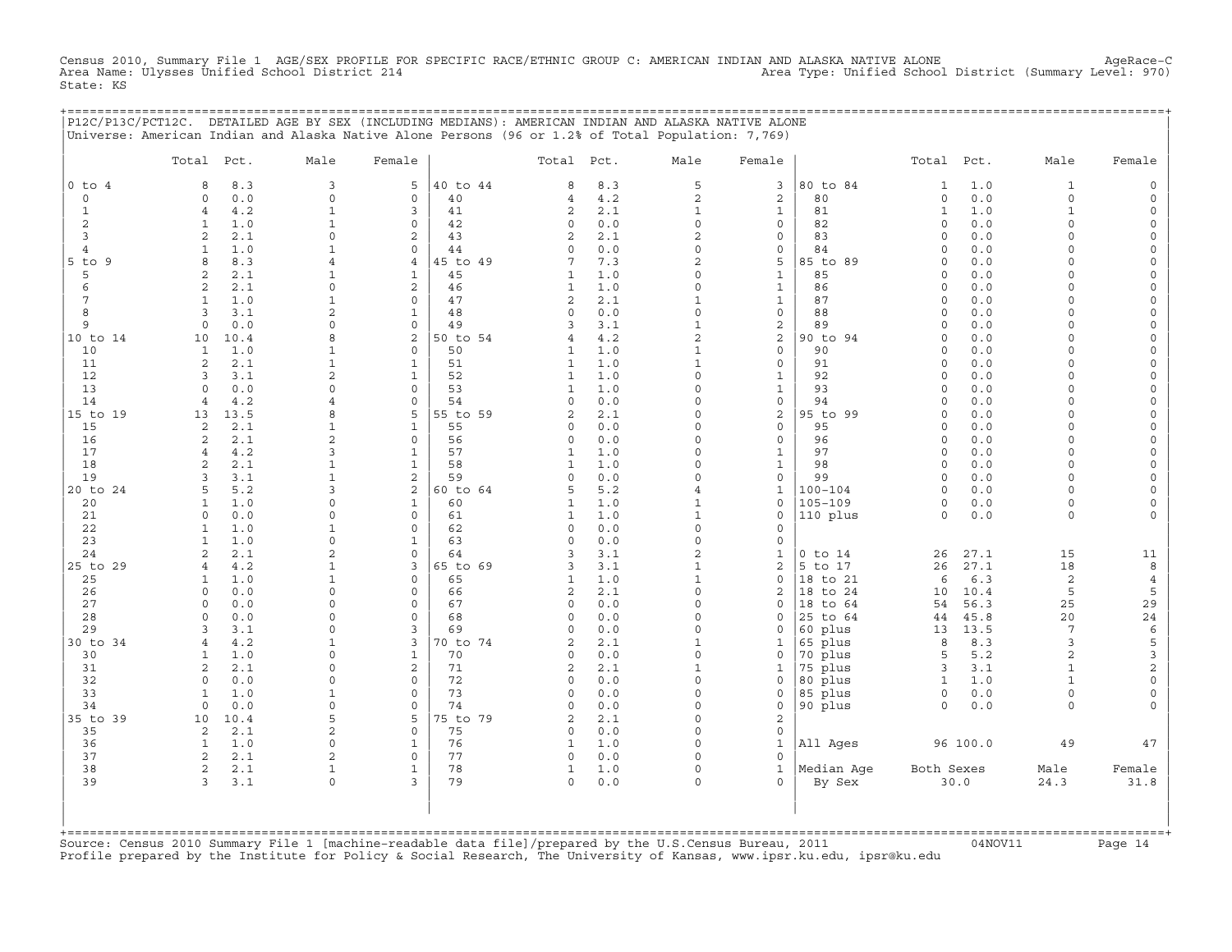Census 2010, Summary File 1 AGE/SEX PROFILE FOR SPECIFIC RACE/ETHNIC GROUP C: AMERICAN INDIAN AND ALASKA NATIVE ALONE AgeRace-C
Area Name: Ulysses Unified School District 214 Area Type: Unified School District (Summary Level: 970)
State: KS

P12C/P13C/PCT12C. DETAILED AGE BY SEX (INCLUDING MEDIANS): AMERICAN INDIAN AND ALASKA NATIVE ALONE
Universe: American Indian and Alaska Native Alone Persons (96 or 1.2% of Total Population: 7,769)

| | Total | Pct. | Male | Female | | Total | Pct. | Male | Female | | Total | Pct. | Male | Female |
|---|---|---|---|---|---|---|---|---|---|---|---|---|---|---|
| 0 to 4 | 8 | 8.3 | 3 | 5 | 40 to 44 | 8 | 8.3 | 5 | 3 | 80 to 84 | 1 | 1.0 | 1 | 0 |
| 0 | 0 | 0.0 | 0 | 0 | 40 | 4 | 4.2 | 2 | 2 | 80 | 0 | 0.0 | 0 | 0 |
| 1 | 4 | 4.2 | 1 | 3 | 41 | 2 | 2.1 | 1 | 1 | 81 | 1 | 1.0 | 1 | 0 |
| 2 | 1 | 1.0 | 1 | 0 | 42 | 0 | 0.0 | 0 | 0 | 82 | 0 | 0.0 | 0 | 0 |
| 3 | 2 | 2.1 | 0 | 2 | 43 | 2 | 2.1 | 2 | 0 | 83 | 0 | 0.0 | 0 | 0 |
| 4 | 1 | 1.0 | 1 | 0 | 44 | 0 | 0.0 | 0 | 0 | 84 | 0 | 0.0 | 0 | 0 |
| 5 to 9 | 8 | 8.3 | 4 | 4 | 45 to 49 | 7 | 7.3 | 2 | 5 | 85 to 89 | 0 | 0.0 | 0 | 0 |
| 5 | 2 | 2.1 | 1 | 1 | 45 | 1 | 1.0 | 0 | 1 | 85 | 0 | 0.0 | 0 | 0 |
| 6 | 2 | 2.1 | 0 | 2 | 46 | 1 | 1.0 | 0 | 1 | 86 | 0 | 0.0 | 0 | 0 |
| 7 | 1 | 1.0 | 1 | 0 | 47 | 2 | 2.1 | 1 | 1 | 87 | 0 | 0.0 | 0 | 0 |
| 8 | 3 | 3.1 | 2 | 1 | 48 | 0 | 0.0 | 0 | 0 | 88 | 0 | 0.0 | 0 | 0 |
| 9 | 0 | 0.0 | 0 | 0 | 49 | 3 | 3.1 | 1 | 2 | 89 | 0 | 0.0 | 0 | 0 |
| 10 to 14 | 10 | 10.4 | 8 | 2 | 50 to 54 | 4 | 4.2 | 2 | 2 | 90 to 94 | 0 | 0.0 | 0 | 0 |
| 10 | 1 | 1.0 | 1 | 0 | 50 | 1 | 1.0 | 1 | 0 | 90 | 0 | 0.0 | 0 | 0 |
| 11 | 2 | 2.1 | 1 | 1 | 51 | 1 | 1.0 | 1 | 0 | 91 | 0 | 0.0 | 0 | 0 |
| 12 | 3 | 3.1 | 2 | 1 | 52 | 1 | 1.0 | 0 | 1 | 92 | 0 | 0.0 | 0 | 0 |
| 13 | 0 | 0.0 | 0 | 0 | 53 | 1 | 1.0 | 0 | 1 | 93 | 0 | 0.0 | 0 | 0 |
| 14 | 4 | 4.2 | 4 | 0 | 54 | 0 | 0.0 | 0 | 0 | 94 | 0 | 0.0 | 0 | 0 |
| 15 to 19 | 13 | 13.5 | 8 | 5 | 55 to 59 | 2 | 2.1 | 0 | 2 | 95 to 99 | 0 | 0.0 | 0 | 0 |
| 15 | 2 | 2.1 | 1 | 1 | 55 | 0 | 0.0 | 0 | 0 | 95 | 0 | 0.0 | 0 | 0 |
| 16 | 2 | 2.1 | 2 | 0 | 56 | 0 | 0.0 | 0 | 0 | 96 | 0 | 0.0 | 0 | 0 |
| 17 | 4 | 4.2 | 3 | 1 | 57 | 1 | 1.0 | 0 | 1 | 97 | 0 | 0.0 | 0 | 0 |
| 18 | 2 | 2.1 | 1 | 1 | 58 | 1 | 1.0 | 0 | 1 | 98 | 0 | 0.0 | 0 | 0 |
| 19 | 3 | 3.1 | 1 | 2 | 59 | 0 | 0.0 | 0 | 0 | 99 | 0 | 0.0 | 0 | 0 |
| 20 to 24 | 5 | 5.2 | 3 | 2 | 60 to 64 | 5 | 5.2 | 4 | 1 | 100-104 | 0 | 0.0 | 0 | 0 |
| 20 | 1 | 1.0 | 0 | 1 | 60 | 1 | 1.0 | 1 | 0 | 105-109 | 0 | 0.0 | 0 | 0 |
| 21 | 0 | 0.0 | 0 | 0 | 61 | 1 | 1.0 | 1 | 0 | 110 plus | 0 | 0.0 | 0 | 0 |
| 22 | 1 | 1.0 | 1 | 0 | 62 | 0 | 0.0 | 0 | 0 | | | | | |
| 23 | 1 | 1.0 | 0 | 1 | 63 | 0 | 0.0 | 0 | 0 | | | | | |
| 24 | 2 | 2.1 | 2 | 0 | 64 | 3 | 3.1 | 2 | 1 | 0 to 14 | 26 | 27.1 | 15 | 11 |
| 25 to 29 | 4 | 4.2 | 1 | 3 | 65 to 69 | 3 | 3.1 | 1 | 2 | 5 to 17 | 26 | 27.1 | 18 | 8 |
| 25 | 1 | 1.0 | 1 | 0 | 65 | 1 | 1.0 | 1 | 0 | 18 to 21 | 6 | 6.3 | 2 | 4 |
| 26 | 0 | 0.0 | 0 | 0 | 66 | 2 | 2.1 | 0 | 2 | 18 to 24 | 10 | 10.4 | 5 | 5 |
| 27 | 0 | 0.0 | 0 | 0 | 67 | 0 | 0.0 | 0 | 0 | 18 to 64 | 54 | 56.3 | 25 | 29 |
| 28 | 0 | 0.0 | 0 | 0 | 68 | 0 | 0.0 | 0 | 0 | 25 to 64 | 44 | 45.8 | 20 | 24 |
| 29 | 3 | 3.1 | 0 | 3 | 69 | 0 | 0.0 | 0 | 0 | 60 plus | 13 | 13.5 | 7 | 6 |
| 30 to 34 | 4 | 4.2 | 1 | 3 | 70 to 74 | 2 | 2.1 | 1 | 1 | 65 plus | 8 | 8.3 | 3 | 5 |
| 30 | 1 | 1.0 | 0 | 1 | 70 | 0 | 0.0 | 0 | 0 | 70 plus | 5 | 5.2 | 2 | 3 |
| 31 | 2 | 2.1 | 0 | 2 | 71 | 2 | 2.1 | 1 | 1 | 75 plus | 3 | 3.1 | 1 | 2 |
| 32 | 0 | 0.0 | 0 | 0 | 72 | 0 | 0.0 | 0 | 0 | 80 plus | 1 | 1.0 | 1 | 0 |
| 33 | 1 | 1.0 | 1 | 0 | 73 | 0 | 0.0 | 0 | 0 | 85 plus | 0 | 0.0 | 0 | 0 |
| 34 | 0 | 0.0 | 0 | 0 | 74 | 0 | 0.0 | 0 | 0 | 90 plus | 0 | 0.0 | 0 | 0 |
| 35 to 39 | 10 | 10.4 | 5 | 5 | 75 to 79 | 2 | 2.1 | 0 | 2 | | | | | |
| 35 | 2 | 2.1 | 2 | 0 | 75 | 0 | 0.0 | 0 | 0 | | | | | |
| 36 | 1 | 1.0 | 0 | 1 | 76 | 1 | 1.0 | 0 | 1 | All Ages | 96 | 100.0 | 49 | 47 |
| 37 | 2 | 2.1 | 2 | 0 | 77 | 0 | 0.0 | 0 | 0 | | | | | |
| 38 | 2 | 2.1 | 1 | 1 | 78 | 1 | 1.0 | 0 | 1 | Median Age | Both Sexes | | Male | Female |
| 39 | 3 | 3.1 | 0 | 3 | 79 | 0 | 0.0 | 0 | 0 | By Sex | 30.0 | | 24.3 | 31.8 |

Source: Census 2010 Summary File 1 [machine-readable data file]/prepared by the U.S.Census Bureau, 2011 04NOV11
Profile prepared by the Institute for Policy & Social Research, The University of Kansas, www.ipsr.ku.edu, ipsr@ku.edu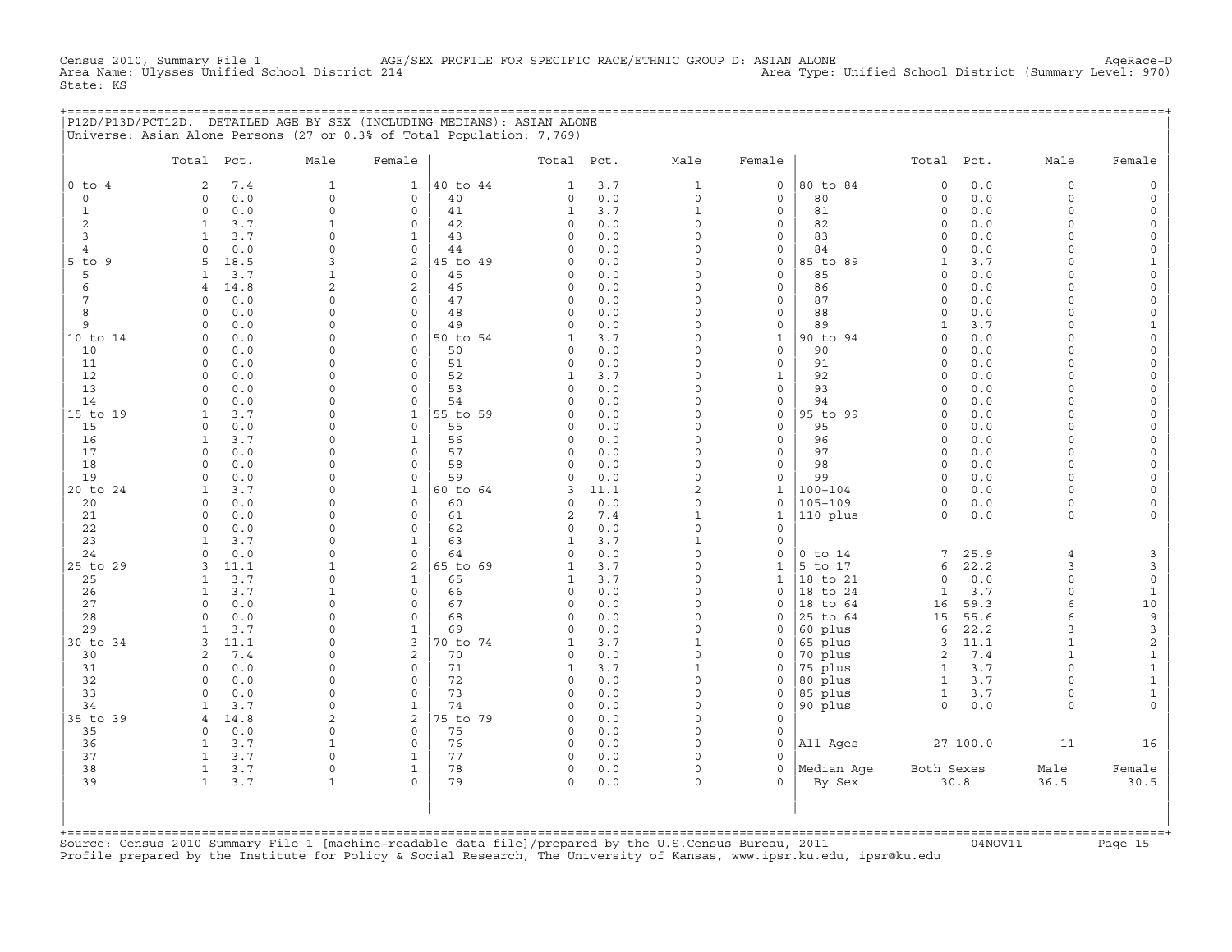Census 2010, Summary File 1 AGE/SEX PROFILE FOR SPECIFIC RACE/ETHNIC GROUP D: ASIAN ALONE AgeRace-D
Area Name: Ulysses Unified School District 214 Area Type: Unified School District (Summary Level: 970)
State: KS

## P12D/P13D/PCT12D. DETAILED AGE BY SEX (INCLUDING MEDIANS): ASIAN ALONE

Universe: Asian Alone Persons (27 or 0.3% of Total Population: 7,769)

| | Total | Pct. | Male | Female | | Total | Pct. | Male | Female | | Total | Pct. | Male | Female |
|---|---|---|---|---|---|---|---|---|---|---|---|---|---|---|
| 0 to 4 | 2 | 7.4 | 1 | 1 | 40 to 44 | 1 | 3.7 | 1 | 0 | 80 to 84 | 0 | 0.0 | 0 | 0 |
| 0 | 0 | 0.0 | 0 | 0 | 40 | 0 | 0.0 | 0 | 0 | 80 | 0 | 0.0 | 0 | 0 |
| 1 | 0 | 0.0 | 0 | 0 | 41 | 1 | 3.7 | 1 | 0 | 81 | 0 | 0.0 | 0 | 0 |
| 2 | 1 | 3.7 | 1 | 0 | 42 | 0 | 0.0 | 0 | 0 | 82 | 0 | 0.0 | 0 | 0 |
| 3 | 1 | 3.7 | 0 | 1 | 43 | 0 | 0.0 | 0 | 0 | 83 | 0 | 0.0 | 0 | 0 |
| 4 | 0 | 0.0 | 0 | 0 | 44 | 0 | 0.0 | 0 | 0 | 84 | 0 | 0.0 | 0 | 0 |
| 5 to 9 | 5 | 18.5 | 3 | 2 | 45 to 49 | 0 | 0.0 | 0 | 0 | 85 to 89 | 1 | 3.7 | 0 | 1 |
| 5 | 1 | 3.7 | 1 | 0 | 45 | 0 | 0.0 | 0 | 0 | 85 | 0 | 0.0 | 0 | 0 |
| 6 | 4 | 14.8 | 2 | 2 | 46 | 0 | 0.0 | 0 | 0 | 86 | 0 | 0.0 | 0 | 0 |
| 7 | 0 | 0.0 | 0 | 0 | 47 | 0 | 0.0 | 0 | 0 | 87 | 0 | 0.0 | 0 | 0 |
| 8 | 0 | 0.0 | 0 | 0 | 48 | 0 | 0.0 | 0 | 0 | 88 | 0 | 0.0 | 0 | 0 |
| 9 | 0 | 0.0 | 0 | 0 | 49 | 0 | 0.0 | 0 | 0 | 89 | 1 | 3.7 | 0 | 1 |
| 10 to 14 | 0 | 0.0 | 0 | 0 | 50 to 54 | 1 | 3.7 | 0 | 1 | 90 to 94 | 0 | 0.0 | 0 | 0 |
| 10 | 0 | 0.0 | 0 | 0 | 50 | 0 | 0.0 | 0 | 0 | 90 | 0 | 0.0 | 0 | 0 |
| 11 | 0 | 0.0 | 0 | 0 | 51 | 0 | 0.0 | 0 | 0 | 91 | 0 | 0.0 | 0 | 0 |
| 12 | 0 | 0.0 | 0 | 0 | 52 | 1 | 3.7 | 0 | 1 | 92 | 0 | 0.0 | 0 | 0 |
| 13 | 0 | 0.0 | 0 | 0 | 53 | 0 | 0.0 | 0 | 0 | 93 | 0 | 0.0 | 0 | 0 |
| 14 | 0 | 0.0 | 0 | 0 | 54 | 0 | 0.0 | 0 | 0 | 94 | 0 | 0.0 | 0 | 0 |
| 15 to 19 | 1 | 3.7 | 0 | 1 | 55 to 59 | 0 | 0.0 | 0 | 0 | 95 to 99 | 0 | 0.0 | 0 | 0 |
| 15 | 0 | 0.0 | 0 | 0 | 55 | 0 | 0.0 | 0 | 0 | 95 | 0 | 0.0 | 0 | 0 |
| 16 | 1 | 3.7 | 0 | 1 | 56 | 0 | 0.0 | 0 | 0 | 96 | 0 | 0.0 | 0 | 0 |
| 17 | 0 | 0.0 | 0 | 0 | 57 | 0 | 0.0 | 0 | 0 | 97 | 0 | 0.0 | 0 | 0 |
| 18 | 0 | 0.0 | 0 | 0 | 58 | 0 | 0.0 | 0 | 0 | 98 | 0 | 0.0 | 0 | 0 |
| 19 | 0 | 0.0 | 0 | 0 | 59 | 0 | 0.0 | 0 | 0 | 99 | 0 | 0.0 | 0 | 0 |
| 20 to 24 | 1 | 3.7 | 0 | 1 | 60 to 64 | 3 | 11.1 | 2 | 1 | 100-104 | 0 | 0.0 | 0 | 0 |
| 20 | 0 | 0.0 | 0 | 0 | 60 | 0 | 0.0 | 0 | 0 | 105-109 | 0 | 0.0 | 0 | 0 |
| 21 | 0 | 0.0 | 0 | 0 | 61 | 2 | 7.4 | 1 | 1 | 110 plus | 0 | 0.0 | 0 | 0 |
| 22 | 0 | 0.0 | 0 | 0 | 62 | 0 | 0.0 | 0 | 0 | | | | | |
| 23 | 1 | 3.7 | 0 | 1 | 63 | 1 | 3.7 | 1 | 0 | | | | | |
| 24 | 0 | 0.0 | 0 | 0 | 64 | 0 | 0.0 | 0 | 0 | 0 to 14 | 7 | 25.9 | 4 | 3 |
| 25 to 29 | 3 | 11.1 | 1 | 2 | 65 to 69 | 1 | 3.7 | 0 | 1 | 5 to 17 | 6 | 22.2 | 3 | 3 |
| 25 | 1 | 3.7 | 0 | 1 | 65 | 1 | 3.7 | 0 | 1 | 18 to 21 | 0 | 0.0 | 0 | 0 |
| 26 | 1 | 3.7 | 1 | 0 | 66 | 0 | 0.0 | 0 | 0 | 18 to 24 | 1 | 3.7 | 0 | 1 |
| 27 | 0 | 0.0 | 0 | 0 | 67 | 0 | 0.0 | 0 | 0 | 18 to 64 | 16 | 59.3 | 6 | 10 |
| 28 | 0 | 0.0 | 0 | 0 | 68 | 0 | 0.0 | 0 | 0 | 25 to 64 | 15 | 55.6 | 6 | 9 |
| 29 | 1 | 3.7 | 0 | 1 | 69 | 0 | 0.0 | 0 | 0 | 60 plus | 6 | 22.2 | 3 | 3 |
| 30 to 34 | 3 | 11.1 | 0 | 3 | 70 to 74 | 1 | 3.7 | 1 | 0 | 65 plus | 3 | 11.1 | 1 | 2 |
| 30 | 2 | 7.4 | 0 | 2 | 70 | 0 | 0.0 | 0 | 0 | 70 plus | 2 | 7.4 | 1 | 1 |
| 31 | 0 | 0.0 | 0 | 0 | 71 | 1 | 3.7 | 1 | 0 | 75 plus | 1 | 3.7 | 0 | 1 |
| 32 | 0 | 0.0 | 0 | 0 | 72 | 0 | 0.0 | 0 | 0 | 80 plus | 1 | 3.7 | 0 | 1 |
| 33 | 0 | 0.0 | 0 | 0 | 73 | 0 | 0.0 | 0 | 0 | 85 plus | 1 | 3.7 | 0 | 1 |
| 34 | 1 | 3.7 | 0 | 1 | 74 | 0 | 0.0 | 0 | 0 | 90 plus | 0 | 0.0 | 0 | 0 |
| 35 to 39 | 4 | 14.8 | 2 | 2 | 75 to 79 | 0 | 0.0 | 0 | 0 | | | | | |
| 35 | 0 | 0.0 | 0 | 0 | 75 | 0 | 0.0 | 0 | 0 | | | | | |
| 36 | 1 | 3.7 | 1 | 0 | 76 | 0 | 0.0 | 0 | 0 | All Ages | 27 | 100.0 | 11 | 16 |
| 37 | 1 | 3.7 | 0 | 1 | 77 | 0 | 0.0 | 0 | 0 | | | | | |
| 38 | 1 | 3.7 | 0 | 1 | 78 | 0 | 0.0 | 0 | 0 | Median Age | Both Sexes | | Male | Female |
| 39 | 1 | 3.7 | 1 | 0 | 79 | 0 | 0.0 | 0 | 0 | By Sex | 30.8 | | 36.5 | 30.5 |

Source: Census 2010 Summary File 1 [machine-readable data file]/prepared by the U.S.Census Bureau, 2011 04NOV11
Profile prepared by the Institute for Policy & Social Research, The University of Kansas, www.ipsr.ku.edu, ipsr@ku.edu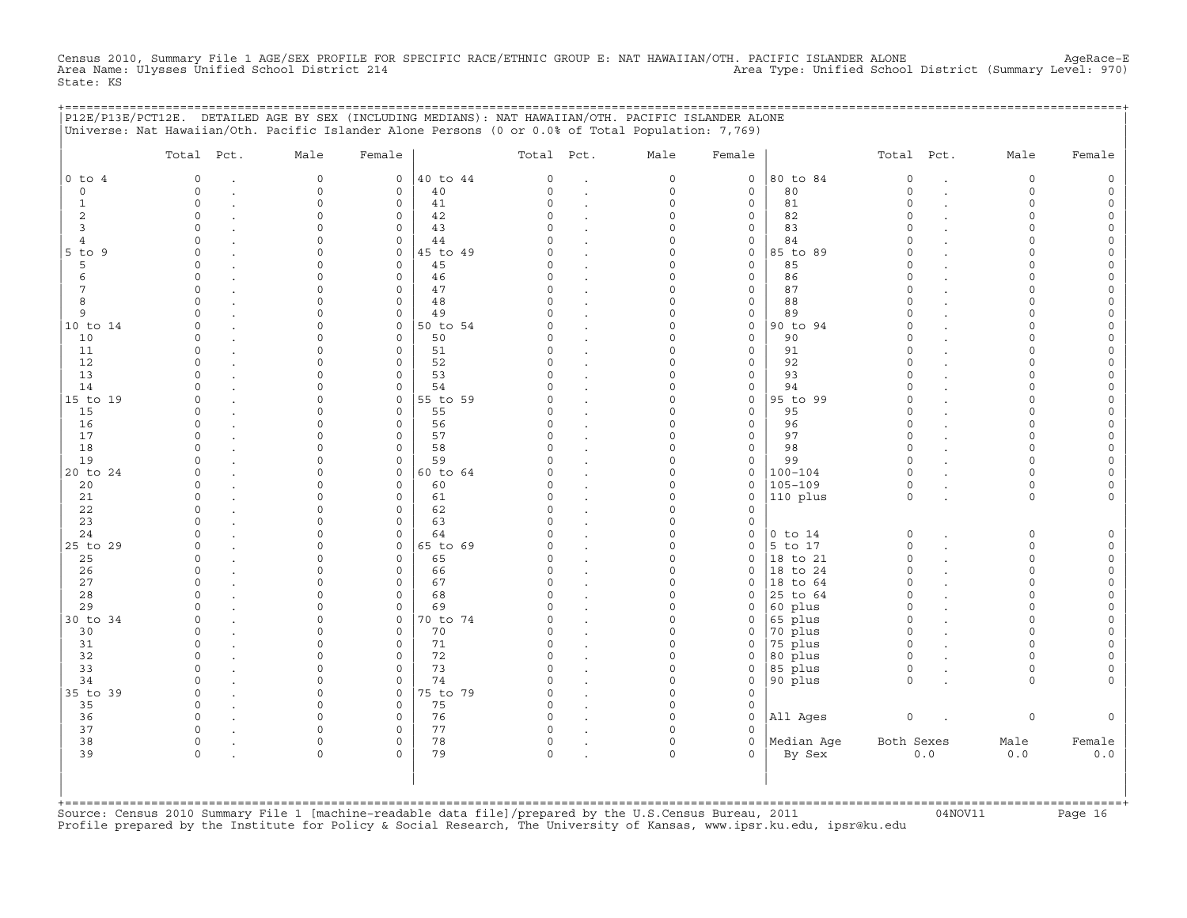Census 2010, Summary File 1 AGE/SEX PROFILE FOR SPECIFIC RACE/ETHNIC GROUP E: NAT HAWAIIAN/OTH. PACIFIC ISLANDER ALONE　　AgeRace-E
Area Name: Ulysses Unified School District 214　　Area Type: Unified School District (Summary Level: 970)
State: KS

## P12E/P13E/PCT12E. DETAILED AGE BY SEX (INCLUDING MEDIANS): NAT HAWAIIAN/OTH. PACIFIC ISLANDER ALONE

Universe: Nat Hawaiian/Oth. Pacific Islander Alone Persons (0 or 0.0% of Total Population: 7,769)

| | Total | Pct. | Male | Female | | Total | Pct. | Male | Female | | Total | Pct. | Male | Female |
|---|---|---|---|---|---|---|---|---|---|---|---|---|---|---|
| 0 to 4 | 0 | . | 0 | 0 | 40 to 44 | 0 | . | 0 | 0 | 80 to 84 | 0 | . | 0 | 0 |
| 0 | 0 | . | 0 | 0 | 40 | 0 | . | 0 | 0 | 80 | 0 | . | 0 | 0 |
| 1 | 0 | . | 0 | 0 | 41 | 0 | . | 0 | 0 | 81 | 0 | . | 0 | 0 |
| 2 | 0 | . | 0 | 0 | 42 | 0 | . | 0 | 0 | 82 | 0 | . | 0 | 0 |
| 3 | 0 | . | 0 | 0 | 43 | 0 | . | 0 | 0 | 83 | 0 | . | 0 | 0 |
| 4 | 0 | . | 0 | 0 | 44 | 0 | . | 0 | 0 | 84 | 0 | . | 0 | 0 |
| 5 to 9 | 0 | . | 0 | 0 | 45 to 49 | 0 | . | 0 | 0 | 85 to 89 | 0 | . | 0 | 0 |
| 5 | 0 | . | 0 | 0 | 45 | 0 | . | 0 | 0 | 85 | 0 | . | 0 | 0 |
| 6 | 0 | . | 0 | 0 | 46 | 0 | . | 0 | 0 | 86 | 0 | . | 0 | 0 |
| 7 | 0 | . | 0 | 0 | 47 | 0 | . | 0 | 0 | 87 | 0 | . | 0 | 0 |
| 8 | 0 | . | 0 | 0 | 48 | 0 | . | 0 | 0 | 88 | 0 | . | 0 | 0 |
| 9 | 0 | . | 0 | 0 | 49 | 0 | . | 0 | 0 | 89 | 0 | . | 0 | 0 |
| 10 to 14 | 0 | . | 0 | 0 | 50 to 54 | 0 | . | 0 | 0 | 90 to 94 | 0 | . | 0 | 0 |
| 10 | 0 | . | 0 | 0 | 50 | 0 | . | 0 | 0 | 90 | 0 | . | 0 | 0 |
| 11 | 0 | . | 0 | 0 | 51 | 0 | . | 0 | 0 | 91 | 0 | . | 0 | 0 |
| 12 | 0 | . | 0 | 0 | 52 | 0 | . | 0 | 0 | 92 | 0 | . | 0 | 0 |
| 13 | 0 | . | 0 | 0 | 53 | 0 | . | 0 | 0 | 93 | 0 | . | 0 | 0 |
| 14 | 0 | . | 0 | 0 | 54 | 0 | . | 0 | 0 | 94 | 0 | . | 0 | 0 |
| 15 to 19 | 0 | . | 0 | 0 | 55 to 59 | 0 | . | 0 | 0 | 95 to 99 | 0 | . | 0 | 0 |
| 15 | 0 | . | 0 | 0 | 55 | 0 | . | 0 | 0 | 95 | 0 | . | 0 | 0 |
| 16 | 0 | . | 0 | 0 | 56 | 0 | . | 0 | 0 | 96 | 0 | . | 0 | 0 |
| 17 | 0 | . | 0 | 0 | 57 | 0 | . | 0 | 0 | 97 | 0 | . | 0 | 0 |
| 18 | 0 | . | 0 | 0 | 58 | 0 | . | 0 | 0 | 98 | 0 | . | 0 | 0 |
| 19 | 0 | . | 0 | 0 | 59 | 0 | . | 0 | 0 | 99 | 0 | . | 0 | 0 |
| 20 to 24 | 0 | . | 0 | 0 | 60 to 64 | 0 | . | 0 | 0 | 100-104 | 0 | . | 0 | 0 |
| 20 | 0 | . | 0 | 0 | 60 | 0 | . | 0 | 0 | 105-109 | 0 | . | 0 | 0 |
| 21 | 0 | . | 0 | 0 | 61 | 0 | . | 0 | 0 | 110 plus | 0 | . | 0 | 0 |
| 22 | 0 | . | 0 | 0 | 62 | 0 | . | 0 | 0 | | | | | |
| 23 | 0 | . | 0 | 0 | 63 | 0 | . | 0 | 0 | | | | | |
| 24 | 0 | . | 0 | 0 | 64 | 0 | . | 0 | 0 | 0 to 14 | 0 | . | 0 | 0 |
| 25 to 29 | 0 | . | 0 | 0 | 65 to 69 | 0 | . | 0 | 0 | 5 to 17 | 0 | . | 0 | 0 |
| 25 | 0 | . | 0 | 0 | 65 | 0 | . | 0 | 0 | 18 to 21 | 0 | . | 0 | 0 |
| 26 | 0 | . | 0 | 0 | 66 | 0 | . | 0 | 0 | 18 to 24 | 0 | . | 0 | 0 |
| 27 | 0 | . | 0 | 0 | 67 | 0 | . | 0 | 0 | 18 to 64 | 0 | . | 0 | 0 |
| 28 | 0 | . | 0 | 0 | 68 | 0 | . | 0 | 0 | 25 to 64 | 0 | . | 0 | 0 |
| 29 | 0 | . | 0 | 0 | 69 | 0 | . | 0 | 0 | 60 plus | 0 | . | 0 | 0 |
| 30 to 34 | 0 | . | 0 | 0 | 70 to 74 | 0 | . | 0 | 0 | 65 plus | 0 | . | 0 | 0 |
| 30 | 0 | . | 0 | 0 | 70 | 0 | . | 0 | 0 | 70 plus | 0 | . | 0 | 0 |
| 31 | 0 | . | 0 | 0 | 71 | 0 | . | 0 | 0 | 75 plus | 0 | . | 0 | 0 |
| 32 | 0 | . | 0 | 0 | 72 | 0 | . | 0 | 0 | 80 plus | 0 | . | 0 | 0 |
| 33 | 0 | . | 0 | 0 | 73 | 0 | . | 0 | 0 | 85 plus | 0 | . | 0 | 0 |
| 34 | 0 | . | 0 | 0 | 74 | 0 | . | 0 | 0 | 90 plus | 0 | . | 0 | 0 |
| 35 to 39 | 0 | . | 0 | 0 | 75 to 79 | 0 | . | 0 | 0 | | | | | |
| 35 | 0 | . | 0 | 0 | 75 | 0 | . | 0 | 0 | | | | | |
| 36 | 0 | . | 0 | 0 | 76 | 0 | . | 0 | 0 | All Ages | 0 | . | 0 | 0 |
| 37 | 0 | . | 0 | 0 | 77 | 0 | . | 0 | 0 | | | | | |
| 38 | 0 | . | 0 | 0 | 78 | 0 | . | 0 | 0 | Median Age | Both Sexes | | Male | Female |
| 39 | 0 | . | 0 | 0 | 79 | 0 | . | 0 | 0 | By Sex | 0.0 | | 0.0 | 0.0 |

Source: Census 2010 Summary File 1 [machine-readable data file]/prepared by the U.S.Census Bureau, 2011　　04NOV11
Profile prepared by the Institute for Policy & Social Research, The University of Kansas, www.ipsr.ku.edu, ipsr@ku.edu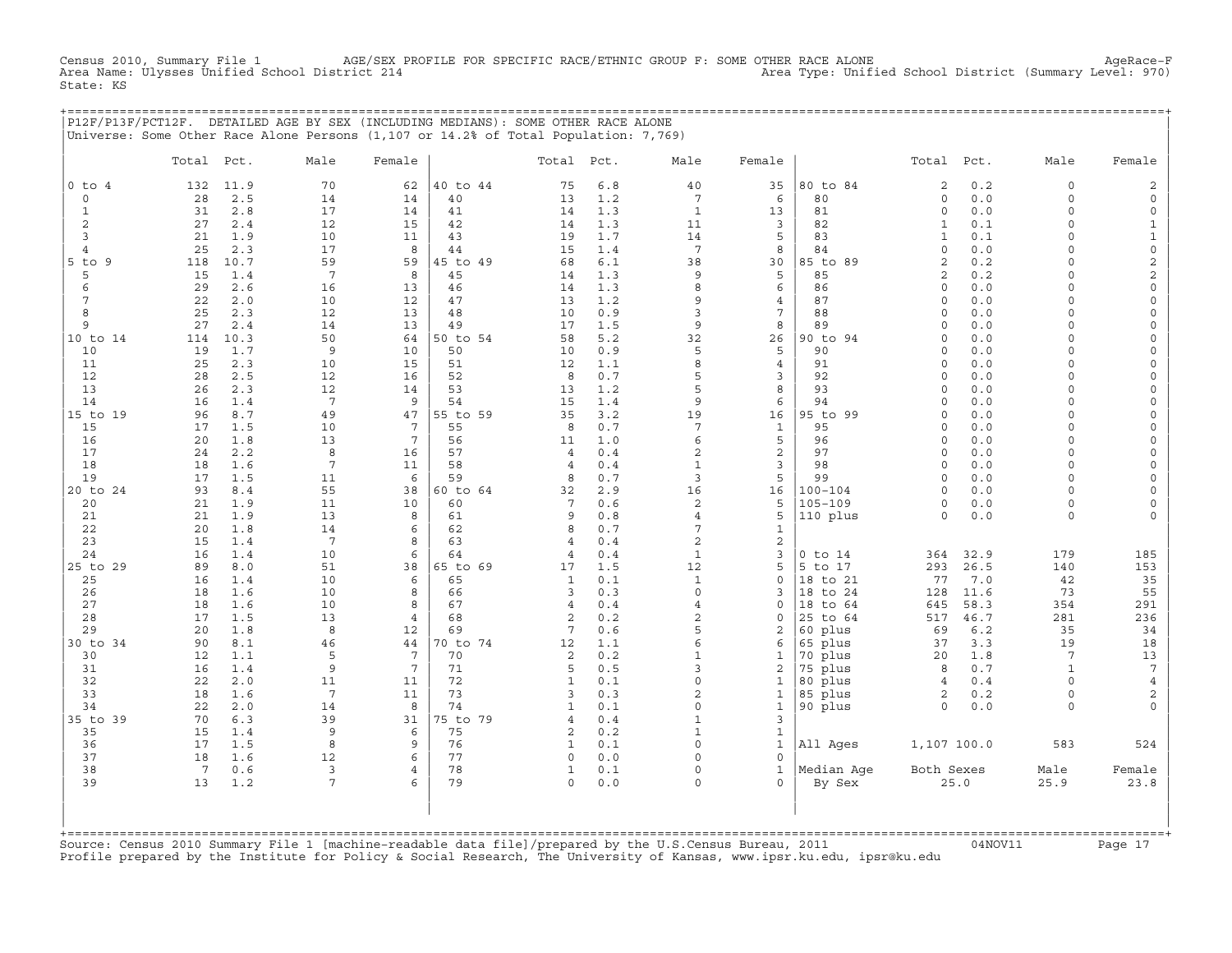Census 2010, Summary File 1 AGE/SEX PROFILE FOR SPECIFIC RACE/ETHNIC GROUP F: SOME OTHER RACE ALONE AgeRace-F
Area Name: Ulysses Unified School District 214 Area Type: Unified School District (Summary Level: 970)
State: KS

## P12F/P13F/PCT12F. DETAILED AGE BY SEX (INCLUDING MEDIANS): SOME OTHER RACE ALONE

Universe: Some Other Race Alone Persons (1,107 or 14.2% of Total Population: 7,769)

| | Total | Pct. | Male | Female | | Total | Pct. | Male | Female | | Total | Pct. | Male | Female |
|---|---|---|---|---|---|---|---|---|---|---|---|---|---|---|
| 0 to 4 | 132 | 11.9 | 70 | 62 | 40 to 44 | 75 | 6.8 | 40 | 35 | 80 to 84 | 2 | 0.2 | 0 | 2 |
| 0 | 28 | 2.5 | 14 | 14 | 40 | 13 | 1.2 | 7 | 6 | 80 | 0 | 0.0 | 0 | 0 |
| 1 | 31 | 2.8 | 17 | 14 | 41 | 14 | 1.3 | 1 | 13 | 81 | 0 | 0.0 | 0 | 0 |
| 2 | 27 | 2.4 | 12 | 15 | 42 | 14 | 1.3 | 11 | 3 | 82 | 1 | 0.1 | 0 | 1 |
| 3 | 21 | 1.9 | 10 | 11 | 43 | 19 | 1.7 | 14 | 5 | 83 | 1 | 0.1 | 0 | 1 |
| 4 | 25 | 2.3 | 17 | 8 | 44 | 15 | 1.4 | 7 | 8 | 84 | 0 | 0.0 | 0 | 0 |
| 5 to 9 | 118 | 10.7 | 59 | 59 | 45 to 49 | 68 | 6.1 | 38 | 30 | 85 to 89 | 2 | 0.2 | 0 | 2 |
| 5 | 15 | 1.4 | 7 | 8 | 45 | 14 | 1.3 | 9 | 5 | 85 | 2 | 0.2 | 0 | 2 |
| 6 | 29 | 2.6 | 16 | 13 | 46 | 14 | 1.3 | 8 | 6 | 86 | 0 | 0.0 | 0 | 0 |
| 7 | 22 | 2.0 | 10 | 12 | 47 | 13 | 1.2 | 9 | 4 | 87 | 0 | 0.0 | 0 | 0 |
| 8 | 25 | 2.3 | 12 | 13 | 48 | 10 | 0.9 | 3 | 7 | 88 | 0 | 0.0 | 0 | 0 |
| 9 | 27 | 2.4 | 14 | 13 | 49 | 17 | 1.5 | 9 | 8 | 89 | 0 | 0.0 | 0 | 0 |
| 10 to 14 | 114 | 10.3 | 50 | 64 | 50 to 54 | 58 | 5.2 | 32 | 26 | 90 to 94 | 0 | 0.0 | 0 | 0 |
| 10 | 19 | 1.7 | 9 | 10 | 50 | 10 | 0.9 | 5 | 5 | 90 | 0 | 0.0 | 0 | 0 |
| 11 | 25 | 2.3 | 10 | 15 | 51 | 12 | 1.1 | 8 | 4 | 91 | 0 | 0.0 | 0 | 0 |
| 12 | 28 | 2.5 | 12 | 16 | 52 | 8 | 0.7 | 5 | 3 | 92 | 0 | 0.0 | 0 | 0 |
| 13 | 26 | 2.3 | 12 | 14 | 53 | 13 | 1.2 | 5 | 8 | 93 | 0 | 0.0 | 0 | 0 |
| 14 | 16 | 1.4 | 7 | 9 | 54 | 15 | 1.4 | 9 | 6 | 94 | 0 | 0.0 | 0 | 0 |
| 15 to 19 | 96 | 8.7 | 49 | 47 | 55 to 59 | 35 | 3.2 | 19 | 16 | 95 to 99 | 0 | 0.0 | 0 | 0 |
| 15 | 17 | 1.5 | 10 | 7 | 55 | 8 | 0.7 | 7 | 1 | 95 | 0 | 0.0 | 0 | 0 |
| 16 | 20 | 1.8 | 13 | 7 | 56 | 11 | 1.0 | 6 | 5 | 96 | 0 | 0.0 | 0 | 0 |
| 17 | 24 | 2.2 | 8 | 16 | 57 | 4 | 0.4 | 2 | 2 | 97 | 0 | 0.0 | 0 | 0 |
| 18 | 18 | 1.6 | 7 | 11 | 58 | 4 | 0.4 | 1 | 3 | 98 | 0 | 0.0 | 0 | 0 |
| 19 | 17 | 1.5 | 11 | 6 | 59 | 8 | 0.7 | 3 | 5 | 99 | 0 | 0.0 | 0 | 0 |
| 20 to 24 | 93 | 8.4 | 55 | 38 | 60 to 64 | 32 | 2.9 | 16 | 16 | 100-104 | 0 | 0.0 | 0 | 0 |
| 20 | 21 | 1.9 | 11 | 10 | 60 | 7 | 0.6 | 2 | 5 | 105-109 | 0 | 0.0 | 0 | 0 |
| 21 | 21 | 1.9 | 13 | 8 | 61 | 9 | 0.8 | 4 | 5 | 110 plus | 0 | 0.0 | 0 | 0 |
| 22 | 20 | 1.8 | 14 | 6 | 62 | 8 | 0.7 | 7 | 1 | | | | | |
| 23 | 15 | 1.4 | 7 | 8 | 63 | 4 | 0.4 | 2 | 2 | | | | | |
| 24 | 16 | 1.4 | 10 | 6 | 64 | 4 | 0.4 | 1 | 3 | 0 to 14 | 364 | 32.9 | 179 | 185 |
| 25 to 29 | 89 | 8.0 | 51 | 38 | 65 to 69 | 17 | 1.5 | 12 | 5 | 5 to 17 | 293 | 26.5 | 140 | 153 |
| 25 | 16 | 1.4 | 10 | 6 | 65 | 1 | 0.1 | 1 | 0 | 18 to 21 | 77 | 7.0 | 42 | 35 |
| 26 | 18 | 1.6 | 10 | 8 | 66 | 3 | 0.3 | 0 | 3 | 18 to 24 | 128 | 11.6 | 73 | 55 |
| 27 | 18 | 1.6 | 10 | 8 | 67 | 4 | 0.4 | 4 | 0 | 18 to 64 | 645 | 58.3 | 354 | 291 |
| 28 | 17 | 1.5 | 13 | 4 | 68 | 2 | 0.2 | 2 | 0 | 25 to 64 | 517 | 46.7 | 281 | 236 |
| 29 | 20 | 1.8 | 8 | 12 | 69 | 7 | 0.6 | 5 | 2 | 60 plus | 69 | 6.2 | 35 | 34 |
| 30 to 34 | 90 | 8.1 | 46 | 44 | 70 to 74 | 12 | 1.1 | 6 | 6 | 65 plus | 37 | 3.3 | 19 | 18 |
| 30 | 12 | 1.1 | 5 | 7 | 70 | 2 | 0.2 | 1 | 1 | 70 plus | 20 | 1.8 | 7 | 13 |
| 31 | 16 | 1.4 | 9 | 7 | 71 | 5 | 0.5 | 3 | 2 | 75 plus | 8 | 0.7 | 1 | 7 |
| 32 | 22 | 2.0 | 11 | 11 | 72 | 1 | 0.1 | 0 | 1 | 80 plus | 4 | 0.4 | 0 | 4 |
| 33 | 18 | 1.6 | 7 | 11 | 73 | 3 | 0.3 | 2 | 1 | 85 plus | 2 | 0.2 | 0 | 2 |
| 34 | 22 | 2.0 | 14 | 8 | 74 | 1 | 0.1 | 0 | 1 | 90 plus | 0 | 0.0 | 0 | 0 |
| 35 to 39 | 70 | 6.3 | 39 | 31 | 75 to 79 | 4 | 0.4 | 1 | 3 | | | | | |
| 35 | 15 | 1.4 | 9 | 6 | 75 | 2 | 0.2 | 1 | 1 | | | | | |
| 36 | 17 | 1.5 | 8 | 9 | 76 | 1 | 0.1 | 0 | 1 | All Ages | 1,107 | 100.0 | 583 | 524 |
| 37 | 18 | 1.6 | 12 | 6 | 77 | 0 | 0.0 | 0 | 0 | | | | | |
| 38 | 7 | 0.6 | 3 | 4 | 78 | 1 | 0.1 | 0 | 1 | Median Age | Both Sexes | | Male | Female |
| 39 | 13 | 1.2 | 7 | 6 | 79 | 0 | 0.0 | 0 | 0 | By Sex | 25.0 | | 25.9 | 23.8 |

Source: Census 2010 Summary File 1 [machine-readable data file]/prepared by the U.S.Census Bureau, 2011 04NOV11
Profile prepared by the Institute for Policy & Social Research, The University of Kansas, www.ipsr.ku.edu, ipsr@ku.edu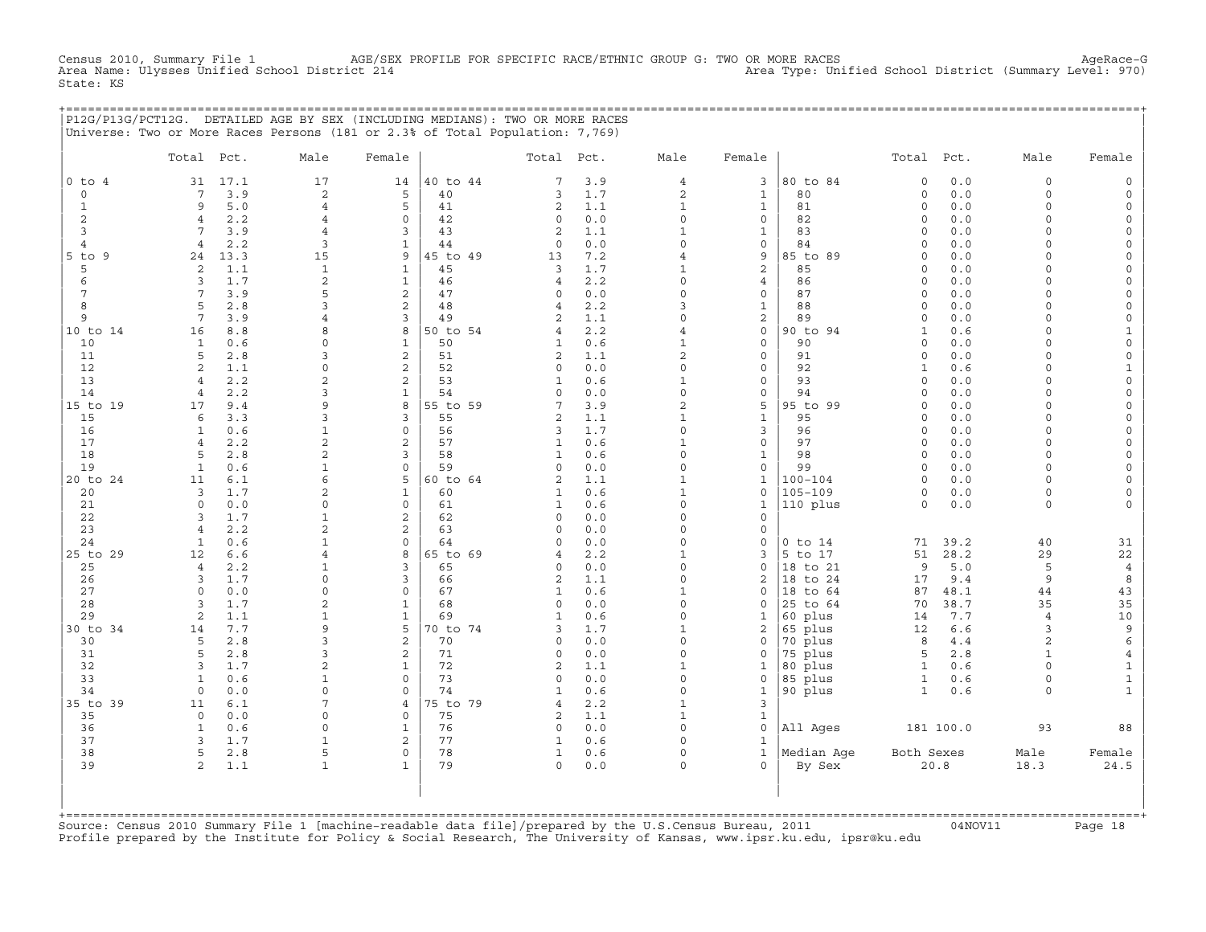Census 2010, Summary File 1 AGE/SEX PROFILE FOR SPECIFIC RACE/ETHNIC GROUP G: TWO OR MORE RACES AgeRace-G
Area Name: Ulysses Unified School District 214 Area Type: Unified School District (Summary Level: 970)
State: KS

## P12G/P13G/PCT12G. DETAILED AGE BY SEX (INCLUDING MEDIANS): TWO OR MORE RACES

Universe: Two or More Races Persons (181 or 2.3% of Total Population: 7,769)

| | Total | Pct. | Male | Female | | Total | Pct. | Male | Female | | Total | Pct. | Male | Female |
|---|---|---|---|---|---|---|---|---|---|---|---|---|---|---|
| 0 to 4 | 31 | 17.1 | 17 | 14 | 40 to 44 | 7 | 3.9 | 4 | 3 | 80 to 84 | 0 | 0.0 | 0 | 0 |
| 0 | 7 | 3.9 | 2 | 5 | 40 | 3 | 1.7 | 2 | 1 | 80 | 0 | 0.0 | 0 | 0 |
| 1 | 9 | 5.0 | 4 | 5 | 41 | 2 | 1.1 | 1 | 1 | 81 | 0 | 0.0 | 0 | 0 |
| 2 | 4 | 2.2 | 4 | 0 | 42 | 0 | 0.0 | 0 | 0 | 82 | 0 | 0.0 | 0 | 0 |
| 3 | 7 | 3.9 | 4 | 3 | 43 | 2 | 1.1 | 1 | 1 | 83 | 0 | 0.0 | 0 | 0 |
| 4 | 4 | 2.2 | 3 | 1 | 44 | 0 | 0.0 | 0 | 0 | 84 | 0 | 0.0 | 0 | 0 |
| 5 to 9 | 24 | 13.3 | 15 | 9 | 45 to 49 | 13 | 7.2 | 4 | 9 | 85 to 89 | 0 | 0.0 | 0 | 0 |
| 5 | 2 | 1.1 | 1 | 1 | 45 | 3 | 1.7 | 1 | 2 | 85 | 0 | 0.0 | 0 | 0 |
| 6 | 3 | 1.7 | 2 | 1 | 46 | 4 | 2.2 | 0 | 4 | 86 | 0 | 0.0 | 0 | 0 |
| 7 | 7 | 3.9 | 5 | 2 | 47 | 0 | 0.0 | 0 | 0 | 87 | 0 | 0.0 | 0 | 0 |
| 8 | 5 | 2.8 | 3 | 2 | 48 | 4 | 2.2 | 3 | 1 | 88 | 0 | 0.0 | 0 | 0 |
| 9 | 7 | 3.9 | 4 | 3 | 49 | 2 | 1.1 | 0 | 2 | 89 | 0 | 0.0 | 0 | 0 |
| 10 to 14 | 16 | 8.8 | 8 | 8 | 50 to 54 | 4 | 2.2 | 4 | 0 | 90 to 94 | 1 | 0.6 | 0 | 1 |
| 10 | 1 | 0.6 | 0 | 1 | 50 | 1 | 0.6 | 1 | 0 | 90 | 0 | 0.0 | 0 | 0 |
| 11 | 5 | 2.8 | 3 | 2 | 51 | 2 | 1.1 | 2 | 0 | 91 | 0 | 0.0 | 0 | 0 |
| 12 | 2 | 1.1 | 0 | 2 | 52 | 0 | 0.0 | 0 | 0 | 92 | 1 | 0.6 | 0 | 1 |
| 13 | 4 | 2.2 | 2 | 2 | 53 | 1 | 0.6 | 1 | 0 | 93 | 0 | 0.0 | 0 | 0 |
| 14 | 4 | 2.2 | 3 | 1 | 54 | 0 | 0.0 | 0 | 0 | 94 | 0 | 0.0 | 0 | 0 |
| 15 to 19 | 17 | 9.4 | 9 | 8 | 55 to 59 | 7 | 3.9 | 2 | 5 | 95 to 99 | 0 | 0.0 | 0 | 0 |
| 15 | 6 | 3.3 | 3 | 3 | 55 | 2 | 1.1 | 1 | 1 | 95 | 0 | 0.0 | 0 | 0 |
| 16 | 1 | 0.6 | 1 | 0 | 56 | 3 | 1.7 | 0 | 3 | 96 | 0 | 0.0 | 0 | 0 |
| 17 | 4 | 2.2 | 2 | 2 | 57 | 1 | 0.6 | 1 | 0 | 97 | 0 | 0.0 | 0 | 0 |
| 18 | 5 | 2.8 | 2 | 3 | 58 | 1 | 0.6 | 0 | 1 | 98 | 0 | 0.0 | 0 | 0 |
| 19 | 1 | 0.6 | 1 | 0 | 59 | 0 | 0.0 | 0 | 0 | 99 | 0 | 0.0 | 0 | 0 |
| 20 to 24 | 11 | 6.1 | 6 | 5 | 60 to 64 | 2 | 1.1 | 1 | 1 | 100-104 | 0 | 0.0 | 0 | 0 |
| 20 | 3 | 1.7 | 2 | 1 | 60 | 1 | 0.6 | 1 | 0 | 105-109 | 0 | 0.0 | 0 | 0 |
| 21 | 0 | 0.0 | 0 | 0 | 61 | 1 | 0.6 | 0 | 1 | 110 plus | 0 | 0.0 | 0 | 0 |
| 22 | 3 | 1.7 | 1 | 2 | 62 | 0 | 0.0 | 0 | 0 | | | | | |
| 23 | 4 | 2.2 | 2 | 2 | 63 | 0 | 0.0 | 0 | 0 | | | | | |
| 24 | 1 | 0.6 | 1 | 0 | 64 | 0 | 0.0 | 0 | 0 | 0 to 14 | 71 | 39.2 | 40 | 31 |
| 25 to 29 | 12 | 6.6 | 4 | 8 | 65 to 69 | 4 | 2.2 | 1 | 3 | 5 to 17 | 51 | 28.2 | 29 | 22 |
| 25 | 4 | 2.2 | 1 | 3 | 65 | 0 | 0.0 | 0 | 0 | 18 to 21 | 9 | 5.0 | 5 | 4 |
| 26 | 3 | 1.7 | 0 | 3 | 66 | 2 | 1.1 | 0 | 2 | 18 to 24 | 17 | 9.4 | 9 | 8 |
| 27 | 0 | 0.0 | 0 | 0 | 67 | 1 | 0.6 | 1 | 0 | 18 to 64 | 87 | 48.1 | 44 | 43 |
| 28 | 3 | 1.7 | 2 | 1 | 68 | 0 | 0.0 | 0 | 0 | 25 to 64 | 70 | 38.7 | 35 | 35 |
| 29 | 2 | 1.1 | 1 | 1 | 69 | 1 | 0.6 | 0 | 1 | 60 plus | 14 | 7.7 | 4 | 10 |
| 30 to 34 | 14 | 7.7 | 9 | 5 | 70 to 74 | 3 | 1.7 | 1 | 2 | 65 plus | 12 | 6.6 | 3 | 9 |
| 30 | 5 | 2.8 | 3 | 2 | 70 | 0 | 0.0 | 0 | 0 | 70 plus | 8 | 4.4 | 2 | 6 |
| 31 | 5 | 2.8 | 3 | 2 | 71 | 0 | 0.0 | 0 | 0 | 75 plus | 5 | 2.8 | 1 | 4 |
| 32 | 3 | 1.7 | 2 | 1 | 72 | 2 | 1.1 | 1 | 1 | 80 plus | 1 | 0.6 | 0 | 1 |
| 33 | 1 | 0.6 | 1 | 0 | 73 | 0 | 0.0 | 0 | 0 | 85 plus | 1 | 0.6 | 0 | 1 |
| 34 | 0 | 0.0 | 0 | 0 | 74 | 1 | 0.6 | 0 | 1 | 90 plus | 1 | 0.6 | 0 | 1 |
| 35 to 39 | 11 | 6.1 | 7 | 4 | 75 to 79 | 4 | 2.2 | 1 | 3 | | | | | |
| 35 | 0 | 0.0 | 0 | 0 | 75 | 2 | 1.1 | 1 | 1 | | | | | |
| 36 | 1 | 0.6 | 0 | 1 | 76 | 0 | 0.0 | 0 | 0 | All Ages | 181 | 100.0 | 93 | 88 |
| 37 | 3 | 1.7 | 1 | 2 | 77 | 1 | 0.6 | 0 | 1 | | | | | |
| 38 | 5 | 2.8 | 5 | 0 | 78 | 1 | 0.6 | 0 | 1 | Median Age | Both Sexes | | Male | Female |
| 39 | 2 | 1.1 | 1 | 1 | 79 | 0 | 0.0 | 0 | 0 | By Sex | 20.8 | | 18.3 | 24.5 |

Source: Census 2010 Summary File 1 [machine-readable data file]/prepared by the U.S.Census Bureau, 2011 04NOV11
Profile prepared by the Institute for Policy & Social Research, The University of Kansas, www.ipsr.ku.edu, ipsr@ku.edu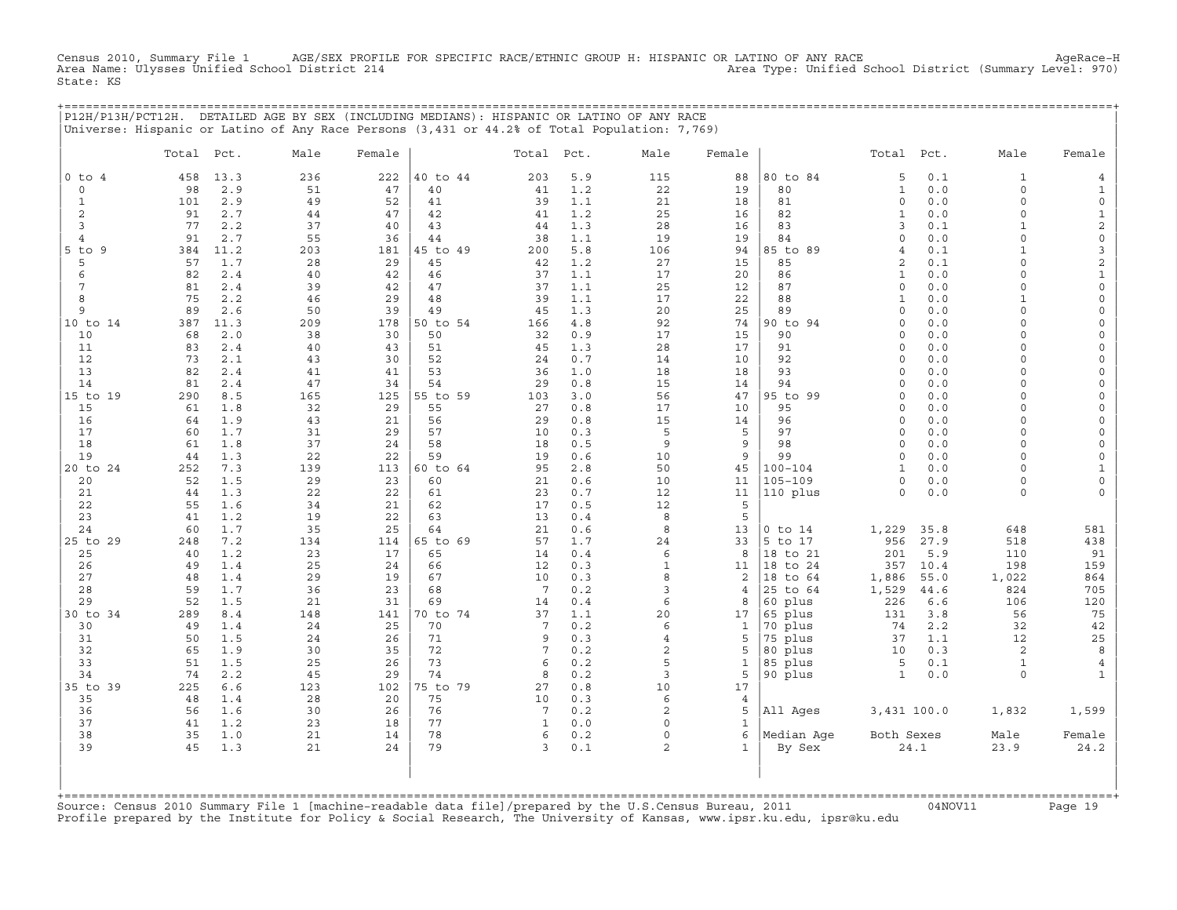Census 2010, Summary File 1 AGE/SEX PROFILE FOR SPECIFIC RACE/ETHNIC GROUP H: HISPANIC OR LATINO OF ANY RACE AgeRace-H
Area Name: Ulysses Unified School District 214 Area Type: Unified School District (Summary Level: 970)
State: KS

## P12H/P13H/PCT12H. DETAILED AGE BY SEX (INCLUDING MEDIANS): HISPANIC OR LATINO OF ANY RACE

Universe: Hispanic or Latino of Any Race Persons (3,431 or 44.2% of Total Population: 7,769)

| | Total | Pct. | Male | Female | | Total | Pct. | Male | Female | | Total | Pct. | Male | Female |
|---|---|---|---|---|---|---|---|---|---|---|---|---|---|---|
| 0 to 4 | 458 | 13.3 | 236 | 222 | 40 to 44 | 203 | 5.9 | 115 | 88 | 80 to 84 | 5 | 0.1 | 1 | 4 |
| 0 | 98 | 2.9 | 51 | 47 | 40 | 41 | 1.2 | 22 | 19 | 80 | 1 | 0.0 | 0 | 1 |
| 1 | 101 | 2.9 | 49 | 52 | 41 | 39 | 1.1 | 21 | 18 | 81 | 0 | 0.0 | 0 | 0 |
| 2 | 91 | 2.7 | 44 | 47 | 42 | 41 | 1.2 | 25 | 16 | 82 | 1 | 0.0 | 0 | 1 |
| 3 | 77 | 2.2 | 37 | 40 | 43 | 44 | 1.3 | 28 | 16 | 83 | 3 | 0.1 | 1 | 2 |
| 4 | 91 | 2.7 | 55 | 36 | 44 | 38 | 1.1 | 19 | 19 | 84 | 0 | 0.0 | 0 | 0 |
| 5 to 9 | 384 | 11.2 | 203 | 181 | 45 to 49 | 200 | 5.8 | 106 | 94 | 85 to 89 | 4 | 0.1 | 1 | 3 |
| 5 | 57 | 1.7 | 28 | 29 | 45 | 42 | 1.2 | 27 | 15 | 85 | 2 | 0.1 | 0 | 2 |
| 6 | 82 | 2.4 | 40 | 42 | 46 | 37 | 1.1 | 17 | 20 | 86 | 1 | 0.0 | 0 | 1 |
| 7 | 81 | 2.4 | 39 | 42 | 47 | 37 | 1.1 | 25 | 12 | 87 | 0 | 0.0 | 0 | 0 |
| 8 | 75 | 2.2 | 46 | 29 | 48 | 39 | 1.1 | 17 | 22 | 88 | 1 | 0.0 | 1 | 0 |
| 9 | 89 | 2.6 | 50 | 39 | 49 | 45 | 1.3 | 20 | 25 | 89 | 0 | 0.0 | 0 | 0 |
| 10 to 14 | 387 | 11.3 | 209 | 178 | 50 to 54 | 166 | 4.8 | 92 | 74 | 90 to 94 | 0 | 0.0 | 0 | 0 |
| 10 | 68 | 2.0 | 38 | 30 | 50 | 32 | 0.9 | 17 | 15 | 90 | 0 | 0.0 | 0 | 0 |
| 11 | 83 | 2.4 | 40 | 43 | 51 | 45 | 1.3 | 28 | 17 | 91 | 0 | 0.0 | 0 | 0 |
| 12 | 73 | 2.1 | 43 | 30 | 52 | 24 | 0.7 | 14 | 10 | 92 | 0 | 0.0 | 0 | 0 |
| 13 | 82 | 2.4 | 41 | 41 | 53 | 36 | 1.0 | 18 | 18 | 93 | 0 | 0.0 | 0 | 0 |
| 14 | 81 | 2.4 | 47 | 34 | 54 | 29 | 0.8 | 15 | 14 | 94 | 0 | 0.0 | 0 | 0 |
| 15 to 19 | 290 | 8.5 | 165 | 125 | 55 to 59 | 103 | 3.0 | 56 | 47 | 95 to 99 | 0 | 0.0 | 0 | 0 |
| 15 | 61 | 1.8 | 32 | 29 | 55 | 27 | 0.8 | 17 | 10 | 95 | 0 | 0.0 | 0 | 0 |
| 16 | 64 | 1.9 | 43 | 21 | 56 | 29 | 0.8 | 15 | 14 | 96 | 0 | 0.0 | 0 | 0 |
| 17 | 60 | 1.7 | 31 | 29 | 57 | 10 | 0.3 | 5 | 5 | 97 | 0 | 0.0 | 0 | 0 |
| 18 | 61 | 1.8 | 37 | 24 | 58 | 18 | 0.5 | 9 | 9 | 98 | 0 | 0.0 | 0 | 0 |
| 19 | 44 | 1.3 | 22 | 22 | 59 | 19 | 0.6 | 10 | 9 | 99 | 0 | 0.0 | 0 | 0 |
| 20 to 24 | 252 | 7.3 | 139 | 113 | 60 to 64 | 95 | 2.8 | 50 | 45 | 100-104 | 1 | 0.0 | 0 | 1 |
| 20 | 52 | 1.5 | 29 | 23 | 60 | 21 | 0.6 | 10 | 11 | 105-109 | 0 | 0.0 | 0 | 0 |
| 21 | 44 | 1.3 | 22 | 22 | 61 | 23 | 0.7 | 12 | 11 | 110 plus | 0 | 0.0 | 0 | 0 |
| 22 | 55 | 1.6 | 34 | 21 | 62 | 17 | 0.5 | 12 | 5 | | | | | |
| 23 | 41 | 1.2 | 19 | 22 | 63 | 13 | 0.4 | 8 | 5 | | | | | |
| 24 | 60 | 1.7 | 35 | 25 | 64 | 21 | 0.6 | 8 | 13 | 0 to 14 | 1,229 | 35.8 | 648 | 581 |
| 25 to 29 | 248 | 7.2 | 134 | 114 | 65 to 69 | 57 | 1.7 | 24 | 33 | 5 to 17 | 956 | 27.9 | 518 | 438 |
| 25 | 40 | 1.2 | 23 | 17 | 65 | 14 | 0.4 | 6 | 8 | 18 to 21 | 201 | 5.9 | 110 | 91 |
| 26 | 49 | 1.4 | 25 | 24 | 66 | 12 | 0.3 | 1 | 11 | 18 to 24 | 357 | 10.4 | 198 | 159 |
| 27 | 48 | 1.4 | 29 | 19 | 67 | 10 | 0.3 | 8 | 2 | 18 to 64 | 1,886 | 55.0 | 1,022 | 864 |
| 28 | 59 | 1.7 | 36 | 23 | 68 | 7 | 0.2 | 3 | 4 | 25 to 64 | 1,529 | 44.6 | 824 | 705 |
| 29 | 52 | 1.5 | 21 | 31 | 69 | 14 | 0.4 | 6 | 8 | 60 plus | 226 | 6.6 | 106 | 120 |
| 30 to 34 | 289 | 8.4 | 148 | 141 | 70 to 74 | 37 | 1.1 | 20 | 17 | 65 plus | 131 | 3.8 | 56 | 75 |
| 30 | 49 | 1.4 | 24 | 25 | 70 | 7 | 0.2 | 6 | 1 | 70 plus | 74 | 2.2 | 32 | 42 |
| 31 | 50 | 1.5 | 24 | 26 | 71 | 9 | 0.3 | 4 | 5 | 75 plus | 37 | 1.1 | 12 | 25 |
| 32 | 65 | 1.9 | 30 | 35 | 72 | 7 | 0.2 | 2 | 5 | 80 plus | 10 | 0.3 | 2 | 8 |
| 33 | 51 | 1.5 | 25 | 26 | 73 | 6 | 0.2 | 5 | 1 | 85 plus | 5 | 0.1 | 1 | 4 |
| 34 | 74 | 2.2 | 45 | 29 | 74 | 8 | 0.2 | 3 | 5 | 90 plus | 1 | 0.0 | 0 | 1 |
| 35 to 39 | 225 | 6.6 | 123 | 102 | 75 to 79 | 27 | 0.8 | 10 | 17 | | | | | |
| 35 | 48 | 1.4 | 28 | 20 | 75 | 10 | 0.3 | 6 | 4 | | | | | |
| 36 | 56 | 1.6 | 30 | 26 | 76 | 7 | 0.2 | 2 | 5 | All Ages | 3,431 | 100.0 | 1,832 | 1,599 |
| 37 | 41 | 1.2 | 23 | 18 | 77 | 1 | 0.0 | 0 | 1 | | | | | |
| 38 | 35 | 1.0 | 21 | 14 | 78 | 6 | 0.2 | 0 | 6 | Median Age | Both Sexes | | Male | Female |
| 39 | 45 | 1.3 | 21 | 24 | 79 | 3 | 0.1 | 2 | 1 | By Sex | 24.1 | | 23.9 | 24.2 |

Source: Census 2010 Summary File 1 [machine-readable data file]/prepared by the U.S.Census Bureau, 2011 04NOV11
Profile prepared by the Institute for Policy & Social Research, The University of Kansas, www.ipsr.ku.edu, ipsr@ku.edu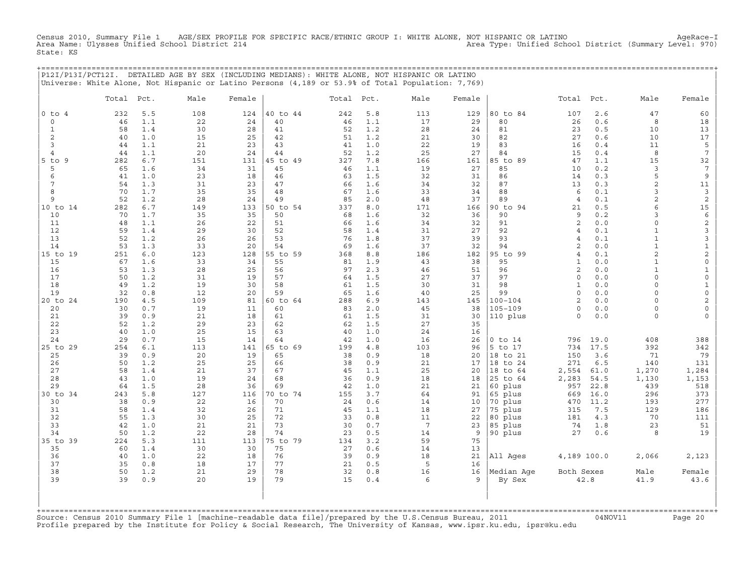Census 2010, Summary File 1 AGE/SEX PROFILE FOR SPECIFIC RACE/ETHNIC GROUP I: WHITE ALONE, NOT HISPANIC OR LATINO AgeRace-I
Area Name: Ulysses Unified School District 214 Area Type: Unified School District (Summary Level: 970)
State: KS

## P12I/P13I/PCT12I. DETAILED AGE BY SEX (INCLUDING MEDIANS): WHITE ALONE, NOT HISPANIC OR LATINO

Universe: White Alone, Not Hispanic or Latino Persons (4,189 or 53.9% of Total Population: 7,769)

| | Total | Pct. | Male | Female | | Total | Pct. | Male | Female | | Total | Pct. | Male | Female |
|---|---|---|---|---|---|---|---|---|---|---|---|---|---|---|
| 0 to 4 | 232 | 5.5 | 108 | 124 | 40 to 44 | 242 | 5.8 | 113 | 129 | 80 to 84 | 107 | 2.6 | 47 | 60 |
| 0 | 46 | 1.1 | 22 | 24 | 40 | 46 | 1.1 | 17 | 29 | 80 | 26 | 0.6 | 8 | 18 |
| 1 | 58 | 1.4 | 30 | 28 | 41 | 52 | 1.2 | 28 | 24 | 81 | 23 | 0.5 | 10 | 13 |
| 2 | 40 | 1.0 | 15 | 25 | 42 | 51 | 1.2 | 21 | 30 | 82 | 27 | 0.6 | 10 | 17 |
| 3 | 44 | 1.1 | 21 | 23 | 43 | 41 | 1.0 | 22 | 19 | 83 | 16 | 0.4 | 11 | 5 |
| 4 | 44 | 1.1 | 20 | 24 | 44 | 52 | 1.2 | 25 | 27 | 84 | 15 | 0.4 | 8 | 7 |
| 5 to 9 | 282 | 6.7 | 151 | 131 | 45 to 49 | 327 | 7.8 | 166 | 161 | 85 to 89 | 47 | 1.1 | 15 | 32 |
| 5 | 65 | 1.6 | 34 | 31 | 45 | 46 | 1.1 | 19 | 27 | 85 | 10 | 0.2 | 3 | 7 |
| 6 | 41 | 1.0 | 23 | 18 | 46 | 63 | 1.5 | 32 | 31 | 86 | 14 | 0.3 | 5 | 9 |
| 7 | 54 | 1.3 | 31 | 23 | 47 | 66 | 1.6 | 34 | 32 | 87 | 13 | 0.3 | 2 | 11 |
| 8 | 70 | 1.7 | 35 | 35 | 48 | 67 | 1.6 | 33 | 34 | 88 | 6 | 0.1 | 3 | 3 |
| 9 | 52 | 1.2 | 28 | 24 | 49 | 85 | 2.0 | 48 | 37 | 89 | 4 | 0.1 | 2 | 2 |
| 10 to 14 | 282 | 6.7 | 149 | 133 | 50 to 54 | 337 | 8.0 | 171 | 166 | 90 to 94 | 21 | 0.5 | 6 | 15 |
| 10 | 70 | 1.7 | 35 | 35 | 50 | 68 | 1.6 | 32 | 36 | 90 | 9 | 0.2 | 3 | 6 |
| 11 | 48 | 1.1 | 26 | 22 | 51 | 66 | 1.6 | 34 | 32 | 91 | 2 | 0.0 | 0 | 2 |
| 12 | 59 | 1.4 | 29 | 30 | 52 | 58 | 1.4 | 31 | 27 | 92 | 4 | 0.1 | 1 | 3 |
| 13 | 52 | 1.2 | 26 | 26 | 53 | 76 | 1.8 | 37 | 39 | 93 | 4 | 0.1 | 1 | 3 |
| 14 | 53 | 1.3 | 33 | 20 | 54 | 69 | 1.6 | 37 | 32 | 94 | 2 | 0.0 | 1 | 1 |
| 15 to 19 | 251 | 6.0 | 123 | 128 | 55 to 59 | 368 | 8.8 | 186 | 182 | 95 to 99 | 4 | 0.1 | 2 | 2 |
| 15 | 67 | 1.6 | 33 | 34 | 55 | 81 | 1.9 | 43 | 38 | 95 | 1 | 0.0 | 1 | 0 |
| 16 | 53 | 1.3 | 28 | 25 | 56 | 97 | 2.3 | 46 | 51 | 96 | 2 | 0.0 | 1 | 1 |
| 17 | 50 | 1.2 | 31 | 19 | 57 | 64 | 1.5 | 27 | 37 | 97 | 0 | 0.0 | 0 | 0 |
| 18 | 49 | 1.2 | 19 | 30 | 58 | 61 | 1.5 | 30 | 31 | 98 | 1 | 0.0 | 0 | 1 |
| 19 | 32 | 0.8 | 12 | 20 | 59 | 65 | 1.6 | 40 | 25 | 99 | 0 | 0.0 | 0 | 0 |
| 20 to 24 | 190 | 4.5 | 109 | 81 | 60 to 64 | 288 | 6.9 | 143 | 145 | 100-104 | 2 | 0.0 | 0 | 2 |
| 20 | 30 | 0.7 | 19 | 11 | 60 | 83 | 2.0 | 45 | 38 | 105-109 | 0 | 0.0 | 0 | 0 |
| 21 | 39 | 0.9 | 21 | 18 | 61 | 61 | 1.5 | 31 | 30 | 110 plus | 0 | 0.0 | 0 | 0 |
| 22 | 52 | 1.2 | 29 | 23 | 62 | 62 | 1.5 | 27 | 35 | | | | | |
| 23 | 40 | 1.0 | 25 | 15 | 63 | 40 | 1.0 | 24 | 16 | | | | | |
| 24 | 29 | 0.7 | 15 | 14 | 64 | 42 | 1.0 | 16 | 26 | 0 to 14 | 796 | 19.0 | 408 | 388 |
| 25 to 29 | 254 | 6.1 | 113 | 141 | 65 to 69 | 199 | 4.8 | 103 | 96 | 5 to 17 | 734 | 17.5 | 392 | 342 |
| 25 | 39 | 0.9 | 20 | 19 | 65 | 38 | 0.9 | 18 | 20 | 18 to 21 | 150 | 3.6 | 71 | 79 |
| 26 | 50 | 1.2 | 25 | 25 | 66 | 38 | 0.9 | 21 | 17 | 18 to 24 | 271 | 6.5 | 140 | 131 |
| 27 | 58 | 1.4 | 21 | 37 | 67 | 45 | 1.1 | 25 | 20 | 18 to 64 | 2,554 | 61.0 | 1,270 | 1,284 |
| 28 | 43 | 1.0 | 19 | 24 | 68 | 36 | 0.9 | 18 | 18 | 25 to 64 | 2,283 | 54.5 | 1,130 | 1,153 |
| 29 | 64 | 1.5 | 28 | 36 | 69 | 42 | 1.0 | 21 | 21 | 60 plus | 957 | 22.8 | 439 | 518 |
| 30 to 34 | 243 | 5.8 | 127 | 116 | 70 to 74 | 155 | 3.7 | 64 | 91 | 65 plus | 669 | 16.0 | 296 | 373 |
| 30 | 38 | 0.9 | 22 | 16 | 70 | 24 | 0.6 | 14 | 10 | 70 plus | 470 | 11.2 | 193 | 277 |
| 31 | 58 | 1.4 | 32 | 26 | 71 | 45 | 1.1 | 18 | 27 | 75 plus | 315 | 7.5 | 129 | 186 |
| 32 | 55 | 1.3 | 30 | 25 | 72 | 33 | 0.8 | 11 | 22 | 80 plus | 181 | 4.3 | 70 | 111 |
| 33 | 42 | 1.0 | 21 | 21 | 73 | 30 | 0.7 | 7 | 23 | 85 plus | 74 | 1.8 | 23 | 51 |
| 34 | 50 | 1.2 | 22 | 28 | 74 | 23 | 0.5 | 14 | 9 | 90 plus | 27 | 0.6 | 8 | 19 |
| 35 to 39 | 224 | 5.3 | 111 | 113 | 75 to 79 | 134 | 3.2 | 59 | 75 | | | | | |
| 35 | 60 | 1.4 | 30 | 30 | 75 | 27 | 0.6 | 14 | 13 | | | | | |
| 36 | 40 | 1.0 | 22 | 18 | 76 | 39 | 0.9 | 18 | 21 | All Ages | 4,189 | 100.0 | 2,066 | 2,123 |
| 37 | 35 | 0.8 | 18 | 17 | 77 | 21 | 0.5 | 5 | 16 | | | | | |
| 38 | 50 | 1.2 | 21 | 29 | 78 | 32 | 0.8 | 16 | 16 | Median Age | Both Sexes | | Male | Female |
| 39 | 39 | 0.9 | 20 | 19 | 79 | 15 | 0.4 | 6 | 9 | By Sex | 42.8 | | 41.9 | 43.6 |

Source: Census 2010 Summary File 1 [machine-readable data file]/prepared by the U.S.Census Bureau, 2011 04NOV11
Profile prepared by the Institute for Policy & Social Research, The University of Kansas, www.ipsr.ku.edu, ipsr@ku.edu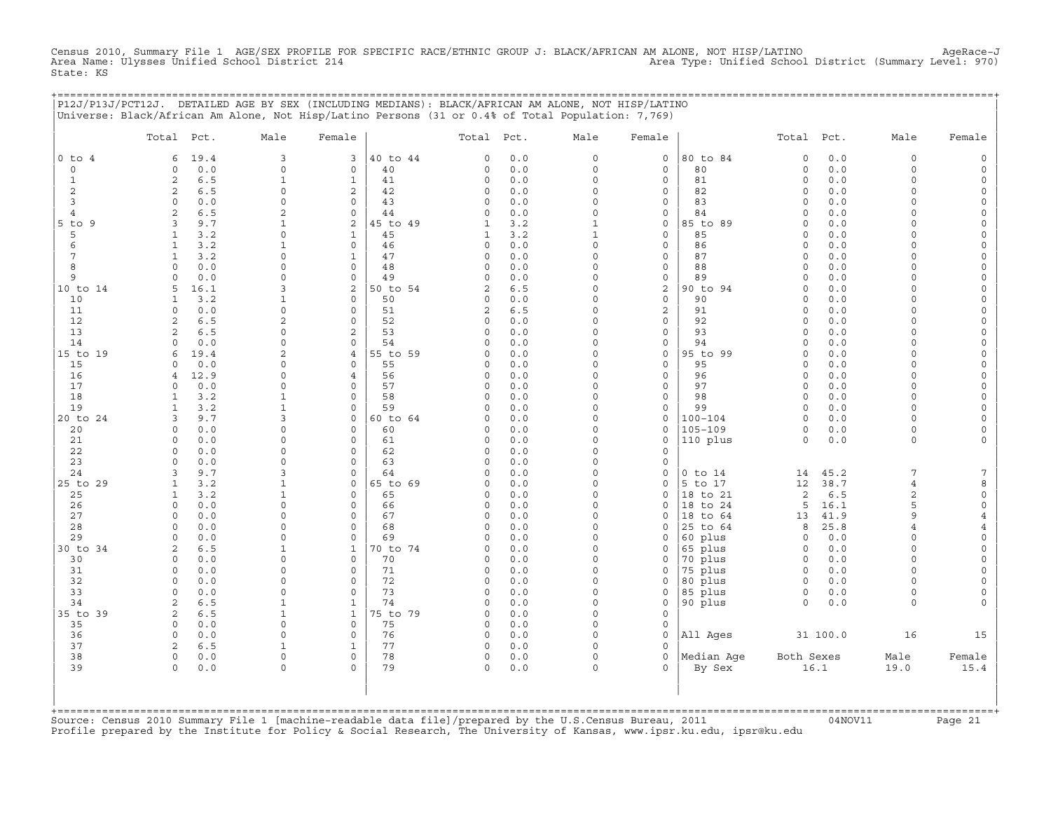Census 2010, Summary File 1 AGE/SEX PROFILE FOR SPECIFIC RACE/ETHNIC GROUP J: BLACK/AFRICAN AM ALONE, NOT HISP/LATINO AgeRace-J
Area Name: Ulysses Unified School District 214 Area Type: Unified School District (Summary Level: 970)
State: KS

## P12J/P13J/PCT12J. DETAILED AGE BY SEX (INCLUDING MEDIANS): BLACK/AFRICAN AM ALONE, NOT HISP/LATINO

Universe: Black/African Am Alone, Not Hisp/Latino Persons (31 or 0.4% of Total Population: 7,769)

| | Total | Pct. | Male | Female | | Total | Pct. | Male | Female | | Total | Pct. | Male | Female |
|---|---|---|---|---|---|---|---|---|---|---|---|---|---|---|
| 0 to 4 | 6 | 19.4 | 3 | 3 | 40 to 44 | 0 | 0.0 | 0 | 0 | 80 to 84 | 0 | 0.0 | 0 | 0 |
| 0 | 0 | 0.0 | 0 | 0 | 40 | 0 | 0.0 | 0 | 0 | 80 | 0 | 0.0 | 0 | 0 |
| 1 | 2 | 6.5 | 1 | 1 | 41 | 0 | 0.0 | 0 | 0 | 81 | 0 | 0.0 | 0 | 0 |
| 2 | 2 | 6.5 | 0 | 2 | 42 | 0 | 0.0 | 0 | 0 | 82 | 0 | 0.0 | 0 | 0 |
| 3 | 0 | 0.0 | 0 | 0 | 43 | 0 | 0.0 | 0 | 0 | 83 | 0 | 0.0 | 0 | 0 |
| 4 | 2 | 6.5 | 2 | 0 | 44 | 0 | 0.0 | 0 | 0 | 84 | 0 | 0.0 | 0 | 0 |
| 5 to 9 | 3 | 9.7 | 1 | 2 | 45 to 49 | 1 | 3.2 | 1 | 0 | 85 to 89 | 0 | 0.0 | 0 | 0 |
| 5 | 1 | 3.2 | 0 | 1 | 45 | 1 | 3.2 | 1 | 0 | 85 | 0 | 0.0 | 0 | 0 |
| 6 | 1 | 3.2 | 1 | 0 | 46 | 0 | 0.0 | 0 | 0 | 86 | 0 | 0.0 | 0 | 0 |
| 7 | 1 | 3.2 | 0 | 1 | 47 | 0 | 0.0 | 0 | 0 | 87 | 0 | 0.0 | 0 | 0 |
| 8 | 0 | 0.0 | 0 | 0 | 48 | 0 | 0.0 | 0 | 0 | 88 | 0 | 0.0 | 0 | 0 |
| 9 | 0 | 0.0 | 0 | 0 | 49 | 0 | 0.0 | 0 | 0 | 89 | 0 | 0.0 | 0 | 0 |
| 10 to 14 | 5 | 16.1 | 3 | 2 | 50 to 54 | 2 | 6.5 | 0 | 2 | 90 to 94 | 0 | 0.0 | 0 | 0 |
| 10 | 1 | 3.2 | 1 | 0 | 50 | 0 | 0.0 | 0 | 0 | 90 | 0 | 0.0 | 0 | 0 |
| 11 | 0 | 0.0 | 0 | 0 | 51 | 2 | 6.5 | 0 | 2 | 91 | 0 | 0.0 | 0 | 0 |
| 12 | 2 | 6.5 | 2 | 0 | 52 | 0 | 0.0 | 0 | 0 | 92 | 0 | 0.0 | 0 | 0 |
| 13 | 2 | 6.5 | 0 | 2 | 53 | 0 | 0.0 | 0 | 0 | 93 | 0 | 0.0 | 0 | 0 |
| 14 | 0 | 0.0 | 0 | 0 | 54 | 0 | 0.0 | 0 | 0 | 94 | 0 | 0.0 | 0 | 0 |
| 15 to 19 | 6 | 19.4 | 2 | 4 | 55 to 59 | 0 | 0.0 | 0 | 0 | 95 to 99 | 0 | 0.0 | 0 | 0 |
| 15 | 0 | 0.0 | 0 | 0 | 55 | 0 | 0.0 | 0 | 0 | 95 | 0 | 0.0 | 0 | 0 |
| 16 | 4 | 12.9 | 0 | 4 | 56 | 0 | 0.0 | 0 | 0 | 96 | 0 | 0.0 | 0 | 0 |
| 17 | 0 | 0.0 | 0 | 0 | 57 | 0 | 0.0 | 0 | 0 | 97 | 0 | 0.0 | 0 | 0 |
| 18 | 1 | 3.2 | 1 | 0 | 58 | 0 | 0.0 | 0 | 0 | 98 | 0 | 0.0 | 0 | 0 |
| 19 | 1 | 3.2 | 1 | 0 | 59 | 0 | 0.0 | 0 | 0 | 99 | 0 | 0.0 | 0 | 0 |
| 20 to 24 | 3 | 9.7 | 3 | 0 | 60 to 64 | 0 | 0.0 | 0 | 0 | 100-104 | 0 | 0.0 | 0 | 0 |
| 20 | 0 | 0.0 | 0 | 0 | 60 | 0 | 0.0 | 0 | 0 | 105-109 | 0 | 0.0 | 0 | 0 |
| 21 | 0 | 0.0 | 0 | 0 | 61 | 0 | 0.0 | 0 | 0 | 110 plus | 0 | 0.0 | 0 | 0 |
| 22 | 0 | 0.0 | 0 | 0 | 62 | 0 | 0.0 | 0 | 0 | | | | | |
| 23 | 0 | 0.0 | 0 | 0 | 63 | 0 | 0.0 | 0 | 0 | | | | | |
| 24 | 3 | 9.7 | 3 | 0 | 64 | 0 | 0.0 | 0 | 0 | 0 to 14 | 14 | 45.2 | 7 | 7 |
| 25 to 29 | 1 | 3.2 | 1 | 0 | 65 to 69 | 0 | 0.0 | 0 | 0 | 5 to 17 | 12 | 38.7 | 4 | 8 |
| 25 | 1 | 3.2 | 1 | 0 | 65 | 0 | 0.0 | 0 | 0 | 18 to 21 | 2 | 6.5 | 2 | 0 |
| 26 | 0 | 0.0 | 0 | 0 | 66 | 0 | 0.0 | 0 | 0 | 18 to 24 | 5 | 16.1 | 5 | 0 |
| 27 | 0 | 0.0 | 0 | 0 | 67 | 0 | 0.0 | 0 | 0 | 18 to 64 | 13 | 41.9 | 9 | 4 |
| 28 | 0 | 0.0 | 0 | 0 | 68 | 0 | 0.0 | 0 | 0 | 25 to 64 | 8 | 25.8 | 4 | 4 |
| 29 | 0 | 0.0 | 0 | 0 | 69 | 0 | 0.0 | 0 | 0 | 60 plus | 0 | 0.0 | 0 | 0 |
| 30 to 34 | 2 | 6.5 | 1 | 1 | 70 to 74 | 0 | 0.0 | 0 | 0 | 65 plus | 0 | 0.0 | 0 | 0 |
| 30 | 0 | 0.0 | 0 | 0 | 70 | 0 | 0.0 | 0 | 0 | 70 plus | 0 | 0.0 | 0 | 0 |
| 31 | 0 | 0.0 | 0 | 0 | 71 | 0 | 0.0 | 0 | 0 | 75 plus | 0 | 0.0 | 0 | 0 |
| 32 | 0 | 0.0 | 0 | 0 | 72 | 0 | 0.0 | 0 | 0 | 80 plus | 0 | 0.0 | 0 | 0 |
| 33 | 0 | 0.0 | 0 | 0 | 73 | 0 | 0.0 | 0 | 0 | 85 plus | 0 | 0.0 | 0 | 0 |
| 34 | 2 | 6.5 | 1 | 1 | 74 | 0 | 0.0 | 0 | 0 | 90 plus | 0 | 0.0 | 0 | 0 |
| 35 to 39 | 2 | 6.5 | 1 | 1 | 75 to 79 | 0 | 0.0 | 0 | 0 | | | | | |
| 35 | 0 | 0.0 | 0 | 0 | 75 | 0 | 0.0 | 0 | 0 | | | | | |
| 36 | 0 | 0.0 | 0 | 0 | 76 | 0 | 0.0 | 0 | 0 | All Ages | 31 | 100.0 | 16 | 15 |
| 37 | 2 | 6.5 | 1 | 1 | 77 | 0 | 0.0 | 0 | 0 | | | | | |
| 38 | 0 | 0.0 | 0 | 0 | 78 | 0 | 0.0 | 0 | 0 | Median Age | Both Sexes | | Male | Female |
| 39 | 0 | 0.0 | 0 | 0 | 79 | 0 | 0.0 | 0 | 0 | By Sex | 16.1 | | 19.0 | 15.4 |

Source: Census 2010 Summary File 1 [machine-readable data file]/prepared by the U.S.Census Bureau, 2011 04NOV11
Profile prepared by the Institute for Policy & Social Research, The University of Kansas, www.ipsr.ku.edu, ipsr@ku.edu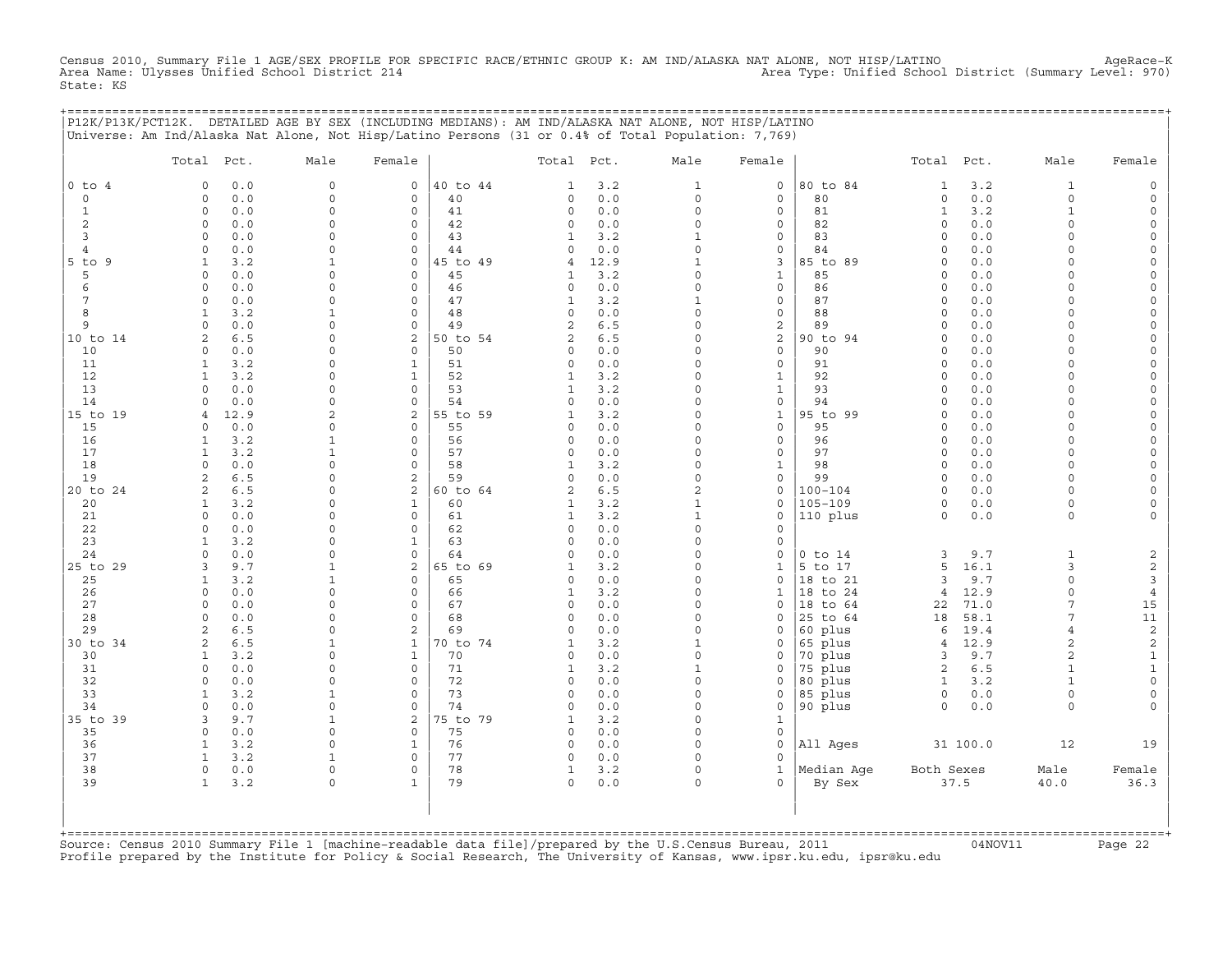Census 2010, Summary File 1 AGE/SEX PROFILE FOR SPECIFIC RACE/ETHNIC GROUP K: AM IND/ALASKA NAT ALONE, NOT HISP/LATINO AgeRace-K
Area Name: Ulysses Unified School District 214 Area Type: Unified School District (Summary Level: 970)
State: KS

P12K/P13K/PCT12K. DETAILED AGE BY SEX (INCLUDING MEDIANS): AM IND/ALASKA NAT ALONE, NOT HISP/LATINO
Universe: Am Ind/Alaska Nat Alone, Not Hisp/Latino Persons (31 or 0.4% of Total Population: 7,769)

| | Total | Pct. | Male | Female | | Total | Pct. | Male | Female | | Total | Pct. | Male | Female |
|---|---|---|---|---|---|---|---|---|---|---|---|---|---|---|
| 0 to 4 | 0 | 0.0 | 0 | 0 | 40 to 44 | 1 | 3.2 | 1 | 0 | 80 to 84 | 1 | 3.2 | 1 | 0 |
| 0 | 0 | 0.0 | 0 | 0 | 40 | 0 | 0.0 | 0 | 0 | 80 | 0 | 0.0 | 0 | 0 |
| 1 | 0 | 0.0 | 0 | 0 | 41 | 0 | 0.0 | 0 | 0 | 81 | 1 | 3.2 | 1 | 0 |
| 2 | 0 | 0.0 | 0 | 0 | 42 | 0 | 0.0 | 0 | 0 | 82 | 0 | 0.0 | 0 | 0 |
| 3 | 0 | 0.0 | 0 | 0 | 43 | 1 | 3.2 | 1 | 0 | 83 | 0 | 0.0 | 0 | 0 |
| 4 | 0 | 0.0 | 0 | 0 | 44 | 0 | 0.0 | 0 | 0 | 84 | 0 | 0.0 | 0 | 0 |
| 5 to 9 | 1 | 3.2 | 1 | 0 | 45 to 49 | 4 | 12.9 | 1 | 3 | 85 to 89 | 0 | 0.0 | 0 | 0 |
| 5 | 0 | 0.0 | 0 | 0 | 45 | 1 | 3.2 | 0 | 1 | 85 | 0 | 0.0 | 0 | 0 |
| 6 | 0 | 0.0 | 0 | 0 | 46 | 0 | 0.0 | 0 | 0 | 86 | 0 | 0.0 | 0 | 0 |
| 7 | 0 | 0.0 | 0 | 0 | 47 | 1 | 3.2 | 1 | 0 | 87 | 0 | 0.0 | 0 | 0 |
| 8 | 1 | 3.2 | 1 | 0 | 48 | 0 | 0.0 | 0 | 0 | 88 | 0 | 0.0 | 0 | 0 |
| 9 | 0 | 0.0 | 0 | 0 | 49 | 2 | 6.5 | 0 | 2 | 89 | 0 | 0.0 | 0 | 0 |
| 10 to 14 | 2 | 6.5 | 0 | 2 | 50 to 54 | 2 | 6.5 | 0 | 2 | 90 to 94 | 0 | 0.0 | 0 | 0 |
| 10 | 0 | 0.0 | 0 | 0 | 50 | 0 | 0.0 | 0 | 0 | 90 | 0 | 0.0 | 0 | 0 |
| 11 | 1 | 3.2 | 0 | 1 | 51 | 0 | 0.0 | 0 | 0 | 91 | 0 | 0.0 | 0 | 0 |
| 12 | 1 | 3.2 | 0 | 1 | 52 | 1 | 3.2 | 0 | 1 | 92 | 0 | 0.0 | 0 | 0 |
| 13 | 0 | 0.0 | 0 | 0 | 53 | 1 | 3.2 | 0 | 1 | 93 | 0 | 0.0 | 0 | 0 |
| 14 | 0 | 0.0 | 0 | 0 | 54 | 0 | 0.0 | 0 | 0 | 94 | 0 | 0.0 | 0 | 0 |
| 15 to 19 | 4 | 12.9 | 2 | 2 | 55 to 59 | 1 | 3.2 | 0 | 1 | 95 to 99 | 0 | 0.0 | 0 | 0 |
| 15 | 0 | 0.0 | 0 | 0 | 55 | 0 | 0.0 | 0 | 0 | 95 | 0 | 0.0 | 0 | 0 |
| 16 | 1 | 3.2 | 1 | 0 | 56 | 0 | 0.0 | 0 | 0 | 96 | 0 | 0.0 | 0 | 0 |
| 17 | 1 | 3.2 | 1 | 0 | 57 | 0 | 0.0 | 0 | 0 | 97 | 0 | 0.0 | 0 | 0 |
| 18 | 0 | 0.0 | 0 | 0 | 58 | 1 | 3.2 | 0 | 1 | 98 | 0 | 0.0 | 0 | 0 |
| 19 | 2 | 6.5 | 0 | 2 | 59 | 0 | 0.0 | 0 | 0 | 99 | 0 | 0.0 | 0 | 0 |
| 20 to 24 | 2 | 6.5 | 0 | 2 | 60 to 64 | 2 | 6.5 | 2 | 0 | 100-104 | 0 | 0.0 | 0 | 0 |
| 20 | 1 | 3.2 | 0 | 1 | 60 | 1 | 3.2 | 1 | 0 | 105-109 | 0 | 0.0 | 0 | 0 |
| 21 | 0 | 0.0 | 0 | 0 | 61 | 1 | 3.2 | 1 | 0 | 110 plus | 0 | 0.0 | 0 | 0 |
| 22 | 0 | 0.0 | 0 | 0 | 62 | 0 | 0.0 | 0 | 0 | | | | | |
| 23 | 1 | 3.2 | 0 | 1 | 63 | 0 | 0.0 | 0 | 0 | | | | | |
| 24 | 0 | 0.0 | 0 | 0 | 64 | 0 | 0.0 | 0 | 0 | 0 to 14 | 3 | 9.7 | 1 | 2 |
| 25 to 29 | 3 | 9.7 | 1 | 2 | 65 to 69 | 1 | 3.2 | 0 | 1 | 5 to 17 | 5 | 16.1 | 3 | 2 |
| 25 | 1 | 3.2 | 1 | 0 | 65 | 0 | 0.0 | 0 | 0 | 18 to 21 | 3 | 9.7 | 0 | 3 |
| 26 | 0 | 0.0 | 0 | 0 | 66 | 1 | 3.2 | 0 | 1 | 18 to 24 | 4 | 12.9 | 0 | 4 |
| 27 | 0 | 0.0 | 0 | 0 | 67 | 0 | 0.0 | 0 | 0 | 18 to 64 | 22 | 71.0 | 7 | 15 |
| 28 | 0 | 0.0 | 0 | 0 | 68 | 0 | 0.0 | 0 | 0 | 25 to 64 | 18 | 58.1 | 7 | 11 |
| 29 | 2 | 6.5 | 0 | 2 | 69 | 0 | 0.0 | 0 | 0 | 60 plus | 6 | 19.4 | 4 | 2 |
| 30 to 34 | 2 | 6.5 | 1 | 1 | 70 to 74 | 1 | 3.2 | 1 | 0 | 65 plus | 4 | 12.9 | 2 | 2 |
| 30 | 1 | 3.2 | 0 | 1 | 70 | 0 | 0.0 | 0 | 0 | 70 plus | 3 | 9.7 | 2 | 1 |
| 31 | 0 | 0.0 | 0 | 0 | 71 | 1 | 3.2 | 1 | 0 | 75 plus | 2 | 6.5 | 1 | 1 |
| 32 | 0 | 0.0 | 0 | 0 | 72 | 0 | 0.0 | 0 | 0 | 80 plus | 1 | 3.2 | 1 | 0 |
| 33 | 1 | 3.2 | 1 | 0 | 73 | 0 | 0.0 | 0 | 0 | 85 plus | 0 | 0.0 | 0 | 0 |
| 34 | 0 | 0.0 | 0 | 0 | 74 | 0 | 0.0 | 0 | 0 | 90 plus | 0 | 0.0 | 0 | 0 |
| 35 to 39 | 3 | 9.7 | 1 | 2 | 75 to 79 | 1 | 3.2 | 0 | 1 | | | | | |
| 35 | 0 | 0.0 | 0 | 0 | 75 | 0 | 0.0 | 0 | 0 | | | | | |
| 36 | 1 | 3.2 | 0 | 1 | 76 | 0 | 0.0 | 0 | 0 | All Ages | 31 | 100.0 | 12 | 19 |
| 37 | 1 | 3.2 | 1 | 0 | 77 | 0 | 0.0 | 0 | 0 | | | | | |
| 38 | 0 | 0.0 | 0 | 0 | 78 | 1 | 3.2 | 0 | 1 | Median Age | Both Sexes | | Male | Female |
| 39 | 1 | 3.2 | 0 | 1 | 79 | 0 | 0.0 | 0 | 0 | By Sex | 37.5 | | 40.0 | 36.3 |

Source: Census 2010 Summary File 1 [machine-readable data file]/prepared by the U.S.Census Bureau, 2011 04NOV11
Profile prepared by the Institute for Policy & Social Research, The University of Kansas, www.ipsr.ku.edu, ipsr@ku.edu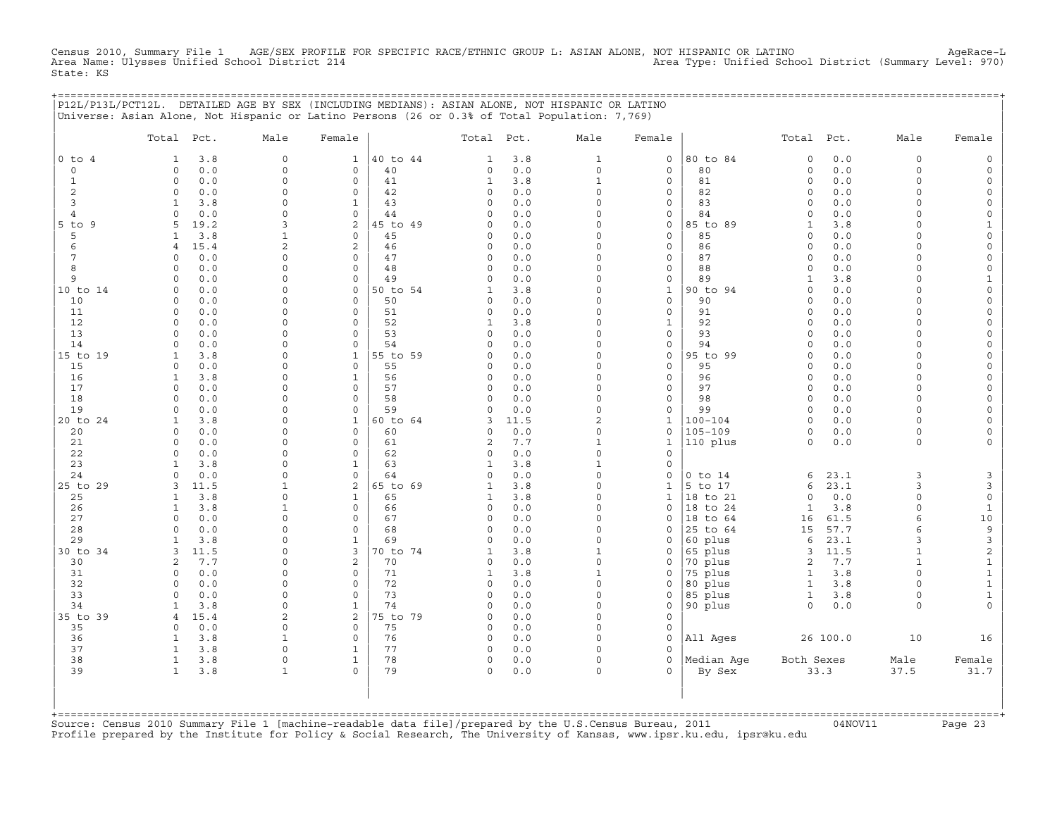Census 2010, Summary File 1 AGE/SEX PROFILE FOR SPECIFIC RACE/ETHNIC GROUP L: ASIAN ALONE, NOT HISPANIC OR LATINO AgeRace-L
Area Name: Ulysses Unified School District 214 Area Type: Unified School District (Summary Level: 970)
State: KS

## P12L/P13L/PCT12L. DETAILED AGE BY SEX (INCLUDING MEDIANS): ASIAN ALONE, NOT HISPANIC OR LATINO

Universe: Asian Alone, Not Hispanic or Latino Persons (26 or 0.3% of Total Population: 7,769)

| | Total | Pct. | Male | Female | | Total | Pct. | Male | Female | | Total | Pct. | Male | Female |
|---|---|---|---|---|---|---|---|---|---|---|---|---|---|---|
| 0 to 4 | 1 | 3.8 | 0 | 1 | 40 to 44 | 1 | 3.8 | 1 | 0 | 80 to 84 | 0 | 0.0 | 0 | 0 |
| 0 | 0 | 0.0 | 0 | 0 | 40 | 0 | 0.0 | 0 | 0 | 80 | 0 | 0.0 | 0 | 0 |
| 1 | 0 | 0.0 | 0 | 0 | 41 | 1 | 3.8 | 1 | 0 | 81 | 0 | 0.0 | 0 | 0 |
| 2 | 0 | 0.0 | 0 | 0 | 42 | 0 | 0.0 | 0 | 0 | 82 | 0 | 0.0 | 0 | 0 |
| 3 | 1 | 3.8 | 0 | 1 | 43 | 0 | 0.0 | 0 | 0 | 83 | 0 | 0.0 | 0 | 0 |
| 4 | 0 | 0.0 | 0 | 0 | 44 | 0 | 0.0 | 0 | 0 | 84 | 0 | 0.0 | 0 | 0 |
| 5 to 9 | 5 | 19.2 | 3 | 2 | 45 to 49 | 0 | 0.0 | 0 | 0 | 85 to 89 | 1 | 3.8 | 0 | 1 |
| 5 | 1 | 3.8 | 1 | 0 | 45 | 0 | 0.0 | 0 | 0 | 85 | 0 | 0.0 | 0 | 0 |
| 6 | 4 | 15.4 | 2 | 2 | 46 | 0 | 0.0 | 0 | 0 | 86 | 0 | 0.0 | 0 | 0 |
| 7 | 0 | 0.0 | 0 | 0 | 47 | 0 | 0.0 | 0 | 0 | 87 | 0 | 0.0 | 0 | 0 |
| 8 | 0 | 0.0 | 0 | 0 | 48 | 0 | 0.0 | 0 | 0 | 88 | 0 | 0.0 | 0 | 0 |
| 9 | 0 | 0.0 | 0 | 0 | 49 | 0 | 0.0 | 0 | 0 | 89 | 1 | 3.8 | 0 | 1 |
| 10 to 14 | 0 | 0.0 | 0 | 0 | 50 to 54 | 1 | 3.8 | 0 | 1 | 90 to 94 | 0 | 0.0 | 0 | 0 |
| 10 | 0 | 0.0 | 0 | 0 | 50 | 0 | 0.0 | 0 | 0 | 90 | 0 | 0.0 | 0 | 0 |
| 11 | 0 | 0.0 | 0 | 0 | 51 | 0 | 0.0 | 0 | 0 | 91 | 0 | 0.0 | 0 | 0 |
| 12 | 0 | 0.0 | 0 | 0 | 52 | 1 | 3.8 | 0 | 1 | 92 | 0 | 0.0 | 0 | 0 |
| 13 | 0 | 0.0 | 0 | 0 | 53 | 0 | 0.0 | 0 | 0 | 93 | 0 | 0.0 | 0 | 0 |
| 14 | 0 | 0.0 | 0 | 0 | 54 | 0 | 0.0 | 0 | 0 | 94 | 0 | 0.0 | 0 | 0 |
| 15 to 19 | 1 | 3.8 | 0 | 1 | 55 to 59 | 0 | 0.0 | 0 | 0 | 95 to 99 | 0 | 0.0 | 0 | 0 |
| 15 | 0 | 0.0 | 0 | 0 | 55 | 0 | 0.0 | 0 | 0 | 95 | 0 | 0.0 | 0 | 0 |
| 16 | 1 | 3.8 | 0 | 1 | 56 | 0 | 0.0 | 0 | 0 | 96 | 0 | 0.0 | 0 | 0 |
| 17 | 0 | 0.0 | 0 | 0 | 57 | 0 | 0.0 | 0 | 0 | 97 | 0 | 0.0 | 0 | 0 |
| 18 | 0 | 0.0 | 0 | 0 | 58 | 0 | 0.0 | 0 | 0 | 98 | 0 | 0.0 | 0 | 0 |
| 19 | 0 | 0.0 | 0 | 0 | 59 | 0 | 0.0 | 0 | 0 | 99 | 0 | 0.0 | 0 | 0 |
| 20 to 24 | 1 | 3.8 | 0 | 1 | 60 to 64 | 3 | 11.5 | 2 | 1 | 100-104 | 0 | 0.0 | 0 | 0 |
| 20 | 0 | 0.0 | 0 | 0 | 60 | 0 | 0.0 | 0 | 0 | 105-109 | 0 | 0.0 | 0 | 0 |
| 21 | 0 | 0.0 | 0 | 0 | 61 | 2 | 7.7 | 1 | 1 | 110 plus | 0 | 0.0 | 0 | 0 |
| 22 | 0 | 0.0 | 0 | 0 | 62 | 0 | 0.0 | 0 | 0 | | | | | |
| 23 | 1 | 3.8 | 0 | 1 | 63 | 1 | 3.8 | 1 | 0 | | | | | |
| 24 | 0 | 0.0 | 0 | 0 | 64 | 0 | 0.0 | 0 | 0 | 0 to 14 | 6 | 23.1 | 3 | 3 |
| 25 to 29 | 3 | 11.5 | 1 | 2 | 65 to 69 | 1 | 3.8 | 0 | 1 | 5 to 17 | 6 | 23.1 | 3 | 3 |
| 25 | 1 | 3.8 | 0 | 1 | 65 | 1 | 3.8 | 0 | 1 | 18 to 21 | 0 | 0.0 | 0 | 0 |
| 26 | 1 | 3.8 | 1 | 0 | 66 | 0 | 0.0 | 0 | 0 | 18 to 24 | 1 | 3.8 | 0 | 1 |
| 27 | 0 | 0.0 | 0 | 0 | 67 | 0 | 0.0 | 0 | 0 | 18 to 64 | 16 | 61.5 | 6 | 10 |
| 28 | 0 | 0.0 | 0 | 0 | 68 | 0 | 0.0 | 0 | 0 | 25 to 64 | 15 | 57.7 | 6 | 9 |
| 29 | 1 | 3.8 | 0 | 1 | 69 | 0 | 0.0 | 0 | 0 | 60 plus | 6 | 23.1 | 3 | 3 |
| 30 to 34 | 3 | 11.5 | 0 | 3 | 70 to 74 | 1 | 3.8 | 1 | 0 | 65 plus | 3 | 11.5 | 1 | 2 |
| 30 | 2 | 7.7 | 0 | 2 | 70 | 0 | 0.0 | 0 | 0 | 70 plus | 2 | 7.7 | 1 | 1 |
| 31 | 0 | 0.0 | 0 | 0 | 71 | 1 | 3.8 | 1 | 0 | 75 plus | 1 | 3.8 | 0 | 1 |
| 32 | 0 | 0.0 | 0 | 0 | 72 | 0 | 0.0 | 0 | 0 | 80 plus | 1 | 3.8 | 0 | 1 |
| 33 | 0 | 0.0 | 0 | 0 | 73 | 0 | 0.0 | 0 | 0 | 85 plus | 1 | 3.8 | 0 | 1 |
| 34 | 1 | 3.8 | 0 | 1 | 74 | 0 | 0.0 | 0 | 0 | 90 plus | 0 | 0.0 | 0 | 0 |
| 35 to 39 | 4 | 15.4 | 2 | 2 | 75 to 79 | 0 | 0.0 | 0 | 0 | | | | | |
| 35 | 0 | 0.0 | 0 | 0 | 75 | 0 | 0.0 | 0 | 0 | | | | | |
| 36 | 1 | 3.8 | 1 | 0 | 76 | 0 | 0.0 | 0 | 0 | All Ages | 26 | 100.0 | 10 | 16 |
| 37 | 1 | 3.8 | 0 | 1 | 77 | 0 | 0.0 | 0 | 0 | | | | | |
| 38 | 1 | 3.8 | 0 | 1 | 78 | 0 | 0.0 | 0 | 0 | Median Age | Both Sexes | | Male | Female |
| 39 | 1 | 3.8 | 1 | 0 | 79 | 0 | 0.0 | 0 | 0 | By Sex | 33.3 | | 37.5 | 31.7 |

Source: Census 2010 Summary File 1 [machine-readable data file]/prepared by the U.S.Census Bureau, 2011 04NOV11
Profile prepared by the Institute for Policy & Social Research, The University of Kansas, www.ipsr.ku.edu, ipsr@ku.edu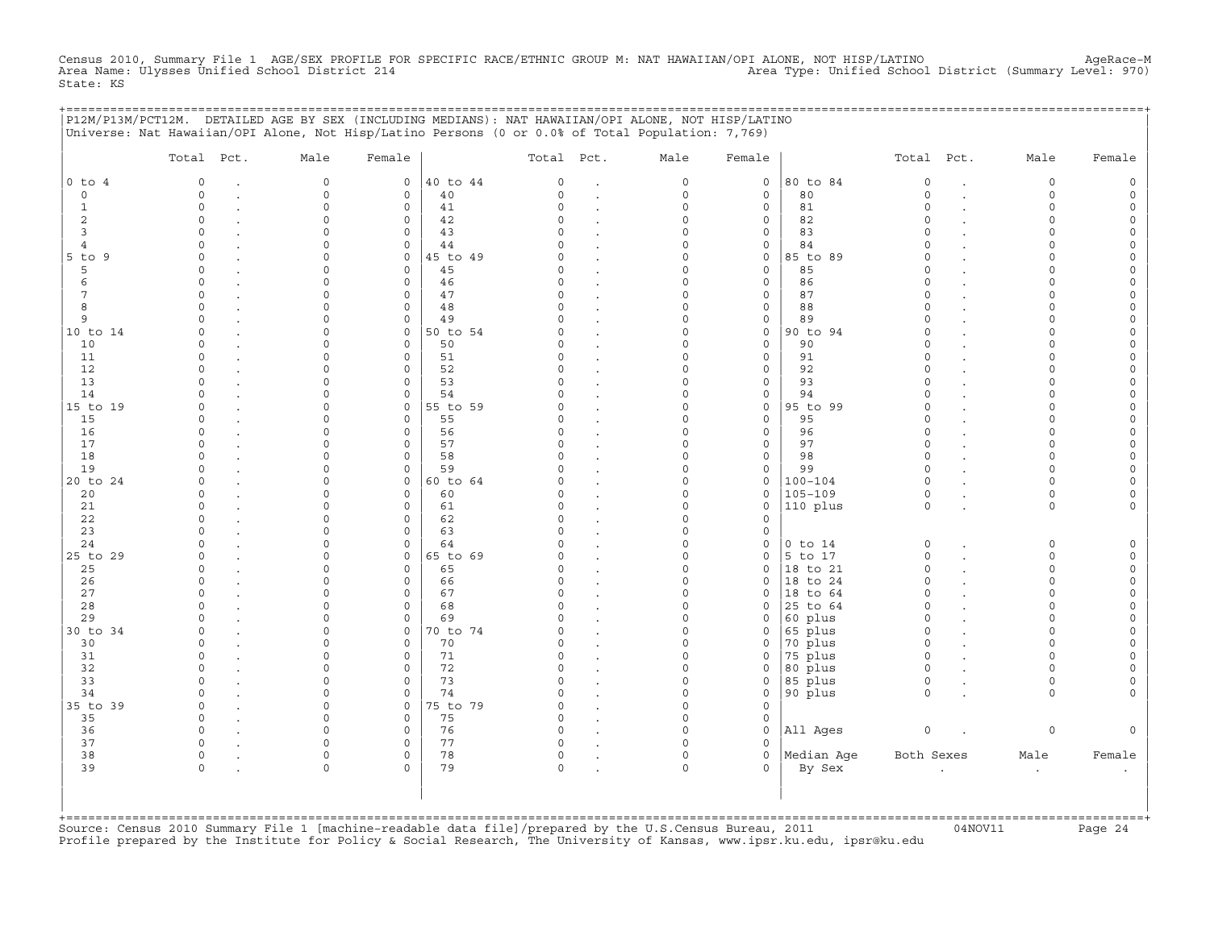Census 2010, Summary File 1 AGE/SEX PROFILE FOR SPECIFIC RACE/ETHNIC GROUP M: NAT HAWAIIAN/OPI ALONE, NOT HISP/LATINO AgeRace-M
Area Name: Ulysses Unified School District 214 Area Type: Unified School District (Summary Level: 970)
State: KS

P12M/P13M/PCT12M. DETAILED AGE BY SEX (INCLUDING MEDIANS): NAT HAWAIIAN/OPI ALONE, NOT HISP/LATINO
Universe: Nat Hawaiian/OPI Alone, Not Hisp/Latino Persons (0 or 0.0% of Total Population: 7,769)

| | Total | Pct. | Male | Female | | Total | Pct. | Male | Female | | Total | Pct. | Male | Female |
|---|---|---|---|---|---|---|---|---|---|---|---|---|---|---|
| 0 to 4 | 0 | . | 0 | 0 | 40 to 44 | 0 | . | 0 | 0 | 80 to 84 | 0 | . | 0 | 0 |
| 0 | 0 | . | 0 | 0 | 40 | 0 | . | 0 | 0 | 80 | 0 | . | 0 | 0 |
| 1 | 0 | . | 0 | 0 | 41 | 0 | . | 0 | 0 | 81 | 0 | . | 0 | 0 |
| 2 | 0 | . | 0 | 0 | 42 | 0 | . | 0 | 0 | 82 | 0 | . | 0 | 0 |
| 3 | 0 | . | 0 | 0 | 43 | 0 | . | 0 | 0 | 83 | 0 | . | 0 | 0 |
| 4 | 0 | . | 0 | 0 | 44 | 0 | . | 0 | 0 | 84 | 0 | . | 0 | 0 |
| 5 to 9 | 0 | . | 0 | 0 | 45 to 49 | 0 | . | 0 | 0 | 85 to 89 | 0 | . | 0 | 0 |
| 5 | 0 | . | 0 | 0 | 45 | 0 | . | 0 | 0 | 85 | 0 | . | 0 | 0 |
| 6 | 0 | . | 0 | 0 | 46 | 0 | . | 0 | 0 | 86 | 0 | . | 0 | 0 |
| 7 | 0 | . | 0 | 0 | 47 | 0 | . | 0 | 0 | 87 | 0 | . | 0 | 0 |
| 8 | 0 | . | 0 | 0 | 48 | 0 | . | 0 | 0 | 88 | 0 | . | 0 | 0 |
| 9 | 0 | . | 0 | 0 | 49 | 0 | . | 0 | 0 | 89 | 0 | . | 0 | 0 |
| 10 to 14 | 0 | . | 0 | 0 | 50 to 54 | 0 | . | 0 | 0 | 90 to 94 | 0 | . | 0 | 0 |
| 10 | 0 | . | 0 | 0 | 50 | 0 | . | 0 | 0 | 90 | 0 | . | 0 | 0 |
| 11 | 0 | . | 0 | 0 | 51 | 0 | . | 0 | 0 | 91 | 0 | . | 0 | 0 |
| 12 | 0 | . | 0 | 0 | 52 | 0 | . | 0 | 0 | 92 | 0 | . | 0 | 0 |
| 13 | 0 | . | 0 | 0 | 53 | 0 | . | 0 | 0 | 93 | 0 | . | 0 | 0 |
| 14 | 0 | . | 0 | 0 | 54 | 0 | . | 0 | 0 | 94 | 0 | . | 0 | 0 |
| 15 to 19 | 0 | . | 0 | 0 | 55 to 59 | 0 | . | 0 | 0 | 95 to 99 | 0 | . | 0 | 0 |
| 15 | 0 | . | 0 | 0 | 55 | 0 | . | 0 | 0 | 95 | 0 | . | 0 | 0 |
| 16 | 0 | . | 0 | 0 | 56 | 0 | . | 0 | 0 | 96 | 0 | . | 0 | 0 |
| 17 | 0 | . | 0 | 0 | 57 | 0 | . | 0 | 0 | 97 | 0 | . | 0 | 0 |
| 18 | 0 | . | 0 | 0 | 58 | 0 | . | 0 | 0 | 98 | 0 | . | 0 | 0 |
| 19 | 0 | . | 0 | 0 | 59 | 0 | . | 0 | 0 | 99 | 0 | . | 0 | 0 |
| 20 to 24 | 0 | . | 0 | 0 | 60 to 64 | 0 | . | 0 | 0 | 100-104 | 0 | . | 0 | 0 |
| 20 | 0 | . | 0 | 0 | 60 | 0 | . | 0 | 0 | 105-109 | 0 | . | 0 | 0 |
| 21 | 0 | . | 0 | 0 | 61 | 0 | . | 0 | 0 | 110 plus | 0 | . | 0 | 0 |
| 22 | 0 | . | 0 | 0 | 62 | 0 | . | 0 | 0 | | | | | |
| 23 | 0 | . | 0 | 0 | 63 | 0 | . | 0 | 0 | | | | | |
| 24 | 0 | . | 0 | 0 | 64 | 0 | . | 0 | 0 | 0 to 14 | 0 | . | 0 | 0 |
| 25 to 29 | 0 | . | 0 | 0 | 65 to 69 | 0 | . | 0 | 0 | 5 to 17 | 0 | . | 0 | 0 |
| 25 | 0 | . | 0 | 0 | 65 | 0 | . | 0 | 0 | 18 to 21 | 0 | . | 0 | 0 |
| 26 | 0 | . | 0 | 0 | 66 | 0 | . | 0 | 0 | 18 to 24 | 0 | . | 0 | 0 |
| 27 | 0 | . | 0 | 0 | 67 | 0 | . | 0 | 0 | 18 to 64 | 0 | . | 0 | 0 |
| 28 | 0 | . | 0 | 0 | 68 | 0 | . | 0 | 0 | 25 to 64 | 0 | . | 0 | 0 |
| 29 | 0 | . | 0 | 0 | 69 | 0 | . | 0 | 0 | 60 plus | 0 | . | 0 | 0 |
| 30 to 34 | 0 | . | 0 | 0 | 70 to 74 | 0 | . | 0 | 0 | 65 plus | 0 | . | 0 | 0 |
| 30 | 0 | . | 0 | 0 | 70 | 0 | . | 0 | 0 | 70 plus | 0 | . | 0 | 0 |
| 31 | 0 | . | 0 | 0 | 71 | 0 | . | 0 | 0 | 75 plus | 0 | . | 0 | 0 |
| 32 | 0 | . | 0 | 0 | 72 | 0 | . | 0 | 0 | 80 plus | 0 | . | 0 | 0 |
| 33 | 0 | . | 0 | 0 | 73 | 0 | . | 0 | 0 | 85 plus | 0 | . | 0 | 0 |
| 34 | 0 | . | 0 | 0 | 74 | 0 | . | 0 | 0 | 90 plus | 0 | . | 0 | 0 |
| 35 to 39 | 0 | . | 0 | 0 | 75 to 79 | 0 | . | 0 | 0 | | | | | |
| 35 | 0 | . | 0 | 0 | 75 | 0 | . | 0 | 0 | | | | | |
| 36 | 0 | . | 0 | 0 | 76 | 0 | . | 0 | 0 | All Ages | 0 | . | 0 | 0 |
| 37 | 0 | . | 0 | 0 | 77 | 0 | . | 0 | 0 | | | | | |
| 38 | 0 | . | 0 | 0 | 78 | 0 | . | 0 | 0 | Median Age | Both Sexes | | Male | Female |
| 39 | 0 | . | 0 | 0 | 79 | 0 | . | 0 | 0 | By Sex | . | | . | . |

Source: Census 2010 Summary File 1 [machine-readable data file]/prepared by the U.S.Census Bureau, 2011 04NOV11
Profile prepared by the Institute for Policy & Social Research, The University of Kansas, www.ipsr.ku.edu, ipsr@ku.edu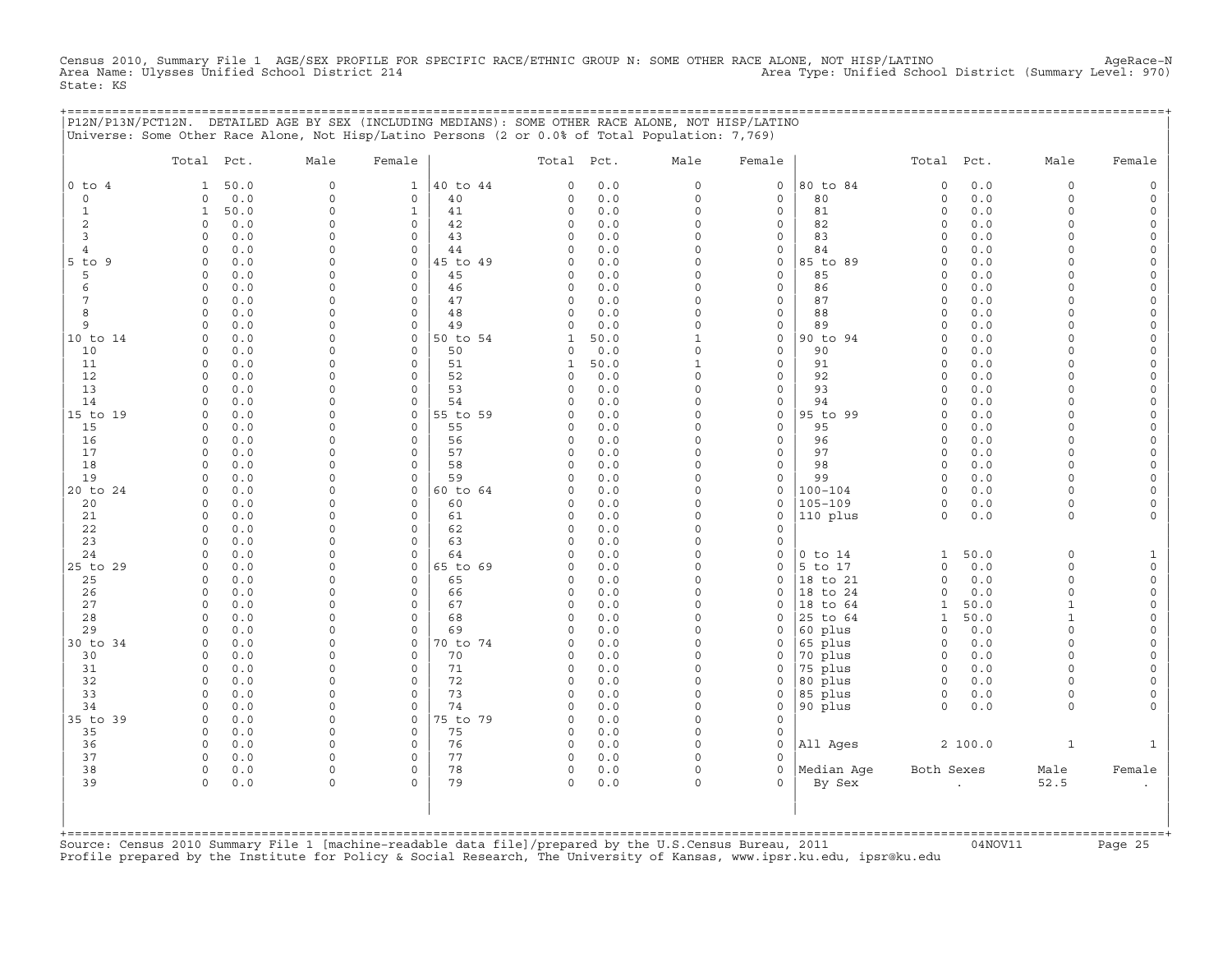Census 2010, Summary File 1 AGE/SEX PROFILE FOR SPECIFIC RACE/ETHNIC GROUP N: SOME OTHER RACE ALONE, NOT HISP/LATINO AgeRace-N
Area Name: Ulysses Unified School District 214 Area Type: Unified School District (Summary Level: 970)
State: KS

## P12N/P13N/PCT12N. DETAILED AGE BY SEX (INCLUDING MEDIANS): SOME OTHER RACE ALONE, NOT HISP/LATINO

Universe: Some Other Race Alone, Not Hisp/Latino Persons (2 or 0.0% of Total Population: 7,769)

| | Total | Pct. | Male | Female | | Total | Pct. | Male | Female | | Total | Pct. | Male | Female |
|---|---|---|---|---|---|---|---|---|---|---|---|---|---|---|
| 0 to 4 | 1 | 50.0 | 0 | 1 | 40 to 44 | 0 | 0.0 | 0 | 0 | 80 to 84 | 0 | 0.0 | 0 | 0 |
| 0 | 0 | 0.0 | 0 | 0 | 40 | 0 | 0.0 | 0 | 0 | 80 | 0 | 0.0 | 0 | 0 |
| 1 | 1 | 50.0 | 0 | 1 | 41 | 0 | 0.0 | 0 | 0 | 81 | 0 | 0.0 | 0 | 0 |
| 2 | 0 | 0.0 | 0 | 0 | 42 | 0 | 0.0 | 0 | 0 | 82 | 0 | 0.0 | 0 | 0 |
| 3 | 0 | 0.0 | 0 | 0 | 43 | 0 | 0.0 | 0 | 0 | 83 | 0 | 0.0 | 0 | 0 |
| 4 | 0 | 0.0 | 0 | 0 | 44 | 0 | 0.0 | 0 | 0 | 84 | 0 | 0.0 | 0 | 0 |
| 5 to 9 | 0 | 0.0 | 0 | 0 | 45 to 49 | 0 | 0.0 | 0 | 0 | 85 to 89 | 0 | 0.0 | 0 | 0 |
| 5 | 0 | 0.0 | 0 | 0 | 45 | 0 | 0.0 | 0 | 0 | 85 | 0 | 0.0 | 0 | 0 |
| 6 | 0 | 0.0 | 0 | 0 | 46 | 0 | 0.0 | 0 | 0 | 86 | 0 | 0.0 | 0 | 0 |
| 7 | 0 | 0.0 | 0 | 0 | 47 | 0 | 0.0 | 0 | 0 | 87 | 0 | 0.0 | 0 | 0 |
| 8 | 0 | 0.0 | 0 | 0 | 48 | 0 | 0.0 | 0 | 0 | 88 | 0 | 0.0 | 0 | 0 |
| 9 | 0 | 0.0 | 0 | 0 | 49 | 0 | 0.0 | 0 | 0 | 89 | 0 | 0.0 | 0 | 0 |
| 10 to 14 | 0 | 0.0 | 0 | 0 | 50 to 54 | 1 | 50.0 | 1 | 0 | 90 to 94 | 0 | 0.0 | 0 | 0 |
| 10 | 0 | 0.0 | 0 | 0 | 50 | 0 | 0.0 | 0 | 0 | 90 | 0 | 0.0 | 0 | 0 |
| 11 | 0 | 0.0 | 0 | 0 | 51 | 1 | 50.0 | 1 | 0 | 91 | 0 | 0.0 | 0 | 0 |
| 12 | 0 | 0.0 | 0 | 0 | 52 | 0 | 0.0 | 0 | 0 | 92 | 0 | 0.0 | 0 | 0 |
| 13 | 0 | 0.0 | 0 | 0 | 53 | 0 | 0.0 | 0 | 0 | 93 | 0 | 0.0 | 0 | 0 |
| 14 | 0 | 0.0 | 0 | 0 | 54 | 0 | 0.0 | 0 | 0 | 94 | 0 | 0.0 | 0 | 0 |
| 15 to 19 | 0 | 0.0 | 0 | 0 | 55 to 59 | 0 | 0.0 | 0 | 0 | 95 to 99 | 0 | 0.0 | 0 | 0 |
| 15 | 0 | 0.0 | 0 | 0 | 55 | 0 | 0.0 | 0 | 0 | 95 | 0 | 0.0 | 0 | 0 |
| 16 | 0 | 0.0 | 0 | 0 | 56 | 0 | 0.0 | 0 | 0 | 96 | 0 | 0.0 | 0 | 0 |
| 17 | 0 | 0.0 | 0 | 0 | 57 | 0 | 0.0 | 0 | 0 | 97 | 0 | 0.0 | 0 | 0 |
| 18 | 0 | 0.0 | 0 | 0 | 58 | 0 | 0.0 | 0 | 0 | 98 | 0 | 0.0 | 0 | 0 |
| 19 | 0 | 0.0 | 0 | 0 | 59 | 0 | 0.0 | 0 | 0 | 99 | 0 | 0.0 | 0 | 0 |
| 20 to 24 | 0 | 0.0 | 0 | 0 | 60 to 64 | 0 | 0.0 | 0 | 0 | 100-104 | 0 | 0.0 | 0 | 0 |
| 20 | 0 | 0.0 | 0 | 0 | 60 | 0 | 0.0 | 0 | 0 | 105-109 | 0 | 0.0 | 0 | 0 |
| 21 | 0 | 0.0 | 0 | 0 | 61 | 0 | 0.0 | 0 | 0 | 110 plus | 0 | 0.0 | 0 | 0 |
| 22 | 0 | 0.0 | 0 | 0 | 62 | 0 | 0.0 | 0 | 0 | | | | | |
| 23 | 0 | 0.0 | 0 | 0 | 63 | 0 | 0.0 | 0 | 0 | | | | | |
| 24 | 0 | 0.0 | 0 | 0 | 64 | 0 | 0.0 | 0 | 0 | 0 to 14 | 1 | 50.0 | 0 | 1 |
| 25 to 29 | 0 | 0.0 | 0 | 0 | 65 to 69 | 0 | 0.0 | 0 | 0 | 5 to 17 | 0 | 0.0 | 0 | 0 |
| 25 | 0 | 0.0 | 0 | 0 | 65 | 0 | 0.0 | 0 | 0 | 18 to 21 | 0 | 0.0 | 0 | 0 |
| 26 | 0 | 0.0 | 0 | 0 | 66 | 0 | 0.0 | 0 | 0 | 18 to 24 | 0 | 0.0 | 0 | 0 |
| 27 | 0 | 0.0 | 0 | 0 | 67 | 0 | 0.0 | 0 | 0 | 18 to 64 | 1 | 50.0 | 1 | 0 |
| 28 | 0 | 0.0 | 0 | 0 | 68 | 0 | 0.0 | 0 | 0 | 25 to 64 | 1 | 50.0 | 1 | 0 |
| 29 | 0 | 0.0 | 0 | 0 | 69 | 0 | 0.0 | 0 | 0 | 60 plus | 0 | 0.0 | 0 | 0 |
| 30 to 34 | 0 | 0.0 | 0 | 0 | 70 to 74 | 0 | 0.0 | 0 | 0 | 65 plus | 0 | 0.0 | 0 | 0 |
| 30 | 0 | 0.0 | 0 | 0 | 70 | 0 | 0.0 | 0 | 0 | 70 plus | 0 | 0.0 | 0 | 0 |
| 31 | 0 | 0.0 | 0 | 0 | 71 | 0 | 0.0 | 0 | 0 | 75 plus | 0 | 0.0 | 0 | 0 |
| 32 | 0 | 0.0 | 0 | 0 | 72 | 0 | 0.0 | 0 | 0 | 80 plus | 0 | 0.0 | 0 | 0 |
| 33 | 0 | 0.0 | 0 | 0 | 73 | 0 | 0.0 | 0 | 0 | 85 plus | 0 | 0.0 | 0 | 0 |
| 34 | 0 | 0.0 | 0 | 0 | 74 | 0 | 0.0 | 0 | 0 | 90 plus | 0 | 0.0 | 0 | 0 |
| 35 to 39 | 0 | 0.0 | 0 | 0 | 75 to 79 | 0 | 0.0 | 0 | 0 | | | | | |
| 35 | 0 | 0.0 | 0 | 0 | 75 | 0 | 0.0 | 0 | 0 | | | | | |
| 36 | 0 | 0.0 | 0 | 0 | 76 | 0 | 0.0 | 0 | 0 | All Ages | 2 | 100.0 | 1 | 1 |
| 37 | 0 | 0.0 | 0 | 0 | 77 | 0 | 0.0 | 0 | 0 | | | | | |
| 38 | 0 | 0.0 | 0 | 0 | 78 | 0 | 0.0 | 0 | 0 | Median Age | Both Sexes | | Male | Female |
| 39 | 0 | 0.0 | 0 | 0 | 79 | 0 | 0.0 | 0 | 0 | By Sex | . | | 52.5 | . |

Source: Census 2010 Summary File 1 [machine-readable data file]/prepared by the U.S.Census Bureau, 2011 04NOV11
Profile prepared by the Institute for Policy & Social Research, The University of Kansas, www.ipsr.ku.edu, ipsr@ku.edu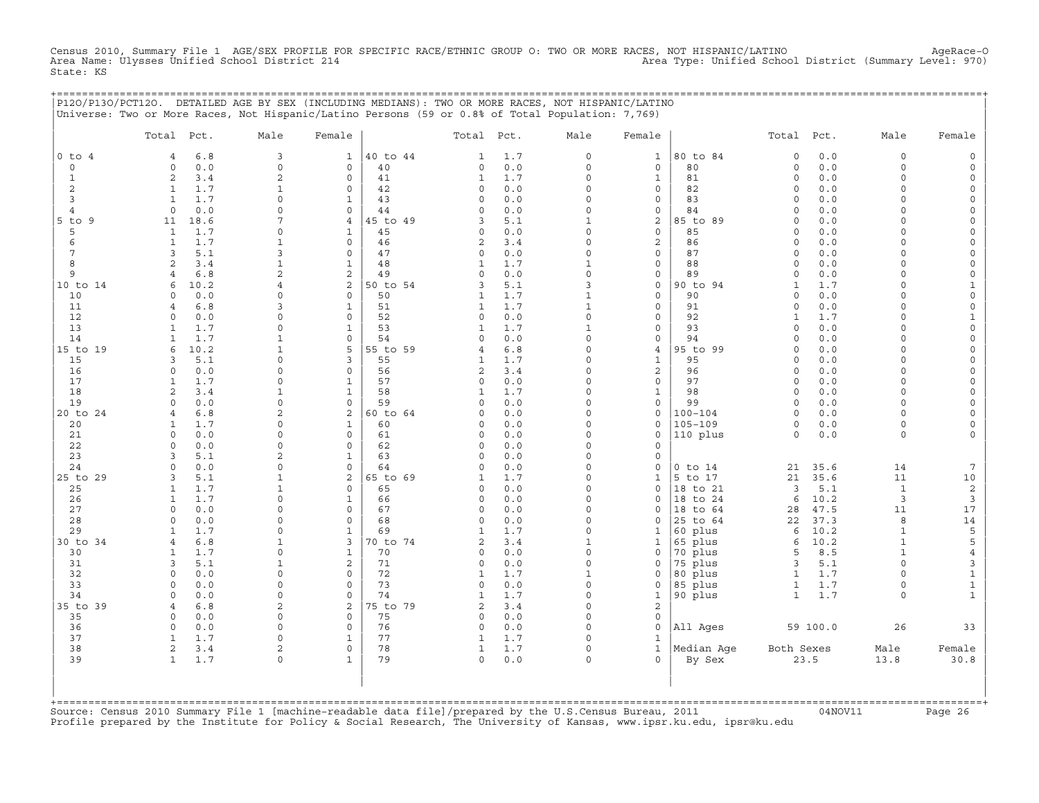Census 2010, Summary File 1 AGE/SEX PROFILE FOR SPECIFIC RACE/ETHNIC GROUP O: TWO OR MORE RACES, NOT HISPANIC/LATINO AgeRace-O
Area Name: Ulysses Unified School District 214 Area Type: Unified School District (Summary Level: 970)
State: KS

P12O/P13O/PCT12O. DETAILED AGE BY SEX (INCLUDING MEDIANS): TWO OR MORE RACES, NOT HISPANIC/LATINO
Universe: Two or More Races, Not Hispanic/Latino Persons (59 or 0.8% of Total Population: 7,769)

| | Total | Pct. | Male | Female | | Total | Pct. | Male | Female | | Total | Pct. | Male | Female |
|---|---|---|---|---|---|---|---|---|---|---|---|---|---|---|
| 0 to 4 | 4 | 6.8 | 3 | 1 | 40 to 44 | 1 | 1.7 | 0 | 1 | 80 to 84 | 0 | 0.0 | 0 | 0 |
| 0 | 0 | 0.0 | 0 | 0 | 40 | 0 | 0.0 | 0 | 0 | 80 | 0 | 0.0 | 0 | 0 |
| 1 | 2 | 3.4 | 2 | 0 | 41 | 1 | 1.7 | 0 | 1 | 81 | 0 | 0.0 | 0 | 0 |
| 2 | 1 | 1.7 | 1 | 0 | 42 | 0 | 0.0 | 0 | 0 | 82 | 0 | 0.0 | 0 | 0 |
| 3 | 1 | 1.7 | 0 | 1 | 43 | 0 | 0.0 | 0 | 0 | 83 | 0 | 0.0 | 0 | 0 |
| 4 | 0 | 0.0 | 0 | 0 | 44 | 0 | 0.0 | 0 | 0 | 84 | 0 | 0.0 | 0 | 0 |
| 5 to 9 | 11 | 18.6 | 7 | 4 | 45 to 49 | 3 | 5.1 | 1 | 2 | 85 to 89 | 0 | 0.0 | 0 | 0 |
| 5 | 1 | 1.7 | 0 | 1 | 45 | 0 | 0.0 | 0 | 0 | 85 | 0 | 0.0 | 0 | 0 |
| 6 | 1 | 1.7 | 1 | 0 | 46 | 2 | 3.4 | 0 | 2 | 86 | 0 | 0.0 | 0 | 0 |
| 7 | 3 | 5.1 | 3 | 0 | 47 | 0 | 0.0 | 0 | 0 | 87 | 0 | 0.0 | 0 | 0 |
| 8 | 2 | 3.4 | 1 | 1 | 48 | 1 | 1.7 | 1 | 0 | 88 | 0 | 0.0 | 0 | 0 |
| 9 | 4 | 6.8 | 2 | 2 | 49 | 0 | 0.0 | 0 | 0 | 89 | 0 | 0.0 | 0 | 0 |
| 10 to 14 | 6 | 10.2 | 4 | 2 | 50 to 54 | 3 | 5.1 | 3 | 0 | 90 to 94 | 1 | 1.7 | 0 | 1 |
| 10 | 0 | 0.0 | 0 | 0 | 50 | 1 | 1.7 | 1 | 0 | 90 | 0 | 0.0 | 0 | 0 |
| 11 | 4 | 6.8 | 3 | 1 | 51 | 1 | 1.7 | 1 | 0 | 91 | 0 | 0.0 | 0 | 0 |
| 12 | 0 | 0.0 | 0 | 0 | 52 | 0 | 0.0 | 0 | 0 | 92 | 1 | 1.7 | 0 | 1 |
| 13 | 1 | 1.7 | 0 | 1 | 53 | 1 | 1.7 | 1 | 0 | 93 | 0 | 0.0 | 0 | 0 |
| 14 | 1 | 1.7 | 1 | 0 | 54 | 0 | 0.0 | 0 | 0 | 94 | 0 | 0.0 | 0 | 0 |
| 15 to 19 | 6 | 10.2 | 1 | 5 | 55 to 59 | 4 | 6.8 | 0 | 4 | 95 to 99 | 0 | 0.0 | 0 | 0 |
| 15 | 3 | 5.1 | 0 | 3 | 55 | 1 | 1.7 | 0 | 1 | 95 | 0 | 0.0 | 0 | 0 |
| 16 | 0 | 0.0 | 0 | 0 | 56 | 2 | 3.4 | 0 | 2 | 96 | 0 | 0.0 | 0 | 0 |
| 17 | 1 | 1.7 | 0 | 1 | 57 | 0 | 0.0 | 0 | 0 | 97 | 0 | 0.0 | 0 | 0 |
| 18 | 2 | 3.4 | 1 | 1 | 58 | 1 | 1.7 | 0 | 1 | 98 | 0 | 0.0 | 0 | 0 |
| 19 | 0 | 0.0 | 0 | 0 | 59 | 0 | 0.0 | 0 | 0 | 99 | 0 | 0.0 | 0 | 0 |
| 20 to 24 | 4 | 6.8 | 2 | 2 | 60 to 64 | 0 | 0.0 | 0 | 0 | 100-104 | 0 | 0.0 | 0 | 0 |
| 20 | 1 | 1.7 | 0 | 1 | 60 | 0 | 0.0 | 0 | 0 | 105-109 | 0 | 0.0 | 0 | 0 |
| 21 | 0 | 0.0 | 0 | 0 | 61 | 0 | 0.0 | 0 | 0 | 110 plus | 0 | 0.0 | 0 | 0 |
| 22 | 0 | 0.0 | 0 | 0 | 62 | 0 | 0.0 | 0 | 0 | | | | | |
| 23 | 3 | 5.1 | 2 | 1 | 63 | 0 | 0.0 | 0 | 0 | | | | | |
| 24 | 0 | 0.0 | 0 | 0 | 64 | 0 | 0.0 | 0 | 0 | 0 to 14 | 21 | 35.6 | 14 | 7 |
| 25 to 29 | 3 | 5.1 | 1 | 2 | 65 to 69 | 1 | 1.7 | 0 | 1 | 5 to 17 | 21 | 35.6 | 11 | 10 |
| 25 | 1 | 1.7 | 1 | 0 | 65 | 0 | 0.0 | 0 | 0 | 18 to 21 | 3 | 5.1 | 1 | 2 |
| 26 | 1 | 1.7 | 0 | 1 | 66 | 0 | 0.0 | 0 | 0 | 18 to 24 | 6 | 10.2 | 3 | 3 |
| 27 | 0 | 0.0 | 0 | 0 | 67 | 0 | 0.0 | 0 | 0 | 18 to 64 | 28 | 47.5 | 11 | 17 |
| 28 | 0 | 0.0 | 0 | 0 | 68 | 0 | 0.0 | 0 | 0 | 25 to 64 | 22 | 37.3 | 8 | 14 |
| 29 | 1 | 1.7 | 0 | 1 | 69 | 1 | 1.7 | 0 | 1 | 60 plus | 6 | 10.2 | 1 | 5 |
| 30 to 34 | 4 | 6.8 | 1 | 3 | 70 to 74 | 2 | 3.4 | 1 | 1 | 65 plus | 6 | 10.2 | 1 | 5 |
| 30 | 1 | 1.7 | 0 | 1 | 70 | 0 | 0.0 | 0 | 0 | 70 plus | 5 | 8.5 | 1 | 4 |
| 31 | 3 | 5.1 | 1 | 2 | 71 | 0 | 0.0 | 0 | 0 | 75 plus | 3 | 5.1 | 0 | 3 |
| 32 | 0 | 0.0 | 0 | 0 | 72 | 1 | 1.7 | 1 | 0 | 80 plus | 1 | 1.7 | 0 | 1 |
| 33 | 0 | 0.0 | 0 | 0 | 73 | 0 | 0.0 | 0 | 0 | 85 plus | 1 | 1.7 | 0 | 1 |
| 34 | 0 | 0.0 | 0 | 0 | 74 | 1 | 1.7 | 0 | 1 | 90 plus | 1 | 1.7 | 0 | 1 |
| 35 to 39 | 4 | 6.8 | 2 | 2 | 75 to 79 | 2 | 3.4 | 0 | 2 | | | | | |
| 35 | 0 | 0.0 | 0 | 0 | 75 | 0 | 0.0 | 0 | 0 | | | | | |
| 36 | 0 | 0.0 | 0 | 0 | 76 | 0 | 0.0 | 0 | 0 | All Ages | 59 | 100.0 | 26 | 33 |
| 37 | 1 | 1.7 | 0 | 1 | 77 | 1 | 1.7 | 0 | 1 | | | | | |
| 38 | 2 | 3.4 | 2 | 0 | 78 | 1 | 1.7 | 0 | 1 | Median Age | Both Sexes | | Male | Female |
| 39 | 1 | 1.7 | 0 | 1 | 79 | 0 | 0.0 | 0 | 0 | By Sex | 23.5 | | 13.8 | 30.8 |

Source: Census 2010 Summary File 1 [machine-readable data file]/prepared by the U.S.Census Bureau, 2011 04NOV11
Profile prepared by the Institute for Policy & Social Research, The University of Kansas, www.ipsr.ku.edu, ipsr@ku.edu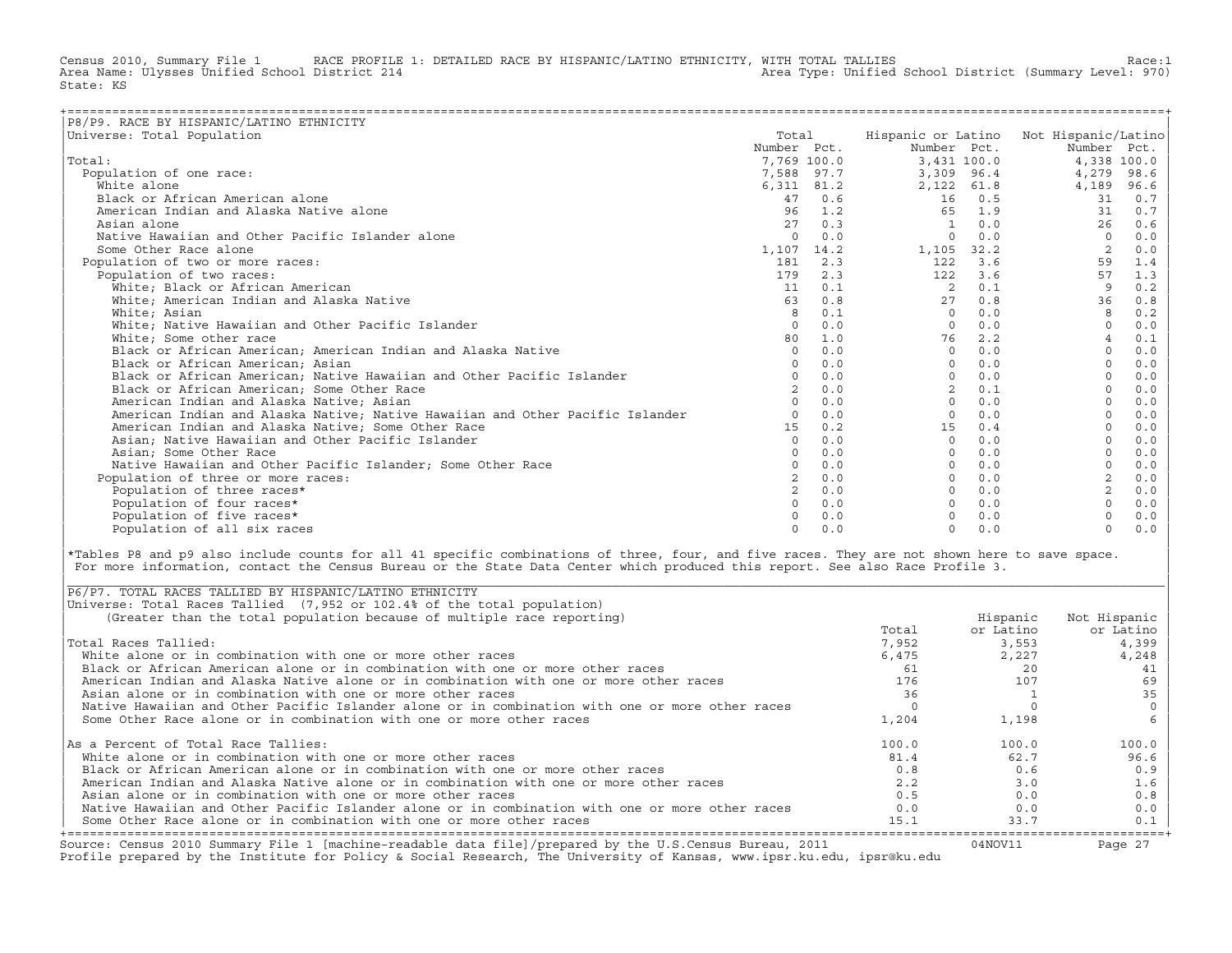Census 2010, Summary File 1 RACE PROFILE 1: DETAILED RACE BY HISPANIC/LATINO ETHNICITY, WITH TOTAL TALLIES Race:1
Area Name: Ulysses Unified School District 214 Area Type: Unified School District (Summary Level: 970)
State: KS

## P8/P9. RACE BY HISPANIC/LATINO ETHNICITY

Universe: Total Population

| | Total | | Hispanic or Latino | | Not Hispanic/Latino | |
|---|---|---|---|---|---|---|
| | Number | Pct. | Number | Pct. | Number | Pct. |
| Total: | 7,769 | 100.0 | 3,431 | 100.0 | 4,338 | 100.0 |
| Population of one race: | 7,588 | 97.7 | 3,309 | 96.4 | 4,279 | 98.6 |
| White alone | 6,311 | 81.2 | 2,122 | 61.8 | 4,189 | 96.6 |
| Black or African American alone | 47 | 0.6 | 16 | 0.5 | 31 | 0.7 |
| American Indian and Alaska Native alone | 96 | 1.2 | 65 | 1.9 | 31 | 0.7 |
| Asian alone | 27 | 0.3 | 1 | 0.0 | 26 | 0.6 |
| Native Hawaiian and Other Pacific Islander alone | 0 | 0.0 | 0 | 0.0 | 0 | 0.0 |
| Some Other Race alone | 1,107 | 14.2 | 1,105 | 32.2 | 2 | 0.0 |
| Population of two or more races: | 181 | 2.3 | 122 | 3.6 | 59 | 1.4 |
| Population of two races: | 179 | 2.3 | 122 | 3.6 | 57 | 1.3 |
| White; Black or African American | 11 | 0.1 | 2 | 0.1 | 9 | 0.2 |
| White; American Indian and Alaska Native | 63 | 0.8 | 27 | 0.8 | 36 | 0.8 |
| White; Asian | 8 | 0.1 | 0 | 0.0 | 8 | 0.2 |
| White; Native Hawaiian and Other Pacific Islander | 0 | 0.0 | 0 | 0.0 | 0 | 0.0 |
| White; Some other race | 80 | 1.0 | 76 | 2.2 | 4 | 0.1 |
| Black or African American; American Indian and Alaska Native | 0 | 0.0 | 0 | 0.0 | 0 | 0.0 |
| Black or African American; Asian | 0 | 0.0 | 0 | 0.0 | 0 | 0.0 |
| Black or African American; Native Hawaiian and Other Pacific Islander | 0 | 0.0 | 0 | 0.0 | 0 | 0.0 |
| Black or African American; Some Other Race | 2 | 0.0 | 2 | 0.1 | 0 | 0.0 |
| American Indian and Alaska Native; Asian | 0 | 0.0 | 0 | 0.0 | 0 | 0.0 |
| American Indian and Alaska Native; Native Hawaiian and Other Pacific Islander | 0 | 0.0 | 0 | 0.0 | 0 | 0.0 |
| American Indian and Alaska Native; Some Other Race | 15 | 0.2 | 15 | 0.4 | 0 | 0.0 |
| Asian; Native Hawaiian and Other Pacific Islander | 0 | 0.0 | 0 | 0.0 | 0 | 0.0 |
| Asian; Some Other Race | 0 | 0.0 | 0 | 0.0 | 0 | 0.0 |
| Native Hawaiian and Other Pacific Islander; Some Other Race | 0 | 0.0 | 0 | 0.0 | 0 | 0.0 |
| Population of three or more races: | 2 | 0.0 | 0 | 0.0 | 2 | 0.0 |
| Population of three races* | 2 | 0.0 | 0 | 0.0 | 2 | 0.0 |
| Population of four races* | 0 | 0.0 | 0 | 0.0 | 0 | 0.0 |
| Population of five races* | 0 | 0.0 | 0 | 0.0 | 0 | 0.0 |
| Population of all six races | 0 | 0.0 | 0 | 0.0 | 0 | 0.0 |

*Tables P8 and p9 also include counts for all 41 specific combinations of three, four, and five races. They are not shown here to save space. For more information, contact the Census Bureau or the State Data Center which produced this report. See also Race Profile 3.

## P6/P7. TOTAL RACES TALLIED BY HISPANIC/LATINO ETHNICITY

Universe: Total Races Tallied (7,952 or 102.4% of the total population)
(Greater than the total population because of multiple race reporting)

| | Total | Hispanic or Latino | Not Hispanic or Latino |
|---|---|---|---|
| Total Races Tallied: | 7,952 | 3,553 | 4,399 |
| White alone or in combination with one or more other races | 6,475 | 2,227 | 4,248 |
| Black or African American alone or in combination with one or more other races | 61 | 20 | 41 |
| American Indian and Alaska Native alone or in combination with one or more other races | 176 | 107 | 69 |
| Asian alone or in combination with one or more other races | 36 | 1 | 35 |
| Native Hawaiian and Other Pacific Islander alone or in combination with one or more other races | 0 | 0 | 0 |
| Some Other Race alone or in combination with one or more other races | 1,204 | 1,198 | 6 |
| As a Percent of Total Race Tallies: | 100.0 | 100.0 | 100.0 |
| White alone or in combination with one or more other races | 81.4 | 62.7 | 96.6 |
| Black or African American alone or in combination with one or more other races | 0.8 | 0.6 | 0.9 |
| American Indian and Alaska Native alone or in combination with one or more other races | 2.2 | 3.0 | 1.6 |
| Asian alone or in combination with one or more other races | 0.5 | 0.0 | 0.8 |
| Native Hawaiian and Other Pacific Islander alone or in combination with one or more other races | 0.0 | 0.0 | 0.0 |
| Some Other Race alone or in combination with one or more other races | 15.1 | 33.7 | 0.1 |

Source: Census 2010 Summary File 1 [machine-readable data file]/prepared by the U.S.Census Bureau, 2011 04NOV11
Profile prepared by the Institute for Policy & Social Research, The University of Kansas, www.ipsr.ku.edu, ipsr@ku.edu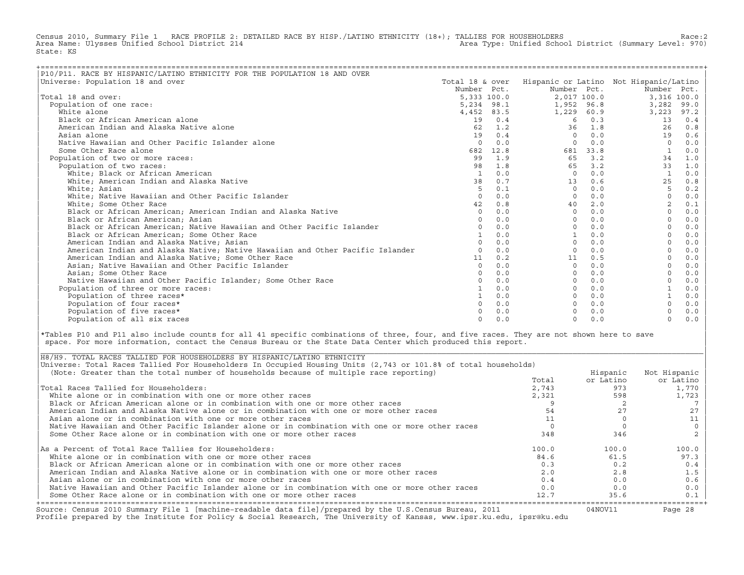Census 2010, Summary File 1 RACE PROFILE 2: DETAILED RACE BY HISP./LATINO ETHNICITY (18+); TALLIES FOR HOUSEHOLDERS Race:2
Area Name: Ulysses Unified School District 214 Area Type: Unified School District (Summary Level: 970)
State: KS

## P10/P11. RACE BY HISPANIC/LATINO ETHNICITY FOR THE POPULATION 18 AND OVER

Universe: Population 18 and over

| | Total 18 & over Number | Pct. | Hispanic or Latino Number | Pct. | Not Hispanic/Latino Number | Pct. |
|---|---|---|---|---|---|---|
| Total 18 and over: | 5,333 | 100.0 | 2,017 | 100.0 | 3,316 | 100.0 |
| Population of one race: | 5,234 | 98.1 | 1,952 | 96.8 | 3,282 | 99.0 |
| White alone | 4,452 | 83.5 | 1,229 | 60.9 | 3,223 | 97.2 |
| Black or African American alone | 19 | 0.4 | 6 | 0.3 | 13 | 0.4 |
| American Indian and Alaska Native alone | 62 | 1.2 | 36 | 1.8 | 26 | 0.8 |
| Asian alone | 19 | 0.4 | 0 | 0.0 | 19 | 0.6 |
| Native Hawaiian and Other Pacific Islander alone | 0 | 0.0 | 0 | 0.0 | 0 | 0.0 |
| Some Other Race alone | 682 | 12.8 | 681 | 33.8 | 1 | 0.0 |
| Population of two or more races: | 99 | 1.9 | 65 | 3.2 | 34 | 1.0 |
| Population of two races: | 98 | 1.8 | 65 | 3.2 | 33 | 1.0 |
| White; Black or African American | 1 | 0.0 | 0 | 0.0 | 1 | 0.0 |
| White; American Indian and Alaska Native | 38 | 0.7 | 13 | 0.6 | 25 | 0.8 |
| White; Asian | 5 | 0.1 | 0 | 0.0 | 5 | 0.2 |
| White; Native Hawaiian and Other Pacific Islander | 0 | 0.0 | 0 | 0.0 | 0 | 0.0 |
| White; Some Other Race | 42 | 0.8 | 40 | 2.0 | 2 | 0.1 |
| Black or African American; American Indian and Alaska Native | 0 | 0.0 | 0 | 0.0 | 0 | 0.0 |
| Black or African American; Asian | 0 | 0.0 | 0 | 0.0 | 0 | 0.0 |
| Black or African American; Native Hawaiian and Other Pacific Islander | 0 | 0.0 | 0 | 0.0 | 0 | 0.0 |
| Black or African American; Some Other Race | 1 | 0.0 | 1 | 0.0 | 0 | 0.0 |
| American Indian and Alaska Native; Asian | 0 | 0.0 | 0 | 0.0 | 0 | 0.0 |
| American Indian and Alaska Native; Native Hawaiian and Other Pacific Islander | 0 | 0.0 | 0 | 0.0 | 0 | 0.0 |
| American Indian and Alaska Native; Some Other Race | 11 | 0.2 | 11 | 0.5 | 0 | 0.0 |
| Asian; Native Hawaiian and Other Pacific Islander | 0 | 0.0 | 0 | 0.0 | 0 | 0.0 |
| Asian; Some Other Race | 0 | 0.0 | 0 | 0.0 | 0 | 0.0 |
| Native Hawaiian and Other Pacific Islander; Some Other Race | 0 | 0.0 | 0 | 0.0 | 0 | 0.0 |
| Population of three or more races: | 1 | 0.0 | 0 | 0.0 | 1 | 0.0 |
| Population of three races* | 1 | 0.0 | 0 | 0.0 | 1 | 0.0 |
| Population of four races* | 0 | 0.0 | 0 | 0.0 | 0 | 0.0 |
| Population of five races* | 0 | 0.0 | 0 | 0.0 | 0 | 0.0 |
| Population of all six races | 0 | 0.0 | 0 | 0.0 | 0 | 0.0 |

*Tables P10 and P11 also include counts for all 41 specific combinations of three, four, and five races. They are not shown here to save space. For more information, contact the Census Bureau or the State Data Center which produced this report.

## H8/H9. TOTAL RACES TALLIED FOR HOUSEHOLDERS BY HISPANIC/LATINO ETHNICITY

Universe: Total Races Tallied For Householders In Occupied Housing Units (2,743 or 101.8% of total households)
(Note: Greater than the total number of households because of multiple race reporting)

| | Total | Hispanic or Latino | Not Hispanic or Latino |
|---|---|---|---|
| Total Races Tallied for Householders: | 2,743 | 973 | 1,770 |
| White alone or in combination with one or more other races | 2,321 | 598 | 1,723 |
| Black or African American alone or in combination with one or more other races | 9 | 2 | 7 |
| American Indian and Alaska Native alone or in combination with one or more other races | 54 | 27 | 27 |
| Asian alone or in combination with one or more other races | 11 | 0 | 11 |
| Native Hawaiian and Other Pacific Islander alone or in combination with one or more other races | 0 | 0 | 0 |
| Some Other Race alone or in combination with one or more other races | 348 | 346 | 2 |
| As a Percent of Total Race Tallies for Householders: | 100.0 | 100.0 | 100.0 |
| White alone or in combination with one or more other races | 84.6 | 61.5 | 97.3 |
| Black or African American alone or in combination with one or more other races | 0.3 | 0.2 | 0.4 |
| American Indian and Alaska Native alone or in combination with one or more other races | 2.0 | 2.8 | 1.5 |
| Asian alone or in combination with one or more other races | 0.4 | 0.0 | 0.6 |
| Native Hawaiian and Other Pacific Islander alone or in combination with one or more other races | 0.0 | 0.0 | 0.0 |
| Some Other Race alone or in combination with one or more other races | 12.7 | 35.6 | 0.1 |

Source: Census 2010 Summary File 1 [machine-readable data file]/prepared by the U.S.Census Bureau, 2011 04NOV11
Profile prepared by the Institute for Policy & Social Research, The University of Kansas, www.ipsr.ku.edu, ipsr@ku.edu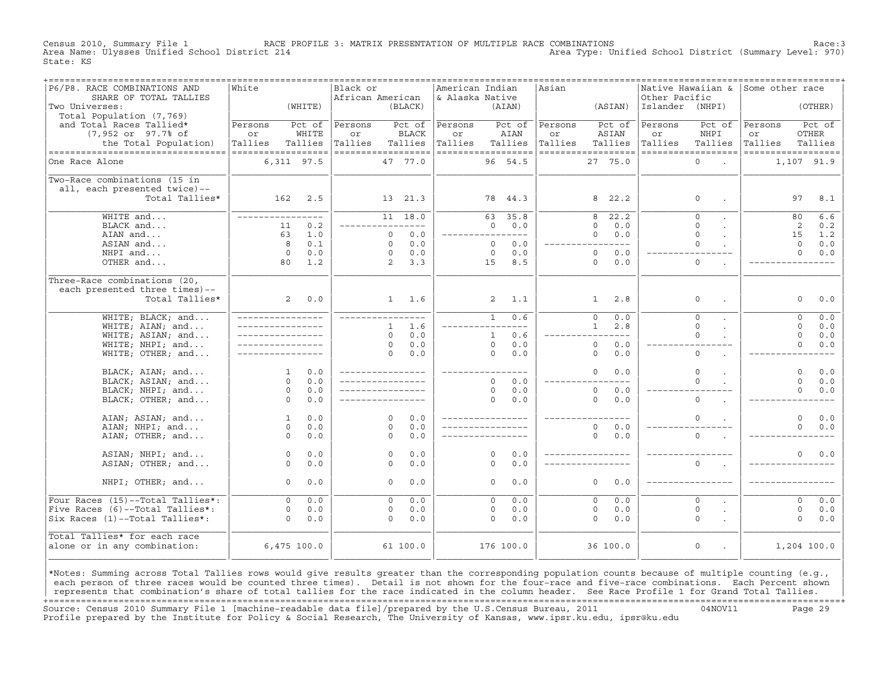Census 2010, Summary File 1 — RACE PROFILE 3: MATRIX PRESENTATION OF MULTIPLE RACE COMBINATIONS — Race:3

Area Name: Ulysses Unified School District 214 — Area Type: Unified School District (Summary Level: 970)

State: KS

| P6/P8. RACE COMBINATIONS AND SHARE OF TOTAL TALLIES. Two Universes: Total Population (7,769) and Total Races Tallied* (7,952 or 97.7% of the Total Population) | White (WHITE) Persons or Tallies | Pct of WHITE Tallies | Black or African American (BLACK) Persons or Tallies | Pct of BLACK Tallies | American Indian & Alaska Native (AIAN) Persons or Tallies | Pct of AIAN Tallies | Asian (ASIAN) Persons or Tallies | Pct of ASIAN Tallies | Native Hawaiian & Other Pacific Islander (NHPI) Persons or Tallies | Pct of NHPI Tallies | Some other race (OTHER) Persons or Tallies | Pct of OTHER Tallies |
|---|---|---|---|---|---|---|---|---|---|---|---|---|
| One Race Alone | 6,311 | 97.5 | 47 | 77.0 | 96 | 54.5 | 27 | 75.0 | 0 | . | 1,107 | 91.9 |
| Two-Race combinations (15 in all, each presented twice)-- Total Tallies* | 162 | 2.5 | 13 | 21.3 | 78 | 44.3 | 8 | 22.2 | 0 | . | 97 | 8.1 |
| WHITE and... | ---- | ---- | 11 | 18.0 | 63 | 35.8 | 8 | 22.2 | 0 | . | 80 | 6.6 |
| BLACK and... | 11 | 0.2 | ---- | ---- | 0 | 0.0 | 0 | 0.0 | 0 | . | 2 | 0.2 |
| AIAN and... | 63 | 1.0 | 0 | 0.0 | ---- | ---- | 0 | 0.0 | 0 | . | 15 | 1.2 |
| ASIAN and... | 8 | 0.1 | 0 | 0.0 | 0 | 0.0 | ---- | ---- | 0 | . | 0 | 0.0 |
| NHPI and... | 0 | 0.0 | 0 | 0.0 | 0 | 0.0 | 0 | 0.0 | ---- | ---- | 0 | 0.0 |
| OTHER and... | 80 | 1.2 | 2 | 3.3 | 15 | 8.5 | 0 | 0.0 | 0 | . | ---- | ---- |
| Three-Race combinations (20, each presented three times)-- Total Tallies* | 2 | 0.0 | 1 | 1.6 | 2 | 1.1 | 1 | 2.8 | 0 | . | 0 | 0.0 |
| WHITE; BLACK; and... | ---- | ---- | ---- | ---- | 1 | 0.6 | 0 | 0.0 | 0 | . | 0 | 0.0 |
| WHITE; AIAN; and... | ---- | ---- | 1 | 1.6 | ---- | ---- | 1 | 2.8 | 0 | . | 0 | 0.0 |
| WHITE; ASIAN; and... | ---- | ---- | 0 | 0.0 | 1 | 0.6 | ---- | ---- | 0 | . | 0 | 0.0 |
| WHITE; NHPI; and... | ---- | ---- | 0 | 0.0 | 0 | 0.0 | 0 | 0.0 | ---- | ---- | 0 | 0.0 |
| WHITE; OTHER; and... | ---- | ---- | 0 | 0.0 | 0 | 0.0 | 0 | 0.0 | 0 | . | ---- | ---- |
| BLACK; AIAN; and... | 1 | 0.0 | ---- | ---- | ---- | ---- | 0 | 0.0 | 0 | . | 0 | 0.0 |
| BLACK; ASIAN; and... | 0 | 0.0 | ---- | ---- | 0 | 0.0 | ---- | ---- | 0 | . | 0 | 0.0 |
| BLACK; NHPI; and... | 0 | 0.0 | ---- | ---- | 0 | 0.0 | 0 | 0.0 | ---- | ---- | 0 | 0.0 |
| BLACK; OTHER; and... | 0 | 0.0 | ---- | ---- | 0 | 0.0 | 0 | 0.0 | 0 | . | ---- | ---- |
| AIAN; ASIAN; and... | 1 | 0.0 | 0 | 0.0 | ---- | ---- | ---- | ---- | 0 | . | 0 | 0.0 |
| AIAN; NHPI; and... | 0 | 0.0 | 0 | 0.0 | ---- | ---- | 0 | 0.0 | ---- | ---- | 0 | 0.0 |
| AIAN; OTHER; and... | 0 | 0.0 | 0 | 0.0 | ---- | ---- | 0 | 0.0 | 0 | . | ---- | ---- |
| ASIAN; NHPI; and... | 0 | 0.0 | 0 | 0.0 | 0 | 0.0 | ---- | ---- | ---- | ---- | 0 | 0.0 |
| ASIAN; OTHER; and... | 0 | 0.0 | 0 | 0.0 | 0 | 0.0 | ---- | ---- | 0 | . | ---- | ---- |
| NHPI; OTHER; and... | 0 | 0.0 | 0 | 0.0 | 0 | 0.0 | 0 | 0.0 | ---- | ---- | ---- | ---- |
| Four Races (15)--Total Tallies*: | 0 | 0.0 | 0 | 0.0 | 0 | 0.0 | 0 | 0.0 | 0 | . | 0 | 0.0 |
| Five Races (6)--Total Tallies*: | 0 | 0.0 | 0 | 0.0 | 0 | 0.0 | 0 | 0.0 | 0 | . | 0 | 0.0 |
| Six Races (1)--Total Tallies*: | 0 | 0.0 | 0 | 0.0 | 0 | 0.0 | 0 | 0.0 | 0 | . | 0 | 0.0 |
| Total Tallies* for each race alone or in any combination: | 6,475 | 100.0 | 61 | 100.0 | 176 | 100.0 | 36 | 100.0 | 0 | . | 1,204 | 100.0 |

*Notes: Summing across Total Tallies rows would give results greater than the corresponding population counts because of multiple counting (e.g., each person of three races would be counted three times). Detail is not shown for the four-race and five-race combinations. Each Percent shown represents that combination's share of total tallies for the race indicated in the column header. See Race Profile 1 for Grand Total Tallies.

Source: Census 2010 Summary File 1 [machine-readable data file]/prepared by the U.S.Census Bureau, 2011 — 04NOV11

Profile prepared by the Institute for Policy & Social Research, The University of Kansas, www.ipsr.ku.edu, ipsr@ku.edu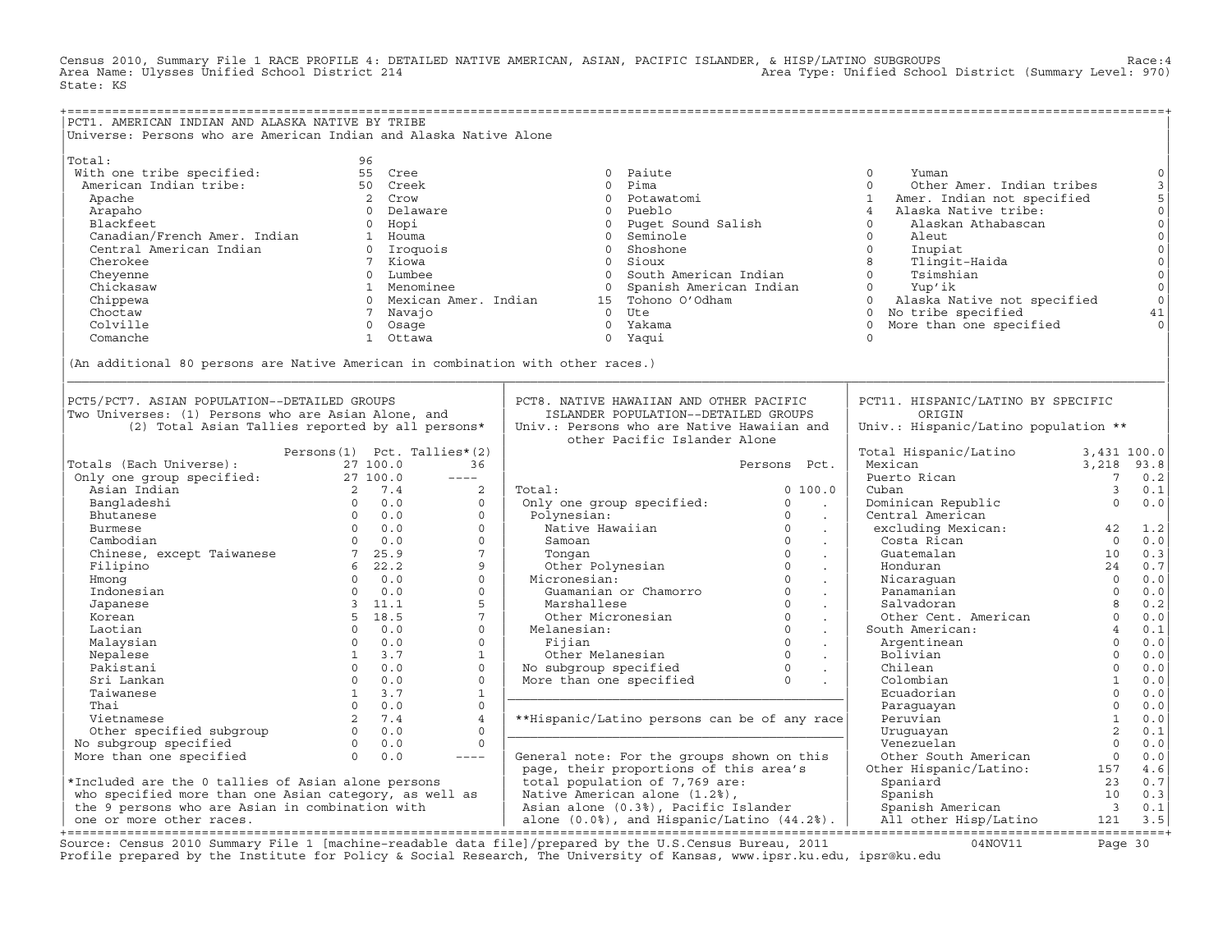Census 2010, Summary File 1 RACE PROFILE 4: DETAILED NATIVE AMERICAN, ASIAN, PACIFIC ISLANDER, & HISP/LATINO SUBGROUPS Race:4
Area Name: Ulysses Unified School District 214 Area Type: Unified School District (Summary Level: 970)
State: KS

## PCT1. AMERICAN INDIAN AND ALASKA NATIVE BY TRIBE

Universe: Persons who are American Indian and Alaska Native Alone

| Tribe | Count | Tribe | Count | Tribe | Count | Tribe | Count |
|---|---|---|---|---|---|---|---|
| Total: | 96 | | | | | | |
| With one tribe specified: | 55 | Cree | 0 | Paiute | 0 | Yuman | 0 |
| American Indian tribe: | 50 | Creek | 0 | Pima | 0 | Other Amer. Indian tribes | 3 |
| Apache | 2 | Crow | 0 | Potawatomi | 1 | Amer. Indian not specified | 5 |
| Arapaho | 0 | Delaware | 0 | Pueblo | 4 | Alaska Native tribe: | 0 |
| Blackfeet | 0 | Hopi | 0 | Puget Sound Salish | 0 | Alaskan Athabascan | 0 |
| Canadian/French Amer. Indian | 1 | Houma | 0 | Seminole | 0 | Aleut | 0 |
| Central American Indian | 0 | Iroquois | 0 | Shoshone | 0 | Inupiat | 0 |
| Cherokee | 7 | Kiowa | 0 | Sioux | 8 | Tlingit-Haida | 0 |
| Cheyenne | 0 | Lumbee | 0 | South American Indian | 0 | Tsimshian | 0 |
| Chickasaw | 1 | Menominee | 0 | Spanish American Indian | 0 | Yup'ik | 0 |
| Chippewa | 0 | Mexican Amer. Indian | 15 | Tohono O'Odham | 0 | Alaska Native not specified | 0 |
| Choctaw | 7 | Navajo | 0 | Ute | 0 | No tribe specified | 41 |
| Colville | 0 | Osage | 0 | Yakama | 0 | More than one specified | 0 |
| Comanche | 1 | Ottawa | 0 | Yaqui | 0 | | |

(An additional 80 persons are Native American in combination with other races.)

## PCT5/PCT7. ASIAN POPULATION--DETAILED GROUPS

Two Universes: (1) Persons who are Asian Alone, and (2) Total Asian Tallies reported by all persons*

| | Persons(1) | Pct. | Tallies*(2) |
|---|---|---|---|
| Totals (Each Universe): | 27 | 100.0 | 36 |
| Only one group specified: | 27 | 100.0 | ---- |
| Asian Indian | 2 | 7.4 | 2 |
| Bangladeshi | 0 | 0.0 | 0 |
| Bhutanese | 0 | 0.0 | 0 |
| Burmese | 0 | 0.0 | 0 |
| Cambodian | 0 | 0.0 | 0 |
| Chinese, except Taiwanese | 7 | 25.9 | 7 |
| Filipino | 6 | 22.2 | 9 |
| Hmong | 0 | 0.0 | 0 |
| Indonesian | 0 | 0.0 | 0 |
| Japanese | 3 | 11.1 | 5 |
| Korean | 5 | 18.5 | 7 |
| Laotian | 0 | 0.0 | 0 |
| Malaysian | 0 | 0.0 | 0 |
| Nepalese | 1 | 3.7 | 1 |
| Pakistani | 0 | 0.0 | 0 |
| Sri Lankan | 0 | 0.0 | 0 |
| Taiwanese | 1 | 3.7 | 1 |
| Thai | 0 | 0.0 | 0 |
| Vietnamese | 2 | 7.4 | 4 |
| Other specified subgroup | 0 | 0.0 | 0 |
| No subgroup specified | 0 | 0.0 | 0 |
| More than one specified | 0 | 0.0 | ---- |

*Included are the 0 tallies of Asian alone persons who specified more than one Asian category, as well as the 9 persons who are Asian in combination with one or more other races.

## PCT8. NATIVE HAWAIIAN AND OTHER PACIFIC ISLANDER POPULATION--DETAILED GROUPS

Univ.: Persons who are Native Hawaiian and other Pacific Islander Alone

| | Persons | Pct. |
|---|---|---|
| Total: | 0 | 100.0 |
| Only one group specified: | 0 | . |
| Polynesian: | 0 | . |
| Native Hawaiian | 0 | . |
| Samoan | 0 | . |
| Tongan | 0 | . |
| Other Polynesian | 0 | . |
| Micronesian: | 0 | . |
| Guamanian or Chamorro | 0 | . |
| Marshallese | 0 | . |
| Other Micronesian | 0 | . |
| Melanesian: | 0 | . |
| Fijian | 0 | . |
| Other Melanesian | 0 | . |
| No subgroup specified | 0 | . |
| More than one specified | 0 | . |

**Hispanic/Latino persons can be of any race

General note: For the groups shown on this page, their proportions of this area's total population of 7,769 are: Native American alone (1.2%), Asian alone (0.3%), Pacific Islander alone (0.0%), and Hispanic/Latino (44.2%).

## PCT11. HISPANIC/LATINO BY SPECIFIC ORIGIN

Univ.: Hispanic/Latino population **

| | Count | Pct. |
|---|---|---|
| Total Hispanic/Latino | 3,431 | 100.0 |
| Mexican | 3,218 | 93.8 |
| Puerto Rican | 7 | 0.2 |
| Cuban | 3 | 0.1 |
| Dominican Republic | 0 | 0.0 |
| Central American excluding Mexican: | 42 | 1.2 |
| Costa Rican | 0 | 0.0 |
| Guatemalan | 10 | 0.3 |
| Honduran | 24 | 0.7 |
| Nicaraguan | 0 | 0.0 |
| Panamanian | 0 | 0.0 |
| Salvadoran | 8 | 0.2 |
| Other Cent. American | 0 | 0.0 |
| South American: | 4 | 0.1 |
| Argentinean | 0 | 0.0 |
| Bolivian | 0 | 0.0 |
| Chilean | 0 | 0.0 |
| Colombian | 1 | 0.0 |
| Ecuadorian | 0 | 0.0 |
| Paraguayan | 0 | 0.0 |
| Peruvian | 1 | 0.0 |
| Uruguayan | 2 | 0.1 |
| Venezuelan | 0 | 0.0 |
| Other South American | 0 | 0.0 |
| Other Hispanic/Latino: | 157 | 4.6 |
| Spaniard | 23 | 0.7 |
| Spanish | 10 | 0.3 |
| Spanish American | 3 | 0.1 |
| All other Hisp/Latino | 121 | 3.5 |

Source: Census 2010 Summary File 1 [machine-readable data file]/prepared by the U.S.Census Bureau, 2011 04NOV11
Profile prepared by the Institute for Policy & Social Research, The University of Kansas, www.ipsr.ku.edu, ipsr@ku.edu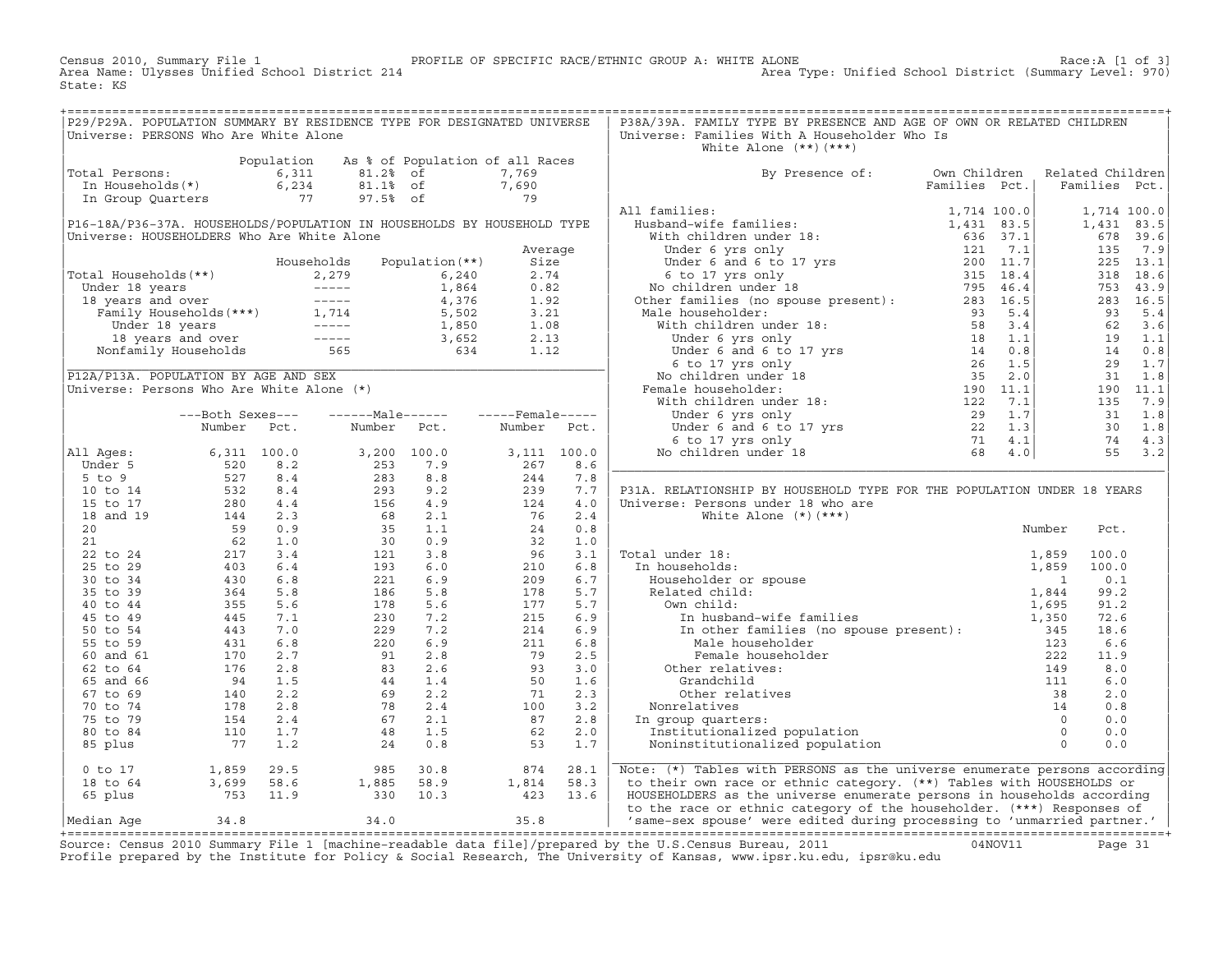Census 2010, Summary File 1 — PROFILE OF SPECIFIC RACE/ETHNIC GROUP A: WHITE ALONE — Race:A [1 of 3]
Area Name: Ulysses Unified School District 214 — Area Type: Unified School District (Summary Level: 970)
State: KS

## P29/P29A. POPULATION SUMMARY BY RESIDENCE TYPE FOR DESIGNATED UNIVERSE

Universe: PERSONS Who Are White Alone

| | Population | As % of Population of all Races | |
|---|---|---|---|
| Total Persons: | 6,311 | 81.2% of | 7,769 |
| In Households(*) | 6,234 | 81.1% of | 7,690 |
| In Group Quarters | 77 | 97.5% of | 79 |

## P16-18A/P36-37A. HOUSEHOLDS/POPULATION IN HOUSEHOLDS BY HOUSEHOLD TYPE

Universe: HOUSEHOLDERS Who Are White Alone

| | Households | Population(**) | Average Size |
|---|---|---|---|
| Total Households(**) | 2,279 | 6,240 | 2.74 |
| Under 18 years | ----- | 1,864 | 0.82 |
| 18 years and over | ----- | 4,376 | 1.92 |
| Family Households(***) | 1,714 | 5,502 | 3.21 |
| Under 18 years | ----- | 1,850 | 1.08 |
| 18 years and over | ----- | 3,652 | 2.13 |
| Nonfamily Households | 565 | 634 | 1.12 |

## P12A/P13A. POPULATION BY AGE AND SEX

Universe: Persons Who Are White Alone (*)

| | Both Sexes Number | Both Sexes Pct. | Male Number | Male Pct. | Female Number | Female Pct. |
|---|---|---|---|---|---|---|
| All Ages: | 6,311 | 100.0 | 3,200 | 100.0 | 3,111 | 100.0 |
| Under 5 | 520 | 8.2 | 253 | 7.9 | 267 | 8.6 |
| 5 to 9 | 527 | 8.4 | 283 | 8.8 | 244 | 7.8 |
| 10 to 14 | 532 | 8.4 | 293 | 9.2 | 239 | 7.7 |
| 15 to 17 | 280 | 4.4 | 156 | 4.9 | 124 | 4.0 |
| 18 and 19 | 144 | 2.3 | 68 | 2.1 | 76 | 2.4 |
| 20 | 59 | 0.9 | 35 | 1.1 | 24 | 0.8 |
| 21 | 62 | 1.0 | 30 | 0.9 | 32 | 1.0 |
| 22 to 24 | 217 | 3.4 | 121 | 3.8 | 96 | 3.1 |
| 25 to 29 | 403 | 6.4 | 193 | 6.0 | 210 | 6.8 |
| 30 to 34 | 430 | 6.8 | 221 | 6.9 | 209 | 6.7 |
| 35 to 39 | 364 | 5.8 | 186 | 5.8 | 178 | 5.7 |
| 40 to 44 | 355 | 5.6 | 178 | 5.6 | 177 | 5.7 |
| 45 to 49 | 445 | 7.1 | 230 | 7.2 | 215 | 6.9 |
| 50 to 54 | 443 | 7.0 | 229 | 7.2 | 214 | 6.9 |
| 55 to 59 | 431 | 6.8 | 220 | 6.9 | 211 | 6.8 |
| 60 and 61 | 170 | 2.7 | 91 | 2.8 | 79 | 2.5 |
| 62 to 64 | 176 | 2.8 | 83 | 2.6 | 93 | 3.0 |
| 65 and 66 | 94 | 1.5 | 44 | 1.4 | 50 | 1.6 |
| 67 to 69 | 140 | 2.2 | 69 | 2.2 | 71 | 2.3 |
| 70 to 74 | 178 | 2.8 | 78 | 2.4 | 100 | 3.2 |
| 75 to 79 | 154 | 2.4 | 67 | 2.1 | 87 | 2.8 |
| 80 to 84 | 110 | 1.7 | 48 | 1.5 | 62 | 2.0 |
| 85 plus | 77 | 1.2 | 24 | 0.8 | 53 | 1.7 |
| 0 to 17 | 1,859 | 29.5 | 985 | 30.8 | 874 | 28.1 |
| 18 to 64 | 3,699 | 58.6 | 1,885 | 58.9 | 1,814 | 58.3 |
| 65 plus | 753 | 11.9 | 330 | 10.3 | 423 | 13.6 |
| Median Age | 34.8 | | 34.0 | | 35.8 | |

## P38A/39A. FAMILY TYPE BY PRESENCE AND AGE OF OWN OR RELATED CHILDREN

Universe: Families With A Householder Who Is White Alone (**)(***)

| By Presence of: | Own Children Families | Own Children Pct. | Related Children Families | Related Children Pct. |
|---|---|---|---|---|
| All families: | 1,714 | 100.0 | 1,714 | 100.0 |
| Husband-wife families: | 1,431 | 83.5 | 1,431 | 83.5 |
| With children under 18: | 636 | 37.1 | 678 | 39.6 |
| Under 6 yrs only | 121 | 7.1 | 135 | 7.9 |
| Under 6 and 6 to 17 yrs | 200 | 11.7 | 225 | 13.1 |
| 6 to 17 yrs only | 315 | 18.4 | 318 | 18.6 |
| No children under 18 | 795 | 46.4 | 753 | 43.9 |
| Other families (no spouse present): | 283 | 16.5 | 283 | 16.5 |
| Male householder: | 93 | 5.4 | 93 | 5.4 |
| With children under 18: | 58 | 3.4 | 62 | 3.6 |
| Under 6 yrs only | 18 | 1.1 | 19 | 1.1 |
| Under 6 and 6 to 17 yrs | 14 | 0.8 | 14 | 0.8 |
| 6 to 17 yrs only | 26 | 1.5 | 29 | 1.7 |
| No children under 18 | 35 | 2.0 | 31 | 1.8 |
| Female householder: | 190 | 11.1 | 190 | 11.1 |
| With children under 18: | 122 | 7.1 | 135 | 7.9 |
| Under 6 yrs only | 29 | 1.7 | 31 | 1.8 |
| Under 6 and 6 to 17 yrs | 22 | 1.3 | 30 | 1.8 |
| 6 to 17 yrs only | 71 | 4.1 | 74 | 4.3 |
| No children under 18 | 68 | 4.0 | 55 | 3.2 |

## P31A. RELATIONSHIP BY HOUSEHOLD TYPE FOR THE POPULATION UNDER 18 YEARS

Universe: Persons under 18 who are White Alone (*)(***)

| | Number | Pct. |
|---|---|---|
| Total under 18: | 1,859 | 100.0 |
| In households: | 1,859 | 100.0 |
| Householder or spouse | 1 | 0.1 |
| Related child: | 1,844 | 99.2 |
| Own child: | 1,695 | 91.2 |
| In husband-wife families | 1,350 | 72.6 |
| In other families (no spouse present): | 345 | 18.6 |
| Male householder | 123 | 6.6 |
| Female householder | 222 | 11.9 |
| Other relatives: | 149 | 8.0 |
| Grandchild | 111 | 6.0 |
| Other relatives | 38 | 2.0 |
| Nonrelatives | 14 | 0.8 |
| In group quarters: | 0 | 0.0 |
| Institutionalized population | 0 | 0.0 |
| Noninstitutionalized population | 0 | 0.0 |

Note: (*) Tables with PERSONS as the universe enumerate persons according to their own race or ethnic category. (**) Tables with HOUSEHOLDS or HOUSEHOLDERS as the universe enumerate persons in households according to the race or ethnic category of the householder. (***) Responses of 'same-sex spouse' were edited during processing to 'unmarried partner.'

Source: Census 2010 Summary File 1 [machine-readable data file]/prepared by the U.S.Census Bureau, 2011 04NOV11
Profile prepared by the Institute for Policy & Social Research, The University of Kansas, www.ipsr.ku.edu, ipsr@ku.edu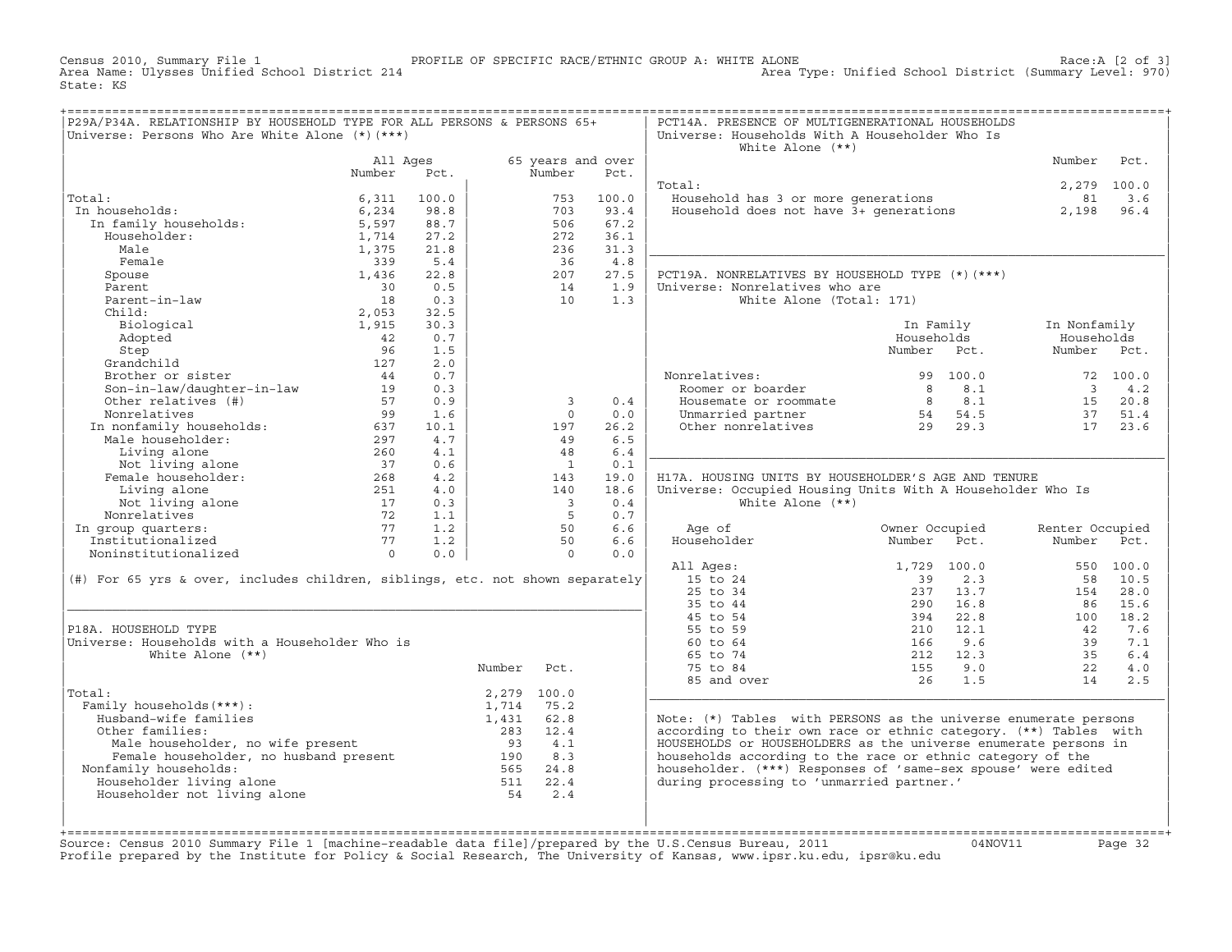Census 2010, Summary File 1 — PROFILE OF SPECIFIC RACE/ETHNIC GROUP A: WHITE ALONE — Race:A [2 of 3]
Area Name: Ulysses Unified School District 214 — Area Type: Unified School District (Summary Level: 970)
State: KS

## P29A/P34A. RELATIONSHIP BY HOUSEHOLD TYPE FOR ALL PERSONS & PERSONS 65+

Universe: Persons Who Are White Alone (*)(***)

| | All Ages Number | All Ages Pct. | 65 years and over Number | 65 years and over Pct. |
|---|---|---|---|---|
| Total: | 6,311 | 100.0 | 753 | 100.0 |
| In households: | 6,234 | 98.8 | 703 | 93.4 |
| In family households: | 5,597 | 88.7 | 506 | 67.2 |
| Householder: | 1,714 | 27.2 | 272 | 36.1 |
| Male | 1,375 | 21.8 | 236 | 31.3 |
| Female | 339 | 5.4 | 36 | 4.8 |
| Spouse | 1,436 | 22.8 | 207 | 27.5 |
| Parent | 30 | 0.5 | 14 | 1.9 |
| Parent-in-law | 18 | 0.3 | 10 | 1.3 |
| Child: | 2,053 | 32.5 | | |
| Biological | 1,915 | 30.3 | | |
| Adopted | 42 | 0.7 | | |
| Step | 96 | 1.5 | | |
| Grandchild | 127 | 2.0 | | |
| Brother or sister | 44 | 0.7 | | |
| Son-in-law/daughter-in-law | 19 | 0.3 | | |
| Other relatives (#) | 57 | 0.9 | 3 | 0.4 |
| Nonrelatives | 99 | 1.6 | 0 | 0.0 |
| In nonfamily households: | 637 | 10.1 | 197 | 26.2 |
| Male householder: | 297 | 4.7 | 49 | 6.5 |
| Living alone | 260 | 4.1 | 48 | 6.4 |
| Not living alone | 37 | 0.6 | 1 | 0.1 |
| Female householder: | 268 | 4.2 | 143 | 19.0 |
| Living alone | 251 | 4.0 | 140 | 18.6 |
| Not living alone | 17 | 0.3 | 3 | 0.4 |
| Nonrelatives | 72 | 1.1 | 5 | 0.7 |
| In group quarters: | 77 | 1.2 | 50 | 6.6 |
| Institutionalized | 77 | 1.2 | 50 | 6.6 |
| Noninstitutionalized | 0 | 0.0 | 0 | 0.0 |

(#) For 65 yrs & over, includes children, siblings, etc. not shown separately

## P18A. HOUSEHOLD TYPE

Universe: Households with a Householder Who is White Alone (**)

| | Number | Pct. |
|---|---|---|
| Total: | 2,279 | 100.0 |
| Family households(***): | 1,714 | 75.2 |
| Husband-wife families | 1,431 | 62.8 |
| Other families: | 283 | 12.4 |
| Male householder, no wife present | 93 | 4.1 |
| Female householder, no husband present | 190 | 8.3 |
| Nonfamily households: | 565 | 24.8 |
| Householder living alone | 511 | 22.4 |
| Householder not living alone | 54 | 2.4 |

## PCT14A. PRESENCE OF MULTIGENERATIONAL HOUSEHOLDS

Universe: Households With A Householder Who Is White Alone (**)

| | Number | Pct. |
|---|---|---|
| Total: | 2,279 | 100.0 |
| Household has 3 or more generations | 81 | 3.6 |
| Household does not have 3+ generations | 2,198 | 96.4 |

## PCT19A. NONRELATIVES BY HOUSEHOLD TYPE (*)(***)

Universe: Nonrelatives who are White Alone (Total: 171)

| | In Family Households Number | In Family Households Pct. | In Nonfamily Households Number | In Nonfamily Households Pct. |
|---|---|---|---|---|
| Nonrelatives: | 99 | 100.0 | 72 | 100.0 |
| Roomer or boarder | 8 | 8.1 | 3 | 4.2 |
| Housemate or roommate | 8 | 8.1 | 15 | 20.8 |
| Unmarried partner | 54 | 54.5 | 37 | 51.4 |
| Other nonrelatives | 29 | 29.3 | 17 | 23.6 |

## H17A. HOUSING UNITS BY HOUSEHOLDER'S AGE AND TENURE

Universe: Occupied Housing Units With A Householder Who Is White Alone (**)

| Age of Householder | Owner Occupied Number | Owner Occupied Pct. | Renter Occupied Number | Renter Occupied Pct. |
|---|---|---|---|---|
| All Ages: | 1,729 | 100.0 | 550 | 100.0 |
| 15 to 24 | 39 | 2.3 | 58 | 10.5 |
| 25 to 34 | 237 | 13.7 | 154 | 28.0 |
| 35 to 44 | 290 | 16.8 | 86 | 15.6 |
| 45 to 54 | 394 | 22.8 | 100 | 18.2 |
| 55 to 59 | 210 | 12.1 | 42 | 7.6 |
| 60 to 64 | 166 | 9.6 | 39 | 7.1 |
| 65 to 74 | 212 | 12.3 | 35 | 6.4 |
| 75 to 84 | 155 | 9.0 | 22 | 4.0 |
| 85 and over | 26 | 1.5 | 14 | 2.5 |

Note: (*) Tables with PERSONS as the universe enumerate persons according to their own race or ethnic category. (**) Tables with HOUSEHOLDS or HOUSEHOLDERS as the universe enumerate persons in households according to the race or ethnic category of the householder. (***) Responses of 'same-sex spouse' were edited during processing to 'unmarried partner.'

Source: Census 2010 Summary File 1 [machine-readable data file]/prepared by the U.S.Census Bureau, 2011 04NOV11
Profile prepared by the Institute for Policy & Social Research, The University of Kansas, www.ipsr.ku.edu, ipsr@ku.edu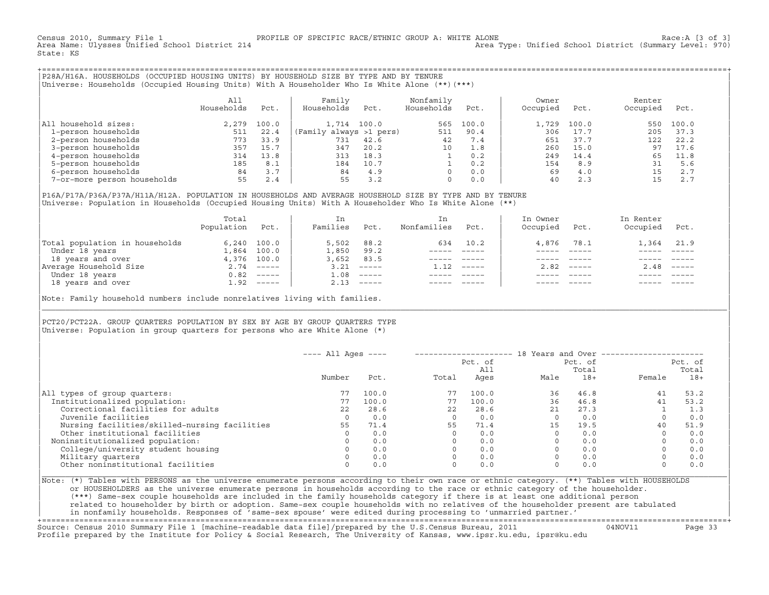Census 2010, Summary File 1 PROFILE OF SPECIFIC RACE/ETHNIC GROUP A: WHITE ALONE Race:A [3 of 3]
Area Name: Ulysses Unified School District 214 Area Type: Unified School District (Summary Level: 970)
State: KS

## P28A/H16A. HOUSEHOLDS (OCCUPIED HOUSING UNITS) BY HOUSEHOLD SIZE BY TYPE AND BY TENURE

Universe: Households (Occupied Housing Units) With A Householder Who Is White Alone (**)(***)

| | All Households | Pct. | Family Households | Pct. | Nonfamily Households | Pct. | Owner Occupied | Pct. | Renter Occupied | Pct. |
|---|---|---|---|---|---|---|---|---|---|---|
| All household sizes: | 2,279 | 100.0 | 1,714 | 100.0 | 565 | 100.0 | 1,729 | 100.0 | 550 | 100.0 |
| 1-person households | 511 | 22.4 | (Family always >1 pers) | | 511 | 90.4 | 306 | 17.7 | 205 | 37.3 |
| 2-person households | 773 | 33.9 | 731 | 42.6 | 42 | 7.4 | 651 | 37.7 | 122 | 22.2 |
| 3-person households | 357 | 15.7 | 347 | 20.2 | 10 | 1.8 | 260 | 15.0 | 97 | 17.6 |
| 4-person households | 314 | 13.8 | 313 | 18.3 | 1 | 0.2 | 249 | 14.4 | 65 | 11.8 |
| 5-person households | 185 | 8.1 | 184 | 10.7 | 1 | 0.2 | 154 | 8.9 | 31 | 5.6 |
| 6-person households | 84 | 3.7 | 84 | 4.9 | 0 | 0.0 | 69 | 4.0 | 15 | 2.7 |
| 7-or-more person households | 55 | 2.4 | 55 | 3.2 | 0 | 0.0 | 40 | 2.3 | 15 | 2.7 |

## P16A/P17A/P36A/P37A/H11A/H12A. POPULATION IN HOUSEHOLDS AND AVERAGE HOUSEHOLD SIZE BY TYPE AND BY TENURE

Universe: Population in Households (Occupied Housing Units) With A Householder Who Is White Alone (**)

| | Total Population | Pct. | In Families | Pct. | In Nonfamilies | Pct. | In Owner Occupied | Pct. | In Renter Occupied | Pct. |
|---|---|---|---|---|---|---|---|---|---|---|
| Total population in households | 6,240 | 100.0 | 5,502 | 88.2 | 634 | 10.2 | 4,876 | 78.1 | 1,364 | 21.9 |
| Under 18 years | 1,864 | 100.0 | 1,850 | 99.2 | ----- | ----- | ----- | ----- | ----- | ----- |
| 18 years and over | 4,376 | 100.0 | 3,652 | 83.5 | ----- | ----- | ----- | ----- | ----- | ----- |
| Average Household Size | 2.74 | ----- | 3.21 | ----- | 1.12 | ----- | 2.82 | ----- | 2.48 | ----- |
| Under 18 years | 0.82 | ----- | 1.08 | ----- | ----- | ----- | ----- | ----- | ----- | ----- |
| 18 years and over | 1.92 | ----- | 2.13 | ----- | ----- | ----- | ----- | ----- | ----- | ----- |

Note: Family household numbers include nonrelatives living with families.

## PCT20/PCT22A. GROUP QUARTERS POPULATION BY SEX BY AGE BY GROUP QUARTERS TYPE

Universe: Population in group quarters for persons who are White Alone (*)

| | All Ages | | 18 Years and Over | | | | | |
|---|---|---|---|---|---|---|---|---|
| | Number | Pct. | Total | Pct. of All Ages | Male | Pct. of Total 18+ | Female | Pct. of Total 18+ |
| All types of group quarters: | 77 | 100.0 | 77 | 100.0 | 36 | 46.8 | 41 | 53.2 |
| Institutionalized population: | 77 | 100.0 | 77 | 100.0 | 36 | 46.8 | 41 | 53.2 |
| Correctional facilities for adults | 22 | 28.6 | 22 | 28.6 | 21 | 27.3 | 1 | 1.3 |
| Juvenile facilities | 0 | 0.0 | 0 | 0.0 | 0 | 0.0 | 0 | 0.0 |
| Nursing facilities/skilled-nursing facilities | 55 | 71.4 | 55 | 71.4 | 15 | 19.5 | 40 | 51.9 |
| Other institutional facilities | 0 | 0.0 | 0 | 0.0 | 0 | 0.0 | 0 | 0.0 |
| Noninstitutionalized population: | 0 | 0.0 | 0 | 0.0 | 0 | 0.0 | 0 | 0.0 |
| College/university student housing | 0 | 0.0 | 0 | 0.0 | 0 | 0.0 | 0 | 0.0 |
| Military quarters | 0 | 0.0 | 0 | 0.0 | 0 | 0.0 | 0 | 0.0 |
| Other noninstitutional facilities | 0 | 0.0 | 0 | 0.0 | 0 | 0.0 | 0 | 0.0 |

Note: (*) Tables with PERSONS as the universe enumerate persons according to their own race or ethnic category. (**) Tables with HOUSEHOLDS or HOUSEHOLDERS as the universe enumerate persons in households according to the race or ethnic category of the householder. (***) Same-sex couple households are included in the family households category if there is at least one additional person related to householder by birth or adoption. Same-sex couple households with no relatives of the householder present are tabulated in nonfamily households. Responses of 'same-sex spouse' were edited during processing to 'unmarried partner.'

Source: Census 2010 Summary File 1 [machine-readable data file]/prepared by the U.S.Census Bureau, 2011 04NOV11
Profile prepared by the Institute for Policy & Social Research, The University of Kansas, www.ipsr.ku.edu, ipsr@ku.edu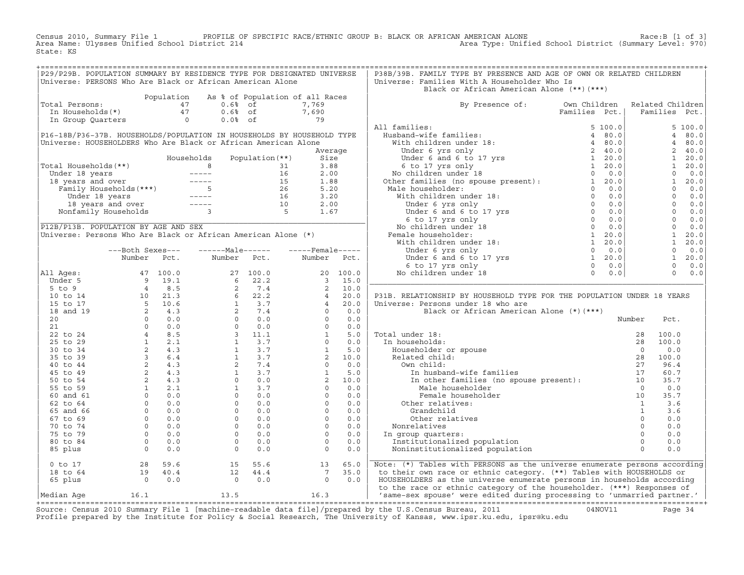Census 2010, Summary File 1 PROFILE OF SPECIFIC RACE/ETHNIC GROUP B: BLACK OR AFRICAN AMERICAN ALONE Race:B [1 of 3]
Area Name: Ulysses Unified School District 214 Area Type: Unified School District (Summary Level: 970)
State: KS

## P29/P29B. POPULATION SUMMARY BY RESIDENCE TYPE FOR DESIGNATED UNIVERSE

Universe: PERSONS Who Are Black or African American Alone

| | Population | As % of Population of all Races | |
|---|---|---|---|
| Total Persons: | 47 | 0.6% of | 7,769 |
| In Households(*) | 47 | 0.6% of | 7,690 |
| In Group Quarters | 0 | 0.0% of | 79 |

## P16-18B/P36-37B. HOUSEHOLDS/POPULATION IN HOUSEHOLDS BY HOUSEHOLD TYPE

Universe: HOUSEHOLDERS Who Are Black or African American Alone

| | Households | Population(**) | Average Size |
|---|---|---|---|
| Total Households(**) | 8 | 31 | 3.88 |
| Under 18 years | ----- | 16 | 2.00 |
| 18 years and over | ----- | 15 | 1.88 |
| Family Households(***) | 5 | 26 | 5.20 |
| Under 18 years | ----- | 16 | 3.20 |
| 18 years and over | ----- | 10 | 2.00 |
| Nonfamily Households | 3 | 5 | 1.67 |

## P12B/P13B. POPULATION BY AGE AND SEX

Universe: Persons Who Are Black or African American Alone (*)

| | Both Sexes Number | Both Sexes Pct. | Male Number | Male Pct. | Female Number | Female Pct. |
|---|---|---|---|---|---|---|
| All Ages: | 47 | 100.0 | 27 | 100.0 | 20 | 100.0 |
| Under 5 | 9 | 19.1 | 6 | 22.2 | 3 | 15.0 |
| 5 to 9 | 4 | 8.5 | 2 | 7.4 | 2 | 10.0 |
| 10 to 14 | 10 | 21.3 | 6 | 22.2 | 4 | 20.0 |
| 15 to 17 | 5 | 10.6 | 1 | 3.7 | 4 | 20.0 |
| 18 and 19 | 2 | 4.3 | 2 | 7.4 | 0 | 0.0 |
| 20 | 0 | 0.0 | 0 | 0.0 | 0 | 0.0 |
| 21 | 0 | 0.0 | 0 | 0.0 | 0 | 0.0 |
| 22 to 24 | 4 | 8.5 | 3 | 11.1 | 1 | 5.0 |
| 25 to 29 | 1 | 2.1 | 1 | 3.7 | 0 | 0.0 |
| 30 to 34 | 2 | 4.3 | 1 | 3.7 | 1 | 5.0 |
| 35 to 39 | 3 | 6.4 | 1 | 3.7 | 2 | 10.0 |
| 40 to 44 | 2 | 4.3 | 2 | 7.4 | 0 | 0.0 |
| 45 to 49 | 2 | 4.3 | 1 | 3.7 | 1 | 5.0 |
| 50 to 54 | 2 | 4.3 | 0 | 0.0 | 2 | 10.0 |
| 55 to 59 | 1 | 2.1 | 1 | 3.7 | 0 | 0.0 |
| 60 and 61 | 0 | 0.0 | 0 | 0.0 | 0 | 0.0 |
| 62 to 64 | 0 | 0.0 | 0 | 0.0 | 0 | 0.0 |
| 65 and 66 | 0 | 0.0 | 0 | 0.0 | 0 | 0.0 |
| 67 to 69 | 0 | 0.0 | 0 | 0.0 | 0 | 0.0 |
| 70 to 74 | 0 | 0.0 | 0 | 0.0 | 0 | 0.0 |
| 75 to 79 | 0 | 0.0 | 0 | 0.0 | 0 | 0.0 |
| 80 to 84 | 0 | 0.0 | 0 | 0.0 | 0 | 0.0 |
| 85 plus | 0 | 0.0 | 0 | 0.0 | 0 | 0.0 |
| 0 to 17 | 28 | 59.6 | 15 | 55.6 | 13 | 65.0 |
| 18 to 64 | 19 | 40.4 | 12 | 44.4 | 7 | 35.0 |
| 65 plus | 0 | 0.0 | 0 | 0.0 | 0 | 0.0 |
| Median Age | 16.1 | | 13.5 | | 16.3 | |

## P38B/39B. FAMILY TYPE BY PRESENCE AND AGE OF OWN OR RELATED CHILDREN

Universe: Families With A Householder Who Is Black or African American Alone (**)(***)

| By Presence of: | Own Children Families | Own Children Pct. | Related Children Families | Related Children Pct. |
|---|---|---|---|---|
| All families: | 5 | 100.0 | 5 | 100.0 |
| Husband-wife families: | 4 | 80.0 | 4 | 80.0 |
| With children under 18: | 4 | 80.0 | 4 | 80.0 |
| Under 6 yrs only | 2 | 40.0 | 2 | 40.0 |
| Under 6 and 6 to 17 yrs | 1 | 20.0 | 1 | 20.0 |
| 6 to 17 yrs only | 1 | 20.0 | 1 | 20.0 |
| No children under 18 | 0 | 0.0 | 0 | 0.0 |
| Other families (no spouse present): | 1 | 20.0 | 1 | 20.0 |
| Male householder: | 0 | 0.0 | 0 | 0.0 |
| With children under 18: | 0 | 0.0 | 0 | 0.0 |
| Under 6 yrs only | 0 | 0.0 | 0 | 0.0 |
| Under 6 and 6 to 17 yrs | 0 | 0.0 | 0 | 0.0 |
| 6 to 17 yrs only | 0 | 0.0 | 0 | 0.0 |
| No children under 18 | 0 | 0.0 | 0 | 0.0 |
| Female householder: | 1 | 20.0 | 1 | 20.0 |
| With children under 18: | 1 | 20.0 | 1 | 20.0 |
| Under 6 yrs only | 0 | 0.0 | 0 | 0.0 |
| Under 6 and 6 to 17 yrs | 1 | 20.0 | 1 | 20.0 |
| 6 to 17 yrs only | 0 | 0.0 | 0 | 0.0 |
| No children under 18 | 0 | 0.0 | 0 | 0.0 |

## P31B. RELATIONSHIP BY HOUSEHOLD TYPE FOR THE POPULATION UNDER 18 YEARS

Universe: Persons under 18 who are Black or African American Alone (*)(***)

| | Number | Pct. |
|---|---|---|
| Total under 18: | 28 | 100.0 |
| In households: | 28 | 100.0 |
| Householder or spouse | 0 | 0.0 |
| Related child: | 28 | 100.0 |
| Own child: | 27 | 96.4 |
| In husband-wife families | 17 | 60.7 |
| In other families (no spouse present): | 10 | 35.7 |
| Male householder | 0 | 0.0 |
| Female householder | 10 | 35.7 |
| Other relatives: | 1 | 3.6 |
| Grandchild | 1 | 3.6 |
| Other relatives | 0 | 0.0 |
| Nonrelatives | 0 | 0.0 |
| In group quarters: | 0 | 0.0 |
| Institutionalized population | 0 | 0.0 |
| Noninstitutionalized population | 0 | 0.0 |

Note: (*) Tables with PERSONS as the universe enumerate persons according to their own race or ethnic category. (**) Tables with HOUSEHOLDS or HOUSEHOLDERS as the universe enumerate persons in households according to the race or ethnic category of the householder. (***) Responses of 'same-sex spouse' were edited during processing to 'unmarried partner.'

Source: Census 2010 Summary File 1 [machine-readable data file]/prepared by the U.S.Census Bureau, 2011 04NOV11
Profile prepared by the Institute for Policy & Social Research, The University of Kansas, www.ipsr.ku.edu, ipsr@ku.edu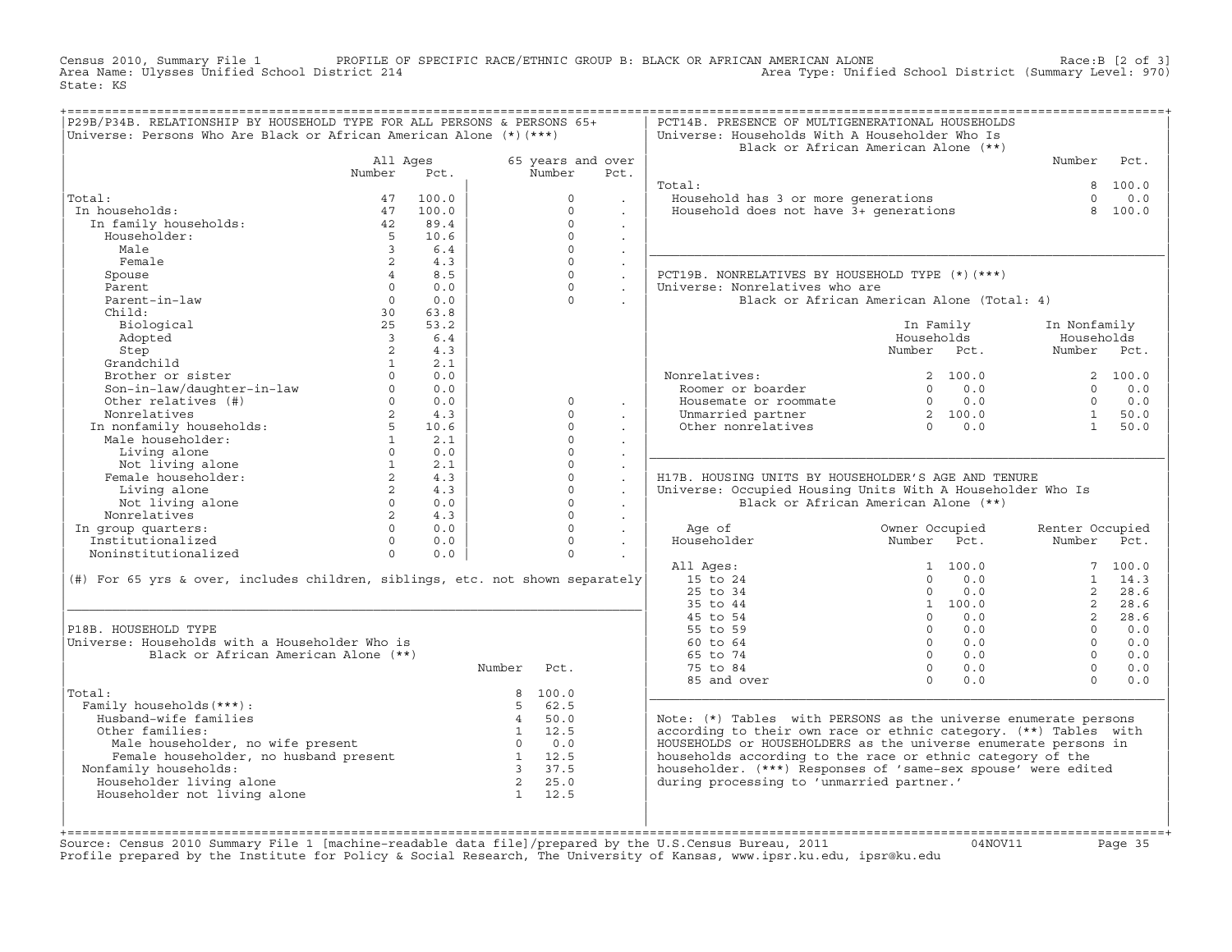Census 2010, Summary File 1 — PROFILE OF SPECIFIC RACE/ETHNIC GROUP B: BLACK OR AFRICAN AMERICAN ALONE — Race:B [2 of 3]
Area Name: Ulysses Unified School District 214 — Area Type: Unified School District (Summary Level: 970)
State: KS

## P29B/P34B. RELATIONSHIP BY HOUSEHOLD TYPE FOR ALL PERSONS & PERSONS 65+

Universe: Persons Who Are Black or African American Alone (*)(***)

| | All Ages Number | All Ages Pct. | 65 years and over Number | 65 years and over Pct. |
|---|---|---|---|---|
| Total: | 47 | 100.0 | 0 | . |
| In households: | 47 | 100.0 | 0 | . |
| In family households: | 42 | 89.4 | 0 | . |
| Householder: | 5 | 10.6 | 0 | . |
| Male | 3 | 6.4 | 0 | . |
| Female | 2 | 4.3 | 0 | . |
| Spouse | 4 | 8.5 | 0 | . |
| Parent | 0 | 0.0 | 0 | . |
| Parent-in-law | 0 | 0.0 | 0 | . |
| Child: | 30 | 63.8 | | |
| Biological | 25 | 53.2 | | |
| Adopted | 3 | 6.4 | | |
| Step | 2 | 4.3 | | |
| Grandchild | 1 | 2.1 | | |
| Brother or sister | 0 | 0.0 | | |
| Son-in-law/daughter-in-law | 0 | 0.0 | | |
| Other relatives (#) | 0 | 0.0 | 0 | . |
| Nonrelatives | 2 | 4.3 | 0 | . |
| In nonfamily households: | 5 | 10.6 | 0 | . |
| Male householder: | 1 | 2.1 | 0 | . |
| Living alone | 0 | 0.0 | 0 | . |
| Not living alone | 1 | 2.1 | 0 | . |
| Female householder: | 2 | 4.3 | 0 | . |
| Living alone | 2 | 4.3 | 0 | . |
| Not living alone | 0 | 0.0 | 0 | . |
| Nonrelatives | 2 | 4.3 | 0 | . |
| In group quarters: | 0 | 0.0 | 0 | . |
| Institutionalized | 0 | 0.0 | 0 | . |
| Noninstitutionalized | 0 | 0.0 | 0 | . |

(#) For 65 yrs & over, includes children, siblings, etc. not shown separately

## P18B. HOUSEHOLD TYPE

Universe: Households with a Householder Who is Black or African American Alone (**)

| | Number | Pct. |
|---|---|---|
| Total: | 8 | 100.0 |
| Family households(***): | 5 | 62.5 |
| Husband-wife families | 4 | 50.0 |
| Other families: | 1 | 12.5 |
| Male householder, no wife present | 0 | 0.0 |
| Female householder, no husband present | 1 | 12.5 |
| Nonfamily households: | 3 | 37.5 |
| Householder living alone | 2 | 25.0 |
| Householder not living alone | 1 | 12.5 |

## PCT14B. PRESENCE OF MULTIGENERATIONAL HOUSEHOLDS

Universe: Households With A Householder Who Is Black or African American Alone (**)

| | Number | Pct. |
|---|---|---|
| Total: | 8 | 100.0 |
| Household has 3 or more generations | 0 | 0.0 |
| Household does not have 3+ generations | 8 | 100.0 |

## PCT19B. NONRELATIVES BY HOUSEHOLD TYPE (*)(***)

Universe: Nonrelatives who are Black or African American Alone (Total: 4)

| | In Family Households Number | In Family Households Pct. | In Nonfamily Households Number | In Nonfamily Households Pct. |
|---|---|---|---|---|
| Nonrelatives: | 2 | 100.0 | 2 | 100.0 |
| Roomer or boarder | 0 | 0.0 | 0 | 0.0 |
| Housemate or roommate | 0 | 0.0 | 0 | 0.0 |
| Unmarried partner | 2 | 100.0 | 1 | 50.0 |
| Other nonrelatives | 0 | 0.0 | 1 | 50.0 |

## H17B. HOUSING UNITS BY HOUSEHOLDER'S AGE AND TENURE

Universe: Occupied Housing Units With A Householder Who Is Black or African American Alone (**)

| Age of Householder | Owner Occupied Number | Owner Occupied Pct. | Renter Occupied Number | Renter Occupied Pct. |
|---|---|---|---|---|
| All Ages: | 1 | 100.0 | 7 | 100.0 |
| 15 to 24 | 0 | 0.0 | 1 | 14.3 |
| 25 to 34 | 0 | 0.0 | 2 | 28.6 |
| 35 to 44 | 1 | 100.0 | 2 | 28.6 |
| 45 to 54 | 0 | 0.0 | 2 | 28.6 |
| 55 to 59 | 0 | 0.0 | 0 | 0.0 |
| 60 to 64 | 0 | 0.0 | 0 | 0.0 |
| 65 to 74 | 0 | 0.0 | 0 | 0.0 |
| 75 to 84 | 0 | 0.0 | 0 | 0.0 |
| 85 and over | 0 | 0.0 | 0 | 0.0 |

Note: (*) Tables with PERSONS as the universe enumerate persons according to their own race or ethnic category. (**) Tables with HOUSEHOLDS or HOUSEHOLDERS as the universe enumerate persons in households according to the race or ethnic category of the householder. (***) Responses of 'same-sex spouse' were edited during processing to 'unmarried partner.'

Source: Census 2010 Summary File 1 [machine-readable data file]/prepared by the U.S.Census Bureau, 2011 — 04NOV11
Profile prepared by the Institute for Policy & Social Research, The University of Kansas, www.ipsr.ku.edu, ipsr@ku.edu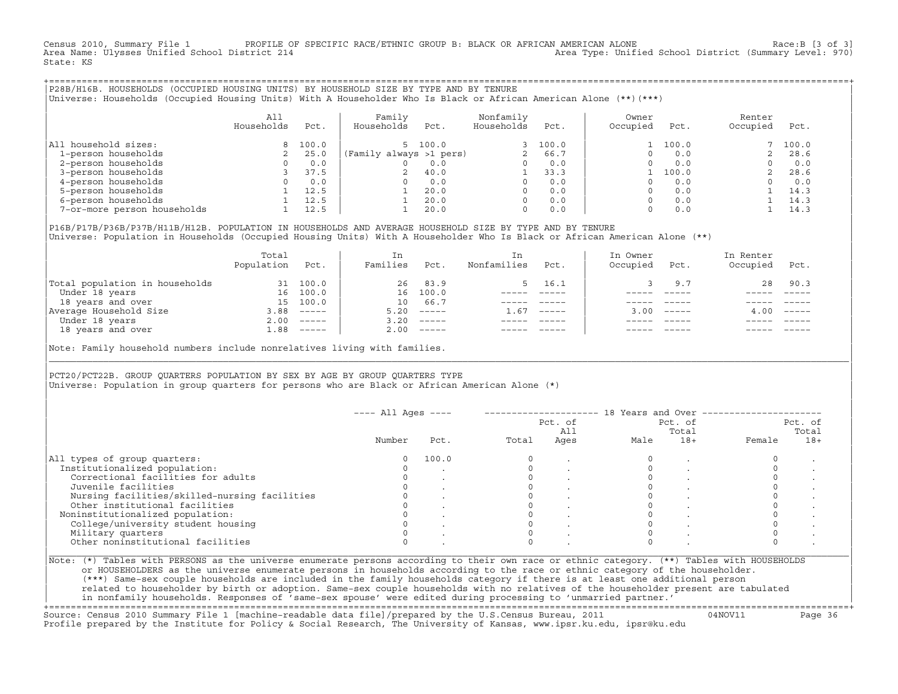Census 2010, Summary File 1 PROFILE OF SPECIFIC RACE/ETHNIC GROUP B: BLACK OR AFRICAN AMERICAN ALONE Race:B [3 of 3]
Area Name: Ulysses Unified School District 214 Area Type: Unified School District (Summary Level: 970)
State: KS

## P28B/H16B. HOUSEHOLDS (OCCUPIED HOUSING UNITS) BY HOUSEHOLD SIZE BY TYPE AND BY TENURE

Universe: Households (Occupied Housing Units) With A Householder Who Is Black or African American Alone (**)(***)

| | All Households | Pct. | Family Households | Pct. | Nonfamily Households | Pct. | Owner Occupied | Pct. | Renter Occupied | Pct. |
|---|---|---|---|---|---|---|---|---|---|---|
| All household sizes: | 8 | 100.0 | 5 | 100.0 | 3 | 100.0 | 1 | 100.0 | 7 | 100.0 |
| 1-person households | 2 | 25.0 | (Family always >1 pers) | | 2 | 66.7 | 0 | 0.0 | 2 | 28.6 |
| 2-person households | 0 | 0.0 | 0 | 0.0 | 0 | 0.0 | 0 | 0.0 | 0 | 0.0 |
| 3-person households | 3 | 37.5 | 2 | 40.0 | 1 | 33.3 | 1 | 100.0 | 2 | 28.6 |
| 4-person households | 0 | 0.0 | 0 | 0.0 | 0 | 0.0 | 0 | 0.0 | 0 | 0.0 |
| 5-person households | 1 | 12.5 | 1 | 20.0 | 0 | 0.0 | 0 | 0.0 | 1 | 14.3 |
| 6-person households | 1 | 12.5 | 1 | 20.0 | 0 | 0.0 | 0 | 0.0 | 1 | 14.3 |
| 7-or-more person households | 1 | 12.5 | 1 | 20.0 | 0 | 0.0 | 0 | 0.0 | 1 | 14.3 |

## P16B/P17B/P36B/P37B/H11B/H12B. POPULATION IN HOUSEHOLDS AND AVERAGE HOUSEHOLD SIZE BY TYPE AND BY TENURE

Universe: Population in Households (Occupied Housing Units) With A Householder Who Is Black or African American Alone (**)

| | Total Population | Pct. | In Families | Pct. | In Nonfamilies | Pct. | In Owner Occupied | Pct. | In Renter Occupied | Pct. |
|---|---|---|---|---|---|---|---|---|---|---|
| Total population in households | 31 | 100.0 | 26 | 83.9 | 5 | 16.1 | 3 | 9.7 | 28 | 90.3 |
| Under 18 years | 16 | 100.0 | 16 | 100.0 | ----- | ----- | ----- | ----- | ----- | ----- |
| 18 years and over | 15 | 100.0 | 10 | 66.7 | ----- | ----- | ----- | ----- | ----- | ----- |
| Average Household Size | 3.88 | ----- | 5.20 | ----- | 1.67 | ----- | 3.00 | ----- | 4.00 | ----- |
| Under 18 years | 2.00 | ----- | 3.20 | ----- | ----- | ----- | ----- | ----- | ----- | ----- |
| 18 years and over | 1.88 | ----- | 2.00 | ----- | ----- | ----- | ----- | ----- | ----- | ----- |

Note: Family household numbers include nonrelatives living with families.

## PCT20/PCT22B. GROUP QUARTERS POPULATION BY SEX BY AGE BY GROUP QUARTERS TYPE

Universe: Population in group quarters for persons who are Black or African American Alone (*)

| | All Ages | | 18 Years and Over | | | | | |
|---|---|---|---|---|---|---|---|---|
| | Number | Pct. | Total | Pct. of All Ages | Male | Pct. of Total 18+ | Female | Pct. of Total 18+ |
| All types of group quarters: | 0 | 100.0 | 0 | . | 0 | . | 0 | . |
| Institutionalized population: | 0 | . | 0 | . | 0 | . | 0 | . |
| Correctional facilities for adults | 0 | . | 0 | . | 0 | . | 0 | . |
| Juvenile facilities | 0 | . | 0 | . | 0 | . | 0 | . |
| Nursing facilities/skilled-nursing facilities | 0 | . | 0 | . | 0 | . | 0 | . |
| Other institutional facilities | 0 | . | 0 | . | 0 | . | 0 | . |
| Noninstitutionalized population: | 0 | . | 0 | . | 0 | . | 0 | . |
| College/university student housing | 0 | . | 0 | . | 0 | . | 0 | . |
| Military quarters | 0 | . | 0 | . | 0 | . | 0 | . |
| Other noninstitutional facilities | 0 | . | 0 | . | 0 | . | 0 | . |

Note: (*) Tables with PERSONS as the universe enumerate persons according to their own race or ethnic category. (**) Tables with HOUSEHOLDS or HOUSEHOLDERS as the universe enumerate persons in households according to the race or ethnic category of the householder. (***) Same-sex couple households are included in the family households category if there is at least one additional person related to householder by birth or adoption. Same-sex couple households with no relatives of the householder present are tabulated in nonfamily households. Responses of 'same-sex spouse' were edited during processing to 'unmarried partner.'

Source: Census 2010 Summary File 1 [machine-readable data file]/prepared by the U.S.Census Bureau, 2011 04NOV11
Profile prepared by the Institute for Policy & Social Research, The University of Kansas, www.ipsr.ku.edu, ipsr@ku.edu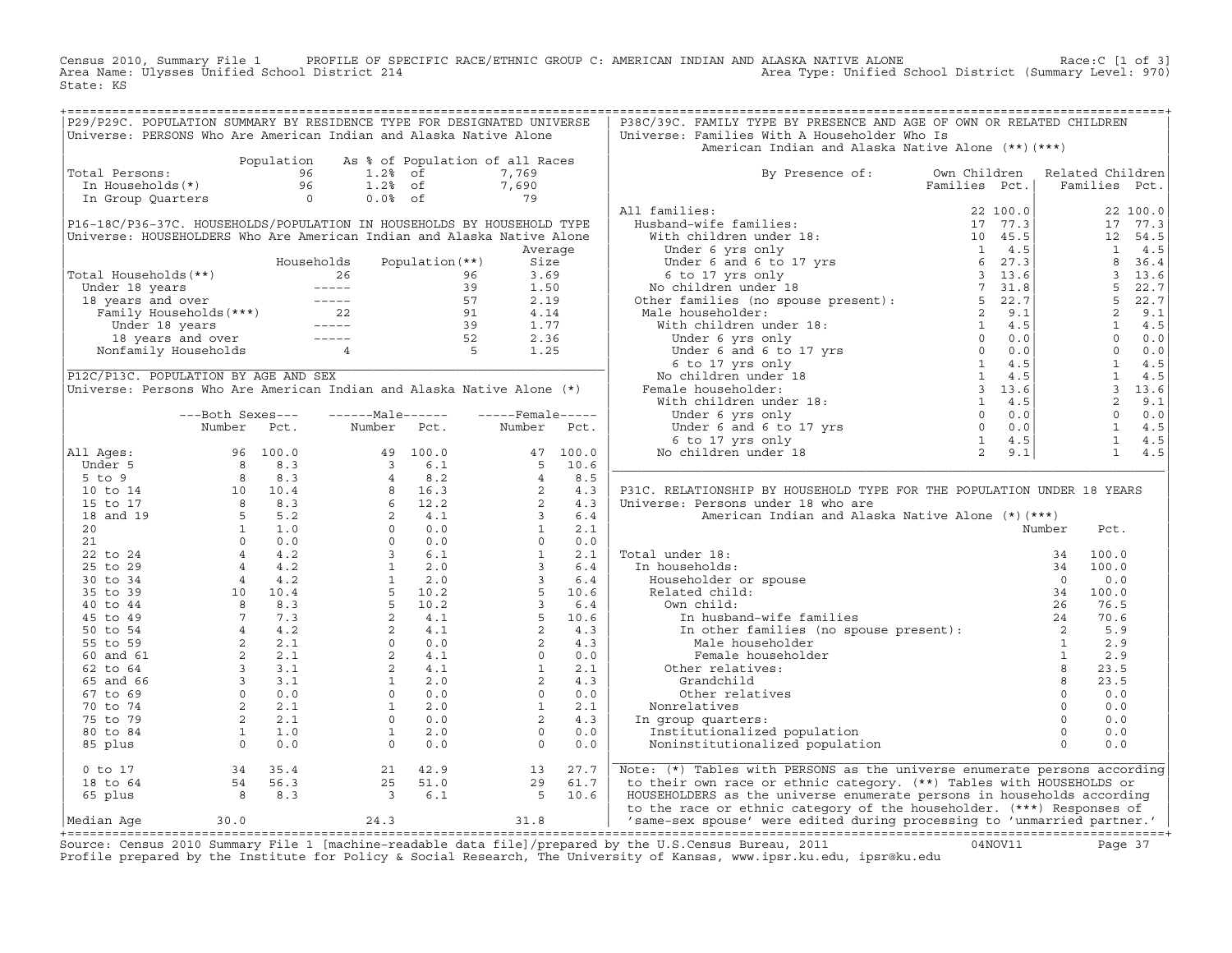Census 2010, Summary File 1 PROFILE OF SPECIFIC RACE/ETHNIC GROUP C: AMERICAN INDIAN AND ALASKA NATIVE ALONE Race:C [1 of 3]
Area Name: Ulysses Unified School District 214 Area Type: Unified School District (Summary Level: 970)
State: KS

## P29/P29C. POPULATION SUMMARY BY RESIDENCE TYPE FOR DESIGNATED UNIVERSE

Universe: PERSONS Who Are American Indian and Alaska Native Alone

| | Population | As % of Population of all Races | | |
|---|---|---|---|---|
| Total Persons: | 96 | 1.2% | of | 7,769 |
| In Households(*) | 96 | 1.2% | of | 7,690 |
| In Group Quarters | 0 | 0.0% | of | 79 |

## P16-18C/P36-37C. HOUSEHOLDS/POPULATION IN HOUSEHOLDS BY HOUSEHOLD TYPE

Universe: HOUSEHOLDERS Who Are American Indian and Alaska Native Alone

| | Households | Population(**) | Average Size |
|---|---|---|---|
| Total Households(**) | 26 | 96 | 3.69 |
| Under 18 years | ----- | 39 | 1.50 |
| 18 years and over | ----- | 57 | 2.19 |
| Family Households(***) | 22 | 91 | 4.14 |
| Under 18 years | ----- | 39 | 1.77 |
| 18 years and over | ----- | 52 | 2.36 |
| Nonfamily Households | 4 | 5 | 1.25 |

## P12C/P13C. POPULATION BY AGE AND SEX

Universe: Persons Who Are American Indian and Alaska Native Alone (*)

| | Both Sexes Number | Both Sexes Pct. | Male Number | Male Pct. | Female Number | Female Pct. |
|---|---|---|---|---|---|---|
| All Ages: | 96 | 100.0 | 49 | 100.0 | 47 | 100.0 |
| Under 5 | 8 | 8.3 | 3 | 6.1 | 5 | 10.6 |
| 5 to 9 | 8 | 8.3 | 4 | 8.2 | 4 | 8.5 |
| 10 to 14 | 10 | 10.4 | 8 | 16.3 | 2 | 4.3 |
| 15 to 17 | 8 | 8.3 | 6 | 12.2 | 2 | 4.3 |
| 18 and 19 | 5 | 5.2 | 2 | 4.1 | 3 | 6.4 |
| 20 | 1 | 1.0 | 0 | 0.0 | 1 | 2.1 |
| 21 | 0 | 0.0 | 0 | 0.0 | 0 | 0.0 |
| 22 to 24 | 4 | 4.2 | 3 | 6.1 | 1 | 2.1 |
| 25 to 29 | 4 | 4.2 | 1 | 2.0 | 3 | 6.4 |
| 30 to 34 | 4 | 4.2 | 1 | 2.0 | 3 | 6.4 |
| 35 to 39 | 10 | 10.4 | 5 | 10.2 | 5 | 10.6 |
| 40 to 44 | 8 | 8.3 | 5 | 10.2 | 3 | 6.4 |
| 45 to 49 | 7 | 7.3 | 2 | 4.1 | 5 | 10.6 |
| 50 to 54 | 4 | 4.2 | 2 | 4.1 | 2 | 4.3 |
| 55 to 59 | 2 | 2.1 | 0 | 0.0 | 2 | 4.3 |
| 60 and 61 | 2 | 2.1 | 2 | 4.1 | 0 | 0.0 |
| 62 to 64 | 3 | 3.1 | 2 | 4.1 | 1 | 2.1 |
| 65 and 66 | 3 | 3.1 | 1 | 2.0 | 2 | 4.3 |
| 67 to 69 | 0 | 0.0 | 0 | 0.0 | 0 | 0.0 |
| 70 to 74 | 2 | 2.1 | 1 | 2.0 | 1 | 2.1 |
| 75 to 79 | 2 | 2.1 | 0 | 0.0 | 2 | 4.3 |
| 80 to 84 | 1 | 1.0 | 1 | 2.0 | 0 | 0.0 |
| 85 plus | 0 | 0.0 | 0 | 0.0 | 0 | 0.0 |
| 0 to 17 | 34 | 35.4 | 21 | 42.9 | 13 | 27.7 |
| 18 to 64 | 54 | 56.3 | 25 | 51.0 | 29 | 61.7 |
| 65 plus | 8 | 8.3 | 3 | 6.1 | 5 | 10.6 |
| Median Age | 30.0 | | 24.3 | | 31.8 | |

## P38C/39C. FAMILY TYPE BY PRESENCE AND AGE OF OWN OR RELATED CHILDREN

Universe: Families With A Householder Who Is American Indian and Alaska Native Alone (**)(***)

| By Presence of: | Own Children Families | Own Children Pct. | Related Children Families | Related Children Pct. |
|---|---|---|---|---|
| All families: | 22 | 100.0 | 22 | 100.0 |
| Husband-wife families: | 17 | 77.3 | 17 | 77.3 |
| With children under 18: | 10 | 45.5 | 12 | 54.5 |
| Under 6 yrs only | 1 | 4.5 | 1 | 4.5 |
| Under 6 and 6 to 17 yrs | 6 | 27.3 | 8 | 36.4 |
| 6 to 17 yrs only | 3 | 13.6 | 3 | 13.6 |
| No children under 18 | 7 | 31.8 | 5 | 22.7 |
| Other families (no spouse present): | 5 | 22.7 | 5 | 22.7 |
| Male householder: | 2 | 9.1 | 2 | 9.1 |
| With children under 18: | 1 | 4.5 | 1 | 4.5 |
| Under 6 yrs only | 0 | 0.0 | 0 | 0.0 |
| Under 6 and 6 to 17 yrs | 0 | 0.0 | 0 | 0.0 |
| 6 to 17 yrs only | 1 | 4.5 | 1 | 4.5 |
| No children under 18 | 1 | 4.5 | 1 | 4.5 |
| Female householder: | 3 | 13.6 | 3 | 13.6 |
| With children under 18: | 1 | 4.5 | 2 | 9.1 |
| Under 6 yrs only | 0 | 0.0 | 0 | 0.0 |
| Under 6 and 6 to 17 yrs | 0 | 0.0 | 1 | 4.5 |
| 6 to 17 yrs only | 1 | 4.5 | 1 | 4.5 |
| No children under 18 | 2 | 9.1 | 1 | 4.5 |

## P31C. RELATIONSHIP BY HOUSEHOLD TYPE FOR THE POPULATION UNDER 18 YEARS

Universe: Persons under 18 who are American Indian and Alaska Native Alone (*)(***)

| | Number | Pct. |
|---|---|---|
| Total under 18: | 34 | 100.0 |
| In households: | 34 | 100.0 |
| Householder or spouse | 0 | 0.0 |
| Related child: | 34 | 100.0 |
| Own child: | 26 | 76.5 |
| In husband-wife families | 24 | 70.6 |
| In other families (no spouse present): | 2 | 5.9 |
| Male householder | 1 | 2.9 |
| Female householder | 1 | 2.9 |
| Other relatives: | 8 | 23.5 |
| Grandchild | 8 | 23.5 |
| Other relatives | 0 | 0.0 |
| Nonrelatives | 0 | 0.0 |
| In group quarters: | 0 | 0.0 |
| Institutionalized population | 0 | 0.0 |
| Noninstitutionalized population | 0 | 0.0 |

Note: (*) Tables with PERSONS as the universe enumerate persons according to their own race or ethnic category. (**) Tables with HOUSEHOLDS or HOUSEHOLDERS as the universe enumerate persons in households according to the race or ethnic category of the householder. (***) Responses of 'same-sex spouse' were edited during processing to 'unmarried partner.'

Source: Census 2010 Summary File 1 [machine-readable data file]/prepared by the U.S.Census Bureau, 2011 04NOV11
Profile prepared by the Institute for Policy & Social Research, The University of Kansas, www.ipsr.ku.edu, ipsr@ku.edu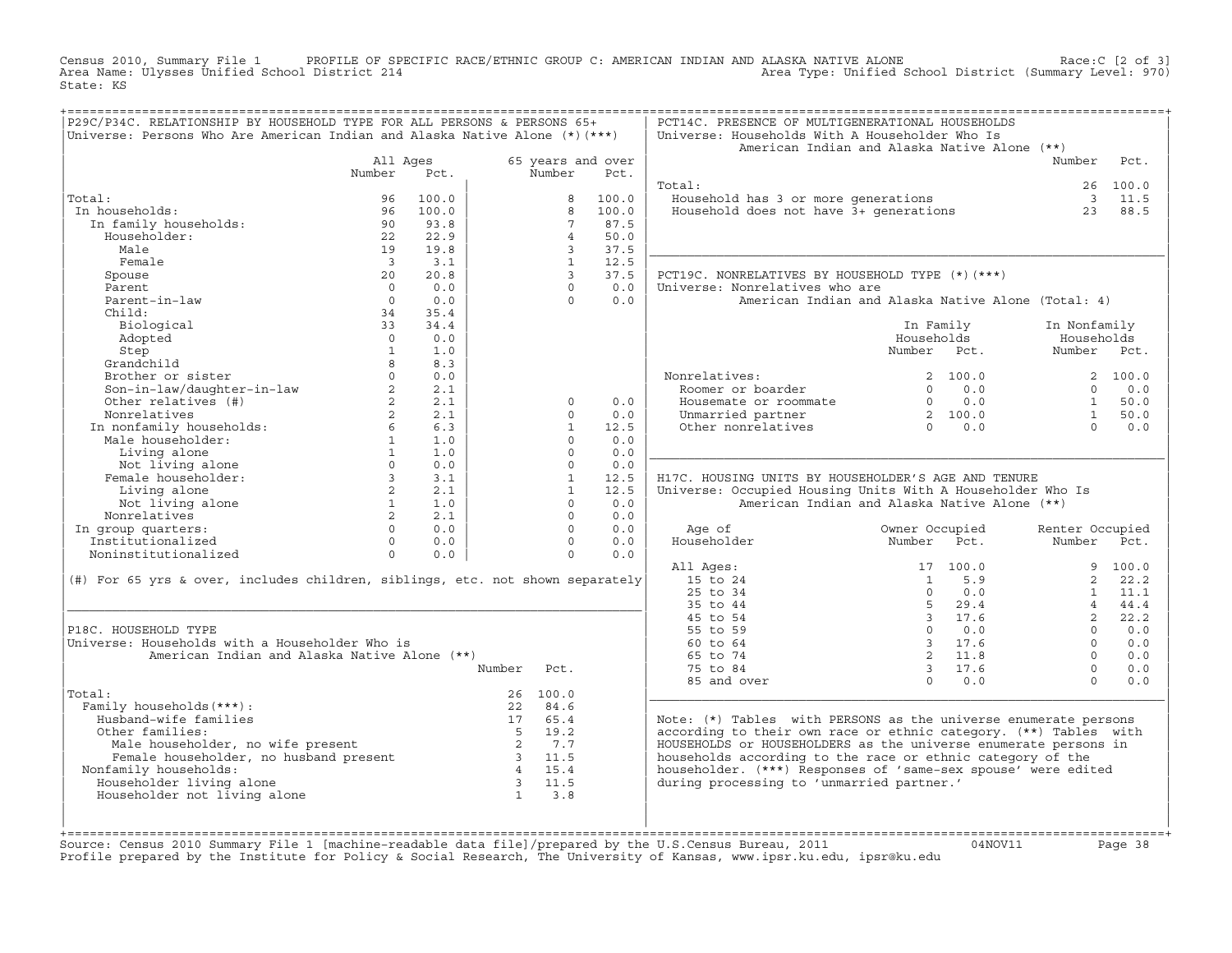Census 2010, Summary File 1 PROFILE OF SPECIFIC RACE/ETHNIC GROUP C: AMERICAN INDIAN AND ALASKA NATIVE ALONE Race:C [2 of 3]
Area Name: Ulysses Unified School District 214 Area Type: Unified School District (Summary Level: 970)
State: KS

## P29C/P34C. RELATIONSHIP BY HOUSEHOLD TYPE FOR ALL PERSONS & PERSONS 65+

Universe: Persons Who Are American Indian and Alaska Native Alone (*)(***)

| | All Ages Number | All Ages Pct. | 65 years and over Number | 65 years and over Pct. |
|---|---|---|---|---|
| Total: | 96 | 100.0 | 8 | 100.0 |
| In households: | 96 | 100.0 | 8 | 100.0 |
| In family households: | 90 | 93.8 | 7 | 87.5 |
| Householder: | 22 | 22.9 | 4 | 50.0 |
| Male | 19 | 19.8 | 3 | 37.5 |
| Female | 3 | 3.1 | 1 | 12.5 |
| Spouse | 20 | 20.8 | 3 | 37.5 |
| Parent | 0 | 0.0 | 0 | 0.0 |
| Parent-in-law | 0 | 0.0 | 0 | 0.0 |
| Child: | 34 | 35.4 | | |
| Biological | 33 | 34.4 | | |
| Adopted | 0 | 0.0 | | |
| Step | 1 | 1.0 | | |
| Grandchild | 8 | 8.3 | | |
| Brother or sister | 0 | 0.0 | | |
| Son-in-law/daughter-in-law | 2 | 2.1 | | |
| Other relatives (#) | 2 | 2.1 | 0 | 0.0 |
| Nonrelatives | 2 | 2.1 | 0 | 0.0 |
| In nonfamily households: | 6 | 6.3 | 1 | 12.5 |
| Male householder: | 1 | 1.0 | 0 | 0.0 |
| Living alone | 1 | 1.0 | 0 | 0.0 |
| Not living alone | 0 | 0.0 | 0 | 0.0 |
| Female householder: | 3 | 3.1 | 1 | 12.5 |
| Living alone | 2 | 2.1 | 1 | 12.5 |
| Not living alone | 1 | 1.0 | 0 | 0.0 |
| Nonrelatives | 2 | 2.1 | 0 | 0.0 |
| In group quarters: | 0 | 0.0 | 0 | 0.0 |
| Institutionalized | 0 | 0.0 | 0 | 0.0 |
| Noninstitutionalized | 0 | 0.0 | 0 | 0.0 |

(#) For 65 yrs & over, includes children, siblings, etc. not shown separately

## P18C. HOUSEHOLD TYPE

Universe: Households with a Householder Who is American Indian and Alaska Native Alone (**)

| | Number | Pct. |
|---|---|---|
| Total: | 26 | 100.0 |
| Family households(***): | 22 | 84.6 |
| Husband-wife families | 17 | 65.4 |
| Other families: | 5 | 19.2 |
| Male householder, no wife present | 2 | 7.7 |
| Female householder, no husband present | 3 | 11.5 |
| Nonfamily households: | 4 | 15.4 |
| Householder living alone | 3 | 11.5 |
| Householder not living alone | 1 | 3.8 |

## PCT14C. PRESENCE OF MULTIGENERATIONAL HOUSEHOLDS

Universe: Households With A Householder Who Is American Indian and Alaska Native Alone (**)

| | Number | Pct. |
|---|---|---|
| Total: | 26 | 100.0 |
| Household has 3 or more generations | 3 | 11.5 |
| Household does not have 3+ generations | 23 | 88.5 |

## PCT19C. NONRELATIVES BY HOUSEHOLD TYPE (*)(***)

Universe: Nonrelatives who are American Indian and Alaska Native Alone (Total: 4)

| | In Family Households Number | In Family Households Pct. | In Nonfamily Households Number | In Nonfamily Households Pct. |
|---|---|---|---|---|
| Nonrelatives: | 2 | 100.0 | 2 | 100.0 |
| Roomer or boarder | 0 | 0.0 | 0 | 0.0 |
| Housemate or roommate | 0 | 0.0 | 1 | 50.0 |
| Unmarried partner | 2 | 100.0 | 1 | 50.0 |
| Other nonrelatives | 0 | 0.0 | 0 | 0.0 |

## H17C. HOUSING UNITS BY HOUSEHOLDER'S AGE AND TENURE

Universe: Occupied Housing Units With A Householder Who Is American Indian and Alaska Native Alone (**)

| Age of Householder | Owner Occupied Number | Owner Occupied Pct. | Renter Occupied Number | Renter Occupied Pct. |
|---|---|---|---|---|
| All Ages: | 17 | 100.0 | 9 | 100.0 |
| 15 to 24 | 1 | 5.9 | 2 | 22.2 |
| 25 to 34 | 0 | 0.0 | 1 | 11.1 |
| 35 to 44 | 5 | 29.4 | 4 | 44.4 |
| 45 to 54 | 3 | 17.6 | 2 | 22.2 |
| 55 to 59 | 0 | 0.0 | 0 | 0.0 |
| 60 to 64 | 3 | 17.6 | 0 | 0.0 |
| 65 to 74 | 2 | 11.8 | 0 | 0.0 |
| 75 to 84 | 3 | 17.6 | 0 | 0.0 |
| 85 and over | 0 | 0.0 | 0 | 0.0 |

Note: (*) Tables with PERSONS as the universe enumerate persons according to their own race or ethnic category. (**) Tables with HOUSEHOLDS or HOUSEHOLDERS as the universe enumerate persons in households according to the race or ethnic category of the householder. (***) Responses of 'same-sex spouse' were edited during processing to 'unmarried partner.'

Source: Census 2010 Summary File 1 [machine-readable data file]/prepared by the U.S.Census Bureau, 2011 04NOV11
Profile prepared by the Institute for Policy & Social Research, The University of Kansas, www.ipsr.ku.edu, ipsr@ku.edu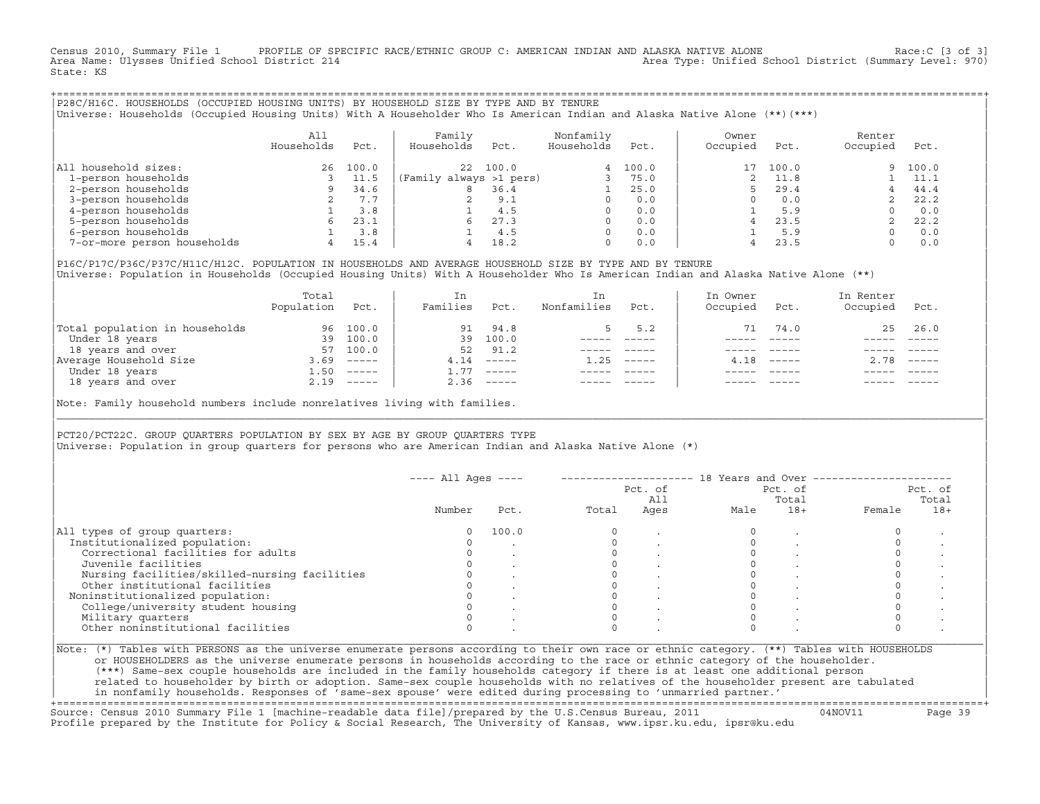Census 2010, Summary File 1 PROFILE OF SPECIFIC RACE/ETHNIC GROUP C: AMERICAN INDIAN AND ALASKA NATIVE ALONE Race:C [3 of 3]
Area Name: Ulysses Unified School District 214 Area Type: Unified School District (Summary Level: 970)
State: KS

## P28C/H16C. HOUSEHOLDS (OCCUPIED HOUSING UNITS) BY HOUSEHOLD SIZE BY TYPE AND BY TENURE

Universe: Households (Occupied Housing Units) With A Householder Who Is American Indian and Alaska Native Alone (**)(***)

| | All Households | Pct. | Family Households | Pct. | Nonfamily Households | Pct. | Owner Occupied | Pct. | Renter Occupied | Pct. |
|---|---|---|---|---|---|---|---|---|---|---|
| All household sizes: | 26 | 100.0 | 22 | 100.0 | 4 | 100.0 | 17 | 100.0 | 9 | 100.0 |
| 1-person households | 3 | 11.5 | (Family always >1 pers) | | 3 | 75.0 | 2 | 11.8 | 1 | 11.1 |
| 2-person households | 9 | 34.6 | 8 | 36.4 | 1 | 25.0 | 5 | 29.4 | 4 | 44.4 |
| 3-person households | 2 | 7.7 | 2 | 9.1 | 0 | 0.0 | 0 | 0.0 | 2 | 22.2 |
| 4-person households | 1 | 3.8 | 1 | 4.5 | 0 | 0.0 | 1 | 5.9 | 0 | 0.0 |
| 5-person households | 6 | 23.1 | 6 | 27.3 | 0 | 0.0 | 4 | 23.5 | 2 | 22.2 |
| 6-person households | 1 | 3.8 | 1 | 4.5 | 0 | 0.0 | 1 | 5.9 | 0 | 0.0 |
| 7-or-more person households | 4 | 15.4 | 4 | 18.2 | 0 | 0.0 | 4 | 23.5 | 0 | 0.0 |

## P16C/P17C/P36C/P37C/H11C/H12C. POPULATION IN HOUSEHOLDS AND AVERAGE HOUSEHOLD SIZE BY TYPE AND BY TENURE

Universe: Population in Households (Occupied Housing Units) With A Householder Who Is American Indian and Alaska Native Alone (**)

| | Total Population | Pct. | In Families | Pct. | In Nonfamilies | Pct. | In Owner Occupied | Pct. | In Renter Occupied | Pct. |
|---|---|---|---|---|---|---|---|---|---|---|
| Total population in households | 96 | 100.0 | 91 | 94.8 | 5 | 5.2 | 71 | 74.0 | 25 | 26.0 |
| Under 18 years | 39 | 100.0 | 39 | 100.0 | ----- | ----- | ----- | ----- | ----- | ----- |
| 18 years and over | 57 | 100.0 | 52 | 91.2 | ----- | ----- | ----- | ----- | ----- | ----- |
| Average Household Size | 3.69 | ----- | 4.14 | ----- | 1.25 | ----- | 4.18 | ----- | 2.78 | ----- |
| Under 18 years | 1.50 | ----- | 1.77 | ----- | ----- | ----- | ----- | ----- | ----- | ----- |
| 18 years and over | 2.19 | ----- | 2.36 | ----- | ----- | ----- | ----- | ----- | ----- | ----- |

Note: Family household numbers include nonrelatives living with families.

## PCT20/PCT22C. GROUP QUARTERS POPULATION BY SEX BY AGE BY GROUP QUARTERS TYPE

Universe: Population in group quarters for persons who are American Indian and Alaska Native Alone (*)

| | All Ages Number | All Ages Pct. | 18 Years and Over Total | Pct. of All Ages | Male | Pct. of Total 18+ | Female | Pct. of Total 18+ |
|---|---|---|---|---|---|---|---|---|
| All types of group quarters: | 0 | 100.0 | 0 | . | 0 | . | 0 | . |
| Institutionalized population: | 0 | . | 0 | . | 0 | . | 0 | . |
| Correctional facilities for adults | 0 | . | 0 | . | 0 | . | 0 | . |
| Juvenile facilities | 0 | . | 0 | . | 0 | . | 0 | . |
| Nursing facilities/skilled-nursing facilities | 0 | . | 0 | . | 0 | . | 0 | . |
| Other institutional facilities | 0 | . | 0 | . | 0 | . | 0 | . |
| Noninstitutionalized population: | 0 | . | 0 | . | 0 | . | 0 | . |
| College/university student housing | 0 | . | 0 | . | 0 | . | 0 | . |
| Military quarters | 0 | . | 0 | . | 0 | . | 0 | . |
| Other noninstitutional facilities | 0 | . | 0 | . | 0 | . | 0 | . |

Note: (*) Tables with PERSONS as the universe enumerate persons according to their own race or ethnic category. (**) Tables with HOUSEHOLDS or HOUSEHOLDERS as the universe enumerate persons in households according to the race or ethnic category of the householder. (***) Same-sex couple households are included in the family households category if there is at least one additional person related to householder by birth or adoption. Same-sex couple households with no relatives of the householder present are tabulated in nonfamily households. Responses of 'same-sex spouse' were edited during processing to 'unmarried partner.'

Source: Census 2010 Summary File 1 [machine-readable data file]/prepared by the U.S.Census Bureau, 2011 04NOV11
Profile prepared by the Institute for Policy & Social Research, The University of Kansas, www.ipsr.ku.edu, ipsr@ku.edu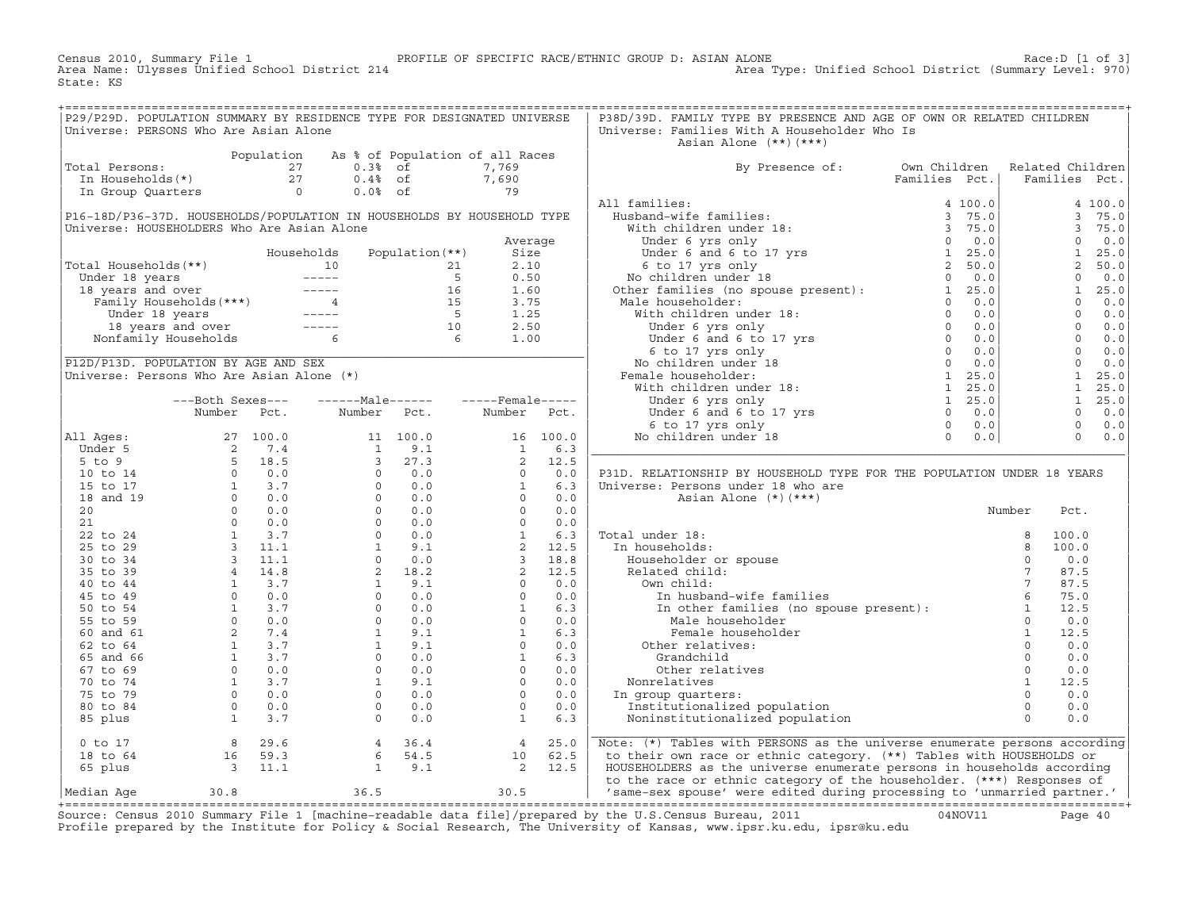Census 2010, Summary File 1 PROFILE OF SPECIFIC RACE/ETHNIC GROUP D: ASIAN ALONE Race:D [1 of 3]
Area Name: Ulysses Unified School District 214 Area Type: Unified School District (Summary Level: 970)
State: KS

## P29/P29D. POPULATION SUMMARY BY RESIDENCE TYPE FOR DESIGNATED UNIVERSE
Universe: PERSONS Who Are Asian Alone

| | Population | As % of Population of all Races | |
|---|---|---|---|
| Total Persons: | 27 | 0.3% of | 7,769 |
| In Households(*) | 27 | 0.4% of | 7,690 |
| In Group Quarters | 0 | 0.0% of | 79 |

## P16-18D/P36-37D. HOUSEHOLDS/POPULATION IN HOUSEHOLDS BY HOUSEHOLD TYPE
Universe: HOUSEHOLDERS Who Are Asian Alone

| | Households | Population(**) | Average Size |
|---|---|---|---|
| Total Households(**) | 10 | 21 | 2.10 |
| Under 18 years | ----- | 5 | 0.50 |
| 18 years and over | ----- | 16 | 1.60 |
| Family Households(***) | 4 | 15 | 3.75 |
| Under 18 years | ----- | 5 | 1.25 |
| 18 years and over | ----- | 10 | 2.50 |
| Nonfamily Households | 6 | 6 | 1.00 |

## P12D/P13D. POPULATION BY AGE AND SEX
Universe: Persons Who Are Asian Alone (*)

| | Both Sexes Number | Both Sexes Pct. | Male Number | Male Pct. | Female Number | Female Pct. |
|---|---|---|---|---|---|---|
| All Ages: | 27 | 100.0 | 11 | 100.0 | 16 | 100.0 |
| Under 5 | 2 | 7.4 | 1 | 9.1 | 1 | 6.3 |
| 5 to 9 | 5 | 18.5 | 3 | 27.3 | 2 | 12.5 |
| 10 to 14 | 0 | 0.0 | 0 | 0.0 | 0 | 0.0 |
| 15 to 17 | 1 | 3.7 | 0 | 0.0 | 1 | 6.3 |
| 18 and 19 | 0 | 0.0 | 0 | 0.0 | 0 | 0.0 |
| 20 | 0 | 0.0 | 0 | 0.0 | 0 | 0.0 |
| 21 | 0 | 0.0 | 0 | 0.0 | 0 | 0.0 |
| 22 to 24 | 1 | 3.7 | 0 | 0.0 | 1 | 6.3 |
| 25 to 29 | 3 | 11.1 | 1 | 9.1 | 2 | 12.5 |
| 30 to 34 | 3 | 11.1 | 0 | 0.0 | 3 | 18.8 |
| 35 to 39 | 4 | 14.8 | 2 | 18.2 | 2 | 12.5 |
| 40 to 44 | 1 | 3.7 | 1 | 9.1 | 0 | 0.0 |
| 45 to 49 | 0 | 0.0 | 0 | 0.0 | 0 | 0.0 |
| 50 to 54 | 1 | 3.7 | 0 | 0.0 | 1 | 6.3 |
| 55 to 59 | 0 | 0.0 | 0 | 0.0 | 0 | 0.0 |
| 60 and 61 | 2 | 7.4 | 1 | 9.1 | 1 | 6.3 |
| 62 to 64 | 1 | 3.7 | 1 | 9.1 | 0 | 0.0 |
| 65 and 66 | 1 | 3.7 | 0 | 0.0 | 1 | 6.3 |
| 67 to 69 | 0 | 0.0 | 0 | 0.0 | 0 | 0.0 |
| 70 to 74 | 1 | 3.7 | 1 | 9.1 | 0 | 0.0 |
| 75 to 79 | 0 | 0.0 | 0 | 0.0 | 0 | 0.0 |
| 80 to 84 | 0 | 0.0 | 0 | 0.0 | 0 | 0.0 |
| 85 plus | 1 | 3.7 | 0 | 0.0 | 1 | 6.3 |
| 0 to 17 | 8 | 29.6 | 4 | 36.4 | 4 | 25.0 |
| 18 to 64 | 16 | 59.3 | 6 | 54.5 | 10 | 62.5 |
| 65 plus | 3 | 11.1 | 1 | 9.1 | 2 | 12.5 |
| Median Age | 30.8 | | 36.5 | | 30.5 | |

## P38D/39D. FAMILY TYPE BY PRESENCE AND AGE OF OWN OR RELATED CHILDREN
Universe: Families With A Householder Who Is Asian Alone (**)(***)

| By Presence of: | Own Children Families | Own Children Pct. | Related Children Families | Related Children Pct. |
|---|---|---|---|---|
| All families: | 4 | 100.0 | 4 | 100.0 |
| Husband-wife families: | 3 | 75.0 | 3 | 75.0 |
| With children under 18: | 3 | 75.0 | 3 | 75.0 |
| Under 6 yrs only | 0 | 0.0 | 0 | 0.0 |
| Under 6 and 6 to 17 yrs | 1 | 25.0 | 1 | 25.0 |
| 6 to 17 yrs only | 2 | 50.0 | 2 | 50.0 |
| No children under 18 | 0 | 0.0 | 0 | 0.0 |
| Other families (no spouse present): | 1 | 25.0 | 1 | 25.0 |
| Male householder: | 0 | 0.0 | 0 | 0.0 |
| With children under 18: | 0 | 0.0 | 0 | 0.0 |
| Under 6 yrs only | 0 | 0.0 | 0 | 0.0 |
| Under 6 and 6 to 17 yrs | 0 | 0.0 | 0 | 0.0 |
| 6 to 17 yrs only | 0 | 0.0 | 0 | 0.0 |
| No children under 18 | 0 | 0.0 | 0 | 0.0 |
| Female householder: | 1 | 25.0 | 1 | 25.0 |
| With children under 18: | 1 | 25.0 | 1 | 25.0 |
| Under 6 yrs only | 1 | 25.0 | 1 | 25.0 |
| Under 6 and 6 to 17 yrs | 0 | 0.0 | 0 | 0.0 |
| 6 to 17 yrs only | 0 | 0.0 | 0 | 0.0 |
| No children under 18 | 0 | 0.0 | 0 | 0.0 |

## P31D. RELATIONSHIP BY HOUSEHOLD TYPE FOR THE POPULATION UNDER 18 YEARS
Universe: Persons under 18 who are Asian Alone (*)(***)

| | Number | Pct. |
|---|---|---|
| Total under 18: | 8 | 100.0 |
| In households: | 8 | 100.0 |
| Householder or spouse | 0 | 0.0 |
| Related child: | 7 | 87.5 |
| Own child: | 7 | 87.5 |
| In husband-wife families | 6 | 75.0 |
| In other families (no spouse present): | 1 | 12.5 |
| Male householder | 0 | 0.0 |
| Female householder | 1 | 12.5 |
| Other relatives: | 0 | 0.0 |
| Grandchild | 0 | 0.0 |
| Other relatives | 0 | 0.0 |
| Nonrelatives | 1 | 12.5 |
| In group quarters: | 0 | 0.0 |
| Institutionalized population | 0 | 0.0 |
| Noninstitutionalized population | 0 | 0.0 |

Note: (*) Tables with PERSONS as the universe enumerate persons according to their own race or ethnic category. (**) Tables with HOUSEHOLDS or HOUSEHOLDERS as the universe enumerate persons in households according to the race or ethnic category of the householder. (***) Responses of 'same-sex spouse' were edited during processing to 'unmarried partner.'

Source: Census 2010 Summary File 1 [machine-readable data file]/prepared by the U.S.Census Bureau, 2011 04NOV11
Profile prepared by the Institute for Policy & Social Research, The University of Kansas, www.ipsr.ku.edu, ipsr@ku.edu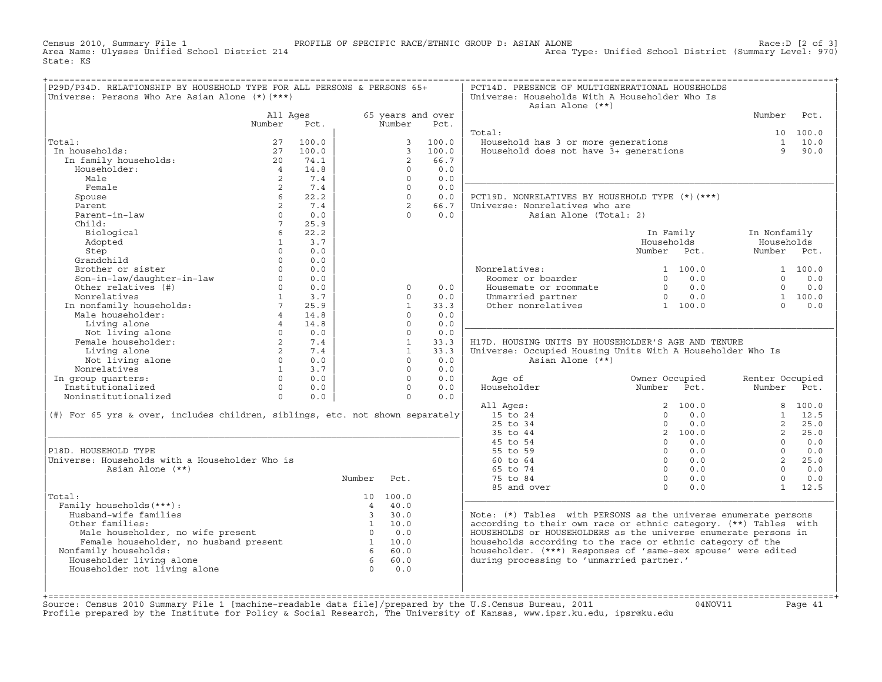Census 2010, Summary File 1 PROFILE OF SPECIFIC RACE/ETHNIC GROUP D: ASIAN ALONE Race:D [2 of 3]
Area Name: Ulysses Unified School District 214 Area Type: Unified School District (Summary Level: 970)
State: KS

## P29D/P34D. RELATIONSHIP BY HOUSEHOLD TYPE FOR ALL PERSONS & PERSONS 65+

Universe: Persons Who Are Asian Alone (*)(***)

| | All Ages Number | All Ages Pct. | 65 years and over Number | 65 years and over Pct. |
|---|---|---|---|---|
| Total: | 27 | 100.0 | 3 | 100.0 |
| In households: | 27 | 100.0 | 3 | 100.0 |
| In family households: | 20 | 74.1 | 2 | 66.7 |
| Householder: | 4 | 14.8 | 0 | 0.0 |
| Male | 2 | 7.4 | 0 | 0.0 |
| Female | 2 | 7.4 | 0 | 0.0 |
| Spouse | 6 | 22.2 | 0 | 0.0 |
| Parent | 2 | 7.4 | 2 | 66.7 |
| Parent-in-law | 0 | 0.0 | 0 | 0.0 |
| Child: | 7 | 25.9 | | |
| Biological | 6 | 22.2 | | |
| Adopted | 1 | 3.7 | | |
| Step | 0 | 0.0 | | |
| Grandchild | 0 | 0.0 | | |
| Brother or sister | 0 | 0.0 | | |
| Son-in-law/daughter-in-law | 0 | 0.0 | | |
| Other relatives (#) | 0 | 0.0 | 0 | 0.0 |
| Nonrelatives | 1 | 3.7 | 0 | 0.0 |
| In nonfamily households: | 7 | 25.9 | 1 | 33.3 |
| Male householder: | 4 | 14.8 | 0 | 0.0 |
| Living alone | 4 | 14.8 | 0 | 0.0 |
| Not living alone | 0 | 0.0 | 0 | 0.0 |
| Female householder: | 2 | 7.4 | 1 | 33.3 |
| Living alone | 2 | 7.4 | 1 | 33.3 |
| Not living alone | 0 | 0.0 | 0 | 0.0 |
| Nonrelatives | 1 | 3.7 | 0 | 0.0 |
| In group quarters: | 0 | 0.0 | 0 | 0.0 |
| Institutionalized | 0 | 0.0 | 0 | 0.0 |
| Noninstitutionalized | 0 | 0.0 | 0 | 0.0 |

(#) For 65 yrs & over, includes children, siblings, etc. not shown separately

## P18D. HOUSEHOLD TYPE

Universe: Households with a Householder Who is Asian Alone (**)

| | Number | Pct. |
|---|---|---|
| Total: | 10 | 100.0 |
| Family households(***): | 4 | 40.0 |
| Husband-wife families | 3 | 30.0 |
| Other families: | 1 | 10.0 |
| Male householder, no wife present | 0 | 0.0 |
| Female householder, no husband present | 1 | 10.0 |
| Nonfamily households: | 6 | 60.0 |
| Householder living alone | 6 | 60.0 |
| Householder not living alone | 0 | 0.0 |

## PCT14D. PRESENCE OF MULTIGENERATIONAL HOUSEHOLDS

Universe: Households With A Householder Who Is Asian Alone (**)

| | Number | Pct. |
|---|---|---|
| Total: | 10 | 100.0 |
| Household has 3 or more generations | 1 | 10.0 |
| Household does not have 3+ generations | 9 | 90.0 |

## PCT19D. NONRELATIVES BY HOUSEHOLD TYPE (*)(***)

Universe: Nonrelatives who are Asian Alone (Total: 2)

| | In Family Households Number | In Family Households Pct. | In Nonfamily Households Number | In Nonfamily Households Pct. |
|---|---|---|---|---|
| Nonrelatives: | 1 | 100.0 | 1 | 100.0 |
| Roomer or boarder | 0 | 0.0 | 0 | 0.0 |
| Housemate or roommate | 0 | 0.0 | 0 | 0.0 |
| Unmarried partner | 0 | 0.0 | 1 | 100.0 |
| Other nonrelatives | 1 | 100.0 | 0 | 0.0 |

## H17D. HOUSING UNITS BY HOUSEHOLDER'S AGE AND TENURE

Universe: Occupied Housing Units With A Householder Who Is Asian Alone (**)

| Age of Householder | Owner Occupied Number | Owner Occupied Pct. | Renter Occupied Number | Renter Occupied Pct. |
|---|---|---|---|---|
| All Ages: | 2 | 100.0 | 8 | 100.0 |
| 15 to 24 | 0 | 0.0 | 1 | 12.5 |
| 25 to 34 | 0 | 0.0 | 2 | 25.0 |
| 35 to 44 | 2 | 100.0 | 2 | 25.0 |
| 45 to 54 | 0 | 0.0 | 0 | 0.0 |
| 55 to 59 | 0 | 0.0 | 0 | 0.0 |
| 60 to 64 | 0 | 0.0 | 2 | 25.0 |
| 65 to 74 | 0 | 0.0 | 0 | 0.0 |
| 75 to 84 | 0 | 0.0 | 0 | 0.0 |
| 85 and over | 0 | 0.0 | 1 | 12.5 |

Note: (*) Tables with PERSONS as the universe enumerate persons according to their own race or ethnic category. (**) Tables with HOUSEHOLDS or HOUSEHOLDERS as the universe enumerate persons in households according to the race or ethnic category of the householder. (***) Responses of 'same-sex spouse' were edited during processing to 'unmarried partner.'

Source: Census 2010 Summary File 1 [machine-readable data file]/prepared by the U.S.Census Bureau, 2011 04NOV11
Profile prepared by the Institute for Policy & Social Research, The University of Kansas, www.ipsr.ku.edu, ipsr@ku.edu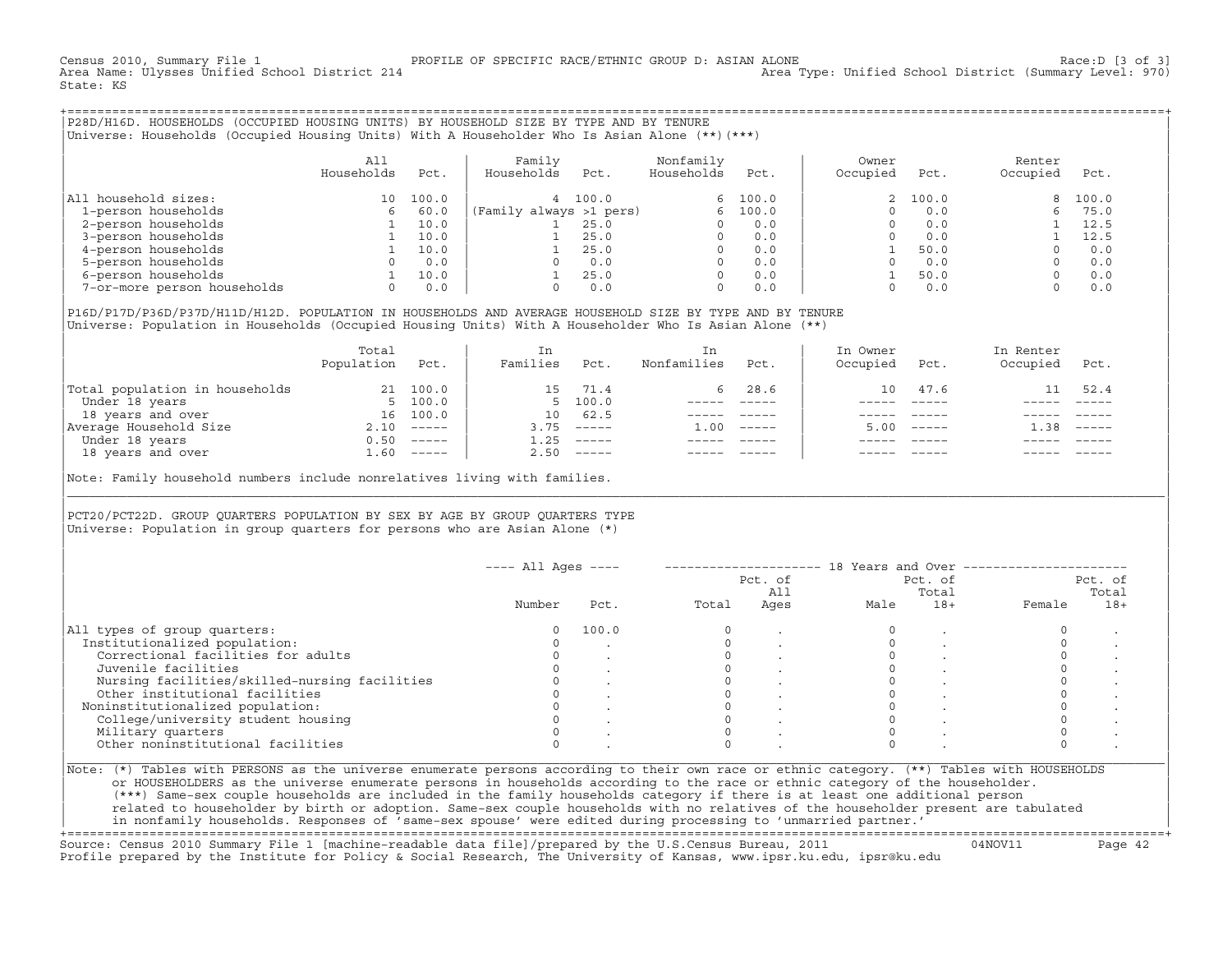Census 2010, Summary File 1 — PROFILE OF SPECIFIC RACE/ETHNIC GROUP D: ASIAN ALONE — Race:D [3 of 3]
Area Name: Ulysses Unified School District 214 — Area Type: Unified School District (Summary Level: 970)
State: KS

## P28D/H16D. HOUSEHOLDS (OCCUPIED HOUSING UNITS) BY HOUSEHOLD SIZE BY TYPE AND BY TENURE

Universe: Households (Occupied Housing Units) With A Householder Who Is Asian Alone (**)(***)

| | All Households | Pct. | Family Households | Pct. | Nonfamily Households | Pct. | Owner Occupied | Pct. | Renter Occupied | Pct. |
|---|---|---|---|---|---|---|---|---|---|---|
| All household sizes: | 10 | 100.0 | 4 | 100.0 | 6 | 100.0 | 2 | 100.0 | 8 | 100.0 |
| 1-person households | 6 | 60.0 | (Family always >1 pers) | | 6 | 100.0 | 0 | 0.0 | 6 | 75.0 |
| 2-person households | 1 | 10.0 | 1 | 25.0 | 0 | 0.0 | 0 | 0.0 | 1 | 12.5 |
| 3-person households | 1 | 10.0 | 1 | 25.0 | 0 | 0.0 | 0 | 0.0 | 1 | 12.5 |
| 4-person households | 1 | 10.0 | 1 | 25.0 | 0 | 0.0 | 1 | 50.0 | 0 | 0.0 |
| 5-person households | 0 | 0.0 | 0 | 0.0 | 0 | 0.0 | 0 | 0.0 | 0 | 0.0 |
| 6-person households | 1 | 10.0 | 1 | 25.0 | 0 | 0.0 | 1 | 50.0 | 0 | 0.0 |
| 7-or-more person households | 0 | 0.0 | 0 | 0.0 | 0 | 0.0 | 0 | 0.0 | 0 | 0.0 |

## P16D/P17D/P36D/P37D/H11D/H12D. POPULATION IN HOUSEHOLDS AND AVERAGE HOUSEHOLD SIZE BY TYPE AND BY TENURE

Universe: Population in Households (Occupied Housing Units) With A Householder Who Is Asian Alone (**)

| | Total Population | Pct. | In Families | Pct. | In Nonfamilies | Pct. | In Owner Occupied | Pct. | In Renter Occupied | Pct. |
|---|---|---|---|---|---|---|---|---|---|---|
| Total population in households | 21 | 100.0 | 15 | 71.4 | 6 | 28.6 | 10 | 47.6 | 11 | 52.4 |
| Under 18 years | 5 | 100.0 | 5 | 100.0 | ----- | ----- | ----- | ----- | ----- | ----- |
| 18 years and over | 16 | 100.0 | 10 | 62.5 | ----- | ----- | ----- | ----- | ----- | ----- |
| Average Household Size | 2.10 | ----- | 3.75 | ----- | 1.00 | ----- | 5.00 | ----- | 1.38 | ----- |
| Under 18 years | 0.50 | ----- | 1.25 | ----- | ----- | ----- | ----- | ----- | ----- | ----- |
| 18 years and over | 1.60 | ----- | 2.50 | ----- | ----- | ----- | ----- | ----- | ----- | ----- |

Note: Family household numbers include nonrelatives living with families.

## PCT20/PCT22D. GROUP QUARTERS POPULATION BY SEX BY AGE BY GROUP QUARTERS TYPE

Universe: Population in group quarters for persons who are Asian Alone (*)

| | All Ages | | 18 Years and Over | | | | | |
|---|---|---|---|---|---|---|---|---|
| | Number | Pct. | Total | Pct. of All Ages | Male | Pct. of Total 18+ | Female | Pct. of Total 18+ |
| All types of group quarters: | 0 | 100.0 | 0 | . | 0 | . | 0 | . |
| Institutionalized population: | 0 | . | 0 | . | 0 | . | 0 | . |
| Correctional facilities for adults | 0 | . | 0 | . | 0 | . | 0 | . |
| Juvenile facilities | 0 | . | 0 | . | 0 | . | 0 | . |
| Nursing facilities/skilled-nursing facilities | 0 | . | 0 | . | 0 | . | 0 | . |
| Other institutional facilities | 0 | . | 0 | . | 0 | . | 0 | . |
| Noninstitutionalized population: | 0 | . | 0 | . | 0 | . | 0 | . |
| College/university student housing | 0 | . | 0 | . | 0 | . | 0 | . |
| Military quarters | 0 | . | 0 | . | 0 | . | 0 | . |
| Other noninstitutional facilities | 0 | . | 0 | . | 0 | . | 0 | . |

Note: (*) Tables with PERSONS as the universe enumerate persons according to their own race or ethnic category. (**) Tables with HOUSEHOLDS or HOUSEHOLDERS as the universe enumerate persons in households according to the race or ethnic category of the householder. (***) Same-sex couple households are included in the family households category if there is at least one additional person related to householder by birth or adoption. Same-sex couple households with no relatives of the householder present are tabulated in nonfamily households. Responses of 'same-sex spouse' were edited during processing to 'unmarried partner.'

Source: Census 2010 Summary File 1 [machine-readable data file]/prepared by the U.S.Census Bureau, 2011 04NOV11
Profile prepared by the Institute for Policy & Social Research, The University of Kansas, www.ipsr.ku.edu, ipsr@ku.edu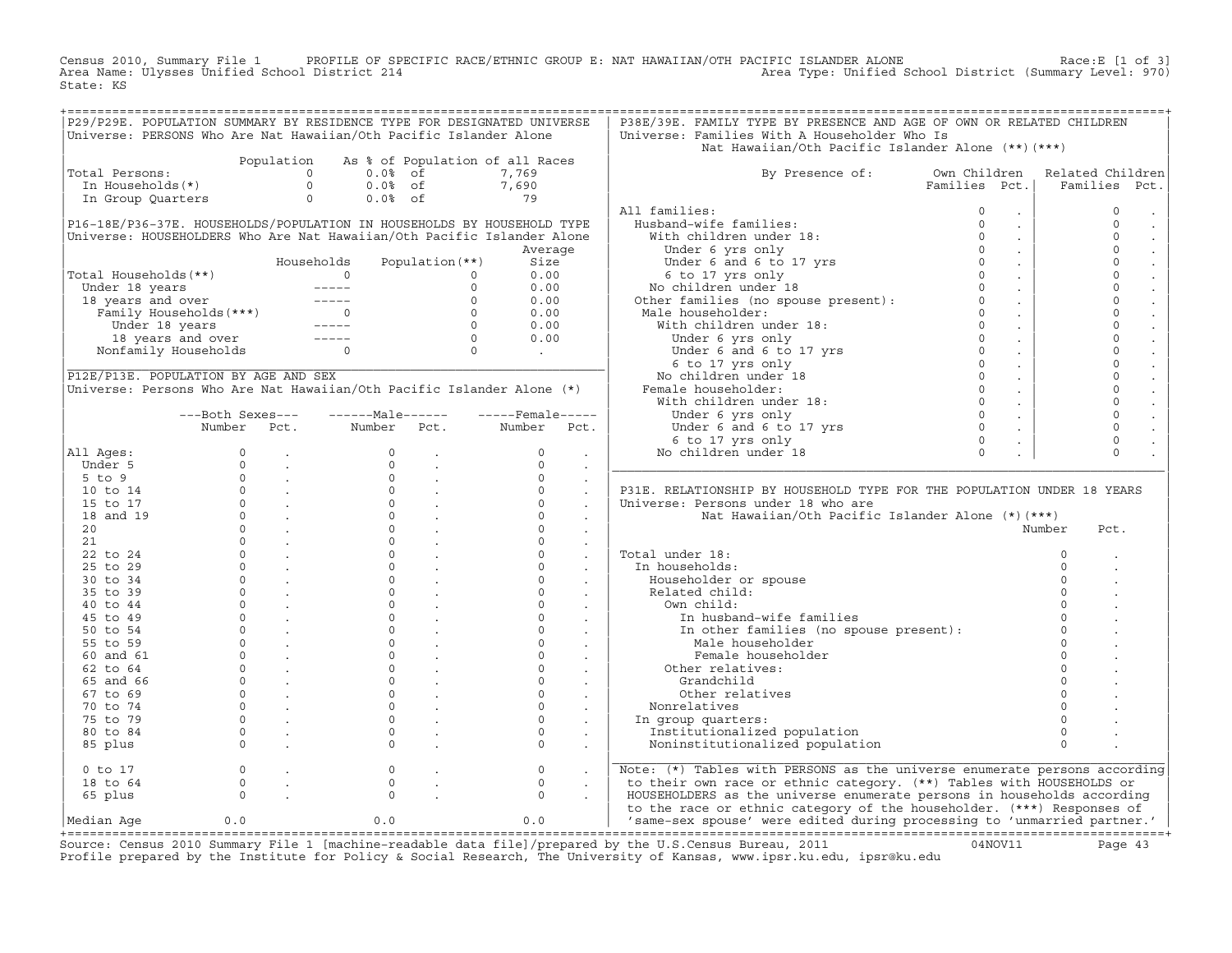Census 2010, Summary File 1 PROFILE OF SPECIFIC RACE/ETHNIC GROUP E: NAT HAWAIIAN/OTH PACIFIC ISLANDER ALONE Race:E [1 of 3]
Area Name: Ulysses Unified School District 214 Area Type: Unified School District (Summary Level: 970)
State: KS

## P29/P29E. POPULATION SUMMARY BY RESIDENCE TYPE FOR DESIGNATED UNIVERSE

Universe: PERSONS Who Are Nat Hawaiian/Oth Pacific Islander Alone

| | Population | As % of Population of all Races | |
|---|---|---|---|
| Total Persons: | 0 | 0.0% of | 7,769 |
| In Households(*) | 0 | 0.0% of | 7,690 |
| In Group Quarters | 0 | 0.0% of | 79 |

## P16-18E/P36-37E. HOUSEHOLDS/POPULATION IN HOUSEHOLDS BY HOUSEHOLD TYPE

Universe: HOUSEHOLDERS Who Are Nat Hawaiian/Oth Pacific Islander Alone

| | Households | Population(**) | Average Size |
|---|---|---|---|
| Total Households(**) | 0 | 0 | 0.00 |
| Under 18 years | ----- | 0 | 0.00 |
| 18 years and over | ----- | 0 | 0.00 |
| Family Households(***) | 0 | 0 | 0.00 |
| Under 18 years | ----- | 0 | 0.00 |
| 18 years and over | ----- | 0 | 0.00 |
| Nonfamily Households | 0 | 0 | . |

## P12E/P13E. POPULATION BY AGE AND SEX

Universe: Persons Who Are Nat Hawaiian/Oth Pacific Islander Alone (*)

| | Both Sexes Number | Both Sexes Pct. | Male Number | Male Pct. | Female Number | Female Pct. |
|---|---|---|---|---|---|---|
| All Ages: | 0 | . | 0 | . | 0 | . |
| Under 5 | 0 | . | 0 | . | 0 | . |
| 5 to 9 | 0 | . | 0 | . | 0 | . |
| 10 to 14 | 0 | . | 0 | . | 0 | . |
| 15 to 17 | 0 | . | 0 | . | 0 | . |
| 18 and 19 | 0 | . | 0 | . | 0 | . |
| 20 | 0 | . | 0 | . | 0 | . |
| 21 | 0 | . | 0 | . | 0 | . |
| 22 to 24 | 0 | . | 0 | . | 0 | . |
| 25 to 29 | 0 | . | 0 | . | 0 | . |
| 30 to 34 | 0 | . | 0 | . | 0 | . |
| 35 to 39 | 0 | . | 0 | . | 0 | . |
| 40 to 44 | 0 | . | 0 | . | 0 | . |
| 45 to 49 | 0 | . | 0 | . | 0 | . |
| 50 to 54 | 0 | . | 0 | . | 0 | . |
| 55 to 59 | 0 | . | 0 | . | 0 | . |
| 60 and 61 | 0 | . | 0 | . | 0 | . |
| 62 to 64 | 0 | . | 0 | . | 0 | . |
| 65 and 66 | 0 | . | 0 | . | 0 | . |
| 67 to 69 | 0 | . | 0 | . | 0 | . |
| 70 to 74 | 0 | . | 0 | . | 0 | . |
| 75 to 79 | 0 | . | 0 | . | 0 | . |
| 80 to 84 | 0 | . | 0 | . | 0 | . |
| 85 plus | 0 | . | 0 | . | 0 | . |
| 0 to 17 | 0 | . | 0 | . | 0 | . |
| 18 to 64 | 0 | . | 0 | . | 0 | . |
| 65 plus | 0 | . | 0 | . | 0 | . |
| Median Age | 0.0 | | 0.0 | | 0.0 | |

## P38E/39E. FAMILY TYPE BY PRESENCE AND AGE OF OWN OR RELATED CHILDREN

Universe: Families With A Householder Who Is Nat Hawaiian/Oth Pacific Islander Alone (**)(***)

| By Presence of: | Own Children Families | Own Children Pct. | Related Children Families | Related Children Pct. |
|---|---|---|---|---|
| All families: | 0 | . | 0 | . |
| Husband-wife families: | 0 | . | 0 | . |
| With children under 18: | 0 | . | 0 | . |
| Under 6 yrs only | 0 | . | 0 | . |
| Under 6 and 6 to 17 yrs | 0 | . | 0 | . |
| 6 to 17 yrs only | 0 | . | 0 | . |
| No children under 18 | 0 | . | 0 | . |
| Other families (no spouse present): | 0 | . | 0 | . |
| Male householder: | 0 | . | 0 | . |
| With children under 18: | 0 | . | 0 | . |
| Under 6 yrs only | 0 | . | 0 | . |
| Under 6 and 6 to 17 yrs | 0 | . | 0 | . |
| 6 to 17 yrs only | 0 | . | 0 | . |
| No children under 18 | 0 | . | 0 | . |
| Female householder: | 0 | . | 0 | . |
| With children under 18: | 0 | . | 0 | . |
| Under 6 yrs only | 0 | . | 0 | . |
| Under 6 and 6 to 17 yrs | 0 | . | 0 | . |
| 6 to 17 yrs only | 0 | . | 0 | . |
| No children under 18 | 0 | . | 0 | . |

## P31E. RELATIONSHIP BY HOUSEHOLD TYPE FOR THE POPULATION UNDER 18 YEARS

Universe: Persons under 18 who are Nat Hawaiian/Oth Pacific Islander Alone (*)(***)

| | Number | Pct. |
|---|---|---|
| Total under 18: | 0 | . |
| In households: | 0 | . |
| Householder or spouse | 0 | . |
| Related child: | 0 | . |
| Own child: | 0 | . |
| In husband-wife families | 0 | . |
| In other families (no spouse present): | 0 | . |
| Male householder | 0 | . |
| Female householder | 0 | . |
| Other relatives: | 0 | . |
| Grandchild | 0 | . |
| Other relatives | 0 | . |
| Nonrelatives | 0 | . |
| In group quarters: | 0 | . |
| Institutionalized population | 0 | . |
| Noninstitutionalized population | 0 | . |

Note: (*) Tables with PERSONS as the universe enumerate persons according to their own race or ethnic category. (**) Tables with HOUSEHOLDS or HOUSEHOLDERS as the universe enumerate persons in households according to the race or ethnic category of the householder. (***) Responses of 'same-sex spouse' were edited during processing to 'unmarried partner.'

Source: Census 2010 Summary File 1 [machine-readable data file]/prepared by the U.S.Census Bureau, 2011 04NOV11
Profile prepared by the Institute for Policy & Social Research, The University of Kansas, www.ipsr.ku.edu, ipsr@ku.edu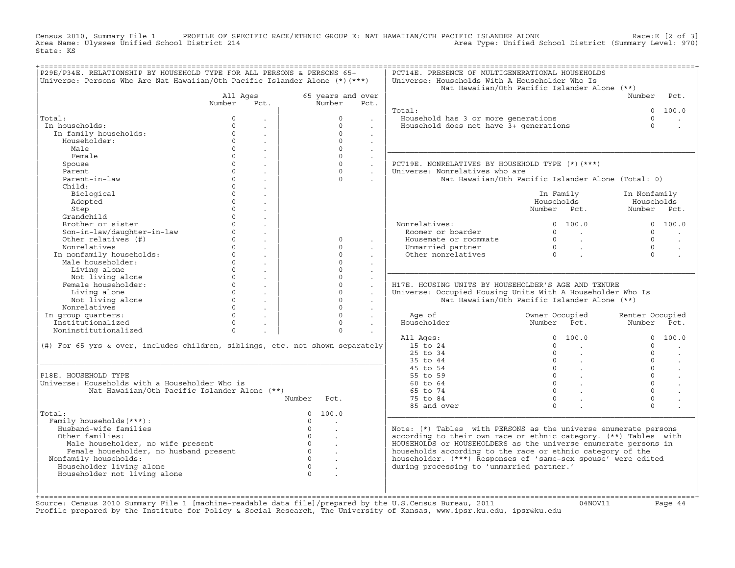Census 2010, Summary File 1 PROFILE OF SPECIFIC RACE/ETHNIC GROUP E: NAT HAWAIIAN/OTH PACIFIC ISLANDER ALONE Race:E [2 of 3]
Area Name: Ulysses Unified School District 214 Area Type: Unified School District (Summary Level: 970)
State: KS

## P29E/P34E. RELATIONSHIP BY HOUSEHOLD TYPE FOR ALL PERSONS & PERSONS 65+

Universe: Persons Who Are Nat Hawaiian/Oth Pacific Islander Alone (*)(***)

| | All Ages Number | All Ages Pct. | 65 years and over Number | 65 years and over Pct. |
|---|---|---|---|---|
| Total: | 0 | . | 0 | . |
| In households: | 0 | . | 0 | . |
| In family households: | 0 | . | 0 | . |
| Householder: | 0 | . | 0 | . |
| Male | 0 | . | 0 | . |
| Female | 0 | . | 0 | . |
| Spouse | 0 | . | 0 | . |
| Parent | 0 | . | 0 | . |
| Parent-in-law | 0 | . | 0 | . |
| Child: | 0 | . | | |
| Biological | 0 | . | | |
| Adopted | 0 | . | | |
| Step | 0 | . | | |
| Grandchild | 0 | . | | |
| Brother or sister | 0 | . | | |
| Son-in-law/daughter-in-law | 0 | . | | |
| Other relatives (#) | 0 | . | 0 | . |
| Nonrelatives | 0 | . | 0 | . |
| In nonfamily households: | 0 | . | 0 | . |
| Male householder: | 0 | . | 0 | . |
| Living alone | 0 | . | 0 | . |
| Not living alone | 0 | . | 0 | . |
| Female householder: | 0 | . | 0 | . |
| Living alone | 0 | . | 0 | . |
| Not living alone | 0 | . | 0 | . |
| Nonrelatives | 0 | . | 0 | . |
| In group quarters: | 0 | . | 0 | . |
| Institutionalized | 0 | . | 0 | . |
| Noninstitutionalized | 0 | . | 0 | . |

(#) For 65 yrs & over, includes children, siblings, etc. not shown separately

## P18E. HOUSEHOLD TYPE

Universe: Households with a Householder Who is Nat Hawaiian/Oth Pacific Islander Alone (**)

| | Number | Pct. |
|---|---|---|
| Total: | 0 | 100.0 |
| Family households(***): | 0 | . |
| Husband-wife families | 0 | . |
| Other families: | 0 | . |
| Male householder, no wife present | 0 | . |
| Female householder, no husband present | 0 | . |
| Nonfamily households: | 0 | . |
| Householder living alone | 0 | . |
| Householder not living alone | 0 | . |

## PCT14E. PRESENCE OF MULTIGENERATIONAL HOUSEHOLDS

Universe: Households With A Householder Who Is Nat Hawaiian/Oth Pacific Islander Alone (**)

| | Number | Pct. |
|---|---|---|
| Total: | 0 | 100.0 |
| Household has 3 or more generations | 0 | . |
| Household does not have 3+ generations | 0 | . |

## PCT19E. NONRELATIVES BY HOUSEHOLD TYPE (*)(***)

Universe: Nonrelatives who are Nat Hawaiian/Oth Pacific Islander Alone (Total: 0)

| | In Family Households Number | In Family Households Pct. | In Nonfamily Households Number | In Nonfamily Households Pct. |
|---|---|---|---|---|
| Nonrelatives: | 0 | 100.0 | 0 | 100.0 |
| Roomer or boarder | 0 | . | 0 | . |
| Housemate or roommate | 0 | . | 0 | . |
| Unmarried partner | 0 | . | 0 | . |
| Other nonrelatives | 0 | . | 0 | . |

## H17E. HOUSING UNITS BY HOUSEHOLDER'S AGE AND TENURE

Universe: Occupied Housing Units With A Householder Who Is Nat Hawaiian/Oth Pacific Islander Alone (**)

| Age of Householder | Owner Occupied Number | Owner Occupied Pct. | Renter Occupied Number | Renter Occupied Pct. |
|---|---|---|---|---|
| All Ages: | 0 | 100.0 | 0 | 100.0 |
| 15 to 24 | 0 | . | 0 | . |
| 25 to 34 | 0 | . | 0 | . |
| 35 to 44 | 0 | . | 0 | . |
| 45 to 54 | 0 | . | 0 | . |
| 55 to 59 | 0 | . | 0 | . |
| 60 to 64 | 0 | . | 0 | . |
| 65 to 74 | 0 | . | 0 | . |
| 75 to 84 | 0 | . | 0 | . |
| 85 and over | 0 | . | 0 | . |

Note: (*) Tables with PERSONS as the universe enumerate persons according to their own race or ethnic category. (**) Tables with HOUSEHOLDS or HOUSEHOLDERS as the universe enumerate persons in households according to the race or ethnic category of the householder. (***) Responses of 'same-sex spouse' were edited during processing to 'unmarried partner.'

Source: Census 2010 Summary File 1 [machine-readable data file]/prepared by the U.S.Census Bureau, 2011 04NOV11
Profile prepared by the Institute for Policy & Social Research, The University of Kansas, www.ipsr.ku.edu, ipsr@ku.edu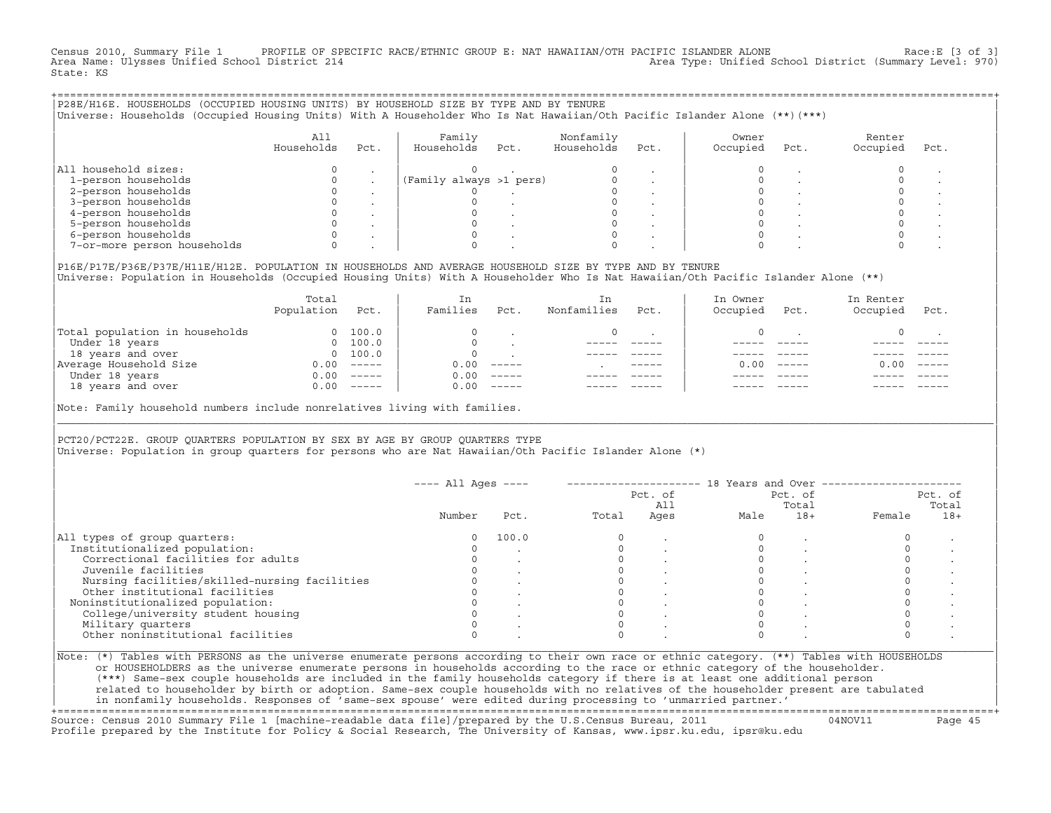Census 2010, Summary File 1 PROFILE OF SPECIFIC RACE/ETHNIC GROUP E: NAT HAWAIIAN/OTH PACIFIC ISLANDER ALONE Race:E [3 of 3]
Area Name: Ulysses Unified School District 214 Area Type: Unified School District (Summary Level: 970)
State: KS

## P28E/H16E. HOUSEHOLDS (OCCUPIED HOUSING UNITS) BY HOUSEHOLD SIZE BY TYPE AND BY TENURE

Universe: Households (Occupied Housing Units) With A Householder Who Is Nat Hawaiian/Oth Pacific Islander Alone (**)(***)

| | All Households | Pct. | Family Households | Pct. | Nonfamily Households | Pct. | Owner Occupied | Pct. | Renter Occupied | Pct. |
|---|---|---|---|---|---|---|---|---|---|---|
| All household sizes: | 0 | . | 0 | . | 0 | . | 0 | . | 0 | . |
| 1-person households | 0 | . | (Family always >1 pers) | | 0 | . | 0 | . | 0 | . |
| 2-person households | 0 | . | 0 | . | 0 | . | 0 | . | 0 | . |
| 3-person households | 0 | . | 0 | . | 0 | . | 0 | . | 0 | . |
| 4-person households | 0 | . | 0 | . | 0 | . | 0 | . | 0 | . |
| 5-person households | 0 | . | 0 | . | 0 | . | 0 | . | 0 | . |
| 6-person households | 0 | . | 0 | . | 0 | . | 0 | . | 0 | . |
| 7-or-more person households | 0 | . | 0 | . | 0 | . | 0 | . | 0 | . |

## P16E/P17E/P36E/P37E/H11E/H12E. POPULATION IN HOUSEHOLDS AND AVERAGE HOUSEHOLD SIZE BY TYPE AND BY TENURE

Universe: Population in Households (Occupied Housing Units) With A Householder Who Is Nat Hawaiian/Oth Pacific Islander Alone (**)

| | Total Population | Pct. | In Families | Pct. | In Nonfamilies | Pct. | In Owner Occupied | Pct. | In Renter Occupied | Pct. |
|---|---|---|---|---|---|---|---|---|---|---|
| Total population in households | 0 | 100.0 | 0 | . | 0 | . | 0 | . | 0 | . |
| Under 18 years | 0 | 100.0 | 0 | . | ----- | ----- | ----- | ----- | ----- | ----- |
| 18 years and over | 0 | 100.0 | 0 | . | ----- | ----- | ----- | ----- | ----- | ----- |
| Average Household Size | 0.00 | ----- | 0.00 | ----- | . | ----- | 0.00 | ----- | 0.00 | ----- |
| Under 18 years | 0.00 | ----- | 0.00 | ----- | ----- | ----- | ----- | ----- | ----- | ----- |
| 18 years and over | 0.00 | ----- | 0.00 | ----- | ----- | ----- | ----- | ----- | ----- | ----- |

Note: Family household numbers include nonrelatives living with families.

## PCT20/PCT22E. GROUP QUARTERS POPULATION BY SEX BY AGE BY GROUP QUARTERS TYPE

Universe: Population in group quarters for persons who are Nat Hawaiian/Oth Pacific Islander Alone (*)

| | All Ages Number | All Ages Pct. | 18 Years and Over Total | Pct. of All Ages | Male | Pct. of Total 18+ | Female | Pct. of Total 18+ |
|---|---|---|---|---|---|---|---|---|
| All types of group quarters: | 0 | 100.0 | 0 | . | 0 | . | 0 | . |
| Institutionalized population: | 0 | . | 0 | . | 0 | . | 0 | . |
| Correctional facilities for adults | 0 | . | 0 | . | 0 | . | 0 | . |
| Juvenile facilities | 0 | . | 0 | . | 0 | . | 0 | . |
| Nursing facilities/skilled-nursing facilities | 0 | . | 0 | . | 0 | . | 0 | . |
| Other institutional facilities | 0 | . | 0 | . | 0 | . | 0 | . |
| Noninstitutionalized population: | 0 | . | 0 | . | 0 | . | 0 | . |
| College/university student housing | 0 | . | 0 | . | 0 | . | 0 | . |
| Military quarters | 0 | . | 0 | . | 0 | . | 0 | . |
| Other noninstitutional facilities | 0 | . | 0 | . | 0 | . | 0 | . |

Note: (*) Tables with PERSONS as the universe enumerate persons according to their own race or ethnic category. (**) Tables with HOUSEHOLDS or HOUSEHOLDERS as the universe enumerate persons in households according to the race or ethnic category of the householder. (***) Same-sex couple households are included in the family households category if there is at least one additional person related to householder by birth or adoption. Same-sex couple households with no relatives of the householder present are tabulated in nonfamily households. Responses of 'same-sex spouse' were edited during processing to 'unmarried partner.'

Source: Census 2010 Summary File 1 [machine-readable data file]/prepared by the U.S.Census Bureau, 2011 04NOV11
Profile prepared by the Institute for Policy & Social Research, The University of Kansas, www.ipsr.ku.edu, ipsr@ku.edu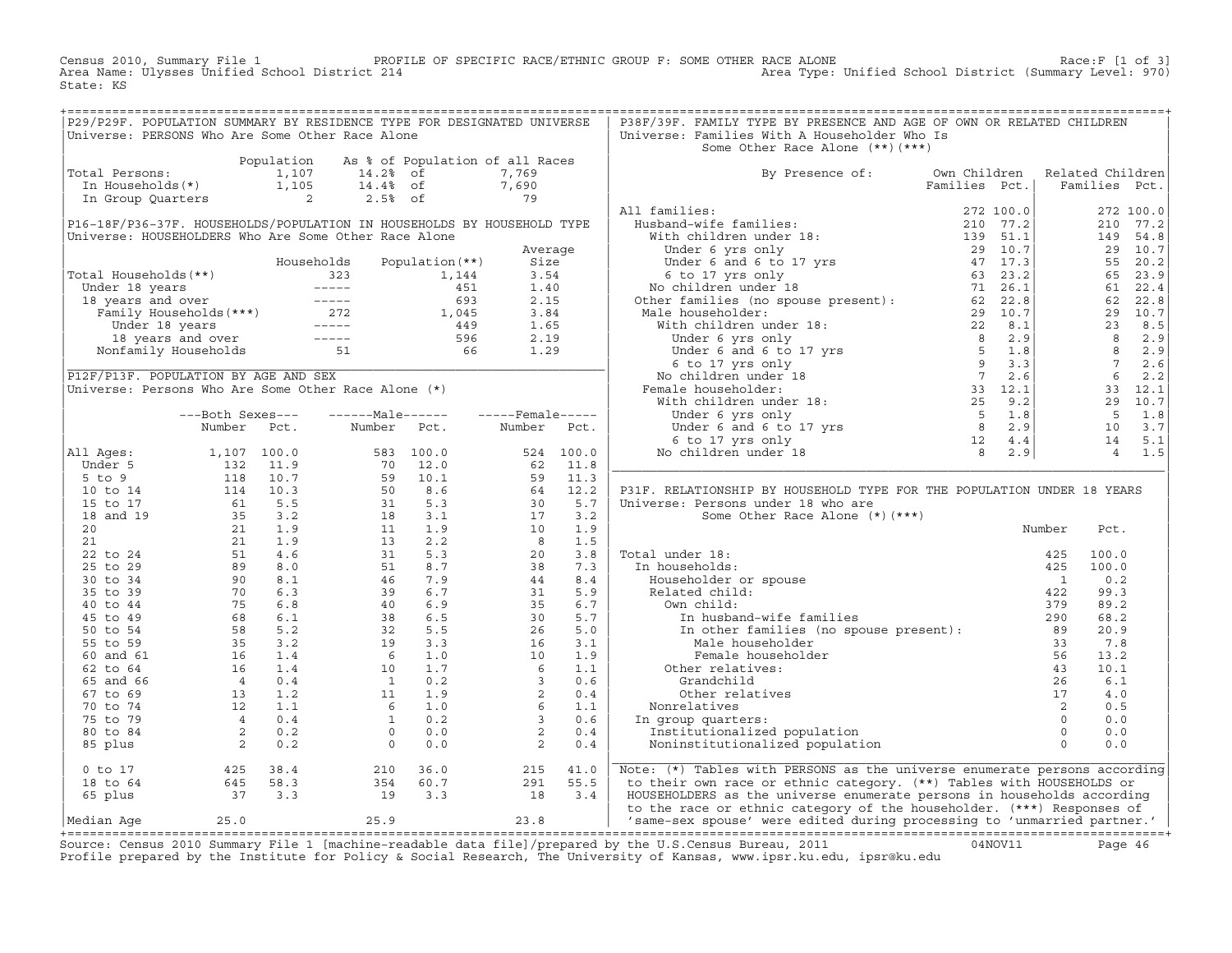Census 2010, Summary File 1 — PROFILE OF SPECIFIC RACE/ETHNIC GROUP F: SOME OTHER RACE ALONE — Race:F [1 of 3]

Area Name: Ulysses Unified School District 214 — Area Type: Unified School District (Summary Level: 970)

State: KS

## P29/P29F. POPULATION SUMMARY BY RESIDENCE TYPE FOR DESIGNATED UNIVERSE

Universe: PERSONS Who Are Some Other Race Alone

| | Population | As % of Population of all Races | |
|---|---|---|---|
| Total Persons: | 1,107 | 14.2% of | 7,769 |
| In Households(*) | 1,105 | 14.4% of | 7,690 |
| In Group Quarters | 2 | 2.5% of | 79 |

## P16-18F/P36-37F. HOUSEHOLDS/POPULATION IN HOUSEHOLDS BY HOUSEHOLD TYPE

Universe: HOUSEHOLDERS Who Are Some Other Race Alone

| | Households | Population(**) | Average Size |
|---|---|---|---|
| Total Households(**) | 323 | 1,144 | 3.54 |
| Under 18 years | ----- | 451 | 1.40 |
| 18 years and over | ----- | 693 | 2.15 |
| Family Households(***) | 272 | 1,045 | 3.84 |
| Under 18 years | ----- | 449 | 1.65 |
| 18 years and over | ----- | 596 | 2.19 |
| Nonfamily Households | 51 | 66 | 1.29 |

## P12F/P13F. POPULATION BY AGE AND SEX

Universe: Persons Who Are Some Other Race Alone (*)

| | Both Sexes Number | Both Sexes Pct. | Male Number | Male Pct. | Female Number | Female Pct. |
|---|---|---|---|---|---|---|
| All Ages: | 1,107 | 100.0 | 583 | 100.0 | 524 | 100.0 |
| Under 5 | 132 | 11.9 | 70 | 12.0 | 62 | 11.8 |
| 5 to 9 | 118 | 10.7 | 59 | 10.1 | 59 | 11.3 |
| 10 to 14 | 114 | 10.3 | 50 | 8.6 | 64 | 12.2 |
| 15 to 17 | 61 | 5.5 | 31 | 5.3 | 30 | 5.7 |
| 18 and 19 | 35 | 3.2 | 18 | 3.1 | 17 | 3.2 |
| 20 | 21 | 1.9 | 11 | 1.9 | 10 | 1.9 |
| 21 | 21 | 1.9 | 13 | 2.2 | 8 | 1.5 |
| 22 to 24 | 51 | 4.6 | 31 | 5.3 | 20 | 3.8 |
| 25 to 29 | 89 | 8.0 | 51 | 8.7 | 38 | 7.3 |
| 30 to 34 | 90 | 8.1 | 46 | 7.9 | 44 | 8.4 |
| 35 to 39 | 70 | 6.3 | 39 | 6.7 | 31 | 5.9 |
| 40 to 44 | 75 | 6.8 | 40 | 6.9 | 35 | 6.7 |
| 45 to 49 | 68 | 6.1 | 38 | 6.5 | 30 | 5.7 |
| 50 to 54 | 58 | 5.2 | 32 | 5.5 | 26 | 5.0 |
| 55 to 59 | 35 | 3.2 | 19 | 3.3 | 16 | 3.1 |
| 60 and 61 | 16 | 1.4 | 6 | 1.0 | 10 | 1.9 |
| 62 to 64 | 16 | 1.4 | 10 | 1.7 | 6 | 1.1 |
| 65 and 66 | 4 | 0.4 | 1 | 0.2 | 3 | 0.6 |
| 67 to 69 | 13 | 1.2 | 11 | 1.9 | 2 | 0.4 |
| 70 to 74 | 12 | 1.1 | 6 | 1.0 | 6 | 1.1 |
| 75 to 79 | 4 | 0.4 | 1 | 0.2 | 3 | 0.6 |
| 80 to 84 | 2 | 0.2 | 0 | 0.0 | 2 | 0.4 |
| 85 plus | 2 | 0.2 | 0 | 0.0 | 2 | 0.4 |
| 0 to 17 | 425 | 38.4 | 210 | 36.0 | 215 | 41.0 |
| 18 to 64 | 645 | 58.3 | 354 | 60.7 | 291 | 55.5 |
| 65 plus | 37 | 3.3 | 19 | 3.3 | 18 | 3.4 |
| Median Age | 25.0 | | 25.9 | | 23.8 | |

## P38F/39F. FAMILY TYPE BY PRESENCE AND AGE OF OWN OR RELATED CHILDREN

Universe: Families With A Householder Who Is Some Other Race Alone (**)(***)

| By Presence of: | Own Children Families | Own Children Pct. | Related Children Families | Related Children Pct. |
|---|---|---|---|---|
| All families: | 272 | 100.0 | 272 | 100.0 |
| Husband-wife families: | 210 | 77.2 | 210 | 77.2 |
| With children under 18: | 139 | 51.1 | 149 | 54.8 |
| Under 6 yrs only | 29 | 10.7 | 29 | 10.7 |
| Under 6 and 6 to 17 yrs | 47 | 17.3 | 55 | 20.2 |
| 6 to 17 yrs only | 63 | 23.2 | 65 | 23.9 |
| No children under 18 | 71 | 26.1 | 61 | 22.4 |
| Other families (no spouse present): | 62 | 22.8 | 62 | 22.8 |
| Male householder: | 29 | 10.7 | 29 | 10.7 |
| With children under 18: | 22 | 8.1 | 23 | 8.5 |
| Under 6 yrs only | 8 | 2.9 | 8 | 2.9 |
| Under 6 and 6 to 17 yrs | 5 | 1.8 | 8 | 2.9 |
| 6 to 17 yrs only | 9 | 3.3 | 7 | 2.6 |
| No children under 18 | 7 | 2.6 | 6 | 2.2 |
| Female householder: | 33 | 12.1 | 33 | 12.1 |
| With children under 18: | 25 | 9.2 | 29 | 10.7 |
| Under 6 yrs only | 5 | 1.8 | 5 | 1.8 |
| Under 6 and 6 to 17 yrs | 8 | 2.9 | 10 | 3.7 |
| 6 to 17 yrs only | 12 | 4.4 | 14 | 5.1 |
| No children under 18 | 8 | 2.9 | 4 | 1.5 |

## P31F. RELATIONSHIP BY HOUSEHOLD TYPE FOR THE POPULATION UNDER 18 YEARS

Universe: Persons under 18 who are Some Other Race Alone (*)(***)

| | Number | Pct. |
|---|---|---|
| Total under 18: | 425 | 100.0 |
| In households: | 425 | 100.0 |
| Householder or spouse | 1 | 0.2 |
| Related child: | 422 | 99.3 |
| Own child: | 379 | 89.2 |
| In husband-wife families | 290 | 68.2 |
| In other families (no spouse present): | 89 | 20.9 |
| Male householder | 33 | 7.8 |
| Female householder | 56 | 13.2 |
| Other relatives: | 43 | 10.1 |
| Grandchild | 26 | 6.1 |
| Other relatives | 17 | 4.0 |
| Nonrelatives | 2 | 0.5 |
| In group quarters: | 0 | 0.0 |
| Institutionalized population | 0 | 0.0 |
| Noninstitutionalized population | 0 | 0.0 |

Note: (*) Tables with PERSONS as the universe enumerate persons according to their own race or ethnic category. (**) Tables with HOUSEHOLDS or HOUSEHOLDERS as the universe enumerate persons in households according to the race or ethnic category of the householder. (***) Responses of 'same-sex spouse' were edited during processing to 'unmarried partner.'

Source: Census 2010 Summary File 1 [machine-readable data file]/prepared by the U.S.Census Bureau, 2011 04NOV11

Profile prepared by the Institute for Policy & Social Research, The University of Kansas, www.ipsr.ku.edu, ipsr@ku.edu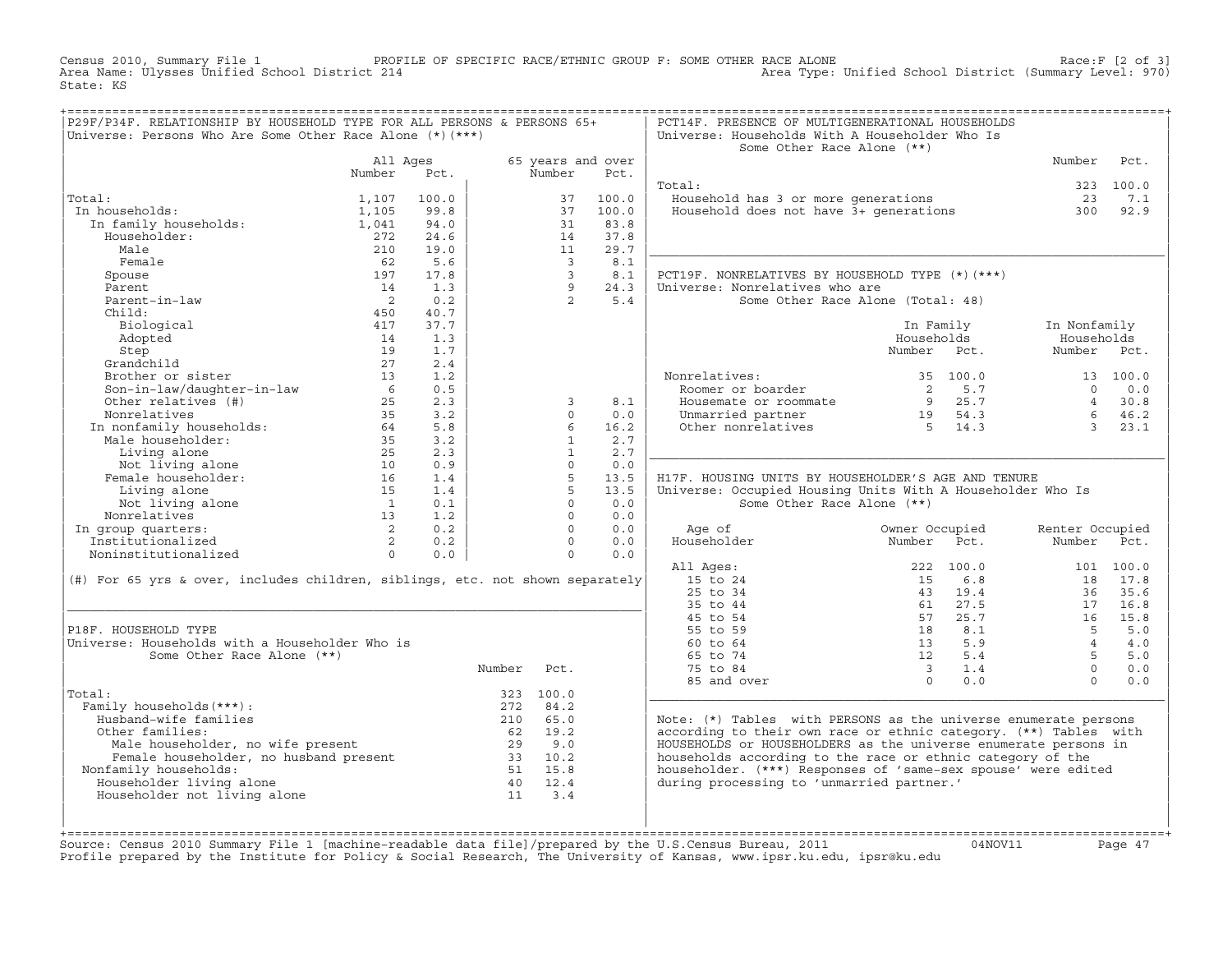Census 2010, Summary File 1 — PROFILE OF SPECIFIC RACE/ETHNIC GROUP F: SOME OTHER RACE ALONE — Race:F [2 of 3]
Area Name: Ulysses Unified School District 214 — Area Type: Unified School District (Summary Level: 970)
State: KS

## P29F/P34F. RELATIONSHIP BY HOUSEHOLD TYPE FOR ALL PERSONS & PERSONS 65+

Universe: Persons Who Are Some Other Race Alone (*)(***)

| | All Ages Number | All Ages Pct. | 65 years and over Number | 65 years and over Pct. |
|---|---|---|---|---|
| Total: | 1,107 | 100.0 | 37 | 100.0 |
| In households: | 1,105 | 99.8 | 37 | 100.0 |
| In family households: | 1,041 | 94.0 | 31 | 83.8 |
| Householder: | 272 | 24.6 | 14 | 37.8 |
| Male | 210 | 19.0 | 11 | 29.7 |
| Female | 62 | 5.6 | 3 | 8.1 |
| Spouse | 197 | 17.8 | 3 | 8.1 |
| Parent | 14 | 1.3 | 9 | 24.3 |
| Parent-in-law | 2 | 0.2 | 2 | 5.4 |
| Child: | 450 | 40.7 | | |
| Biological | 417 | 37.7 | | |
| Adopted | 14 | 1.3 | | |
| Step | 19 | 1.7 | | |
| Grandchild | 27 | 2.4 | | |
| Brother or sister | 13 | 1.2 | | |
| Son-in-law/daughter-in-law | 6 | 0.5 | | |
| Other relatives (#) | 25 | 2.3 | 3 | 8.1 |
| Nonrelatives | 35 | 3.2 | 0 | 0.0 |
| In nonfamily households: | 64 | 5.8 | 6 | 16.2 |
| Male householder: | 35 | 3.2 | 1 | 2.7 |
| Living alone | 25 | 2.3 | 1 | 2.7 |
| Not living alone | 10 | 0.9 | 0 | 0.0 |
| Female householder: | 16 | 1.4 | 5 | 13.5 |
| Living alone | 15 | 1.4 | 5 | 13.5 |
| Not living alone | 1 | 0.1 | 0 | 0.0 |
| Nonrelatives | 13 | 1.2 | 0 | 0.0 |
| In group quarters: | 2 | 0.2 | 0 | 0.0 |
| Institutionalized | 2 | 0.2 | 0 | 0.0 |
| Noninstitutionalized | 0 | 0.0 | 0 | 0.0 |

(#) For 65 yrs & over, includes children, siblings, etc. not shown separately

## P18F. HOUSEHOLD TYPE

Universe: Households with a Householder Who is Some Other Race Alone (**)

| | Number | Pct. |
|---|---|---|
| Total: | 323 | 100.0 |
| Family households(***): | 272 | 84.2 |
| Husband-wife families | 210 | 65.0 |
| Other families: | 62 | 19.2 |
| Male householder, no wife present | 29 | 9.0 |
| Female householder, no husband present | 33 | 10.2 |
| Nonfamily households: | 51 | 15.8 |
| Householder living alone | 40 | 12.4 |
| Householder not living alone | 11 | 3.4 |

## PCT14F. PRESENCE OF MULTIGENERATIONAL HOUSEHOLDS

Universe: Households With A Householder Who Is Some Other Race Alone (**)

| | Number | Pct. |
|---|---|---|
| Total: | 323 | 100.0 |
| Household has 3 or more generations | 23 | 7.1 |
| Household does not have 3+ generations | 300 | 92.9 |

## PCT19F. NONRELATIVES BY HOUSEHOLD TYPE (*)(***)

Universe: Nonrelatives who are Some Other Race Alone (Total: 48)

| | In Family Households Number | In Family Households Pct. | In Nonfamily Households Number | In Nonfamily Households Pct. |
|---|---|---|---|---|
| Nonrelatives: | 35 | 100.0 | 13 | 100.0 |
| Roomer or boarder | 2 | 5.7 | 0 | 0.0 |
| Housemate or roommate | 9 | 25.7 | 4 | 30.8 |
| Unmarried partner | 19 | 54.3 | 6 | 46.2 |
| Other nonrelatives | 5 | 14.3 | 3 | 23.1 |

## H17F. HOUSING UNITS BY HOUSEHOLDER'S AGE AND TENURE

Universe: Occupied Housing Units With A Householder Who Is Some Other Race Alone (**)

| Age of Householder | Owner Occupied Number | Owner Occupied Pct. | Renter Occupied Number | Renter Occupied Pct. |
|---|---|---|---|---|
| All Ages: | 222 | 100.0 | 101 | 100.0 |
| 15 to 24 | 15 | 6.8 | 18 | 17.8 |
| 25 to 34 | 43 | 19.4 | 36 | 35.6 |
| 35 to 44 | 61 | 27.5 | 17 | 16.8 |
| 45 to 54 | 57 | 25.7 | 16 | 15.8 |
| 55 to 59 | 18 | 8.1 | 5 | 5.0 |
| 60 to 64 | 13 | 5.9 | 4 | 4.0 |
| 65 to 74 | 12 | 5.4 | 5 | 5.0 |
| 75 to 84 | 3 | 1.4 | 0 | 0.0 |
| 85 and over | 0 | 0.0 | 0 | 0.0 |

Note: (*) Tables with PERSONS as the universe enumerate persons according to their own race or ethnic category. (**) Tables with HOUSEHOLDS or HOUSEHOLDERS as the universe enumerate persons in households according to the race or ethnic category of the householder. (***) Responses of 'same-sex spouse' were edited during processing to 'unmarried partner.'

Source: Census 2010 Summary File 1 [machine-readable data file]/prepared by the U.S.Census Bureau, 2011 04NOV11
Profile prepared by the Institute for Policy & Social Research, The University of Kansas, www.ipsr.ku.edu, ipsr@ku.edu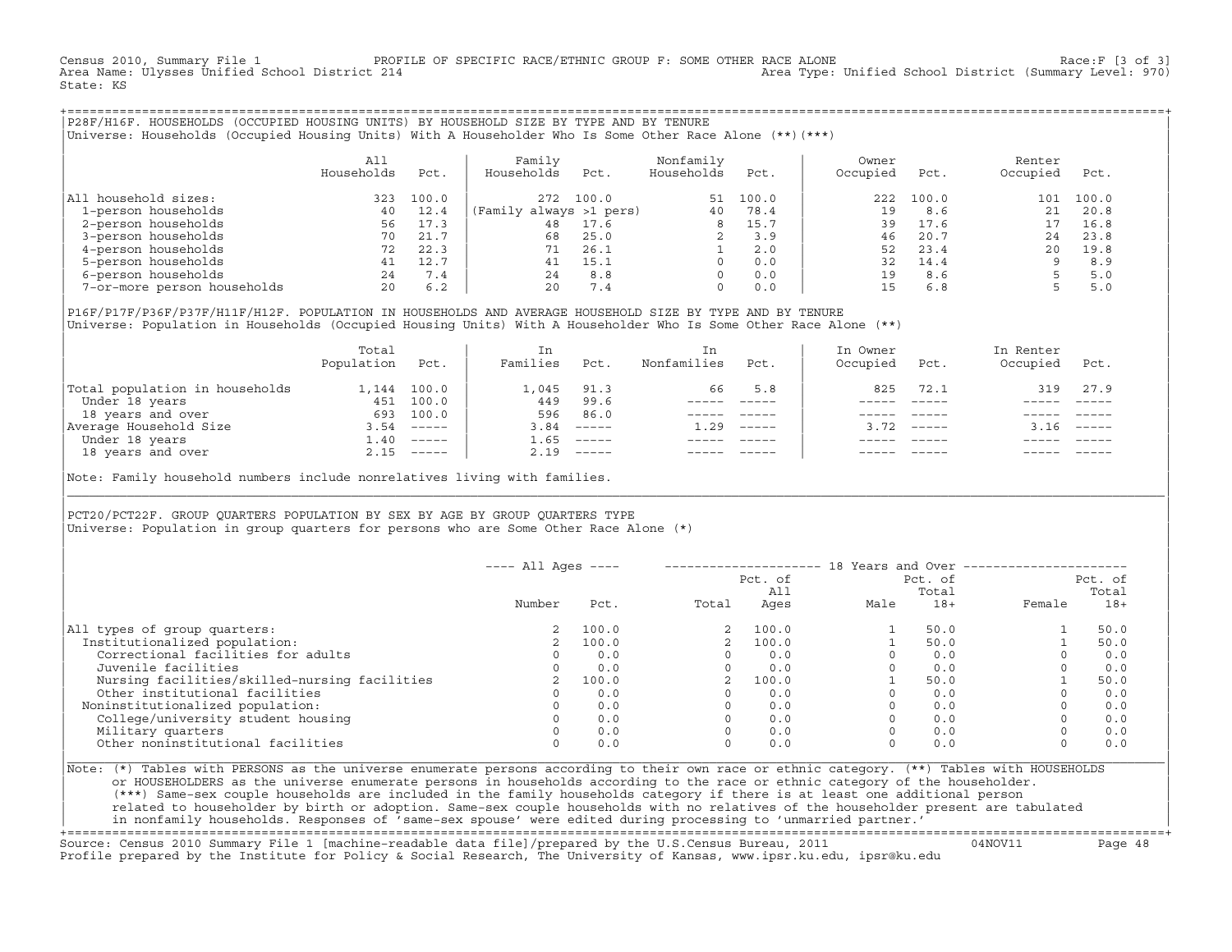Census 2010, Summary File 1 — PROFILE OF SPECIFIC RACE/ETHNIC GROUP F: SOME OTHER RACE ALONE — Race:F [3 of 3]
Area Name: Ulysses Unified School District 214 — Area Type: Unified School District (Summary Level: 970)
State: KS

## P28F/H16F. HOUSEHOLDS (OCCUPIED HOUSING UNITS) BY HOUSEHOLD SIZE BY TYPE AND BY TENURE

Universe: Households (Occupied Housing Units) With A Householder Who Is Some Other Race Alone (**)(***)

| | All Households | Pct. | Family Households | Pct. | Nonfamily Households | Pct. | Owner Occupied | Pct. | Renter Occupied | Pct. |
|---|---|---|---|---|---|---|---|---|---|---|
| All household sizes: | 323 | 100.0 | 272 | 100.0 | 51 | 100.0 | 222 | 100.0 | 101 | 100.0 |
| 1-person households | 40 | 12.4 | (Family always >1 pers) | | 40 | 78.4 | 19 | 8.6 | 21 | 20.8 |
| 2-person households | 56 | 17.3 | 48 | 17.6 | 8 | 15.7 | 39 | 17.6 | 17 | 16.8 |
| 3-person households | 70 | 21.7 | 68 | 25.0 | 2 | 3.9 | 46 | 20.7 | 24 | 23.8 |
| 4-person households | 72 | 22.3 | 71 | 26.1 | 1 | 2.0 | 52 | 23.4 | 20 | 19.8 |
| 5-person households | 41 | 12.7 | 41 | 15.1 | 0 | 0.0 | 32 | 14.4 | 9 | 8.9 |
| 6-person households | 24 | 7.4 | 24 | 8.8 | 0 | 0.0 | 19 | 8.6 | 5 | 5.0 |
| 7-or-more person households | 20 | 6.2 | 20 | 7.4 | 0 | 0.0 | 15 | 6.8 | 5 | 5.0 |

## P16F/P17F/P36F/P37F/H11F/H12F. POPULATION IN HOUSEHOLDS AND AVERAGE HOUSEHOLD SIZE BY TYPE AND BY TENURE

Universe: Population in Households (Occupied Housing Units) With A Householder Who Is Some Other Race Alone (**)

| | Total Population | Pct. | In Families | Pct. | In Nonfamilies | Pct. | In Owner Occupied | Pct. | In Renter Occupied | Pct. |
|---|---|---|---|---|---|---|---|---|---|---|
| Total population in households | 1,144 | 100.0 | 1,045 | 91.3 | 66 | 5.8 | 825 | 72.1 | 319 | 27.9 |
| Under 18 years | 451 | 100.0 | 449 | 99.6 | ----- | ----- | ----- | ----- | ----- | ----- |
| 18 years and over | 693 | 100.0 | 596 | 86.0 | ----- | ----- | ----- | ----- | ----- | ----- |
| Average Household Size | 3.54 | ----- | 3.84 | ----- | 1.29 | ----- | 3.72 | ----- | 3.16 | ----- |
| Under 18 years | 1.40 | ----- | 1.65 | ----- | ----- | ----- | ----- | ----- | ----- | ----- |
| 18 years and over | 2.15 | ----- | 2.19 | ----- | ----- | ----- | ----- | ----- | ----- | ----- |

Note: Family household numbers include nonrelatives living with families.

## PCT20/PCT22F. GROUP QUARTERS POPULATION BY SEX BY AGE BY GROUP QUARTERS TYPE

Universe: Population in group quarters for persons who are Some Other Race Alone (*)

| | All Ages Number | All Ages Pct. | 18 Years and Over Total | Pct. of All Ages | Male | Pct. of Total 18+ | Female | Pct. of Total 18+ |
|---|---|---|---|---|---|---|---|---|
| All types of group quarters: | 2 | 100.0 | 2 | 100.0 | 1 | 50.0 | 1 | 50.0 |
| Institutionalized population: | 2 | 100.0 | 2 | 100.0 | 1 | 50.0 | 1 | 50.0 |
| Correctional facilities for adults | 0 | 0.0 | 0 | 0.0 | 0 | 0.0 | 0 | 0.0 |
| Juvenile facilities | 0 | 0.0 | 0 | 0.0 | 0 | 0.0 | 0 | 0.0 |
| Nursing facilities/skilled-nursing facilities | 2 | 100.0 | 2 | 100.0 | 1 | 50.0 | 1 | 50.0 |
| Other institutional facilities | 0 | 0.0 | 0 | 0.0 | 0 | 0.0 | 0 | 0.0 |
| Noninstitutionalized population: | 0 | 0.0 | 0 | 0.0 | 0 | 0.0 | 0 | 0.0 |
| College/university student housing | 0 | 0.0 | 0 | 0.0 | 0 | 0.0 | 0 | 0.0 |
| Military quarters | 0 | 0.0 | 0 | 0.0 | 0 | 0.0 | 0 | 0.0 |
| Other noninstitutional facilities | 0 | 0.0 | 0 | 0.0 | 0 | 0.0 | 0 | 0.0 |

Note: (*) Tables with PERSONS as the universe enumerate persons according to their own race or ethnic category. (**) Tables with HOUSEHOLDS or HOUSEHOLDERS as the universe enumerate persons in households according to the race or ethnic category of the householder. (***) Same-sex couple households are included in the family households category if there is at least one additional person related to householder by birth or adoption. Same-sex couple households with no relatives of the householder present are tabulated in nonfamily households. Responses of 'same-sex spouse' were edited during processing to 'unmarried partner.'

Source: Census 2010 Summary File 1 [machine-readable data file]/prepared by the U.S.Census Bureau, 2011 — 04NOV11
Profile prepared by the Institute for Policy & Social Research, The University of Kansas, www.ipsr.ku.edu, ipsr@ku.edu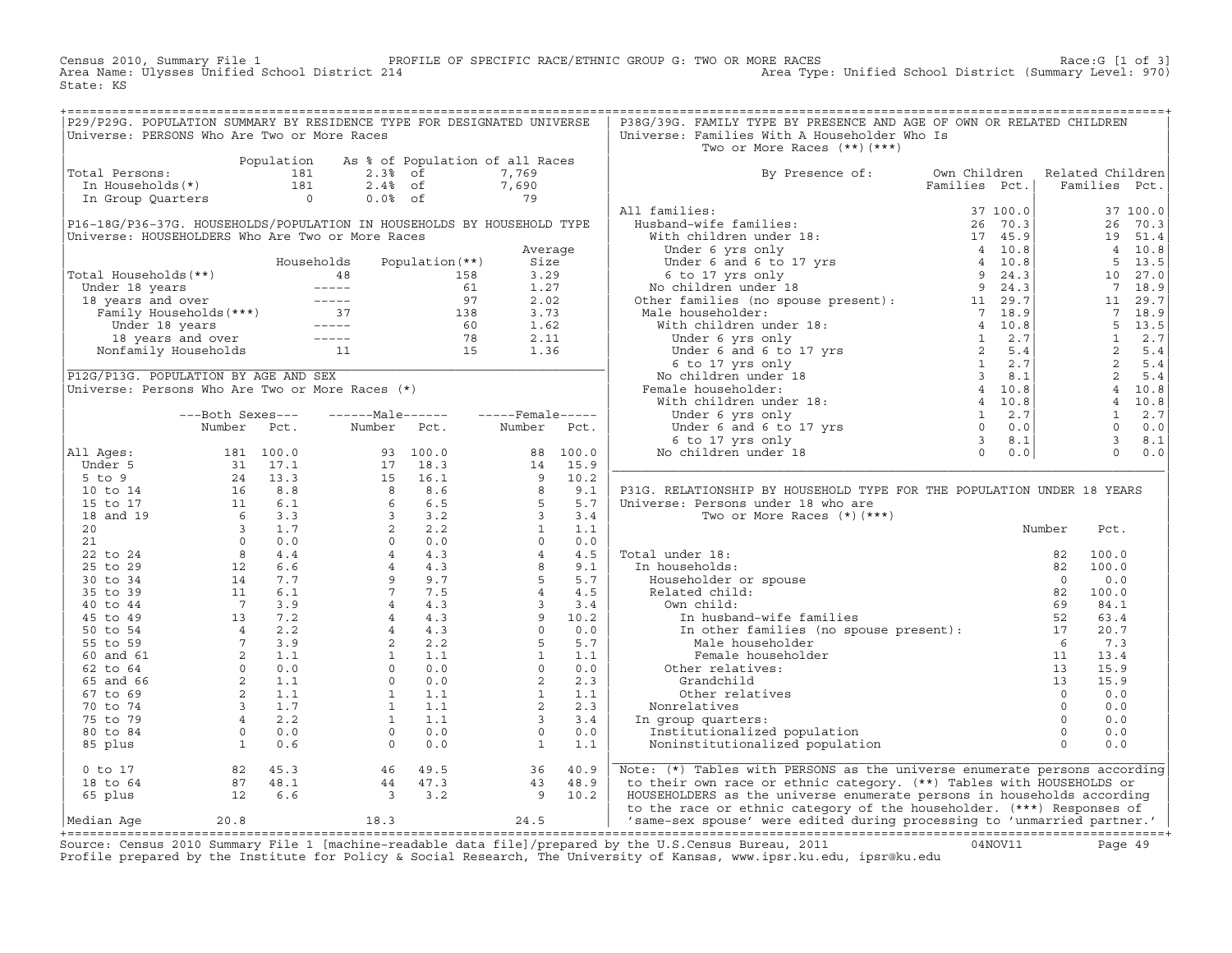Census 2010, Summary File 1 PROFILE OF SPECIFIC RACE/ETHNIC GROUP G: TWO OR MORE RACES Race:G [1 of 3]
Area Name: Ulysses Unified School District 214 Area Type: Unified School District (Summary Level: 970)
State: KS

## P29/P29G. POPULATION SUMMARY BY RESIDENCE TYPE FOR DESIGNATED UNIVERSE

Universe: PERSONS Who Are Two or More Races

| | Population | As % of Population of all Races | |
|---|---|---|---|
| Total Persons: | 181 | 2.3% of | 7,769 |
| In Households(*) | 181 | 2.4% of | 7,690 |
| In Group Quarters | 0 | 0.0% of | 79 |

## P16-18G/P36-37G. HOUSEHOLDS/POPULATION IN HOUSEHOLDS BY HOUSEHOLD TYPE

Universe: HOUSEHOLDERS Who Are Two or More Races

| | Households | Population(**) | Average Size |
|---|---|---|---|
| Total Households(**) | 48 | 158 | 3.29 |
| Under 18 years | ----- | 61 | 1.27 |
| 18 years and over | ----- | 97 | 2.02 |
| Family Households(***) | 37 | 138 | 3.73 |
| Under 18 years | ----- | 60 | 1.62 |
| 18 years and over | ----- | 78 | 2.11 |
| Nonfamily Households | 11 | 15 | 1.36 |

## P12G/P13G. POPULATION BY AGE AND SEX

Universe: Persons Who Are Two or More Races (*)

| | Both Sexes Number | Both Sexes Pct. | Male Number | Male Pct. | Female Number | Female Pct. |
|---|---|---|---|---|---|---|
| All Ages: | 181 | 100.0 | 93 | 100.0 | 88 | 100.0 |
| Under 5 | 31 | 17.1 | 17 | 18.3 | 14 | 15.9 |
| 5 to 9 | 24 | 13.3 | 15 | 16.1 | 9 | 10.2 |
| 10 to 14 | 16 | 8.8 | 8 | 8.6 | 8 | 9.1 |
| 15 to 17 | 11 | 6.1 | 6 | 6.5 | 5 | 5.7 |
| 18 and 19 | 6 | 3.3 | 3 | 3.2 | 3 | 3.4 |
| 20 | 3 | 1.7 | 2 | 2.2 | 1 | 1.1 |
| 21 | 0 | 0.0 | 0 | 0.0 | 0 | 0.0 |
| 22 to 24 | 8 | 4.4 | 4 | 4.3 | 4 | 4.5 |
| 25 to 29 | 12 | 6.6 | 4 | 4.3 | 8 | 9.1 |
| 30 to 34 | 14 | 7.7 | 9 | 9.7 | 5 | 5.7 |
| 35 to 39 | 11 | 6.1 | 7 | 7.5 | 4 | 4.5 |
| 40 to 44 | 7 | 3.9 | 4 | 4.3 | 3 | 3.4 |
| 45 to 49 | 13 | 7.2 | 4 | 4.3 | 9 | 10.2 |
| 50 to 54 | 4 | 2.2 | 4 | 4.3 | 0 | 0.0 |
| 55 to 59 | 7 | 3.9 | 2 | 2.2 | 5 | 5.7 |
| 60 and 61 | 2 | 1.1 | 1 | 1.1 | 1 | 1.1 |
| 62 to 64 | 0 | 0.0 | 0 | 0.0 | 0 | 0.0 |
| 65 and 66 | 2 | 1.1 | 0 | 0.0 | 2 | 2.3 |
| 67 to 69 | 2 | 1.1 | 1 | 1.1 | 1 | 1.1 |
| 70 to 74 | 3 | 1.7 | 1 | 1.1 | 2 | 2.3 |
| 75 to 79 | 4 | 2.2 | 1 | 1.1 | 3 | 3.4 |
| 80 to 84 | 0 | 0.0 | 0 | 0.0 | 0 | 0.0 |
| 85 plus | 1 | 0.6 | 0 | 0.0 | 1 | 1.1 |
| 0 to 17 | 82 | 45.3 | 46 | 49.5 | 36 | 40.9 |
| 18 to 64 | 87 | 48.1 | 44 | 47.3 | 43 | 48.9 |
| 65 plus | 12 | 6.6 | 3 | 3.2 | 9 | 10.2 |
| Median Age | 20.8 | | 18.3 | | 24.5 | |

## P38G/39G. FAMILY TYPE BY PRESENCE AND AGE OF OWN OR RELATED CHILDREN

Universe: Families With A Householder Who Is Two or More Races (**)(***)

| By Presence of: | Own Children Families | Own Children Pct. | Related Children Families | Related Children Pct. |
|---|---|---|---|---|
| All families: | 37 | 100.0 | 37 | 100.0 |
| Husband-wife families: | 26 | 70.3 | 26 | 70.3 |
| With children under 18: | 17 | 45.9 | 19 | 51.4 |
| Under 6 yrs only | 4 | 10.8 | 4 | 10.8 |
| Under 6 and 6 to 17 yrs | 4 | 10.8 | 5 | 13.5 |
| 6 to 17 yrs only | 9 | 24.3 | 10 | 27.0 |
| No children under 18 | 9 | 24.3 | 7 | 18.9 |
| Other families (no spouse present): | 11 | 29.7 | 11 | 29.7 |
| Male householder: | 7 | 18.9 | 7 | 18.9 |
| With children under 18: | 4 | 10.8 | 5 | 13.5 |
| Under 6 yrs only | 1 | 2.7 | 1 | 2.7 |
| Under 6 and 6 to 17 yrs | 2 | 5.4 | 2 | 5.4 |
| 6 to 17 yrs only | 1 | 2.7 | 2 | 5.4 |
| No children under 18 | 3 | 8.1 | 2 | 5.4 |
| Female householder: | 4 | 10.8 | 4 | 10.8 |
| With children under 18: | 4 | 10.8 | 4 | 10.8 |
| Under 6 yrs only | 1 | 2.7 | 1 | 2.7 |
| Under 6 and 6 to 17 yrs | 0 | 0.0 | 0 | 0.0 |
| 6 to 17 yrs only | 3 | 8.1 | 3 | 8.1 |
| No children under 18 | 0 | 0.0 | 0 | 0.0 |

## P31G. RELATIONSHIP BY HOUSEHOLD TYPE FOR THE POPULATION UNDER 18 YEARS

Universe: Persons under 18 who are Two or More Races (*)(***)

| | Number | Pct. |
|---|---|---|
| Total under 18: | 82 | 100.0 |
| In households: | 82 | 100.0 |
| Householder or spouse | 0 | 0.0 |
| Related child: | 82 | 100.0 |
| Own child: | 69 | 84.1 |
| In husband-wife families | 52 | 63.4 |
| In other families (no spouse present): | 17 | 20.7 |
| Male householder | 6 | 7.3 |
| Female householder | 11 | 13.4 |
| Other relatives: | 13 | 15.9 |
| Grandchild | 13 | 15.9 |
| Other relatives | 0 | 0.0 |
| Nonrelatives | 0 | 0.0 |
| In group quarters: | 0 | 0.0 |
| Institutionalized population | 0 | 0.0 |
| Noninstitutionalized population | 0 | 0.0 |

Note: (*) Tables with PERSONS as the universe enumerate persons according to their own race or ethnic category. (**) Tables with HOUSEHOLDS or HOUSEHOLDERS as the universe enumerate persons in households according to the race or ethnic category of the householder. (***) Responses of 'same-sex spouse' were edited during processing to 'unmarried partner.'

Source: Census 2010 Summary File 1 [machine-readable data file]/prepared by the U.S.Census Bureau, 2011 04NOV11
Profile prepared by the Institute for Policy & Social Research, The University of Kansas, www.ipsr.ku.edu, ipsr@ku.edu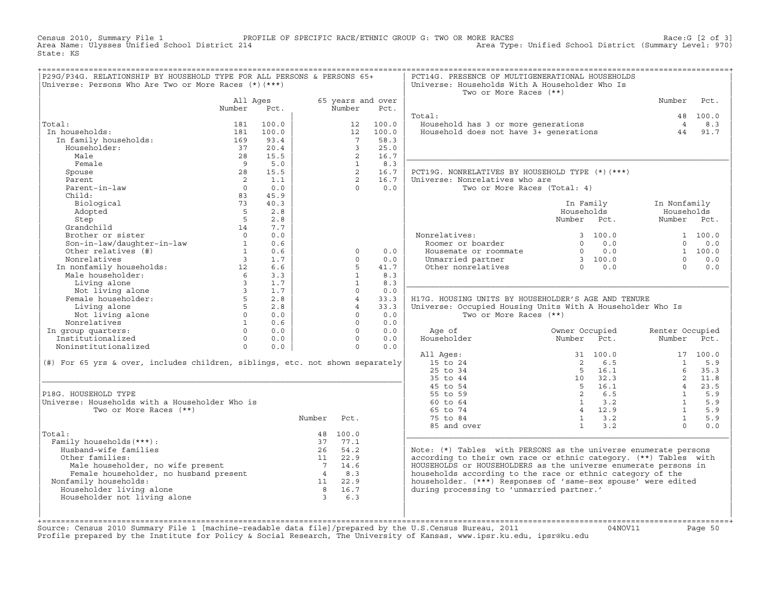Census 2010, Summary File 1 PROFILE OF SPECIFIC RACE/ETHNIC GROUP G: TWO OR MORE RACES Race:G [2 of 3]
Area Name: Ulysses Unified School District 214 Area Type: Unified School District (Summary Level: 970)
State: KS

## P29G/P34G. RELATIONSHIP BY HOUSEHOLD TYPE FOR ALL PERSONS & PERSONS 65+

Universe: Persons Who Are Two or More Races (*)(***)

| | All Ages Number | All Ages Pct. | 65 years and over Number | 65 years and over Pct. |
|---|---|---|---|---|
| Total: | 181 | 100.0 | 12 | 100.0 |
| In households: | 181 | 100.0 | 12 | 100.0 |
| In family households: | 169 | 93.4 | 7 | 58.3 |
| Householder: | 37 | 20.4 | 3 | 25.0 |
| Male | 28 | 15.5 | 2 | 16.7 |
| Female | 9 | 5.0 | 1 | 8.3 |
| Spouse | 28 | 15.5 | 2 | 16.7 |
| Parent | 2 | 1.1 | 2 | 16.7 |
| Parent-in-law | 0 | 0.0 | 0 | 0.0 |
| Child: | 83 | 45.9 | | |
| Biological | 73 | 40.3 | | |
| Adopted | 5 | 2.8 | | |
| Step | 5 | 2.8 | | |
| Grandchild | 14 | 7.7 | | |
| Brother or sister | 0 | 0.0 | | |
| Son-in-law/daughter-in-law | 1 | 0.6 | | |
| Other relatives (#) | 1 | 0.6 | 0 | 0.0 |
| Nonrelatives | 3 | 1.7 | 0 | 0.0 |
| In nonfamily households: | 12 | 6.6 | 5 | 41.7 |
| Male householder: | 6 | 3.3 | 1 | 8.3 |
| Living alone | 3 | 1.7 | 1 | 8.3 |
| Not living alone | 3 | 1.7 | 0 | 0.0 |
| Female householder: | 5 | 2.8 | 4 | 33.3 |
| Living alone | 5 | 2.8 | 4 | 33.3 |
| Not living alone | 0 | 0.0 | 0 | 0.0 |
| Nonrelatives | 1 | 0.6 | 0 | 0.0 |
| In group quarters: | 0 | 0.0 | 0 | 0.0 |
| Institutionalized | 0 | 0.0 | 0 | 0.0 |
| Noninstitutionalized | 0 | 0.0 | 0 | 0.0 |

(#) For 65 yrs & over, includes children, siblings, etc. not shown separately

## P18G. HOUSEHOLD TYPE

Universe: Households with a Householder Who is Two or More Races (**)

| | Number | Pct. |
|---|---|---|
| Total: | 48 | 100.0 |
| Family households(***): | 37 | 77.1 |
| Husband-wife families | 26 | 54.2 |
| Other families: | 11 | 22.9 |
| Male householder, no wife present | 7 | 14.6 |
| Female householder, no husband present | 4 | 8.3 |
| Nonfamily households: | 11 | 22.9 |
| Householder living alone | 8 | 16.7 |
| Householder not living alone | 3 | 6.3 |

## PCT14G. PRESENCE OF MULTIGENERATIONAL HOUSEHOLDS

Universe: Households With A Householder Who Is Two or More Races (**)

| | Number | Pct. |
|---|---|---|
| Total: | 48 | 100.0 |
| Household has 3 or more generations | 4 | 8.3 |
| Household does not have 3+ generations | 44 | 91.7 |

## PCT19G. NONRELATIVES BY HOUSEHOLD TYPE (*)(***)

Universe: Nonrelatives who are Two or More Races (Total: 4)

| | In Family Households Number | In Family Households Pct. | In Nonfamily Households Number | In Nonfamily Households Pct. |
|---|---|---|---|---|
| Nonrelatives: | 3 | 100.0 | 1 | 100.0 |
| Roomer or boarder | 0 | 0.0 | 0 | 0.0 |
| Housemate or roommate | 0 | 0.0 | 1 | 100.0 |
| Unmarried partner | 3 | 100.0 | 0 | 0.0 |
| Other nonrelatives | 0 | 0.0 | 0 | 0.0 |

## H17G. HOUSING UNITS BY HOUSEHOLDER'S AGE AND TENURE

Universe: Occupied Housing Units With A Householder Who Is Two or More Races (**)

| Age of Householder | Owner Occupied Number | Owner Occupied Pct. | Renter Occupied Number | Renter Occupied Pct. |
|---|---|---|---|---|
| All Ages: | 31 | 100.0 | 17 | 100.0 |
| 15 to 24 | 2 | 6.5 | 1 | 5.9 |
| 25 to 34 | 5 | 16.1 | 6 | 35.3 |
| 35 to 44 | 10 | 32.3 | 2 | 11.8 |
| 45 to 54 | 5 | 16.1 | 4 | 23.5 |
| 55 to 59 | 2 | 6.5 | 1 | 5.9 |
| 60 to 64 | 1 | 3.2 | 1 | 5.9 |
| 65 to 74 | 4 | 12.9 | 1 | 5.9 |
| 75 to 84 | 1 | 3.2 | 1 | 5.9 |
| 85 and over | 1 | 3.2 | 0 | 0.0 |

Note: (*) Tables with PERSONS as the universe enumerate persons according to their own race or ethnic category. (**) Tables with HOUSEHOLDS or HOUSEHOLDERS as the universe enumerate persons in households according to the race or ethnic category of the householder. (***) Responses of 'same-sex spouse' were edited during processing to 'unmarried partner.'

Source: Census 2010 Summary File 1 [machine-readable data file]/prepared by the U.S.Census Bureau, 2011 04NOV11
Profile prepared by the Institute for Policy & Social Research, The University of Kansas, www.ipsr.ku.edu, ipsr@ku.edu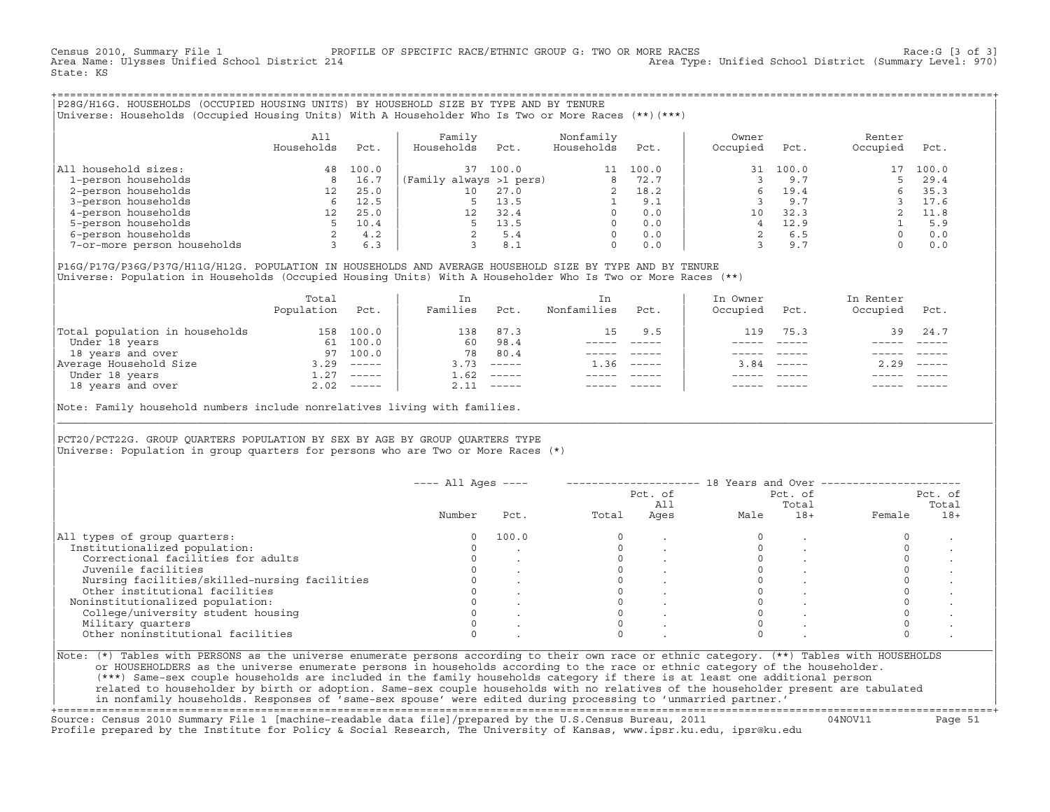## P28G/H16G. HOUSEHOLDS (OCCUPIED HOUSING UNITS) BY HOUSEHOLD SIZE BY TYPE AND BY TENURE

Universe: Households (Occupied Housing Units) With A Householder Who Is Two or More Races (**)(***)

| | All Households | Pct. | Family Households | Pct. | Nonfamily Households | Pct. | Owner Occupied | Pct. | Renter Occupied | Pct. |
|---|---|---|---|---|---|---|---|---|---|---|
| All household sizes: | 48 | 100.0 | 37 | 100.0 | 11 | 100.0 | 31 | 100.0 | 17 | 100.0 |
| 1-person households | 8 | 16.7 | (Family always >1 pers) | | 8 | 72.7 | 3 | 9.7 | 5 | 29.4 |
| 2-person households | 12 | 25.0 | 10 | 27.0 | 2 | 18.2 | 6 | 19.4 | 6 | 35.3 |
| 3-person households | 6 | 12.5 | 5 | 13.5 | 1 | 9.1 | 3 | 9.7 | 3 | 17.6 |
| 4-person households | 12 | 25.0 | 12 | 32.4 | 0 | 0.0 | 10 | 32.3 | 2 | 11.8 |
| 5-person households | 5 | 10.4 | 5 | 13.5 | 0 | 0.0 | 4 | 12.9 | 1 | 5.9 |
| 6-person households | 2 | 4.2 | 2 | 5.4 | 0 | 0.0 | 2 | 6.5 | 0 | 0.0 |
| 7-or-more person households | 3 | 6.3 | 3 | 8.1 | 0 | 0.0 | 3 | 9.7 | 0 | 0.0 |

## P16G/P17G/P36G/P37G/H11G/H12G. POPULATION IN HOUSEHOLDS AND AVERAGE HOUSEHOLD SIZE BY TYPE AND BY TENURE

Universe: Population in Households (Occupied Housing Units) With A Householder Who Is Two or More Races (**)

| | Total Population | Pct. | In Families | Pct. | In Nonfamilies | Pct. | In Owner Occupied | Pct. | In Renter Occupied | Pct. |
|---|---|---|---|---|---|---|---|---|---|---|
| Total population in households | 158 | 100.0 | 138 | 87.3 | 15 | 9.5 | 119 | 75.3 | 39 | 24.7 |
| Under 18 years | 61 | 100.0 | 60 | 98.4 | ----- | ----- | ----- | ----- | ----- | ----- |
| 18 years and over | 97 | 100.0 | 78 | 80.4 | ----- | ----- | ----- | ----- | ----- | ----- |
| Average Household Size | 3.29 | ----- | 3.73 | ----- | 1.36 | ----- | 3.84 | ----- | 2.29 | ----- |
| Under 18 years | 1.27 | ----- | 1.62 | ----- | ----- | ----- | ----- | ----- | ----- | ----- |
| 18 years and over | 2.02 | ----- | 2.11 | ----- | ----- | ----- | ----- | ----- | ----- | ----- |

Note: Family household numbers include nonrelatives living with families.

## PCT20/PCT22G. GROUP QUARTERS POPULATION BY SEX BY AGE BY GROUP QUARTERS TYPE

Universe: Population in group quarters for persons who are Two or More Races (*)

| | All Ages | | 18 Years and Over | | | | | |
|---|---|---|---|---|---|---|---|---|
| | Number | Pct. | Total | Pct. of All Ages | Male | Pct. of Total 18+ | Female | Pct. of Total 18+ |
| All types of group quarters: | 0 | 100.0 | 0 | . | 0 | . | 0 | . |
| Institutionalized population: | 0 | . | 0 | . | 0 | . | 0 | . |
| Correctional facilities for adults | 0 | . | 0 | . | 0 | . | 0 | . |
| Juvenile facilities | 0 | . | 0 | . | 0 | . | 0 | . |
| Nursing facilities/skilled-nursing facilities | 0 | . | 0 | . | 0 | . | 0 | . |
| Other institutional facilities | 0 | . | 0 | . | 0 | . | 0 | . |
| Noninstitutionalized population: | 0 | . | 0 | . | 0 | . | 0 | . |
| College/university student housing | 0 | . | 0 | . | 0 | . | 0 | . |
| Military quarters | 0 | . | 0 | . | 0 | . | 0 | . |
| Other noninstitutional facilities | 0 | . | 0 | . | 0 | . | 0 | . |

Note: (*) Tables with PERSONS as the universe enumerate persons according to their own race or ethnic category. (**) Tables with HOUSEHOLDS or HOUSEHOLDERS as the universe enumerate persons in households according to the race or ethnic category of the householder. (***) Same-sex couple households are included in the family households category if there is at least one additional person related to householder by birth or adoption. Same-sex couple households with no relatives of the householder present are tabulated in nonfamily households. Responses of 'same-sex spouse' were edited during processing to 'unmarried partner.'

Source: Census 2010 Summary File 1 [machine-readable data file]/prepared by the U.S.Census Bureau, 2011 04NOV11
Profile prepared by the Institute for Policy & Social Research, The University of Kansas, www.ipsr.ku.edu, ipsr@ku.edu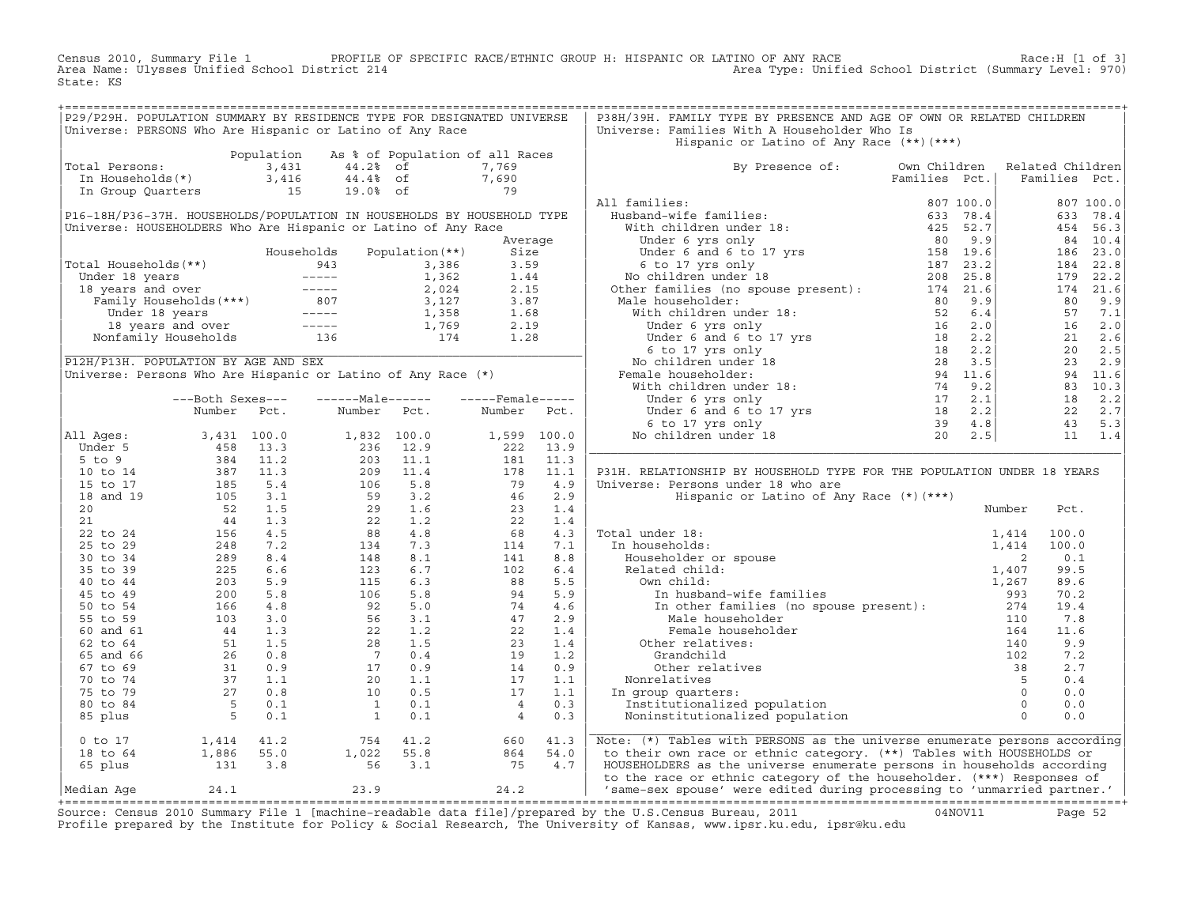Census 2010, Summary File 1 PROFILE OF SPECIFIC RACE/ETHNIC GROUP H: HISPANIC OR LATINO OF ANY RACE Race:H [1 of 3]
Area Name: Ulysses Unified School District 214 Area Type: Unified School District (Summary Level: 970)
State: KS

## P29/P29H. POPULATION SUMMARY BY RESIDENCE TYPE FOR DESIGNATED UNIVERSE

Universe: PERSONS Who Are Hispanic or Latino of Any Race

| | Population | As % of Population of all Races | |
|---|---|---|---|
| Total Persons: | 3,431 | 44.2% of | 7,769 |
| In Households(*) | 3,416 | 44.4% of | 7,690 |
| In Group Quarters | 15 | 19.0% of | 79 |

## P16-18H/P36-37H. HOUSEHOLDS/POPULATION IN HOUSEHOLDS BY HOUSEHOLD TYPE

Universe: HOUSEHOLDERS Who Are Hispanic or Latino of Any Race

| | Households | Population(**) | Average Size |
|---|---|---|---|
| Total Households(**) | 943 | 3,386 | 3.59 |
| Under 18 years | ----- | 1,362 | 1.44 |
| 18 years and over | ----- | 2,024 | 2.15 |
| Family Households(***) | 807 | 3,127 | 3.87 |
| Under 18 years | ----- | 1,358 | 1.68 |
| 18 years and over | ----- | 1,769 | 2.19 |
| Nonfamily Households | 136 | 174 | 1.28 |

## P12H/P13H. POPULATION BY AGE AND SEX

Universe: Persons Who Are Hispanic or Latino of Any Race (*)

| | Both Sexes Number | Both Sexes Pct. | Male Number | Male Pct. | Female Number | Female Pct. |
|---|---|---|---|---|---|---|
| All Ages: | 3,431 | 100.0 | 1,832 | 100.0 | 1,599 | 100.0 |
| Under 5 | 458 | 13.3 | 236 | 12.9 | 222 | 13.9 |
| 5 to 9 | 384 | 11.2 | 203 | 11.1 | 181 | 11.3 |
| 10 to 14 | 387 | 11.3 | 209 | 11.4 | 178 | 11.1 |
| 15 to 17 | 185 | 5.4 | 106 | 5.8 | 79 | 4.9 |
| 18 and 19 | 105 | 3.1 | 59 | 3.2 | 46 | 2.9 |
| 20 | 52 | 1.5 | 29 | 1.6 | 23 | 1.4 |
| 21 | 44 | 1.3 | 22 | 1.2 | 22 | 1.4 |
| 22 to 24 | 156 | 4.5 | 88 | 4.8 | 68 | 4.3 |
| 25 to 29 | 248 | 7.2 | 134 | 7.3 | 114 | 7.1 |
| 30 to 34 | 289 | 8.4 | 148 | 8.1 | 141 | 8.8 |
| 35 to 39 | 225 | 6.6 | 123 | 6.7 | 102 | 6.4 |
| 40 to 44 | 203 | 5.9 | 115 | 6.3 | 88 | 5.5 |
| 45 to 49 | 200 | 5.8 | 106 | 5.8 | 94 | 5.9 |
| 50 to 54 | 166 | 4.8 | 92 | 5.0 | 74 | 4.6 |
| 55 to 59 | 103 | 3.0 | 56 | 3.1 | 47 | 2.9 |
| 60 and 61 | 44 | 1.3 | 22 | 1.2 | 22 | 1.4 |
| 62 to 64 | 51 | 1.5 | 28 | 1.5 | 23 | 1.4 |
| 65 and 66 | 26 | 0.8 | 7 | 0.4 | 19 | 1.2 |
| 67 to 69 | 31 | 0.9 | 17 | 0.9 | 14 | 0.9 |
| 70 to 74 | 37 | 1.1 | 20 | 1.1 | 17 | 1.1 |
| 75 to 79 | 27 | 0.8 | 10 | 0.5 | 17 | 1.1 |
| 80 to 84 | 5 | 0.1 | 1 | 0.1 | 4 | 0.3 |
| 85 plus | 5 | 0.1 | 1 | 0.1 | 4 | 0.3 |
| 0 to 17 | 1,414 | 41.2 | 754 | 41.2 | 660 | 41.3 |
| 18 to 64 | 1,886 | 55.0 | 1,022 | 55.8 | 864 | 54.0 |
| 65 plus | 131 | 3.8 | 56 | 3.1 | 75 | 4.7 |
| Median Age | 24.1 | | 23.9 | | 24.2 | |

## P38H/39H. FAMILY TYPE BY PRESENCE AND AGE OF OWN OR RELATED CHILDREN

Universe: Families With A Householder Who Is Hispanic or Latino of Any Race (**)(***)

| By Presence of: | Own Children Families | Own Children Pct. | Related Children Families | Related Children Pct. |
|---|---|---|---|---|
| All families: | 807 | 100.0 | 807 | 100.0 |
| Husband-wife families: | 633 | 78.4 | 633 | 78.4 |
| With children under 18: | 425 | 52.7 | 454 | 56.3 |
| Under 6 yrs only | 80 | 9.9 | 84 | 10.4 |
| Under 6 and 6 to 17 yrs | 158 | 19.6 | 186 | 23.0 |
| 6 to 17 yrs only | 187 | 23.2 | 184 | 22.8 |
| No children under 18 | 208 | 25.8 | 179 | 22.2 |
| Other families (no spouse present): | 174 | 21.6 | 174 | 21.6 |
| Male householder: | 80 | 9.9 | 80 | 9.9 |
| With children under 18: | 52 | 6.4 | 57 | 7.1 |
| Under 6 yrs only | 16 | 2.0 | 16 | 2.0 |
| Under 6 and 6 to 17 yrs | 18 | 2.2 | 21 | 2.6 |
| 6 to 17 yrs only | 18 | 2.2 | 20 | 2.5 |
| No children under 18 | 28 | 3.5 | 23 | 2.9 |
| Female householder: | 94 | 11.6 | 94 | 11.6 |
| With children under 18: | 74 | 9.2 | 83 | 10.3 |
| Under 6 yrs only | 17 | 2.1 | 18 | 2.2 |
| Under 6 and 6 to 17 yrs | 18 | 2.2 | 22 | 2.7 |
| 6 to 17 yrs only | 39 | 4.8 | 43 | 5.3 |
| No children under 18 | 20 | 2.5 | 11 | 1.4 |

## P31H. RELATIONSHIP BY HOUSEHOLD TYPE FOR THE POPULATION UNDER 18 YEARS

Universe: Persons under 18 who are Hispanic or Latino of Any Race (*)(***)

| | Number | Pct. |
|---|---|---|
| Total under 18: | 1,414 | 100.0 |
| In households: | 1,414 | 100.0 |
| Householder or spouse | 2 | 0.1 |
| Related child: | 1,407 | 99.5 |
| Own child: | 1,267 | 89.6 |
| In husband-wife families | 993 | 70.2 |
| In other families (no spouse present): | 274 | 19.4 |
| Male householder | 110 | 7.8 |
| Female householder | 164 | 11.6 |
| Other relatives: | 140 | 9.9 |
| Grandchild | 102 | 7.2 |
| Other relatives | 38 | 2.7 |
| Nonrelatives | 5 | 0.4 |
| In group quarters: | 0 | 0.0 |
| Institutionalized population | 0 | 0.0 |
| Noninstitutionalized population | 0 | 0.0 |

Note: (*) Tables with PERSONS as the universe enumerate persons according to their own race or ethnic category. (**) Tables with HOUSEHOLDS or HOUSEHOLDERS as the universe enumerate persons in households according to the race or ethnic category of the householder. (***) Responses of 'same-sex spouse' were edited during processing to 'unmarried partner.'

Source: Census 2010 Summary File 1 [machine-readable data file]/prepared by the U.S.Census Bureau, 2011 04NOV11
Profile prepared by the Institute for Policy & Social Research, The University of Kansas, www.ipsr.ku.edu, ipsr@ku.edu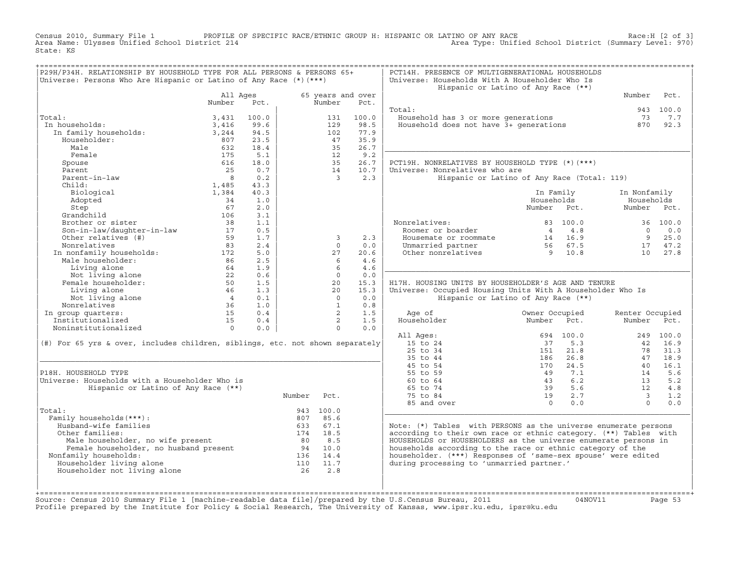Census 2010, Summary File 1 — PROFILE OF SPECIFIC RACE/ETHNIC GROUP H: HISPANIC OR LATINO OF ANY RACE — Race:H [2 of 3]

Area Name: Ulysses Unified School District 214 — Area Type: Unified School District (Summary Level: 970)

State: KS

## P29H/P34H. RELATIONSHIP BY HOUSEHOLD TYPE FOR ALL PERSONS & PERSONS 65+

Universe: Persons Who Are Hispanic or Latino of Any Race (*)(***)

| | All Ages Number | All Ages Pct. | 65 years and over Number | 65 years and over Pct. |
|---|---|---|---|---|
| Total: | 3,431 | 100.0 | 131 | 100.0 |
| In households: | 3,416 | 99.6 | 129 | 98.5 |
| In family households: | 3,244 | 94.5 | 102 | 77.9 |
| Householder: | 807 | 23.5 | 47 | 35.9 |
| Male | 632 | 18.4 | 35 | 26.7 |
| Female | 175 | 5.1 | 12 | 9.2 |
| Spouse | 616 | 18.0 | 35 | 26.7 |
| Parent | 25 | 0.7 | 14 | 10.7 |
| Parent-in-law | 8 | 0.2 | 3 | 2.3 |
| Child: | 1,485 | 43.3 | | |
| Biological | 1,384 | 40.3 | | |
| Adopted | 34 | 1.0 | | |
| Step | 67 | 2.0 | | |
| Grandchild | 106 | 3.1 | | |
| Brother or sister | 38 | 1.1 | | |
| Son-in-law/daughter-in-law | 17 | 0.5 | | |
| Other relatives (#) | 59 | 1.7 | 3 | 2.3 |
| Nonrelatives | 83 | 2.4 | 0 | 0.0 |
| In nonfamily households: | 172 | 5.0 | 27 | 20.6 |
| Male householder: | 86 | 2.5 | 6 | 4.6 |
| Living alone | 64 | 1.9 | 6 | 4.6 |
| Not living alone | 22 | 0.6 | 0 | 0.0 |
| Female householder: | 50 | 1.5 | 20 | 15.3 |
| Living alone | 46 | 1.3 | 20 | 15.3 |
| Not living alone | 4 | 0.1 | 0 | 0.0 |
| Nonrelatives | 36 | 1.0 | 1 | 0.8 |
| In group quarters: | 15 | 0.4 | 2 | 1.5 |
| Institutionalized | 15 | 0.4 | 2 | 1.5 |
| Noninstitutionalized | 0 | 0.0 | 0 | 0.0 |

(#) For 65 yrs & over, includes children, siblings, etc. not shown separately

## P18H. HOUSEHOLD TYPE

Universe: Households with a Householder Who is Hispanic or Latino of Any Race (**)

| | Number | Pct. |
|---|---|---|
| Total: | 943 | 100.0 |
| Family households(***): | 807 | 85.6 |
| Husband-wife families | 633 | 67.1 |
| Other families: | 174 | 18.5 |
| Male householder, no wife present | 80 | 8.5 |
| Female householder, no husband present | 94 | 10.0 |
| Nonfamily households: | 136 | 14.4 |
| Householder living alone | 110 | 11.7 |
| Householder not living alone | 26 | 2.8 |

## PCT14H. PRESENCE OF MULTIGENERATIONAL HOUSEHOLDS

Universe: Households With A Householder Who Is Hispanic or Latino of Any Race (**)

| | Number | Pct. |
|---|---|---|
| Total: | 943 | 100.0 |
| Household has 3 or more generations | 73 | 7.7 |
| Household does not have 3+ generations | 870 | 92.3 |

## PCT19H. NONRELATIVES BY HOUSEHOLD TYPE (*)(***)

Universe: Nonrelatives who are Hispanic or Latino of Any Race (Total: 119)

| | In Family Households Number | In Family Households Pct. | In Nonfamily Households Number | In Nonfamily Households Pct. |
|---|---|---|---|---|
| Nonrelatives: | 83 | 100.0 | 36 | 100.0 |
| Roomer or boarder | 4 | 4.8 | 0 | 0.0 |
| Housemate or roommate | 14 | 16.9 | 9 | 25.0 |
| Unmarried partner | 56 | 67.5 | 17 | 47.2 |
| Other nonrelatives | 9 | 10.8 | 10 | 27.8 |

## H17H. HOUSING UNITS BY HOUSEHOLDER'S AGE AND TENURE

Universe: Occupied Housing Units With A Householder Who Is Hispanic or Latino of Any Race (**)

| Age of Householder | Owner Occupied Number | Owner Occupied Pct. | Renter Occupied Number | Renter Occupied Pct. |
|---|---|---|---|---|
| All Ages: | 694 | 100.0 | 249 | 100.0 |
| 15 to 24 | 37 | 5.3 | 42 | 16.9 |
| 25 to 34 | 151 | 21.8 | 78 | 31.3 |
| 35 to 44 | 186 | 26.8 | 47 | 18.9 |
| 45 to 54 | 170 | 24.5 | 40 | 16.1 |
| 55 to 59 | 49 | 7.1 | 14 | 5.6 |
| 60 to 64 | 43 | 6.2 | 13 | 5.2 |
| 65 to 74 | 39 | 5.6 | 12 | 4.8 |
| 75 to 84 | 19 | 2.7 | 3 | 1.2 |
| 85 and over | 0 | 0.0 | 0 | 0.0 |

Note: (*) Tables with PERSONS as the universe enumerate persons according to their own race or ethnic category. (**) Tables with HOUSEHOLDS or HOUSEHOLDERS as the universe enumerate persons in households according to the race or ethnic category of the householder. (***) Responses of 'same-sex spouse' were edited during processing to 'unmarried partner.'

Source: Census 2010 Summary File 1 [machine-readable data file]/prepared by the U.S.Census Bureau, 2011 04NOV11

Profile prepared by the Institute for Policy & Social Research, The University of Kansas, www.ipsr.ku.edu, ipsr@ku.edu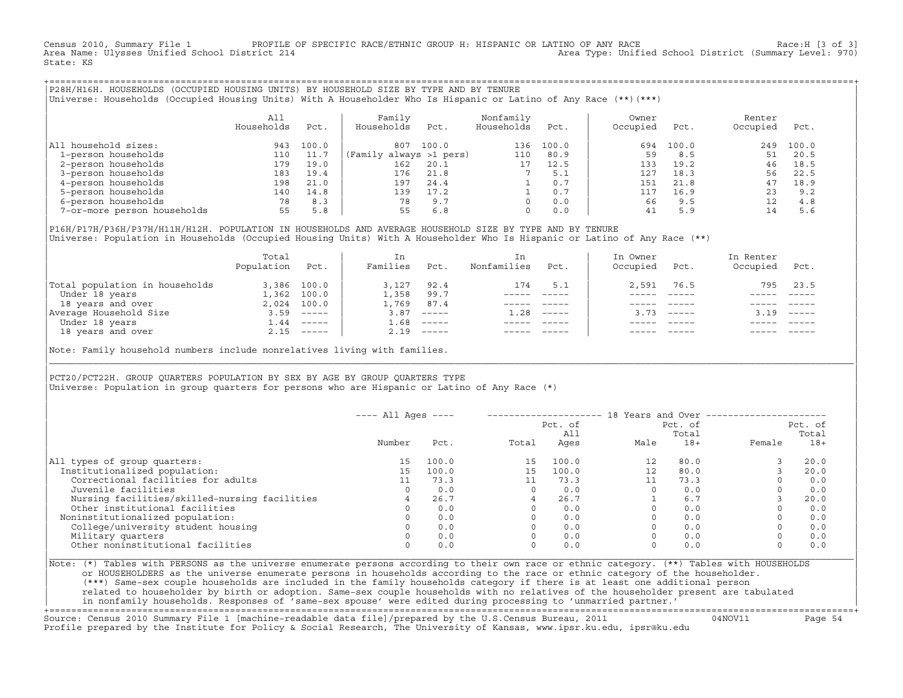Census 2010, Summary File 1 PROFILE OF SPECIFIC RACE/ETHNIC GROUP H: HISPANIC OR LATINO OF ANY RACE Race:H [3 of 3]
Area Name: Ulysses Unified School District 214 Area Type: Unified School District (Summary Level: 970)
State: KS

## P28H/H16H. HOUSEHOLDS (OCCUPIED HOUSING UNITS) BY HOUSEHOLD SIZE BY TYPE AND BY TENURE

Universe: Households (Occupied Housing Units) With A Householder Who Is Hispanic or Latino of Any Race (**)(***)

| | All Households | Pct. | Family Households | Pct. | Nonfamily Households | Pct. | Owner Occupied | Pct. | Renter Occupied | Pct. |
|---|---|---|---|---|---|---|---|---|---|---|
| All household sizes: | 943 | 100.0 | 807 | 100.0 | 136 | 100.0 | 694 | 100.0 | 249 | 100.0 |
| 1-person households | 110 | 11.7 | (Family always >1 pers) | | 110 | 80.9 | 59 | 8.5 | 51 | 20.5 |
| 2-person households | 179 | 19.0 | 162 | 20.1 | 17 | 12.5 | 133 | 19.2 | 46 | 18.5 |
| 3-person households | 183 | 19.4 | 176 | 21.8 | 7 | 5.1 | 127 | 18.3 | 56 | 22.5 |
| 4-person households | 198 | 21.0 | 197 | 24.4 | 1 | 0.7 | 151 | 21.8 | 47 | 18.9 |
| 5-person households | 140 | 14.8 | 139 | 17.2 | 1 | 0.7 | 117 | 16.9 | 23 | 9.2 |
| 6-person households | 78 | 8.3 | 78 | 9.7 | 0 | 0.0 | 66 | 9.5 | 12 | 4.8 |
| 7-or-more person households | 55 | 5.8 | 55 | 6.8 | 0 | 0.0 | 41 | 5.9 | 14 | 5.6 |

## P16H/P17H/P36H/P37H/H11H/H12H. POPULATION IN HOUSEHOLDS AND AVERAGE HOUSEHOLD SIZE BY TYPE AND BY TENURE

Universe: Population in Households (Occupied Housing Units) With A Householder Who Is Hispanic or Latino of Any Race (**)

| | Total Population | Pct. | In Families | Pct. | In Nonfamilies | Pct. | In Owner Occupied | Pct. | In Renter Occupied | Pct. |
|---|---|---|---|---|---|---|---|---|---|---|
| Total population in households | 3,386 | 100.0 | 3,127 | 92.4 | 174 | 5.1 | 2,591 | 76.5 | 795 | 23.5 |
| Under 18 years | 1,362 | 100.0 | 1,358 | 99.7 | ----- | ----- | ----- | ----- | ----- | ----- |
| 18 years and over | 2,024 | 100.0 | 1,769 | 87.4 | ----- | ----- | ----- | ----- | ----- | ----- |
| Average Household Size | 3.59 | ----- | 3.87 | ----- | 1.28 | ----- | 3.73 | ----- | 3.19 | ----- |
| Under 18 years | 1.44 | ----- | 1.68 | ----- | ----- | ----- | ----- | ----- | ----- | ----- |
| 18 years and over | 2.15 | ----- | 2.19 | ----- | ----- | ----- | ----- | ----- | ----- | ----- |

Note: Family household numbers include nonrelatives living with families.

## PCT20/PCT22H. GROUP QUARTERS POPULATION BY SEX BY AGE BY GROUP QUARTERS TYPE

Universe: Population in group quarters for persons who are Hispanic or Latino of Any Race (*)

| | All Ages | | 18 Years and Over | | | | | |
|---|---|---|---|---|---|---|---|---|
| | Number | Pct. | Total | Pct. of All Ages | Male | Pct. of Total 18+ | Female | Pct. of Total 18+ |
| All types of group quarters: | 15 | 100.0 | 15 | 100.0 | 12 | 80.0 | 3 | 20.0 |
| Institutionalized population: | 15 | 100.0 | 15 | 100.0 | 12 | 80.0 | 3 | 20.0 |
| Correctional facilities for adults | 11 | 73.3 | 11 | 73.3 | 11 | 73.3 | 0 | 0.0 |
| Juvenile facilities | 0 | 0.0 | 0 | 0.0 | 0 | 0.0 | 0 | 0.0 |
| Nursing facilities/skilled-nursing facilities | 4 | 26.7 | 4 | 26.7 | 1 | 6.7 | 3 | 20.0 |
| Other institutional facilities | 0 | 0.0 | 0 | 0.0 | 0 | 0.0 | 0 | 0.0 |
| Noninstitutionalized population: | 0 | 0.0 | 0 | 0.0 | 0 | 0.0 | 0 | 0.0 |
| College/university student housing | 0 | 0.0 | 0 | 0.0 | 0 | 0.0 | 0 | 0.0 |
| Military quarters | 0 | 0.0 | 0 | 0.0 | 0 | 0.0 | 0 | 0.0 |
| Other noninstitutional facilities | 0 | 0.0 | 0 | 0.0 | 0 | 0.0 | 0 | 0.0 |

Note: (*) Tables with PERSONS as the universe enumerate persons according to their own race or ethnic category. (**) Tables with HOUSEHOLDS or HOUSEHOLDERS as the universe enumerate persons in households according to the race or ethnic category of the householder. (***) Same-sex couple households are included in the family households category if there is at least one additional person related to householder by birth or adoption. Same-sex couple households with no relatives of the householder present are tabulated in nonfamily households. Responses of 'same-sex spouse' were edited during processing to 'unmarried partner.'

Source: Census 2010 Summary File 1 [machine-readable data file]/prepared by the U.S.Census Bureau, 2011 04NOV11
Profile prepared by the Institute for Policy & Social Research, The University of Kansas, www.ipsr.ku.edu, ipsr@ku.edu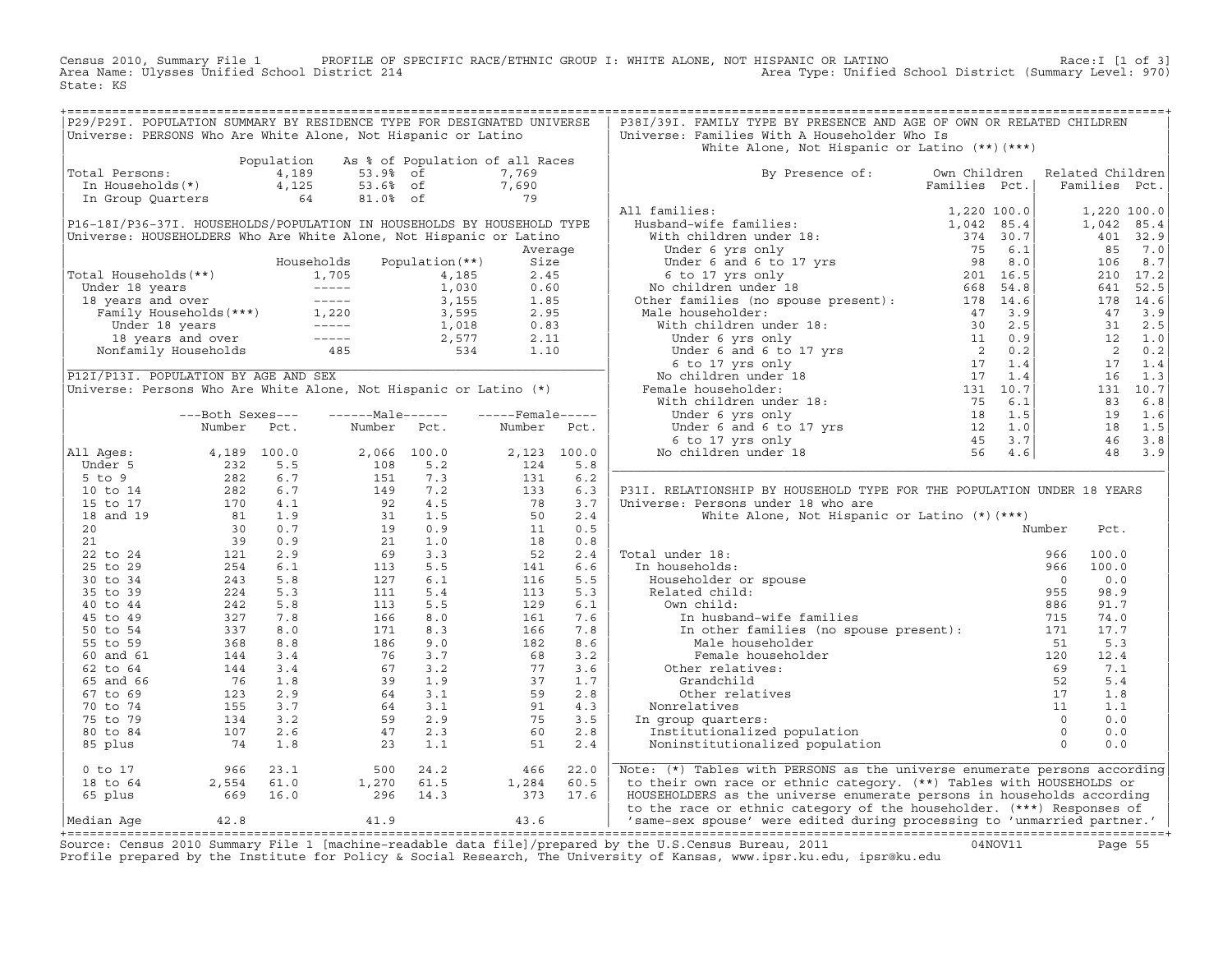Census 2010, Summary File 1 PROFILE OF SPECIFIC RACE/ETHNIC GROUP I: WHITE ALONE, NOT HISPANIC OR LATINO Race:I [1 of 3]
Area Name: Ulysses Unified School District 214 Area Type: Unified School District (Summary Level: 970)
State: KS

## P29/P29I. POPULATION SUMMARY BY RESIDENCE TYPE FOR DESIGNATED UNIVERSE

Universe: PERSONS Who Are White Alone, Not Hispanic or Latino

| | Population | As % of Population of all Races | | |
|---|---|---|---|---|
| Total Persons: | 4,189 | 53.9% | of | 7,769 |
| In Households(*) | 4,125 | 53.6% | of | 7,690 |
| In Group Quarters | 64 | 81.0% | of | 79 |

## P16-18I/P36-37I. HOUSEHOLDS/POPULATION IN HOUSEHOLDS BY HOUSEHOLD TYPE

Universe: HOUSEHOLDERS Who Are White Alone, Not Hispanic or Latino

| | Households | Population(**) | Average Size |
|---|---|---|---|
| Total Households(**) | 1,705 | 4,185 | 2.45 |
| Under 18 years | ----- | 1,030 | 0.60 |
| 18 years and over | ----- | 3,155 | 1.85 |
| Family Households(***) | 1,220 | 3,595 | 2.95 |
| Under 18 years | ----- | 1,018 | 0.83 |
| 18 years and over | ----- | 2,577 | 2.11 |
| Nonfamily Households | 485 | 534 | 1.10 |

## P12I/P13I. POPULATION BY AGE AND SEX

Universe: Persons Who Are White Alone, Not Hispanic or Latino (*)

| | Both Sexes Number | Both Sexes Pct. | Male Number | Male Pct. | Female Number | Female Pct. |
|---|---|---|---|---|---|---|
| All Ages: | 4,189 | 100.0 | 2,066 | 100.0 | 2,123 | 100.0 |
| Under 5 | 232 | 5.5 | 108 | 5.2 | 124 | 5.8 |
| 5 to 9 | 282 | 6.7 | 151 | 7.3 | 131 | 6.2 |
| 10 to 14 | 282 | 6.7 | 149 | 7.2 | 133 | 6.3 |
| 15 to 17 | 170 | 4.1 | 92 | 4.5 | 78 | 3.7 |
| 18 and 19 | 81 | 1.9 | 31 | 1.5 | 50 | 2.4 |
| 20 | 30 | 0.7 | 19 | 0.9 | 11 | 0.5 |
| 21 | 39 | 0.9 | 21 | 1.0 | 18 | 0.8 |
| 22 to 24 | 121 | 2.9 | 69 | 3.3 | 52 | 2.4 |
| 25 to 29 | 254 | 6.1 | 113 | 5.5 | 141 | 6.6 |
| 30 to 34 | 243 | 5.8 | 127 | 6.1 | 116 | 5.5 |
| 35 to 39 | 224 | 5.3 | 111 | 5.4 | 113 | 5.3 |
| 40 to 44 | 242 | 5.8 | 113 | 5.5 | 129 | 6.1 |
| 45 to 49 | 327 | 7.8 | 166 | 8.0 | 161 | 7.6 |
| 50 to 54 | 337 | 8.0 | 171 | 8.3 | 166 | 7.8 |
| 55 to 59 | 368 | 8.8 | 186 | 9.0 | 182 | 8.6 |
| 60 and 61 | 144 | 3.4 | 76 | 3.7 | 68 | 3.2 |
| 62 to 64 | 144 | 3.4 | 67 | 3.2 | 77 | 3.6 |
| 65 and 66 | 76 | 1.8 | 39 | 1.9 | 37 | 1.7 |
| 67 to 69 | 123 | 2.9 | 64 | 3.1 | 59 | 2.8 |
| 70 to 74 | 155 | 3.7 | 64 | 3.1 | 91 | 4.3 |
| 75 to 79 | 134 | 3.2 | 59 | 2.9 | 75 | 3.5 |
| 80 to 84 | 107 | 2.6 | 47 | 2.3 | 60 | 2.8 |
| 85 plus | 74 | 1.8 | 23 | 1.1 | 51 | 2.4 |
| 0 to 17 | 966 | 23.1 | 500 | 24.2 | 466 | 22.0 |
| 18 to 64 | 2,554 | 61.0 | 1,270 | 61.5 | 1,284 | 60.5 |
| 65 plus | 669 | 16.0 | 296 | 14.3 | 373 | 17.6 |
| Median Age | 42.8 | | 41.9 | | 43.6 | |

## P38I/39I. FAMILY TYPE BY PRESENCE AND AGE OF OWN OR RELATED CHILDREN

Universe: Families With A Householder Who Is White Alone, Not Hispanic or Latino (**)(***)

| By Presence of: | Own Children Families | Pct. | Related Children Families | Pct. |
|---|---|---|---|---|
| All families: | 1,220 | 100.0 | 1,220 | 100.0 |
| Husband-wife families: | 1,042 | 85.4 | 1,042 | 85.4 |
| With children under 18: | 374 | 30.7 | 401 | 32.9 |
| Under 6 yrs only | 75 | 6.1 | 85 | 7.0 |
| Under 6 and 6 to 17 yrs | 98 | 8.0 | 106 | 8.7 |
| 6 to 17 yrs only | 201 | 16.5 | 210 | 17.2 |
| No children under 18 | 668 | 54.8 | 641 | 52.5 |
| Other families (no spouse present): | 178 | 14.6 | 178 | 14.6 |
| Male householder: | 47 | 3.9 | 47 | 3.9 |
| With children under 18: | 30 | 2.5 | 31 | 2.5 |
| Under 6 yrs only | 11 | 0.9 | 12 | 1.0 |
| Under 6 and 6 to 17 yrs | 2 | 0.2 | 2 | 0.2 |
| 6 to 17 yrs only | 17 | 1.4 | 17 | 1.4 |
| No children under 18 | 17 | 1.4 | 16 | 1.3 |
| Female householder: | 131 | 10.7 | 131 | 10.7 |
| With children under 18: | 75 | 6.1 | 83 | 6.8 |
| Under 6 yrs only | 18 | 1.5 | 19 | 1.6 |
| Under 6 and 6 to 17 yrs | 12 | 1.0 | 18 | 1.5 |
| 6 to 17 yrs only | 45 | 3.7 | 46 | 3.8 |
| No children under 18 | 56 | 4.6 | 48 | 3.9 |

## P31I. RELATIONSHIP BY HOUSEHOLD TYPE FOR THE POPULATION UNDER 18 YEARS

Universe: Persons under 18 who are White Alone, Not Hispanic or Latino (*)(***)

| | Number | Pct. |
|---|---|---|
| Total under 18: | 966 | 100.0 |
| In households: | 966 | 100.0 |
| Householder or spouse | 0 | 0.0 |
| Related child: | 955 | 98.9 |
| Own child: | 886 | 91.7 |
| In husband-wife families | 715 | 74.0 |
| In other families (no spouse present): | 171 | 17.7 |
| Male householder | 51 | 5.3 |
| Female householder | 120 | 12.4 |
| Other relatives: | 69 | 7.1 |
| Grandchild | 52 | 5.4 |
| Other relatives | 17 | 1.8 |
| Nonrelatives | 11 | 1.1 |
| In group quarters: | 0 | 0.0 |
| Institutionalized population | 0 | 0.0 |
| Noninstitutionalized population | 0 | 0.0 |

Note: (*) Tables with PERSONS as the universe enumerate persons according to their own race or ethnic category. (**) Tables with HOUSEHOLDS or HOUSEHOLDERS as the universe enumerate persons in households according to the race or ethnic category of the householder. (***) Responses of 'same-sex spouse' were edited during processing to 'unmarried partner.'

Source: Census 2010 Summary File 1 [machine-readable data file]/prepared by the U.S.Census Bureau, 2011 04NOV11
Profile prepared by the Institute for Policy & Social Research, The University of Kansas, www.ipsr.ku.edu, ipsr@ku.edu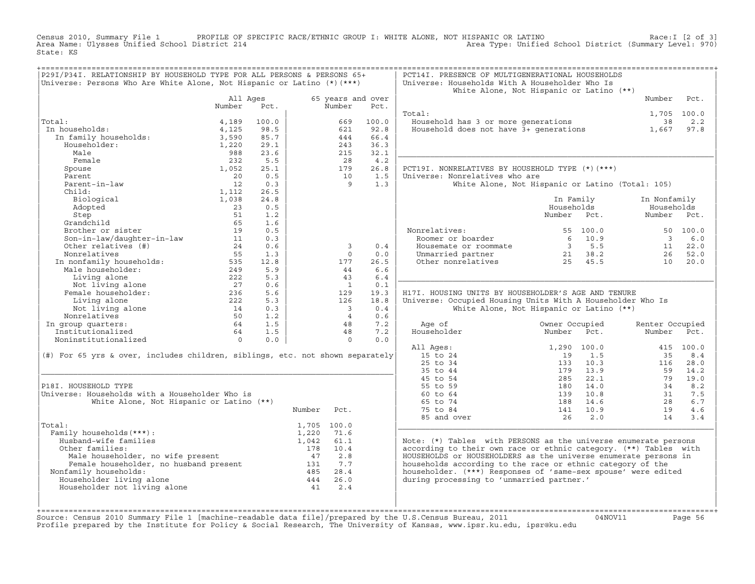Census 2010, Summary File 1 PROFILE OF SPECIFIC RACE/ETHNIC GROUP I: WHITE ALONE, NOT HISPANIC OR LATINO Race:I [2 of 3]
Area Name: Ulysses Unified School District 214 Area Type: Unified School District (Summary Level: 970)
State: KS

## P29I/P34I. RELATIONSHIP BY HOUSEHOLD TYPE FOR ALL PERSONS & PERSONS 65+

Universe: Persons Who Are White Alone, Not Hispanic or Latino (*)(***)

| | All Ages Number | All Ages Pct. | 65 years and over Number | 65 years and over Pct. |
|---|---|---|---|---|
| Total: | 4,189 | 100.0 | 669 | 100.0 |
| In households: | 4,125 | 98.5 | 621 | 92.8 |
| In family households: | 3,590 | 85.7 | 444 | 66.4 |
| Householder: | 1,220 | 29.1 | 243 | 36.3 |
| Male | 988 | 23.6 | 215 | 32.1 |
| Female | 232 | 5.5 | 28 | 4.2 |
| Spouse | 1,052 | 25.1 | 179 | 26.8 |
| Parent | 20 | 0.5 | 10 | 1.5 |
| Parent-in-law | 12 | 0.3 | 9 | 1.3 |
| Child: | 1,112 | 26.5 | | |
| Biological | 1,038 | 24.8 | | |
| Adopted | 23 | 0.5 | | |
| Step | 51 | 1.2 | | |
| Grandchild | 65 | 1.6 | | |
| Brother or sister | 19 | 0.5 | | |
| Son-in-law/daughter-in-law | 11 | 0.3 | | |
| Other relatives (#) | 24 | 0.6 | 3 | 0.4 |
| Nonrelatives | 55 | 1.3 | 0 | 0.0 |
| In nonfamily households: | 535 | 12.8 | 177 | 26.5 |
| Male householder: | 249 | 5.9 | 44 | 6.6 |
| Living alone | 222 | 5.3 | 43 | 6.4 |
| Not living alone | 27 | 0.6 | 1 | 0.1 |
| Female householder: | 236 | 5.6 | 129 | 19.3 |
| Living alone | 222 | 5.3 | 126 | 18.8 |
| Not living alone | 14 | 0.3 | 3 | 0.4 |
| Nonrelatives | 50 | 1.2 | 4 | 0.6 |
| In group quarters: | 64 | 1.5 | 48 | 7.2 |
| Institutionalized | 64 | 1.5 | 48 | 7.2 |
| Noninstitutionalized | 0 | 0.0 | 0 | 0.0 |

(#) For 65 yrs & over, includes children, siblings, etc. not shown separately

## P18I. HOUSEHOLD TYPE

Universe: Households with a Householder Who is White Alone, Not Hispanic or Latino (**)

| | Number | Pct. |
|---|---|---|
| Total: | 1,705 | 100.0 |
| Family households(***): | 1,220 | 71.6 |
| Husband-wife families | 1,042 | 61.1 |
| Other families: | 178 | 10.4 |
| Male householder, no wife present | 47 | 2.8 |
| Female householder, no husband present | 131 | 7.7 |
| Nonfamily households: | 485 | 28.4 |
| Householder living alone | 444 | 26.0 |
| Householder not living alone | 41 | 2.4 |

## PCT14I. PRESENCE OF MULTIGENERATIONAL HOUSEHOLDS

Universe: Households With A Householder Who Is White Alone, Not Hispanic or Latino (**)

| | Number | Pct. |
|---|---|---|
| Total: | 1,705 | 100.0 |
| Household has 3 or more generations | 38 | 2.2 |
| Household does not have 3+ generations | 1,667 | 97.8 |

## PCT19I. NONRELATIVES BY HOUSEHOLD TYPE (*)(***)

Universe: Nonrelatives who are White Alone, Not Hispanic or Latino (Total: 105)

| | In Family Households Number | In Family Households Pct. | In Nonfamily Households Number | In Nonfamily Households Pct. |
|---|---|---|---|---|
| Nonrelatives: | 55 | 100.0 | 50 | 100.0 |
| Roomer or boarder | 6 | 10.9 | 3 | 6.0 |
| Housemate or roommate | 3 | 5.5 | 11 | 22.0 |
| Unmarried partner | 21 | 38.2 | 26 | 52.0 |
| Other nonrelatives | 25 | 45.5 | 10 | 20.0 |

## H17I. HOUSING UNITS BY HOUSEHOLDER'S AGE AND TENURE

Universe: Occupied Housing Units With A Householder Who Is White Alone, Not Hispanic or Latino (**)

| Age of Householder | Owner Occupied Number | Owner Occupied Pct. | Renter Occupied Number | Renter Occupied Pct. |
|---|---|---|---|---|
| All Ages: | 1,290 | 100.0 | 415 | 100.0 |
| 15 to 24 | 19 | 1.5 | 35 | 8.4 |
| 25 to 34 | 133 | 10.3 | 116 | 28.0 |
| 35 to 44 | 179 | 13.9 | 59 | 14.2 |
| 45 to 54 | 285 | 22.1 | 79 | 19.0 |
| 55 to 59 | 180 | 14.0 | 34 | 8.2 |
| 60 to 64 | 139 | 10.8 | 31 | 7.5 |
| 65 to 74 | 188 | 14.6 | 28 | 6.7 |
| 75 to 84 | 141 | 10.9 | 19 | 4.6 |
| 85 and over | 26 | 2.0 | 14 | 3.4 |

Note: (*) Tables with PERSONS as the universe enumerate persons according to their own race or ethnic category. (**) Tables with HOUSEHOLDS or HOUSEHOLDERS as the universe enumerate persons in households according to the race or ethnic category of the householder. (***) Responses of 'same-sex spouse' were edited during processing to 'unmarried partner.'

Source: Census 2010 Summary File 1 [machine-readable data file]/prepared by the U.S.Census Bureau, 2011 04NOV11
Profile prepared by the Institute for Policy & Social Research, The University of Kansas, www.ipsr.ku.edu, ipsr@ku.edu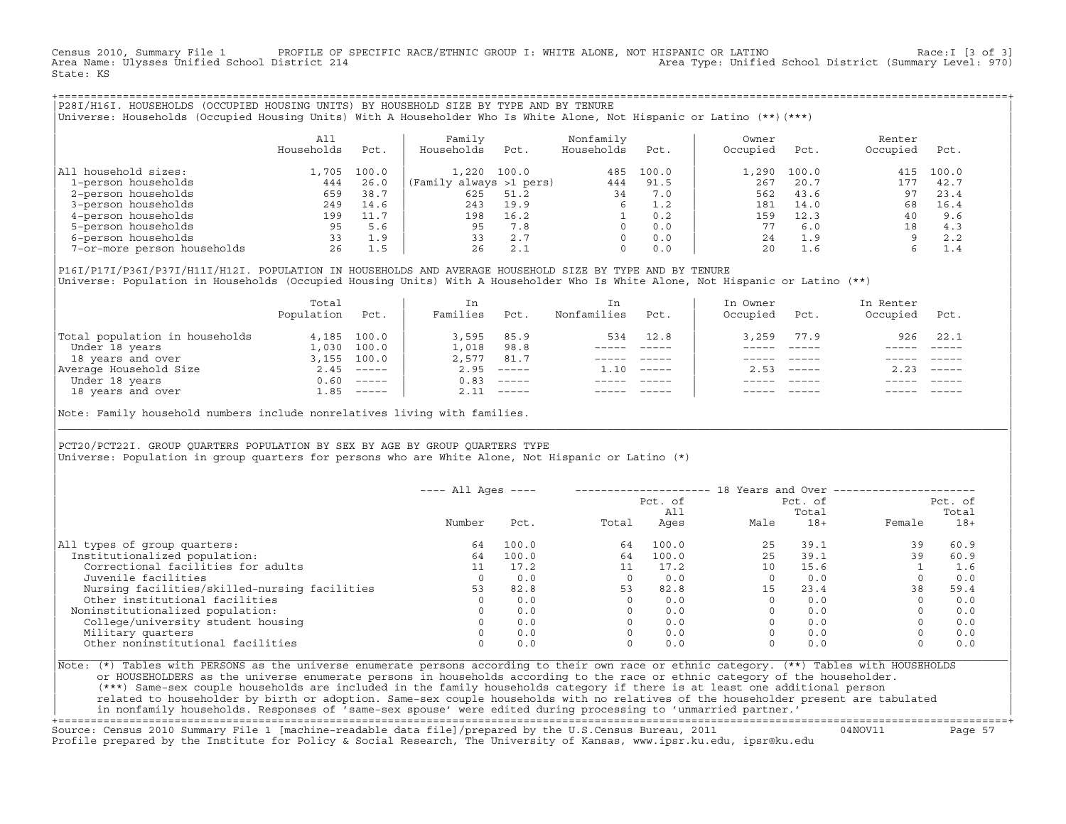Census 2010, Summary File 1 PROFILE OF SPECIFIC RACE/ETHNIC GROUP I: WHITE ALONE, NOT HISPANIC OR LATINO Race:I [3 of 3]
Area Name: Ulysses Unified School District 214 Area Type: Unified School District (Summary Level: 970)
State: KS

## P28I/H16I. HOUSEHOLDS (OCCUPIED HOUSING UNITS) BY HOUSEHOLD SIZE BY TYPE AND BY TENURE

Universe: Households (Occupied Housing Units) With A Householder Who Is White Alone, Not Hispanic or Latino (**)(***)

| | All Households | Pct. | Family Households | Pct. | Nonfamily Households | Pct. | Owner Occupied | Pct. | Renter Occupied | Pct. |
|---|---|---|---|---|---|---|---|---|---|---|
| All household sizes: | 1,705 | 100.0 | 1,220 | 100.0 | 485 | 100.0 | 1,290 | 100.0 | 415 | 100.0 |
| 1-person households | 444 | 26.0 | (Family always >1 pers) | | 444 | 91.5 | 267 | 20.7 | 177 | 42.7 |
| 2-person households | 659 | 38.7 | 625 | 51.2 | 34 | 7.0 | 562 | 43.6 | 97 | 23.4 |
| 3-person households | 249 | 14.6 | 243 | 19.9 | 6 | 1.2 | 181 | 14.0 | 68 | 16.4 |
| 4-person households | 199 | 11.7 | 198 | 16.2 | 1 | 0.2 | 159 | 12.3 | 40 | 9.6 |
| 5-person households | 95 | 5.6 | 95 | 7.8 | 0 | 0.0 | 77 | 6.0 | 18 | 4.3 |
| 6-person households | 33 | 1.9 | 33 | 2.7 | 0 | 0.0 | 24 | 1.9 | 9 | 2.2 |
| 7-or-more person households | 26 | 1.5 | 26 | 2.1 | 0 | 0.0 | 20 | 1.6 | 6 | 1.4 |

## P16I/P17I/P36I/P37I/H11I/H12I. POPULATION IN HOUSEHOLDS AND AVERAGE HOUSEHOLD SIZE BY TYPE AND BY TENURE

Universe: Population in Households (Occupied Housing Units) With A Householder Who Is White Alone, Not Hispanic or Latino (**)

| | Total Population | Pct. | In Families | Pct. | In Nonfamilies | Pct. | In Owner Occupied | Pct. | In Renter Occupied | Pct. |
|---|---|---|---|---|---|---|---|---|---|---|
| Total population in households | 4,185 | 100.0 | 3,595 | 85.9 | 534 | 12.8 | 3,259 | 77.9 | 926 | 22.1 |
| Under 18 years | 1,030 | 100.0 | 1,018 | 98.8 | ----- | ----- | ----- | ----- | ----- | ----- |
| 18 years and over | 3,155 | 100.0 | 2,577 | 81.7 | ----- | ----- | ----- | ----- | ----- | ----- |
| Average Household Size | 2.45 | ----- | 2.95 | ----- | 1.10 | ----- | 2.53 | ----- | 2.23 | ----- |
| Under 18 years | 0.60 | ----- | 0.83 | ----- | ----- | ----- | ----- | ----- | ----- | ----- |
| 18 years and over | 1.85 | ----- | 2.11 | ----- | ----- | ----- | ----- | ----- | ----- | ----- |

Note: Family household numbers include nonrelatives living with families.

## PCT20/PCT22I. GROUP QUARTERS POPULATION BY SEX BY AGE BY GROUP QUARTERS TYPE

Universe: Population in group quarters for persons who are White Alone, Not Hispanic or Latino (*)

| | All Ages | | 18 Years and Over | | | | | |
|---|---|---|---|---|---|---|---|---|
| | Number | Pct. | Total | Pct. of All Ages | Male | Pct. of Total 18+ | Female | Pct. of Total 18+ |
| All types of group quarters: | 64 | 100.0 | 64 | 100.0 | 25 | 39.1 | 39 | 60.9 |
| Institutionalized population: | 64 | 100.0 | 64 | 100.0 | 25 | 39.1 | 39 | 60.9 |
| Correctional facilities for adults | 11 | 17.2 | 11 | 17.2 | 10 | 15.6 | 1 | 1.6 |
| Juvenile facilities | 0 | 0.0 | 0 | 0.0 | 0 | 0.0 | 0 | 0.0 |
| Nursing facilities/skilled-nursing facilities | 53 | 82.8 | 53 | 82.8 | 15 | 23.4 | 38 | 59.4 |
| Other institutional facilities | 0 | 0.0 | 0 | 0.0 | 0 | 0.0 | 0 | 0.0 |
| Noninstitutionalized population: | 0 | 0.0 | 0 | 0.0 | 0 | 0.0 | 0 | 0.0 |
| College/university student housing | 0 | 0.0 | 0 | 0.0 | 0 | 0.0 | 0 | 0.0 |
| Military quarters | 0 | 0.0 | 0 | 0.0 | 0 | 0.0 | 0 | 0.0 |
| Other noninstitutional facilities | 0 | 0.0 | 0 | 0.0 | 0 | 0.0 | 0 | 0.0 |

Note: (*) Tables with PERSONS as the universe enumerate persons according to their own race or ethnic category. (**) Tables with HOUSEHOLDS or HOUSEHOLDERS as the universe enumerate persons in households according to the race or ethnic category of the householder. (***) Same-sex couple households are included in the family households category if there is at least one additional person related to householder by birth or adoption. Same-sex couple households with no relatives of the householder present are tabulated in nonfamily households. Responses of 'same-sex spouse' were edited during processing to 'unmarried partner.'

Source: Census 2010 Summary File 1 [machine-readable data file]/prepared by the U.S.Census Bureau, 2011 04NOV11
Profile prepared by the Institute for Policy & Social Research, The University of Kansas, www.ipsr.ku.edu, ipsr@ku.edu